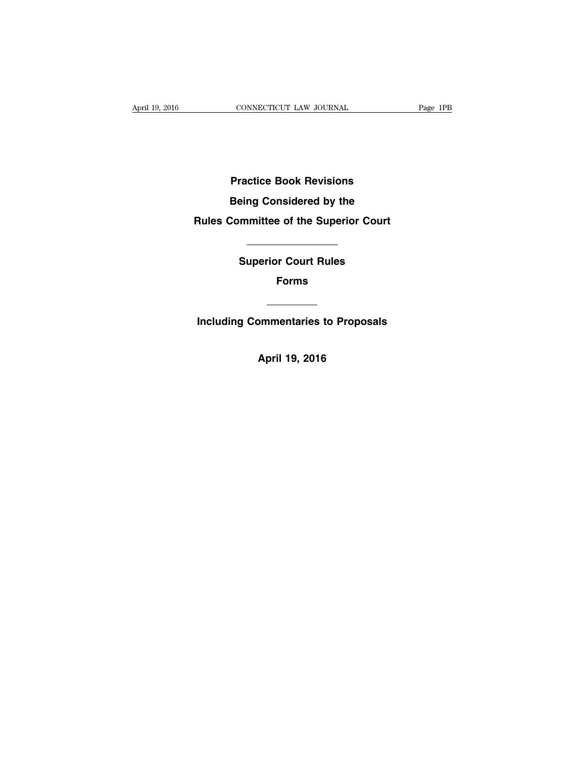# Practice Book Revisions

# Being Considered by the

# Rules Committee of the Superior Court

---

## Superior Court Rules

## Forms

---

## Including Commentaries to Proposals

**April 19, 2016**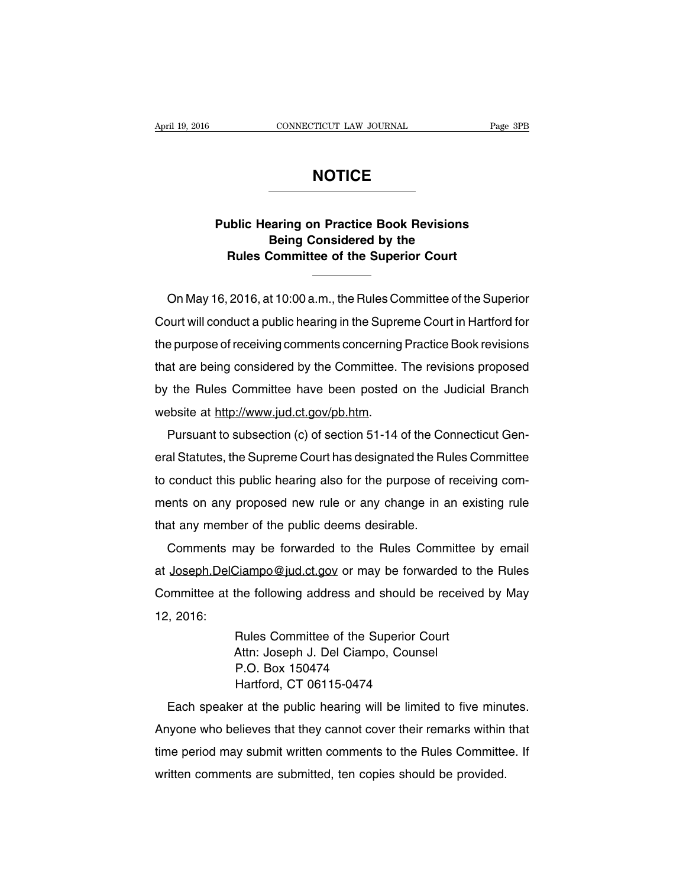# NOTICE

## Public Hearing on Practice Book Revisions Being Considered by the Rules Committee of the Superior Court

On May 16, 2016, at 10:00 a.m., the Rules Committee of the Superior Court will conduct a public hearing in the Supreme Court in Hartford for the purpose of receiving comments concerning Practice Book revisions that are being considered by the Committee. The revisions proposed by the Rules Committee have been posted on the Judicial Branch website at http://www.jud.ct.gov/pb.htm.

Pursuant to subsection (c) of section 51-14 of the Connecticut General Statutes, the Supreme Court has designated the Rules Committee to conduct this public hearing also for the purpose of receiving comments on any proposed new rule or any change in an existing rule that any member of the public deems desirable.

Comments may be forwarded to the Rules Committee by email at Joseph.DelCiampo@jud.ct.gov or may be forwarded to the Rules Committee at the following address and should be received by May 12, 2016:

Rules Committee of the Superior Court
Attn: Joseph J. Del Ciampo, Counsel
P.O. Box 150474
Hartford, CT 06115-0474

Each speaker at the public hearing will be limited to five minutes. Anyone who believes that they cannot cover their remarks within that time period may submit written comments to the Rules Committee. If written comments are submitted, ten copies should be provided.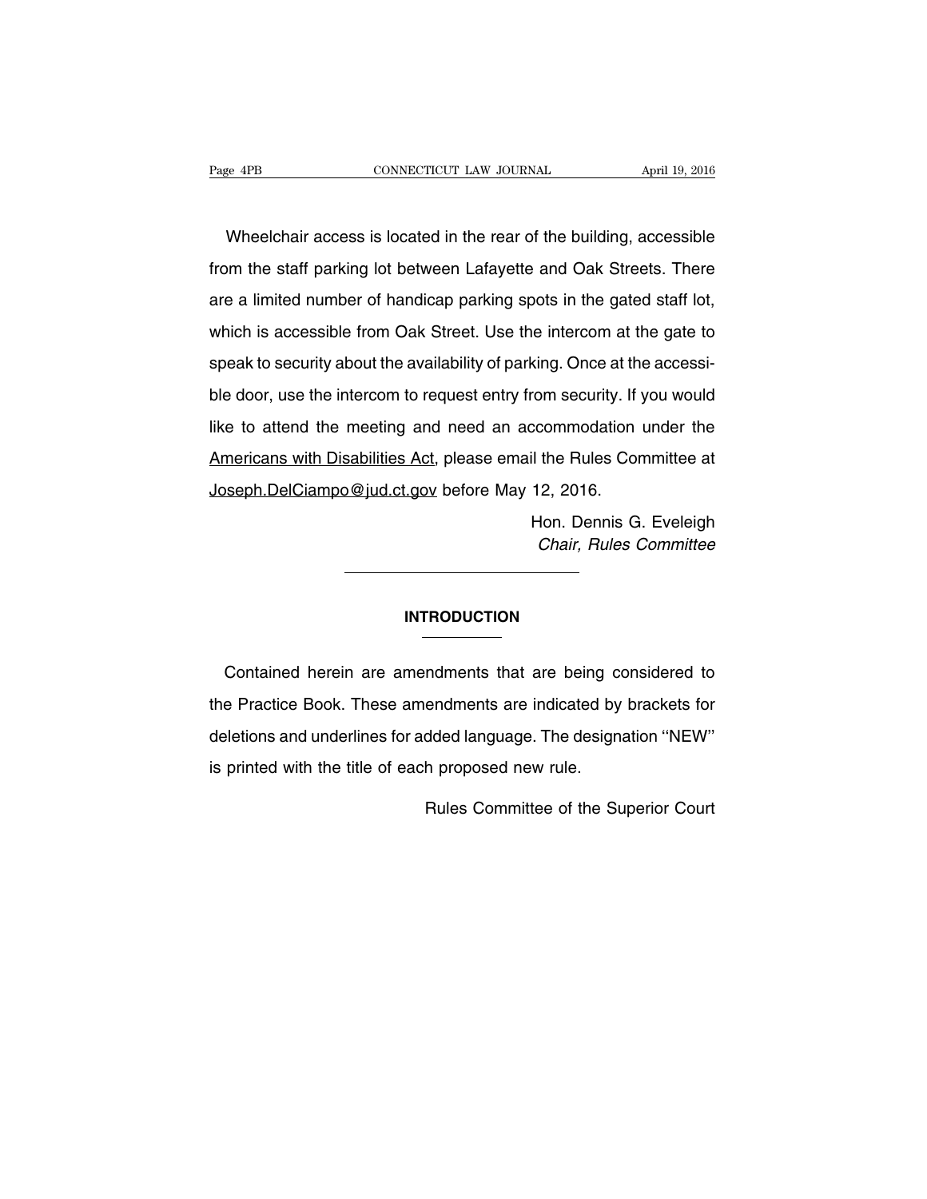Wheelchair access is located in the rear of the building, accessible from the staff parking lot between Lafayette and Oak Streets. There are a limited number of handicap parking spots in the gated staff lot, which is accessible from Oak Street. Use the intercom at the gate to speak to security about the availability of parking. Once at the accessible door, use the intercom to request entry from security. If you would like to attend the meeting and need an accommodation under the <u>Americans with Disabilities Act</u>, please email the Rules Committee at <u>Joseph.DelCiampo@jud.ct.gov</u> before May 12, 2016.

Hon. Dennis G. Eveleigh
*Chair, Rules Committee*

---

## INTRODUCTION

Contained herein are amendments that are being considered to the Practice Book. These amendments are indicated by brackets for deletions and underlines for added language. The designation ''NEW'' is printed with the title of each proposed new rule.

Rules Committee of the Superior Court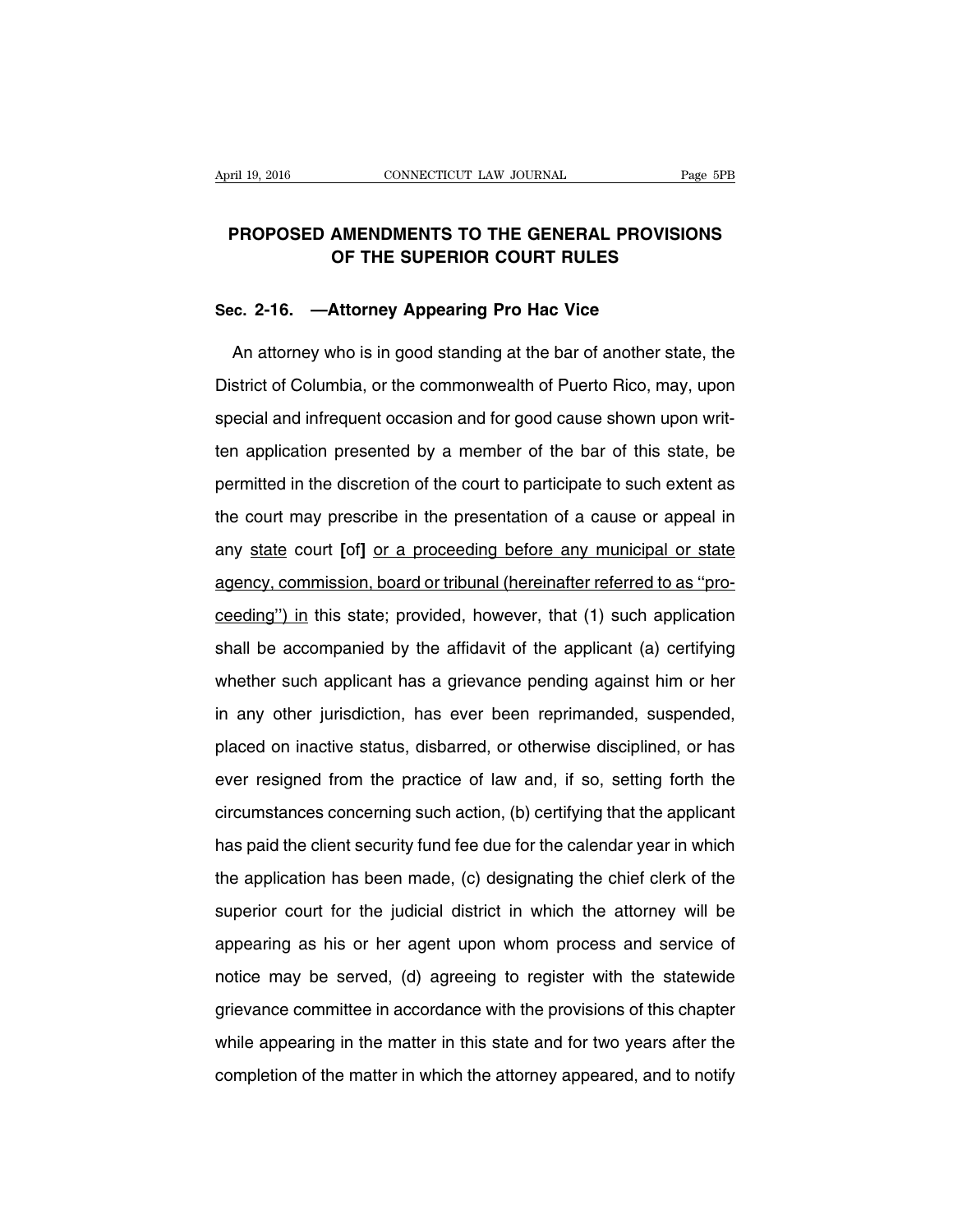# PROPOSED AMENDMENTS TO THE GENERAL PROVISIONS OF THE SUPERIOR COURT RULES

## Sec. 2-16. —Attorney Appearing Pro Hac Vice

An attorney who is in good standing at the bar of another state, the District of Columbia, or the commonwealth of Puerto Rico, may, upon special and infrequent occasion and for good cause shown upon written application presented by a member of the bar of this state, be permitted in the discretion of the court to participate to such extent as the court may prescribe in the presentation of a cause or appeal in any <u>state</u> court **[**of**]** <u>or a proceeding before any municipal or state agency, commission, board or tribunal (hereinafter referred to as "proceeding") in</u> this state; provided, however, that (1) such application shall be accompanied by the affidavit of the applicant (a) certifying whether such applicant has a grievance pending against him or her in any other jurisdiction, has ever been reprimanded, suspended, placed on inactive status, disbarred, or otherwise disciplined, or has ever resigned from the practice of law and, if so, setting forth the circumstances concerning such action, (b) certifying that the applicant has paid the client security fund fee due for the calendar year in which the application has been made, (c) designating the chief clerk of the superior court for the judicial district in which the attorney will be appearing as his or her agent upon whom process and service of notice may be served, (d) agreeing to register with the statewide grievance committee in accordance with the provisions of this chapter while appearing in the matter in this state and for two years after the completion of the matter in which the attorney appeared, and to notify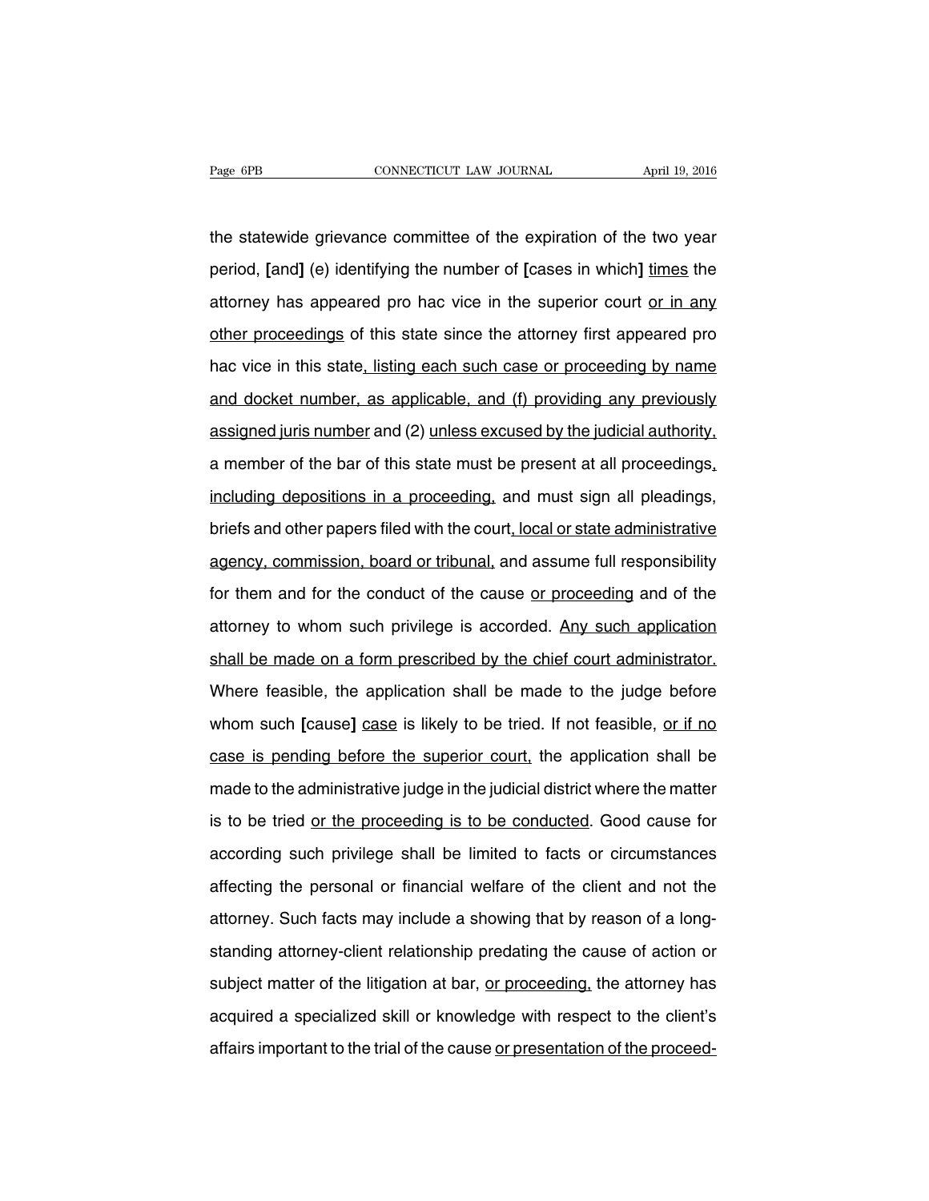the statewide grievance committee of the expiration of the two year period, **[**and**]** (e) identifying the number of **[**cases in which**]** <u>times</u> the attorney has appeared pro hac vice in the superior court <u>or in any other proceedings</u> of this state since the attorney first appeared pro hac vice in this state<u>, listing each such case or proceeding by name and docket number, as applicable, and (f) providing any previously assigned juris number</u> and (2) <u>unless excused by the judicial authority,</u> a member of the bar of this state must be present at all proceedings<u>, including depositions in a proceeding,</u> and must sign all pleadings, briefs and other papers filed with the court<u>, local or state administrative agency, commission, board or tribunal,</u> and assume full responsibility for them and for the conduct of the cause <u>or proceeding</u> and of the attorney to whom such privilege is accorded. <u>Any such application shall be made on a form prescribed by the chief court administrator.</u> Where feasible, the application shall be made to the judge before whom such **[**cause**]** <u>case</u> is likely to be tried. If not feasible, <u>or if no case is pending before the superior court,</u> the application shall be made to the administrative judge in the judicial district where the matter is to be tried <u>or the proceeding is to be conducted</u>. Good cause for according such privilege shall be limited to facts or circumstances affecting the personal or financial welfare of the client and not the attorney. Such facts may include a showing that by reason of a long-standing attorney-client relationship predating the cause of action or subject matter of the litigation at bar, <u>or proceeding,</u> the attorney has acquired a specialized skill or knowledge with respect to the client's affairs important to the trial of the cause <u>or presentation of the proceed-</u>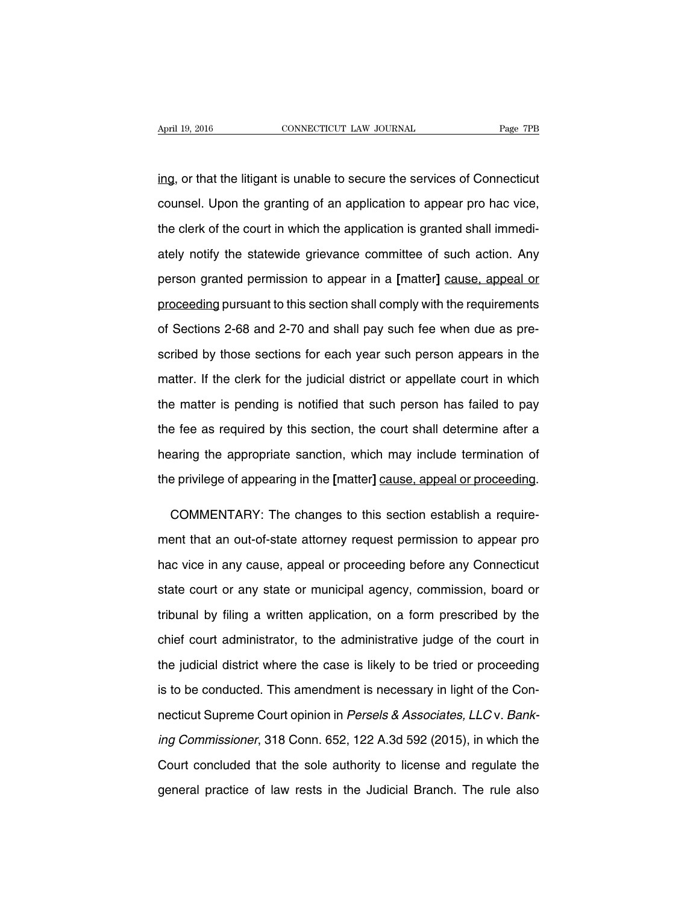ing, or that the litigant is unable to secure the services of Connecticut counsel. Upon the granting of an application to appear pro hac vice, the clerk of the court in which the application is granted shall immediately notify the statewide grievance committee of such action. Any person granted permission to appear in a [matter] <u>cause, appeal or proceeding</u> pursuant to this section shall comply with the requirements of Sections 2-68 and 2-70 and shall pay such fee when due as prescribed by those sections for each year such person appears in the matter. If the clerk for the judicial district or appellate court in which the matter is pending is notified that such person has failed to pay the fee as required by this section, the court shall determine after a hearing the appropriate sanction, which may include termination of the privilege of appearing in the [matter] <u>cause, appeal or proceeding</u>.

COMMENTARY: The changes to this section establish a requirement that an out-of-state attorney request permission to appear pro hac vice in any cause, appeal or proceeding before any Connecticut state court or any state or municipal agency, commission, board or tribunal by filing a written application, on a form prescribed by the chief court administrator, to the administrative judge of the court in the judicial district where the case is likely to be tried or proceeding is to be conducted. This amendment is necessary in light of the Connecticut Supreme Court opinion in *Persels & Associates, LLC* v. *Banking Commissioner*, 318 Conn. 652, 122 A.3d 592 (2015), in which the Court concluded that the sole authority to license and regulate the general practice of law rests in the Judicial Branch. The rule also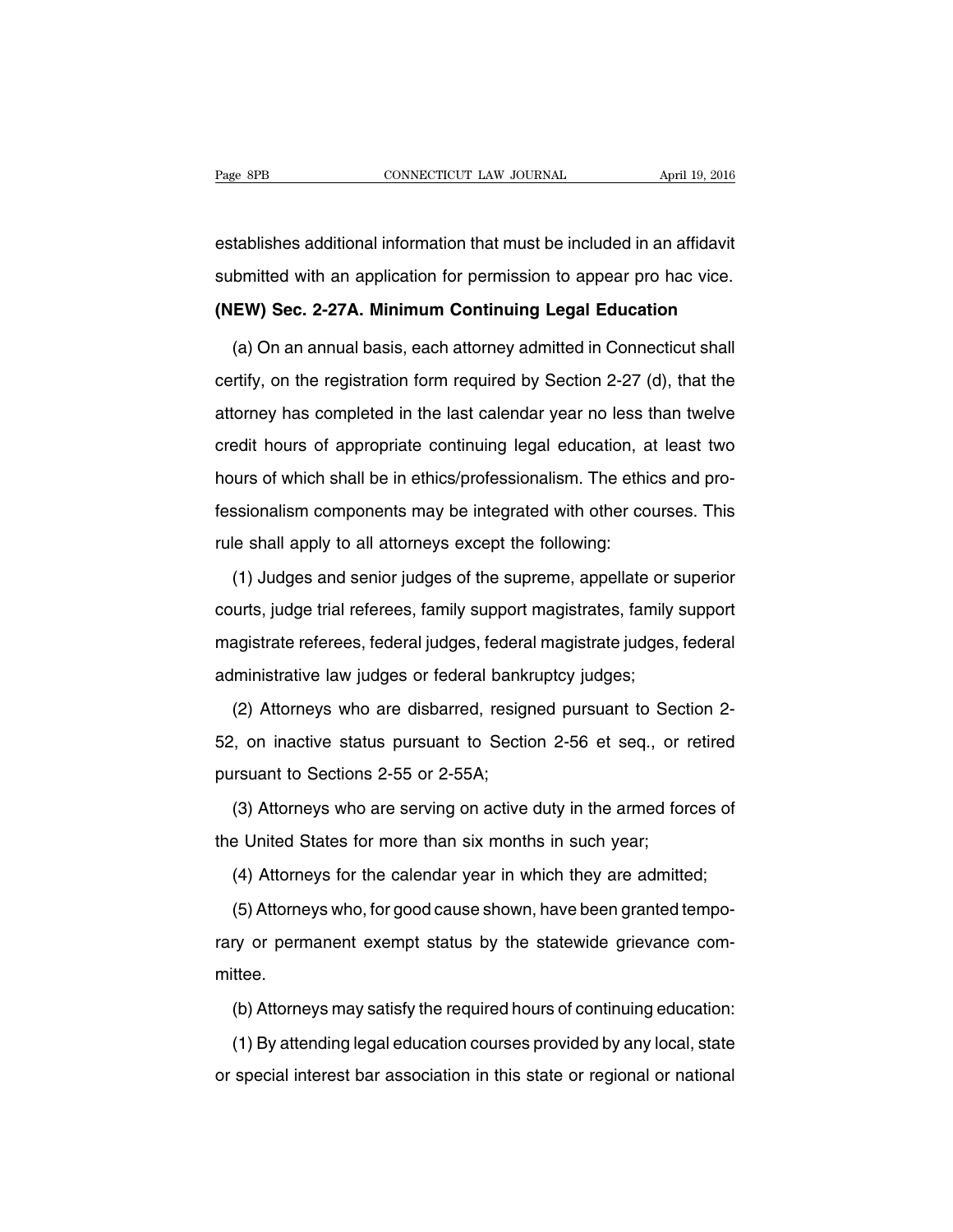establishes additional information that must be included in an affidavit submitted with an application for permission to appear pro hac vice.

**(NEW) Sec. 2-27A. Minimum Continuing Legal Education**

(a) On an annual basis, each attorney admitted in Connecticut shall certify, on the registration form required by Section 2-27 (d), that the attorney has completed in the last calendar year no less than twelve credit hours of appropriate continuing legal education, at least two hours of which shall be in ethics/professionalism. The ethics and professionalism components may be integrated with other courses. This rule shall apply to all attorneys except the following:

(1) Judges and senior judges of the supreme, appellate or superior courts, judge trial referees, family support magistrates, family support magistrate referees, federal judges, federal magistrate judges, federal administrative law judges or federal bankruptcy judges;

(2) Attorneys who are disbarred, resigned pursuant to Section 2-52, on inactive status pursuant to Section 2-56 et seq., or retired pursuant to Sections 2-55 or 2-55A;

(3) Attorneys who are serving on active duty in the armed forces of the United States for more than six months in such year;

(4) Attorneys for the calendar year in which they are admitted;

(5) Attorneys who, for good cause shown, have been granted temporary or permanent exempt status by the statewide grievance committee.

(b) Attorneys may satisfy the required hours of continuing education:

(1) By attending legal education courses provided by any local, state or special interest bar association in this state or regional or national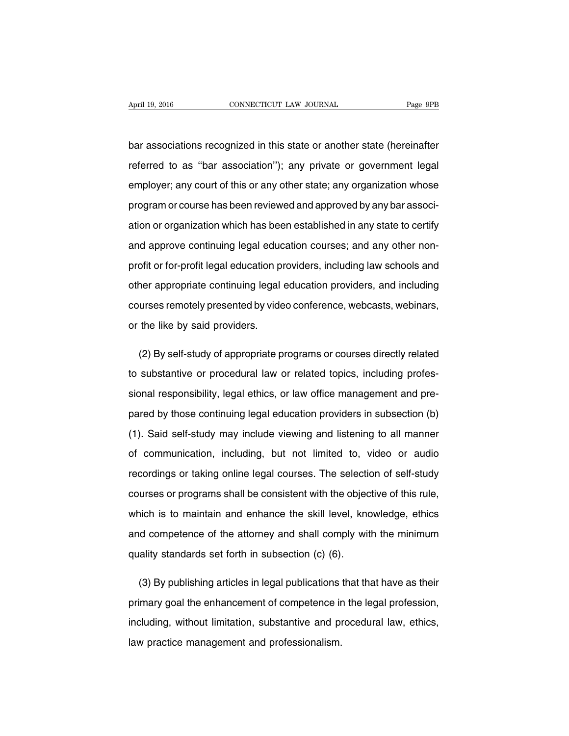bar associations recognized in this state or another state (hereinafter referred to as ''bar association''); any private or government legal employer; any court of this or any other state; any organization whose program or course has been reviewed and approved by any bar association or organization which has been established in any state to certify and approve continuing legal education courses; and any other nonprofit or for-profit legal education providers, including law schools and other appropriate continuing legal education providers, and including courses remotely presented by video conference, webcasts, webinars, or the like by said providers.

(2) By self-study of appropriate programs or courses directly related to substantive or procedural law or related topics, including professional responsibility, legal ethics, or law office management and prepared by those continuing legal education providers in subsection (b) (1). Said self-study may include viewing and listening to all manner of communication, including, but not limited to, video or audio recordings or taking online legal courses. The selection of self-study courses or programs shall be consistent with the objective of this rule, which is to maintain and enhance the skill level, knowledge, ethics and competence of the attorney and shall comply with the minimum quality standards set forth in subsection (c) (6).

(3) By publishing articles in legal publications that that have as their primary goal the enhancement of competence in the legal profession, including, without limitation, substantive and procedural law, ethics, law practice management and professionalism.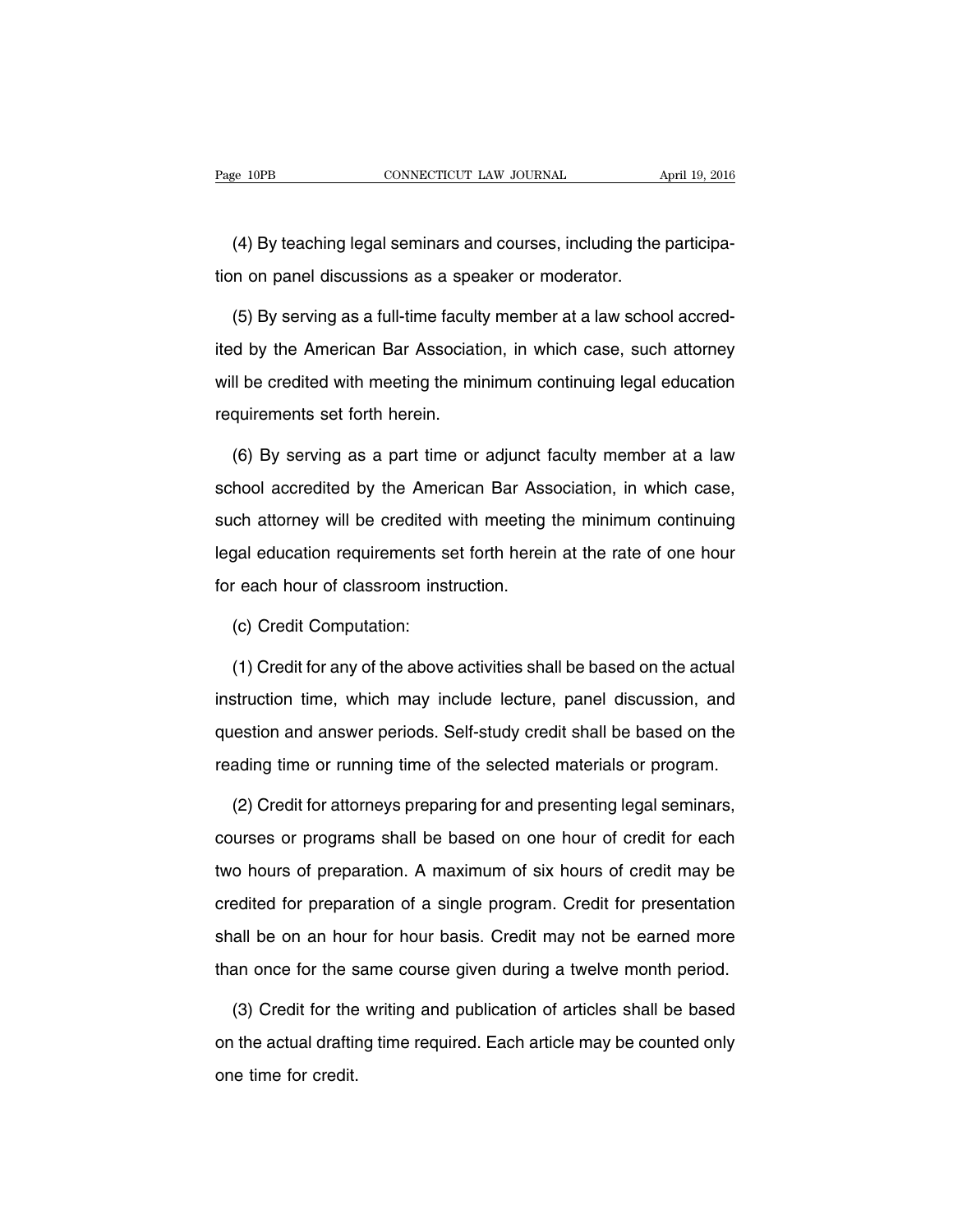(4) By teaching legal seminars and courses, including the participation on panel discussions as a speaker or moderator.

(5) By serving as a full-time faculty member at a law school accredited by the American Bar Association, in which case, such attorney will be credited with meeting the minimum continuing legal education requirements set forth herein.

(6) By serving as a part time or adjunct faculty member at a law school accredited by the American Bar Association, in which case, such attorney will be credited with meeting the minimum continuing legal education requirements set forth herein at the rate of one hour for each hour of classroom instruction.

(c) Credit Computation:

(1) Credit for any of the above activities shall be based on the actual instruction time, which may include lecture, panel discussion, and question and answer periods. Self-study credit shall be based on the reading time or running time of the selected materials or program.

(2) Credit for attorneys preparing for and presenting legal seminars, courses or programs shall be based on one hour of credit for each two hours of preparation. A maximum of six hours of credit may be credited for preparation of a single program. Credit for presentation shall be on an hour for hour basis. Credit may not be earned more than once for the same course given during a twelve month period.

(3) Credit for the writing and publication of articles shall be based on the actual drafting time required. Each article may be counted only one time for credit.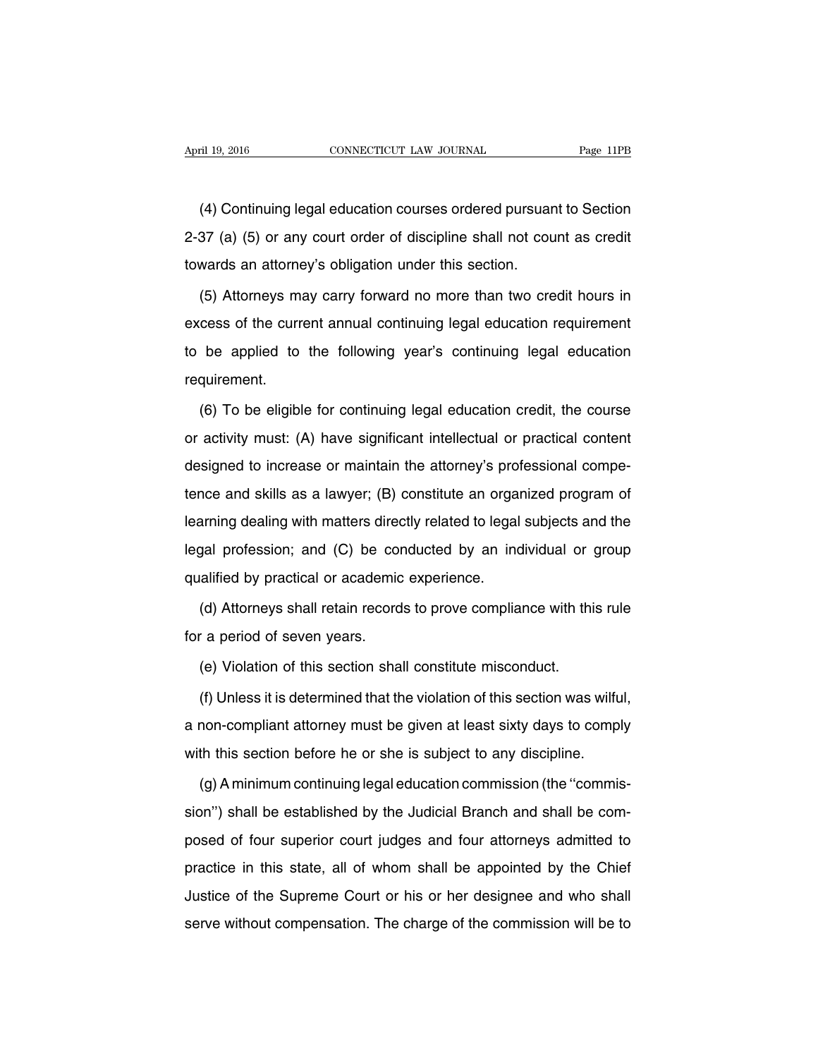(4) Continuing legal education courses ordered pursuant to Section 2-37 (a) (5) or any court order of discipline shall not count as credit towards an attorney's obligation under this section.

(5) Attorneys may carry forward no more than two credit hours in excess of the current annual continuing legal education requirement to be applied to the following year's continuing legal education requirement.

(6) To be eligible for continuing legal education credit, the course or activity must: (A) have significant intellectual or practical content designed to increase or maintain the attorney's professional competence and skills as a lawyer; (B) constitute an organized program of learning dealing with matters directly related to legal subjects and the legal profession; and (C) be conducted by an individual or group qualified by practical or academic experience.

(d) Attorneys shall retain records to prove compliance with this rule for a period of seven years.

(e) Violation of this section shall constitute misconduct.

(f) Unless it is determined that the violation of this section was wilful, a non-compliant attorney must be given at least sixty days to comply with this section before he or she is subject to any discipline.

(g) A minimum continuing legal education commission (the ''commission'') shall be established by the Judicial Branch and shall be composed of four superior court judges and four attorneys admitted to practice in this state, all of whom shall be appointed by the Chief Justice of the Supreme Court or his or her designee and who shall serve without compensation. The charge of the commission will be to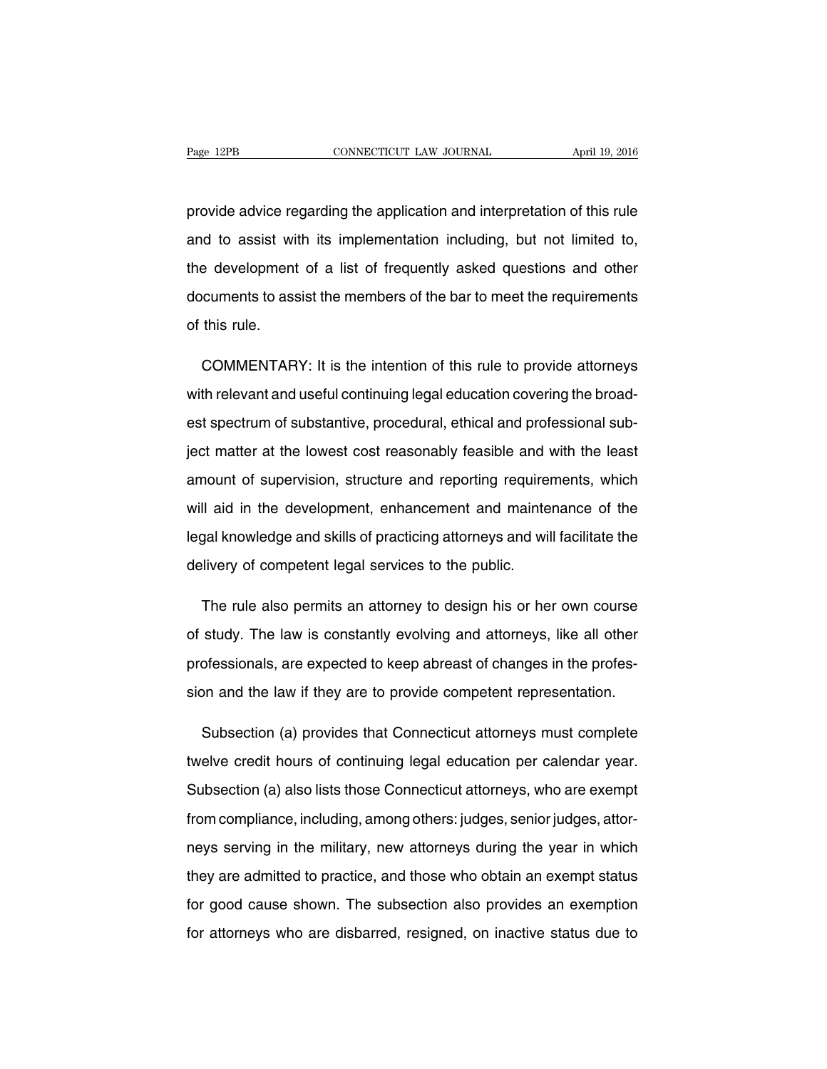provide advice regarding the application and interpretation of this rule and to assist with its implementation including, but not limited to, the development of a list of frequently asked questions and other documents to assist the members of the bar to meet the requirements of this rule.

COMMENTARY: It is the intention of this rule to provide attorneys with relevant and useful continuing legal education covering the broadest spectrum of substantive, procedural, ethical and professional subject matter at the lowest cost reasonably feasible and with the least amount of supervision, structure and reporting requirements, which will aid in the development, enhancement and maintenance of the legal knowledge and skills of practicing attorneys and will facilitate the delivery of competent legal services to the public.

The rule also permits an attorney to design his or her own course of study. The law is constantly evolving and attorneys, like all other professionals, are expected to keep abreast of changes in the profession and the law if they are to provide competent representation.

Subsection (a) provides that Connecticut attorneys must complete twelve credit hours of continuing legal education per calendar year. Subsection (a) also lists those Connecticut attorneys, who are exempt from compliance, including, among others: judges, senior judges, attorneys serving in the military, new attorneys during the year in which they are admitted to practice, and those who obtain an exempt status for good cause shown. The subsection also provides an exemption for attorneys who are disbarred, resigned, on inactive status due to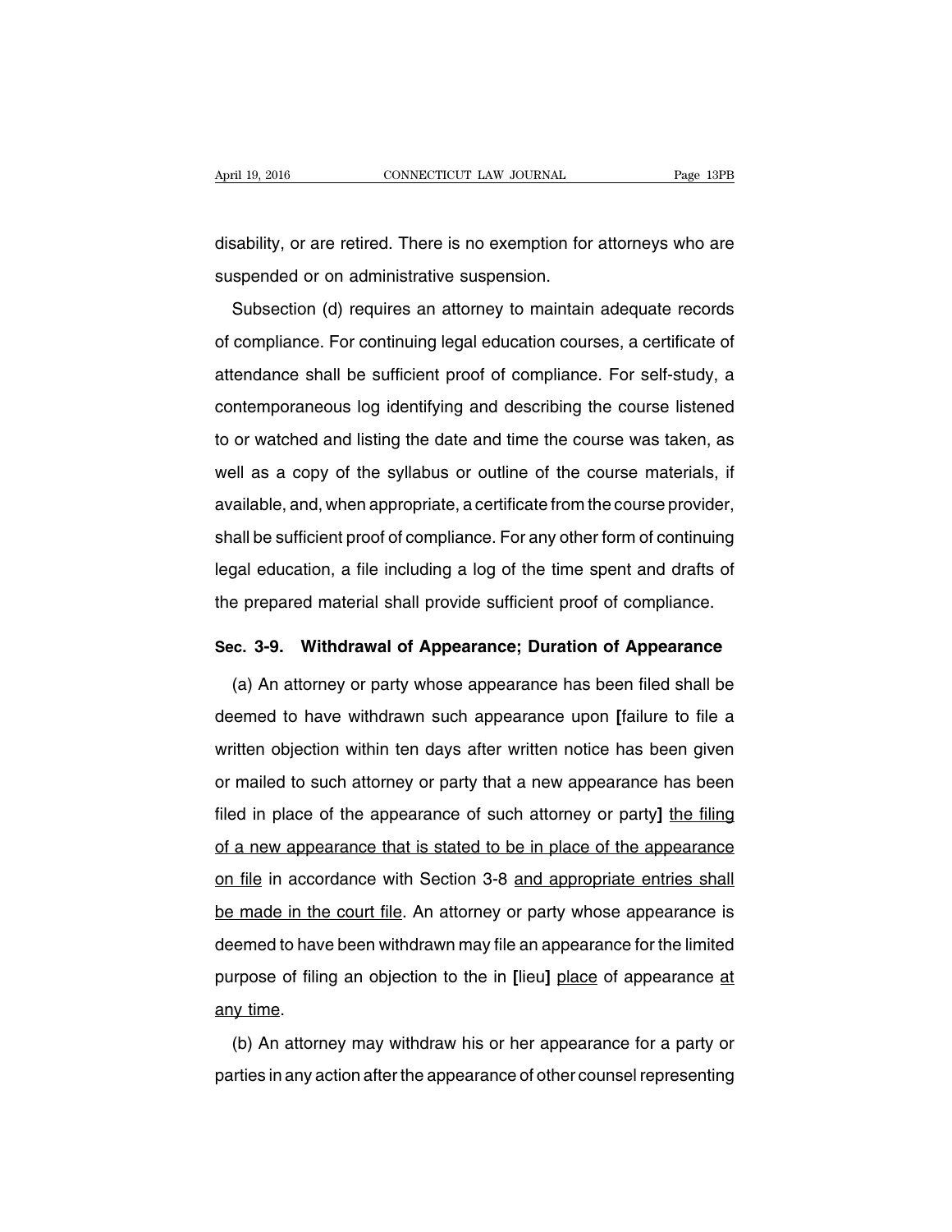disability, or are retired. There is no exemption for attorneys who are suspended or on administrative suspension.

Subsection (d) requires an attorney to maintain adequate records of compliance. For continuing legal education courses, a certificate of attendance shall be sufficient proof of compliance. For self-study, a contemporaneous log identifying and describing the course listened to or watched and listing the date and time the course was taken, as well as a copy of the syllabus or outline of the course materials, if available, and, when appropriate, a certificate from the course provider, shall be sufficient proof of compliance. For any other form of continuing legal education, a file including a log of the time spent and drafts of the prepared material shall provide sufficient proof of compliance.

**Sec. 3-9. Withdrawal of Appearance; Duration of Appearance**

(a) An attorney or party whose appearance has been filed shall be deemed to have withdrawn such appearance upon **[**failure to file a written objection within ten days after written notice has been given or mailed to such attorney or party that a new appearance has been filed in place of the appearance of such attorney or party**]** <u>the filing of a new appearance that is stated to be in place of the appearance on file</u> in accordance with Section 3-8 <u>and appropriate entries shall be made in the court file</u>. An attorney or party whose appearance is deemed to have been withdrawn may file an appearance for the limited purpose of filing an objection to the in **[**lieu**]** <u>place</u> of appearance <u>at any time</u>.

(b) An attorney may withdraw his or her appearance for a party or parties in any action after the appearance of other counsel representing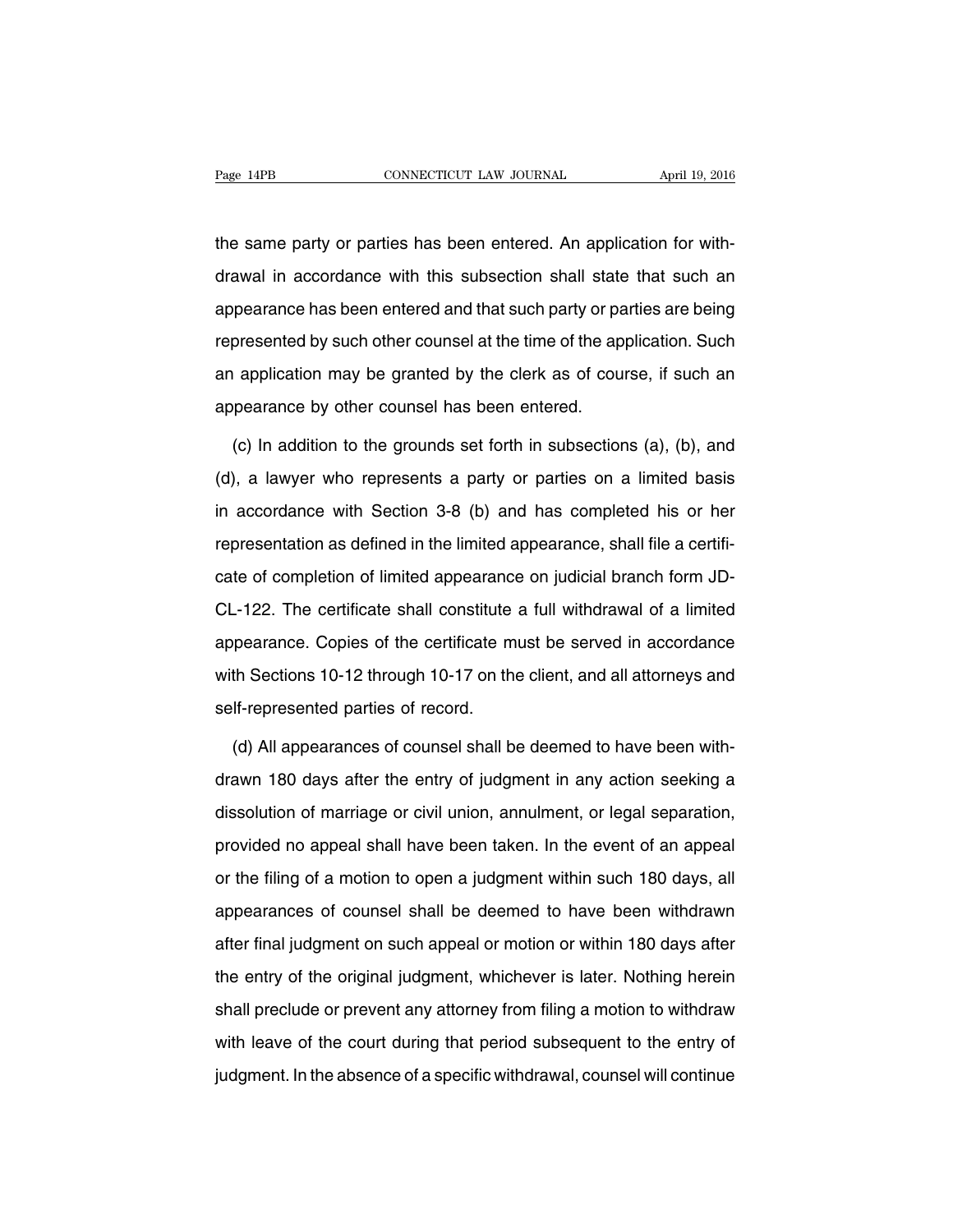the same party or parties has been entered. An application for withdrawal in accordance with this subsection shall state that such an appearance has been entered and that such party or parties are being represented by such other counsel at the time of the application. Such an application may be granted by the clerk as of course, if such an appearance by other counsel has been entered.

(c) In addition to the grounds set forth in subsections (a), (b), and (d), a lawyer who represents a party or parties on a limited basis in accordance with Section 3-8 (b) and has completed his or her representation as defined in the limited appearance, shall file a certificate of completion of limited appearance on judicial branch form JD-CL-122. The certificate shall constitute a full withdrawal of a limited appearance. Copies of the certificate must be served in accordance with Sections 10-12 through 10-17 on the client, and all attorneys and self-represented parties of record.

(d) All appearances of counsel shall be deemed to have been withdrawn 180 days after the entry of judgment in any action seeking a dissolution of marriage or civil union, annulment, or legal separation, provided no appeal shall have been taken. In the event of an appeal or the filing of a motion to open a judgment within such 180 days, all appearances of counsel shall be deemed to have been withdrawn after final judgment on such appeal or motion or within 180 days after the entry of the original judgment, whichever is later. Nothing herein shall preclude or prevent any attorney from filing a motion to withdraw with leave of the court during that period subsequent to the entry of judgment. In the absence of a specific withdrawal, counsel will continue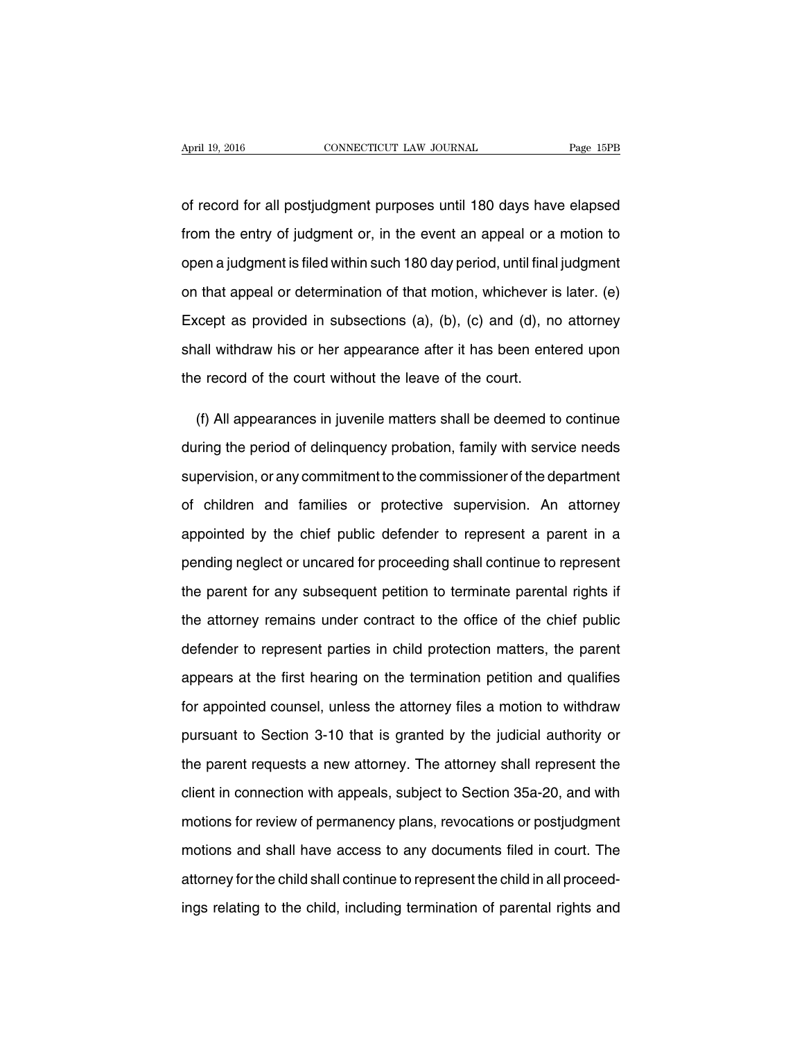of record for all postjudgment purposes until 180 days have elapsed from the entry of judgment or, in the event an appeal or a motion to open a judgment is filed within such 180 day period, until final judgment on that appeal or determination of that motion, whichever is later. (e) Except as provided in subsections (a), (b), (c) and (d), no attorney shall withdraw his or her appearance after it has been entered upon the record of the court without the leave of the court.

(f) All appearances in juvenile matters shall be deemed to continue during the period of delinquency probation, family with service needs supervision, or any commitment to the commissioner of the department of children and families or protective supervision. An attorney appointed by the chief public defender to represent a parent in a pending neglect or uncared for proceeding shall continue to represent the parent for any subsequent petition to terminate parental rights if the attorney remains under contract to the office of the chief public defender to represent parties in child protection matters, the parent appears at the first hearing on the termination petition and qualifies for appointed counsel, unless the attorney files a motion to withdraw pursuant to Section 3-10 that is granted by the judicial authority or the parent requests a new attorney. The attorney shall represent the client in connection with appeals, subject to Section 35a-20, and with motions for review of permanency plans, revocations or postjudgment motions and shall have access to any documents filed in court. The attorney for the child shall continue to represent the child in all proceedings relating to the child, including termination of parental rights and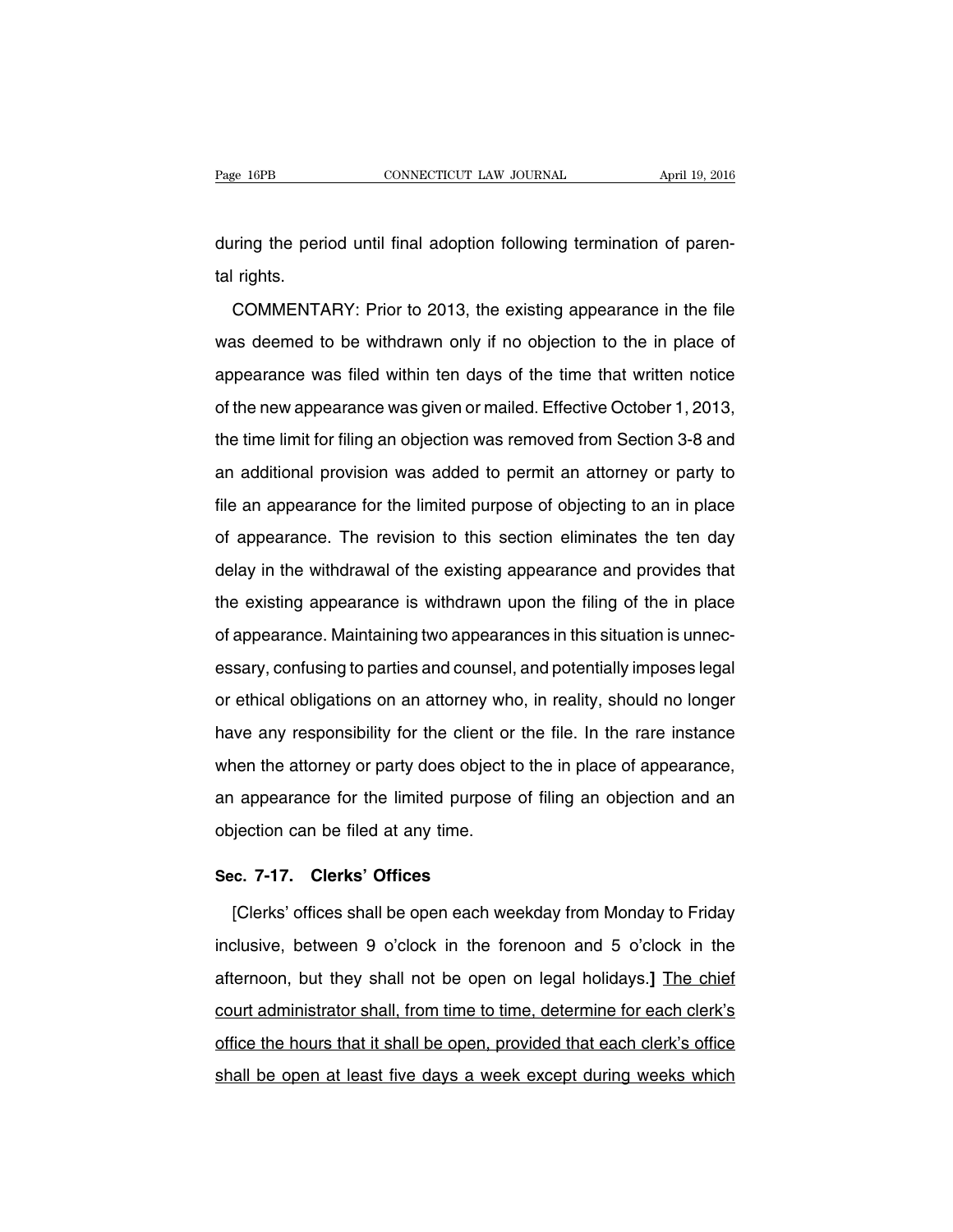during the period until final adoption following termination of parental rights.

COMMENTARY: Prior to 2013, the existing appearance in the file was deemed to be withdrawn only if no objection to the in place of appearance was filed within ten days of the time that written notice of the new appearance was given or mailed. Effective October 1, 2013, the time limit for filing an objection was removed from Section 3-8 and an additional provision was added to permit an attorney or party to file an appearance for the limited purpose of objecting to an in place of appearance. The revision to this section eliminates the ten day delay in the withdrawal of the existing appearance and provides that the existing appearance is withdrawn upon the filing of the in place of appearance. Maintaining two appearances in this situation is unnecessary, confusing to parties and counsel, and potentially imposes legal or ethical obligations on an attorney who, in reality, should no longer have any responsibility for the client or the file. In the rare instance when the attorney or party does object to the in place of appearance, an appearance for the limited purpose of filing an objection and an objection can be filed at any time.

### Sec. 7-17. Clerks' Offices

[Clerks' offices shall be open each weekday from Monday to Friday inclusive, between 9 o'clock in the forenoon and 5 o'clock in the afternoon, but they shall not be open on legal holidays.] <u>The chief court administrator shall, from time to time, determine for each clerk's office the hours that it shall be open, provided that each clerk's office shall be open at least five days a week except during weeks which</u>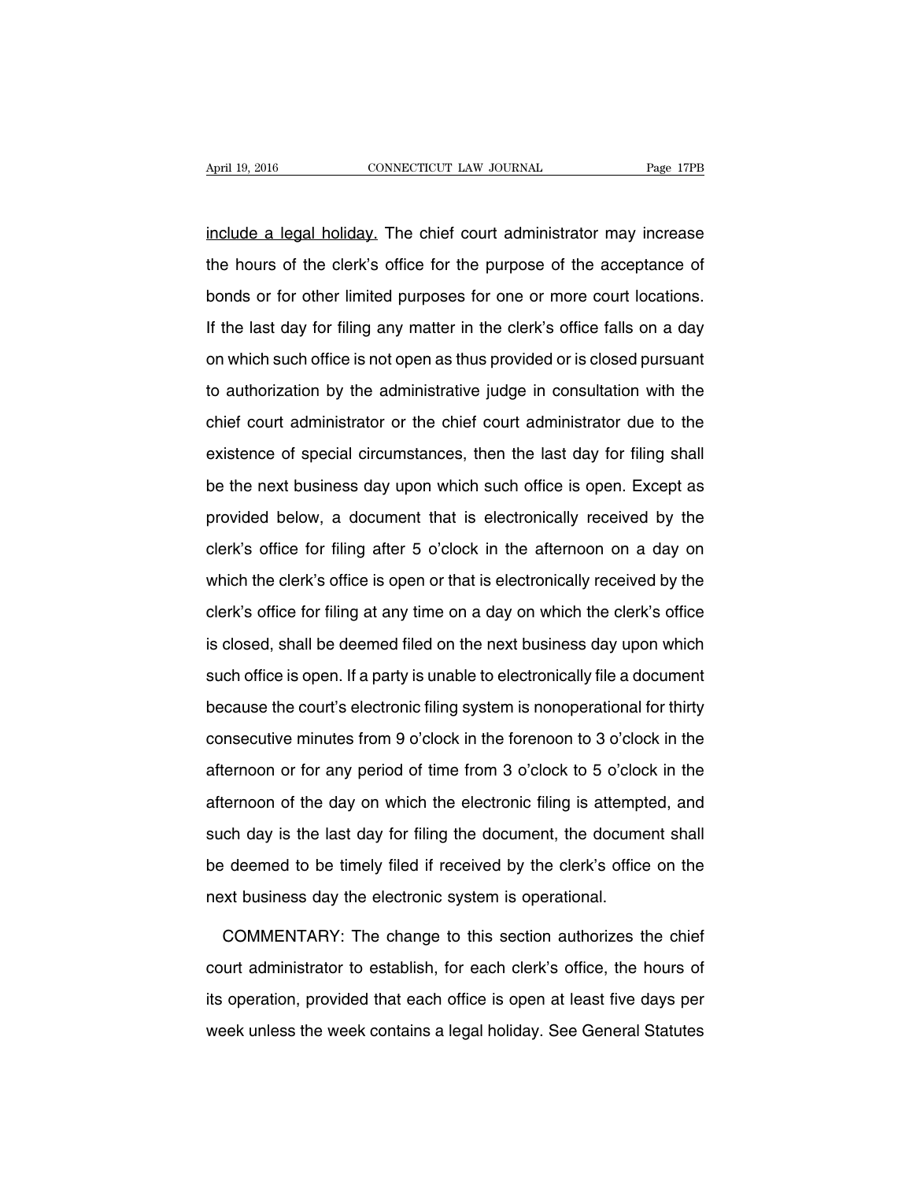include a legal holiday. The chief court administrator may increase the hours of the clerk's office for the purpose of the acceptance of bonds or for other limited purposes for one or more court locations. If the last day for filing any matter in the clerk's office falls on a day on which such office is not open as thus provided or is closed pursuant to authorization by the administrative judge in consultation with the chief court administrator or the chief court administrator due to the existence of special circumstances, then the last day for filing shall be the next business day upon which such office is open. Except as provided below, a document that is electronically received by the clerk's office for filing after 5 o'clock in the afternoon on a day on which the clerk's office is open or that is electronically received by the clerk's office for filing at any time on a day on which the clerk's office is closed, shall be deemed filed on the next business day upon which such office is open. If a party is unable to electronically file a document because the court's electronic filing system is nonoperational for thirty consecutive minutes from 9 o'clock in the forenoon to 3 o'clock in the afternoon or for any period of time from 3 o'clock to 5 o'clock in the afternoon of the day on which the electronic filing is attempted, and such day is the last day for filing the document, the document shall be deemed to be timely filed if received by the clerk's office on the next business day the electronic system is operational.

COMMENTARY: The change to this section authorizes the chief court administrator to establish, for each clerk's office, the hours of its operation, provided that each office is open at least five days per week unless the week contains a legal holiday. See General Statutes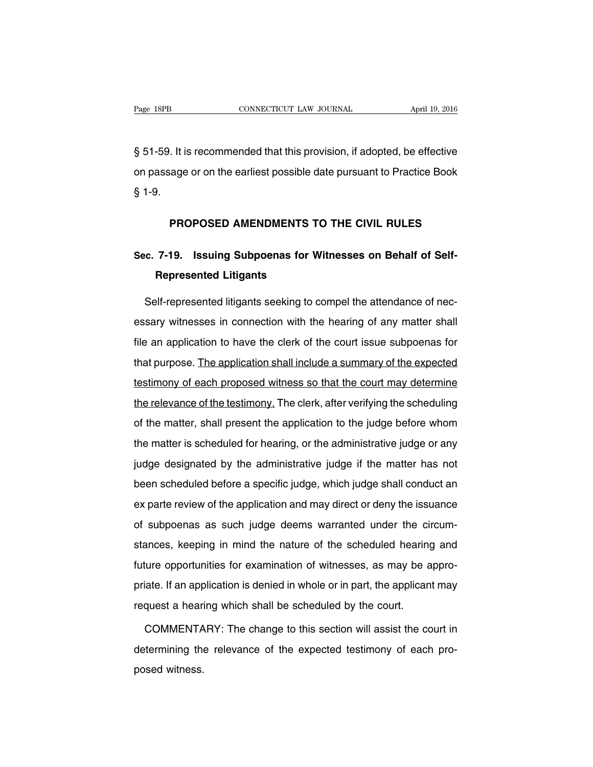§ 51-59. It is recommended that this provision, if adopted, be effective on passage or on the earliest possible date pursuant to Practice Book § 1-9.

## PROPOSED AMENDMENTS TO THE CIVIL RULES

### Sec. 7-19. Issuing Subpoenas for Witnesses on Behalf of Self-Represented Litigants

Self-represented litigants seeking to compel the attendance of necessary witnesses in connection with the hearing of any matter shall file an application to have the clerk of the court issue subpoenas for that purpose. <u>The application shall include a summary of the expected testimony of each proposed witness so that the court may determine the relevance of the testimony.</u> The clerk, after verifying the scheduling of the matter, shall present the application to the judge before whom the matter is scheduled for hearing, or the administrative judge or any judge designated by the administrative judge if the matter has not been scheduled before a specific judge, which judge shall conduct an ex parte review of the application and may direct or deny the issuance of subpoenas as such judge deems warranted under the circumstances, keeping in mind the nature of the scheduled hearing and future opportunities for examination of witnesses, as may be appropriate. If an application is denied in whole or in part, the applicant may request a hearing which shall be scheduled by the court.

COMMENTARY: The change to this section will assist the court in determining the relevance of the expected testimony of each proposed witness.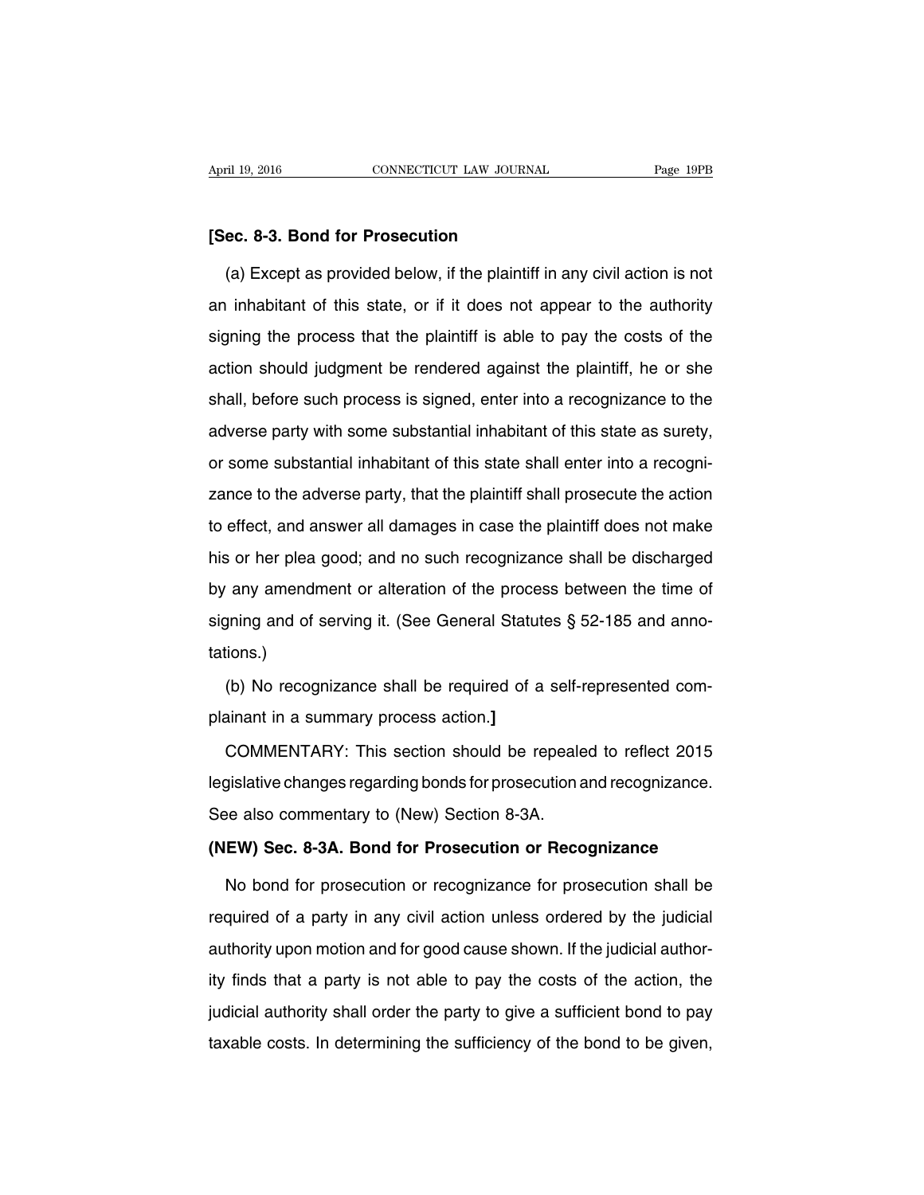**[Sec. 8-3. Bond for Prosecution**

(a) Except as provided below, if the plaintiff in any civil action is not an inhabitant of this state, or if it does not appear to the authority signing the process that the plaintiff is able to pay the costs of the action should judgment be rendered against the plaintiff, he or she shall, before such process is signed, enter into a recognizance to the adverse party with some substantial inhabitant of this state as surety, or some substantial inhabitant of this state shall enter into a recognizance to the adverse party, that the plaintiff shall prosecute the action to effect, and answer all damages in case the plaintiff does not make his or her plea good; and no such recognizance shall be discharged by any amendment or alteration of the process between the time of signing and of serving it. (See General Statutes § 52-185 and annotations.)

(b) No recognizance shall be required of a self-represented complainant in a summary process action.**]**

COMMENTARY: This section should be repealed to reflect 2015 legislative changes regarding bonds for prosecution and recognizance. See also commentary to (New) Section 8-3A.

**(NEW) Sec. 8-3A. Bond for Prosecution or Recognizance**

No bond for prosecution or recognizance for prosecution shall be required of a party in any civil action unless ordered by the judicial authority upon motion and for good cause shown. If the judicial authority finds that a party is not able to pay the costs of the action, the judicial authority shall order the party to give a sufficient bond to pay taxable costs. In determining the sufficiency of the bond to be given,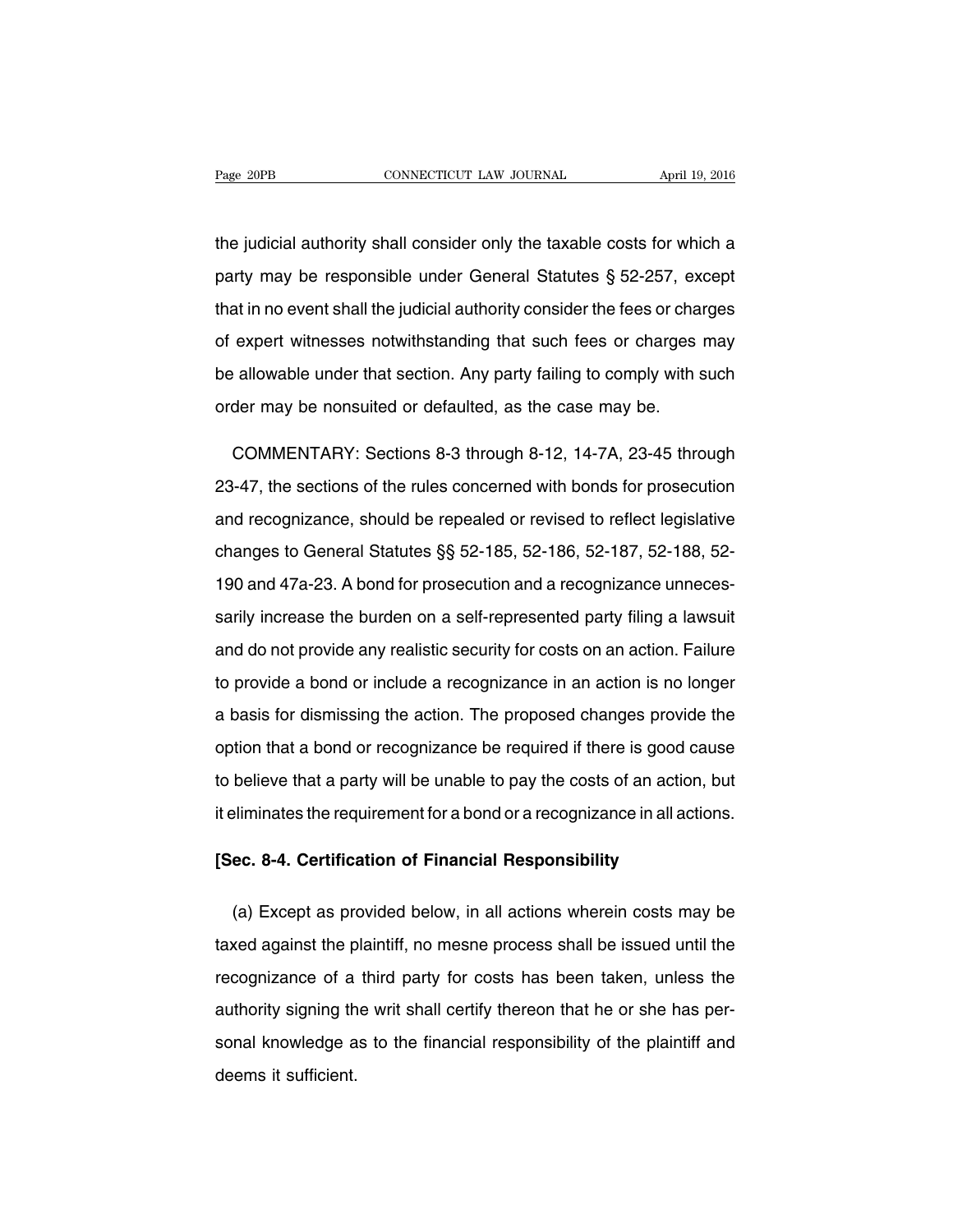the judicial authority shall consider only the taxable costs for which a party may be responsible under General Statutes § 52-257, except that in no event shall the judicial authority consider the fees or charges of expert witnesses notwithstanding that such fees or charges may be allowable under that section. Any party failing to comply with such order may be nonsuited or defaulted, as the case may be.

COMMENTARY: Sections 8-3 through 8-12, 14-7A, 23-45 through 23-47, the sections of the rules concerned with bonds for prosecution and recognizance, should be repealed or revised to reflect legislative changes to General Statutes §§ 52-185, 52-186, 52-187, 52-188, 52-190 and 47a-23. A bond for prosecution and a recognizance unnecessarily increase the burden on a self-represented party filing a lawsuit and do not provide any realistic security for costs on an action. Failure to provide a bond or include a recognizance in an action is no longer a basis for dismissing the action. The proposed changes provide the option that a bond or recognizance be required if there is good cause to believe that a party will be unable to pay the costs of an action, but it eliminates the requirement for a bond or a recognizance in all actions.

**[Sec. 8-4. Certification of Financial Responsibility**

(a) Except as provided below, in all actions wherein costs may be taxed against the plaintiff, no mesne process shall be issued until the recognizance of a third party for costs has been taken, unless the authority signing the writ shall certify thereon that he or she has personal knowledge as to the financial responsibility of the plaintiff and deems it sufficient.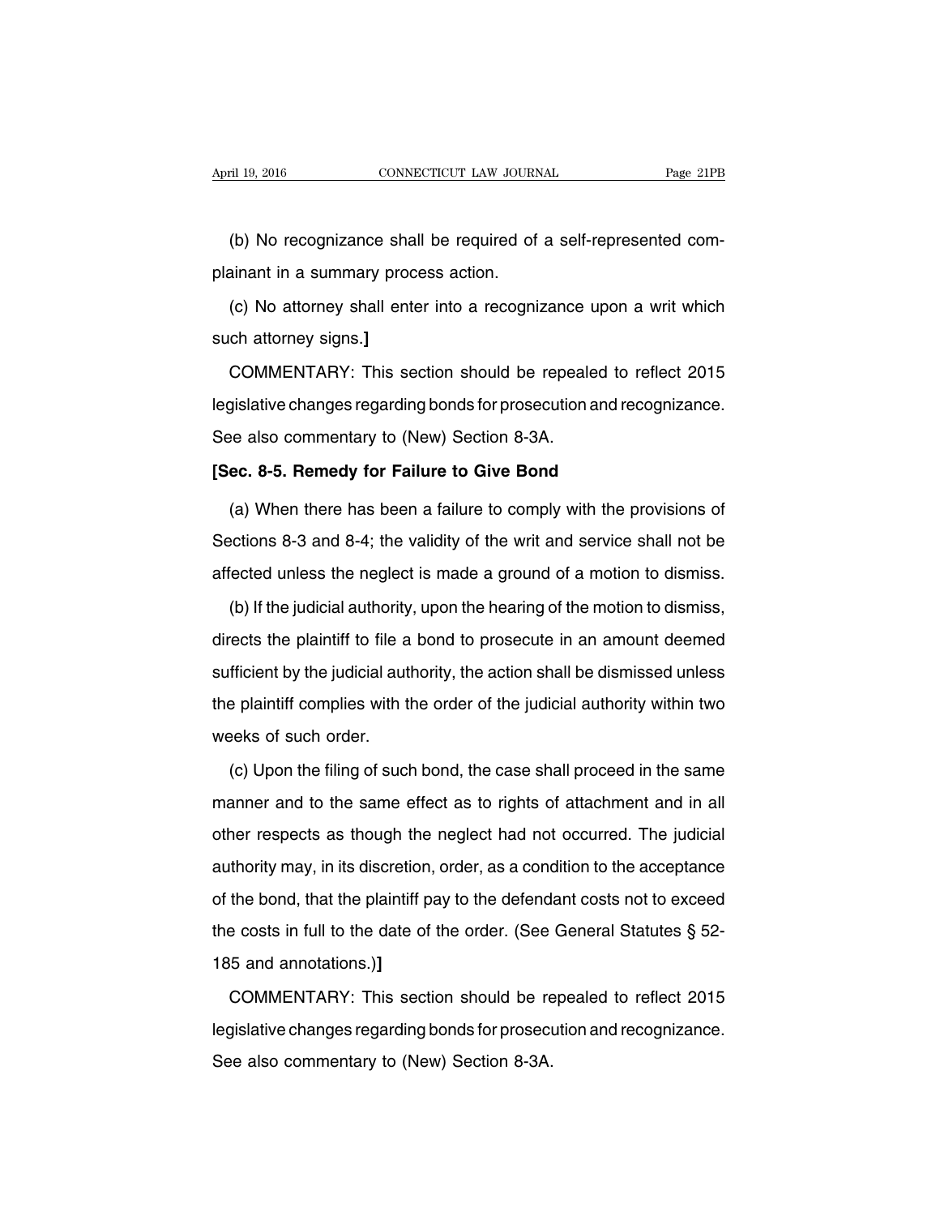(b) No recognizance shall be required of a self-represented complainant in a summary process action.

(c) No attorney shall enter into a recognizance upon a writ which such attorney signs.]

COMMENTARY: This section should be repealed to reflect 2015 legislative changes regarding bonds for prosecution and recognizance. See also commentary to (New) Section 8-3A.

**[Sec. 8-5. Remedy for Failure to Give Bond**

(a) When there has been a failure to comply with the provisions of Sections 8-3 and 8-4; the validity of the writ and service shall not be affected unless the neglect is made a ground of a motion to dismiss.

(b) If the judicial authority, upon the hearing of the motion to dismiss, directs the plaintiff to file a bond to prosecute in an amount deemed sufficient by the judicial authority, the action shall be dismissed unless the plaintiff complies with the order of the judicial authority within two weeks of such order.

(c) Upon the filing of such bond, the case shall proceed in the same manner and to the same effect as to rights of attachment and in all other respects as though the neglect had not occurred. The judicial authority may, in its discretion, order, as a condition to the acceptance of the bond, that the plaintiff pay to the defendant costs not to exceed the costs in full to the date of the order. (See General Statutes § 52-185 and annotations.)]

COMMENTARY: This section should be repealed to reflect 2015 legislative changes regarding bonds for prosecution and recognizance. See also commentary to (New) Section 8-3A.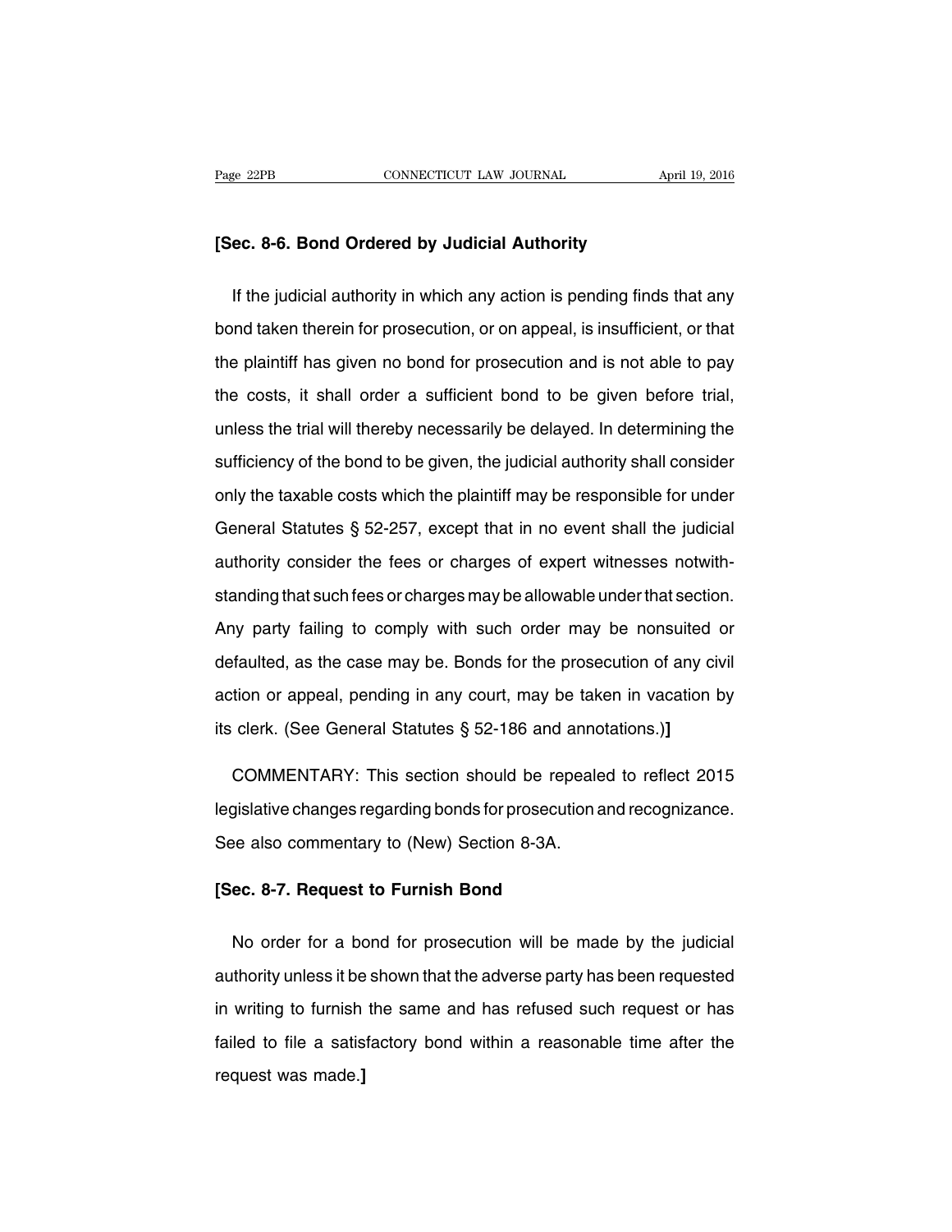**[Sec. 8-6. Bond Ordered by Judicial Authority**

If the judicial authority in which any action is pending finds that any bond taken therein for prosecution, or on appeal, is insufficient, or that the plaintiff has given no bond for prosecution and is not able to pay the costs, it shall order a sufficient bond to be given before trial, unless the trial will thereby necessarily be delayed. In determining the sufficiency of the bond to be given, the judicial authority shall consider only the taxable costs which the plaintiff may be responsible for under General Statutes § 52-257, except that in no event shall the judicial authority consider the fees or charges of expert witnesses notwithstanding that such fees or charges may be allowable under that section. Any party failing to comply with such order may be nonsuited or defaulted, as the case may be. Bonds for the prosecution of any civil action or appeal, pending in any court, may be taken in vacation by its clerk. (See General Statutes § 52-186 and annotations.)**]**

COMMENTARY: This section should be repealed to reflect 2015 legislative changes regarding bonds for prosecution and recognizance. See also commentary to (New) Section 8-3A.

**[Sec. 8-7. Request to Furnish Bond**

No order for a bond for prosecution will be made by the judicial authority unless it be shown that the adverse party has been requested in writing to furnish the same and has refused such request or has failed to file a satisfactory bond within a reasonable time after the request was made.**]**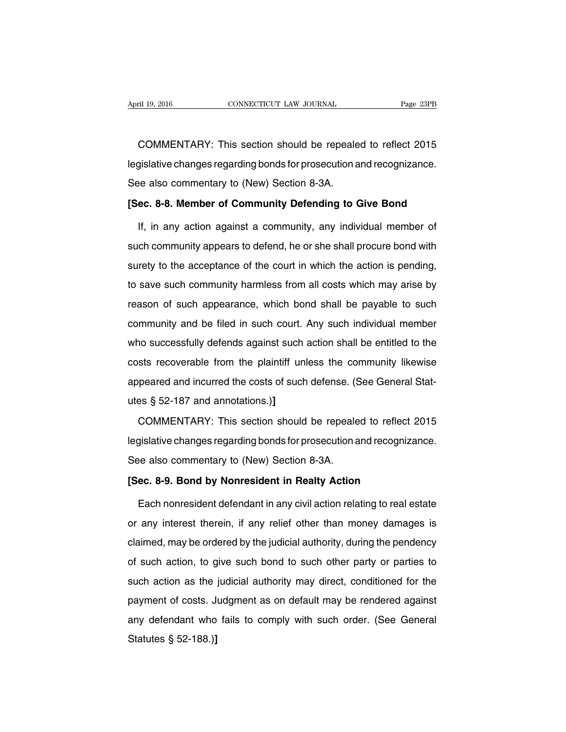COMMENTARY: This section should be repealed to reflect 2015 legislative changes regarding bonds for prosecution and recognizance. See also commentary to (New) Section 8-3A.

**[Sec. 8-8. Member of Community Defending to Give Bond**

If, in any action against a community, any individual member of such community appears to defend, he or she shall procure bond with surety to the acceptance of the court in which the action is pending, to save such community harmless from all costs which may arise by reason of such appearance, which bond shall be payable to such community and be filed in such court. Any such individual member who successfully defends against such action shall be entitled to the costs recoverable from the plaintiff unless the community likewise appeared and incurred the costs of such defense. (See General Statutes § 52-187 and annotations.)**]**

COMMENTARY: This section should be repealed to reflect 2015 legislative changes regarding bonds for prosecution and recognizance. See also commentary to (New) Section 8-3A.

**[Sec. 8-9. Bond by Nonresident in Realty Action**

Each nonresident defendant in any civil action relating to real estate or any interest therein, if any relief other than money damages is claimed, may be ordered by the judicial authority, during the pendency of such action, to give such bond to such other party or parties to such action as the judicial authority may direct, conditioned for the payment of costs. Judgment as on default may be rendered against any defendant who fails to comply with such order. (See General Statutes § 52-188.)**]**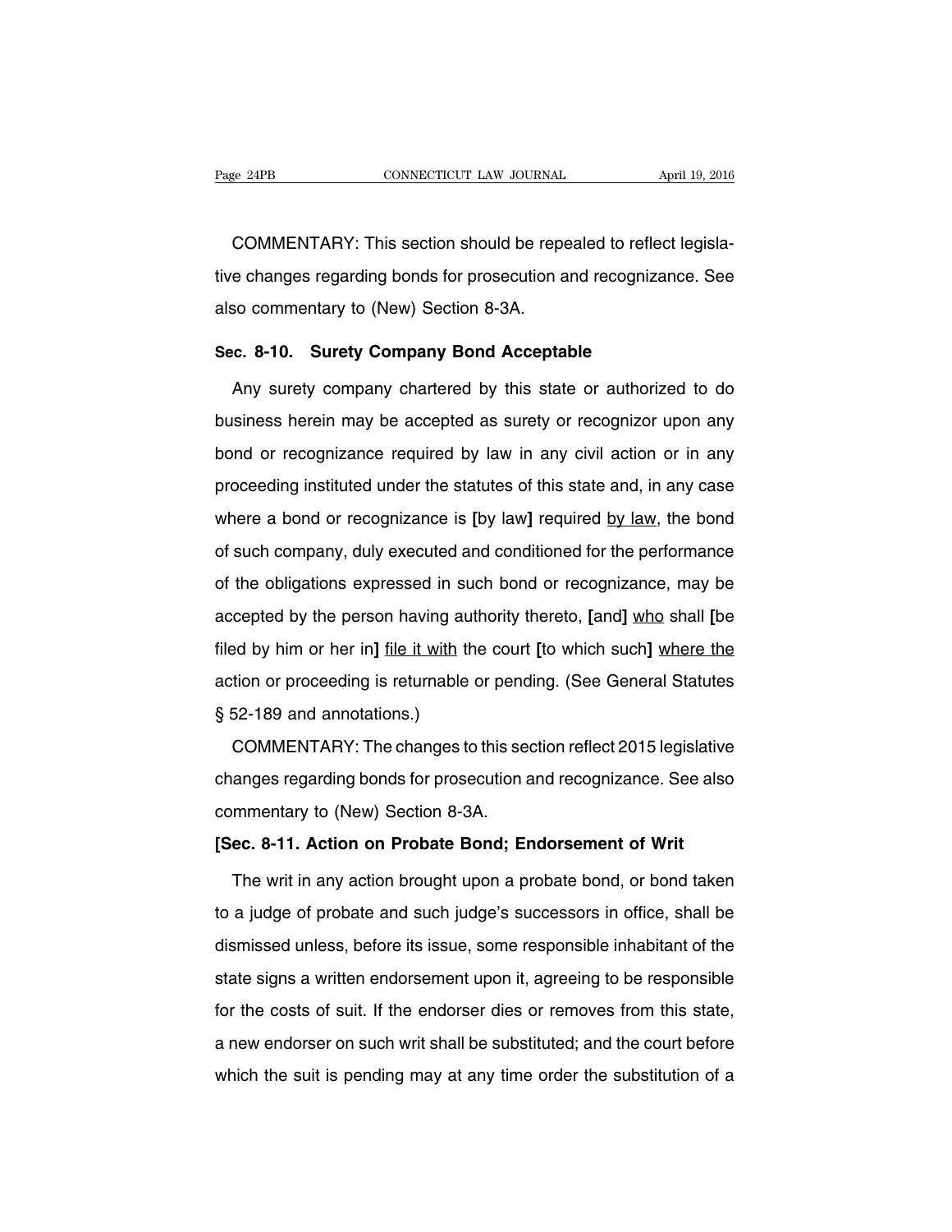COMMENTARY: This section should be repealed to reflect legislative changes regarding bonds for prosecution and recognizance. See also commentary to (New) Section 8-3A.

**Sec. 8-10. Surety Company Bond Acceptable**

Any surety company chartered by this state or authorized to do business herein may be accepted as surety or recognizor upon any bond or recognizance required by law in any civil action or in any proceeding instituted under the statutes of this state and, in any case where a bond or recognizance is **[**by law**]** required by law, the bond of such company, duly executed and conditioned for the performance of the obligations expressed in such bond or recognizance, may be accepted by the person having authority thereto, **[**and**]** who shall **[**be filed by him or her in**]** file it with the court **[**to which such**]** where the action or proceeding is returnable or pending. (See General Statutes § 52-189 and annotations.)

COMMENTARY: The changes to this section reflect 2015 legislative changes regarding bonds for prosecution and recognizance. See also commentary to (New) Section 8-3A.

**[Sec. 8-11. Action on Probate Bond; Endorsement of Writ**

The writ in any action brought upon a probate bond, or bond taken to a judge of probate and such judge's successors in office, shall be dismissed unless, before its issue, some responsible inhabitant of the state signs a written endorsement upon it, agreeing to be responsible for the costs of suit. If the endorser dies or removes from this state, a new endorser on such writ shall be substituted; and the court before which the suit is pending may at any time order the substitution of a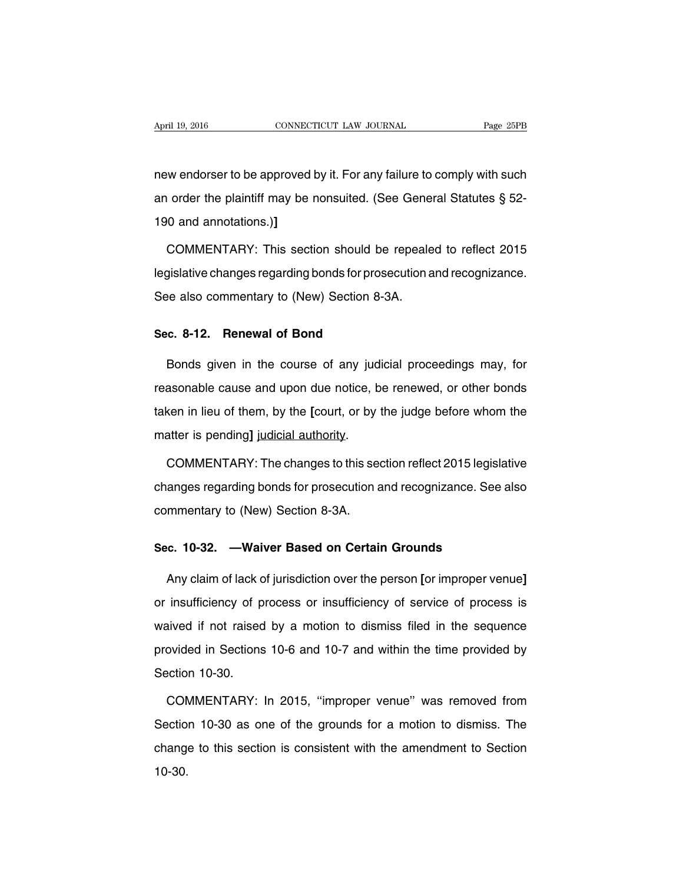new endorser to be approved by it. For any failure to comply with such an order the plaintiff may be nonsuited. (See General Statutes § 52-190 and annotations.)]

COMMENTARY: This section should be repealed to reflect 2015 legislative changes regarding bonds for prosecution and recognizance. See also commentary to (New) Section 8-3A.

**Sec. 8-12. Renewal of Bond**

Bonds given in the course of any judicial proceedings may, for reasonable cause and upon due notice, be renewed, or other bonds taken in lieu of them, by the **[**court, or by the judge before whom the matter is pending**]** <u>judicial authority</u>.

COMMENTARY: The changes to this section reflect 2015 legislative changes regarding bonds for prosecution and recognizance. See also commentary to (New) Section 8-3A.

**Sec. 10-32. —Waiver Based on Certain Grounds**

Any claim of lack of jurisdiction over the person **[**or improper venue**]** or insufficiency of process or insufficiency of service of process is waived if not raised by a motion to dismiss filed in the sequence provided in Sections 10-6 and 10-7 and within the time provided by Section 10-30.

COMMENTARY: In 2015, ''improper venue'' was removed from Section 10-30 as one of the grounds for a motion to dismiss. The change to this section is consistent with the amendment to Section 10-30.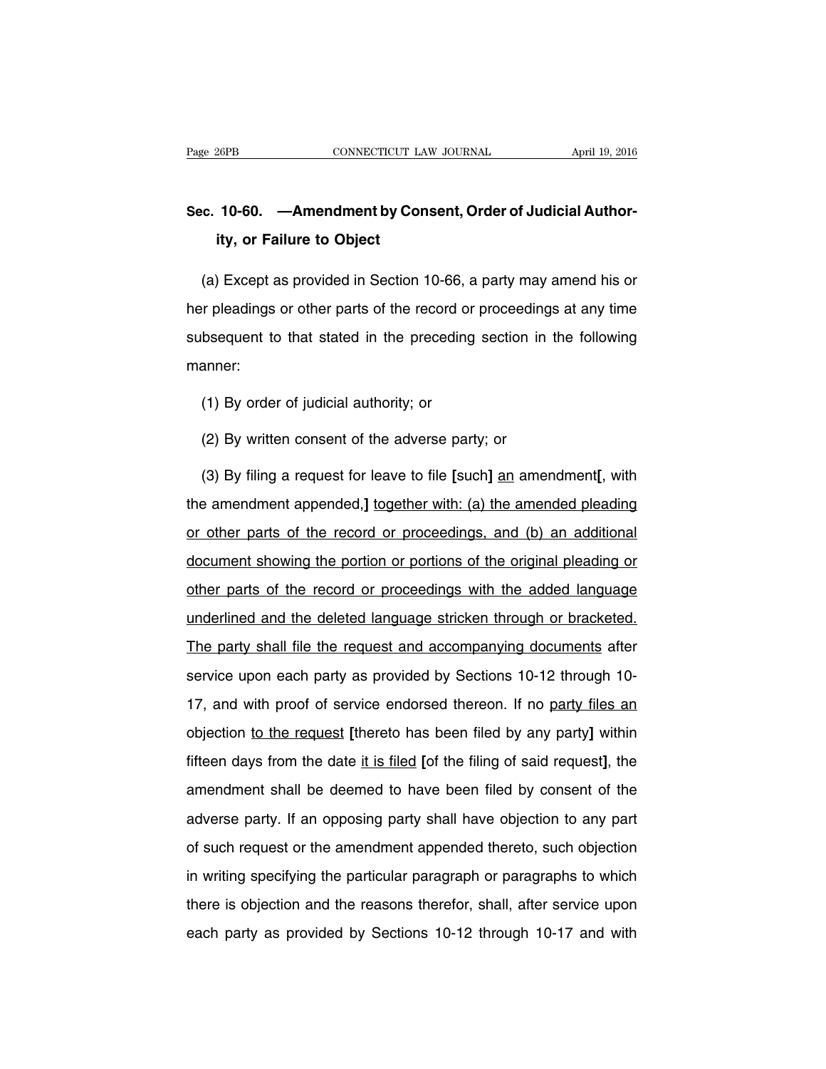## Sec. 10-60. —Amendment by Consent, Order of Judicial Authority, or Failure to Object

(a) Except as provided in Section 10-66, a party may amend his or her pleadings or other parts of the record or proceedings at any time subsequent to that stated in the preceding section in the following manner:

(1) By order of judicial authority; or

(2) By written consent of the adverse party; or

(3) By filing a request for leave to file **[**such**]** <u>an</u> amendment**[**, with the amendment appended,**]** <u>together with: (a) the amended pleading or other parts of the record or proceedings, and (b) an additional document showing the portion or portions of the original pleading or other parts of the record or proceedings with the added language underlined and the deleted language stricken through or bracketed. The party shall file the request and accompanying documents</u> after service upon each party as provided by Sections 10-12 through 10-17, and with proof of service endorsed thereon. If no <u>party files an</u> objection <u>to the request</u> **[**thereto has been filed by any party**]** within fifteen days from the date <u>it is filed</u> **[**of the filing of said request**]**, the amendment shall be deemed to have been filed by consent of the adverse party. If an opposing party shall have objection to any part of such request or the amendment appended thereto, such objection in writing specifying the particular paragraph or paragraphs to which there is objection and the reasons therefor, shall, after service upon each party as provided by Sections 10-12 through 10-17 and with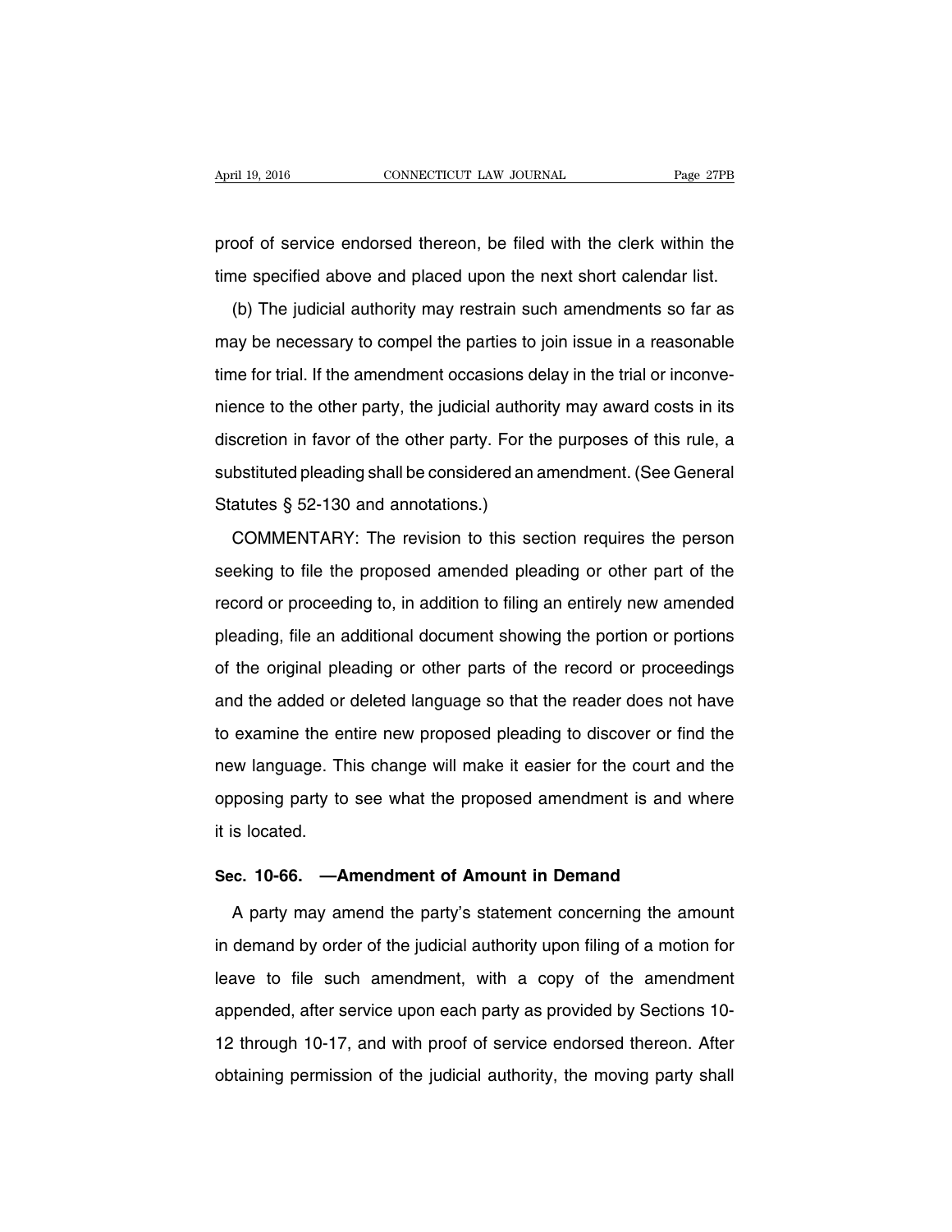proof of service endorsed thereon, be filed with the clerk within the time specified above and placed upon the next short calendar list.

(b) The judicial authority may restrain such amendments so far as may be necessary to compel the parties to join issue in a reasonable time for trial. If the amendment occasions delay in the trial or inconvenience to the other party, the judicial authority may award costs in its discretion in favor of the other party. For the purposes of this rule, a substituted pleading shall be considered an amendment. (See General Statutes § 52-130 and annotations.)

COMMENTARY: The revision to this section requires the person seeking to file the proposed amended pleading or other part of the record or proceeding to, in addition to filing an entirely new amended pleading, file an additional document showing the portion or portions of the original pleading or other parts of the record or proceedings and the added or deleted language so that the reader does not have to examine the entire new proposed pleading to discover or find the new language. This change will make it easier for the court and the opposing party to see what the proposed amendment is and where it is located.

## Sec. 10-66. —Amendment of Amount in Demand

A party may amend the party's statement concerning the amount in demand by order of the judicial authority upon filing of a motion for leave to file such amendment, with a copy of the amendment appended, after service upon each party as provided by Sections 10-12 through 10-17, and with proof of service endorsed thereon. After obtaining permission of the judicial authority, the moving party shall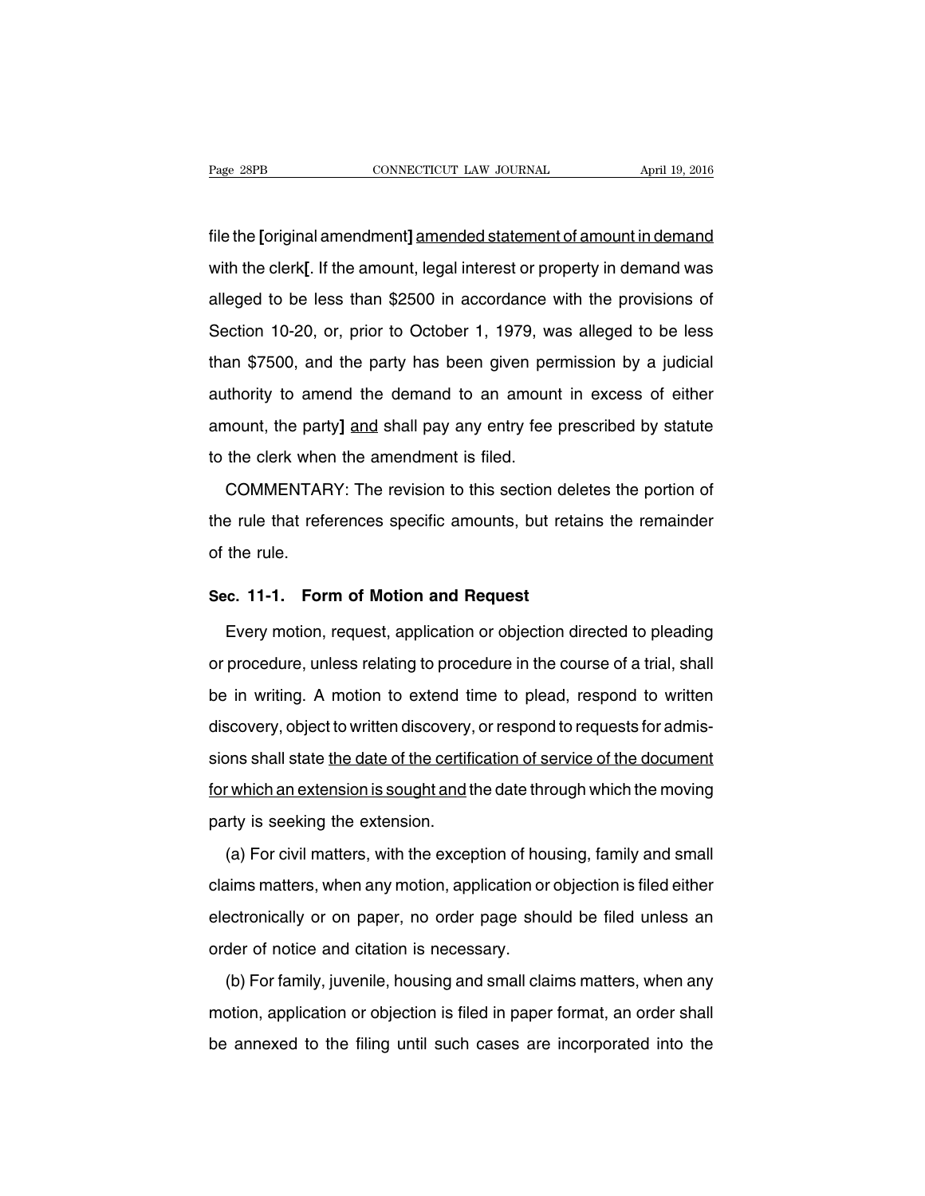file the [original amendment] <u>amended statement of amount in demand</u> with the clerk[. If the amount, legal interest or property in demand was alleged to be less than $2500 in accordance with the provisions of Section 10-20, or, prior to October 1, 1979, was alleged to be less than $7500, and the party has been given permission by a judicial authority to amend the demand to an amount in excess of either amount, the party] <u>and</u> shall pay any entry fee prescribed by statute to the clerk when the amendment is filed.

COMMENTARY: The revision to this section deletes the portion of the rule that references specific amounts, but retains the remainder of the rule.

**Sec. 11-1. Form of Motion and Request**

Every motion, request, application or objection directed to pleading or procedure, unless relating to procedure in the course of a trial, shall be in writing. A motion to extend time to plead, respond to written discovery, object to written discovery, or respond to requests for admissions shall state <u>the date of the certification of service of the document for which an extension is sought and</u> the date through which the moving party is seeking the extension.

(a) For civil matters, with the exception of housing, family and small claims matters, when any motion, application or objection is filed either electronically or on paper, no order page should be filed unless an order of notice and citation is necessary.

(b) For family, juvenile, housing and small claims matters, when any motion, application or objection is filed in paper format, an order shall be annexed to the filing until such cases are incorporated into the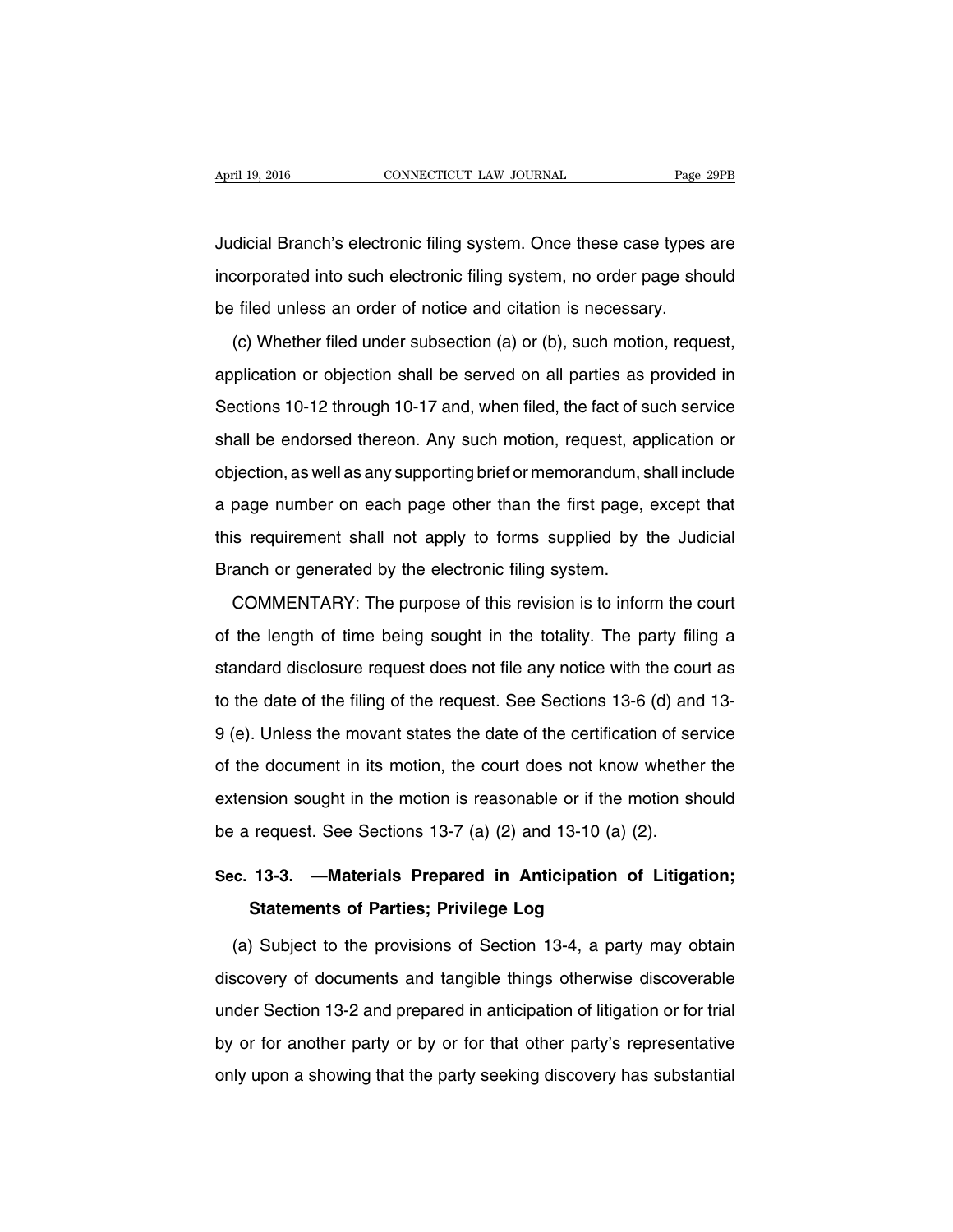Judicial Branch's electronic filing system. Once these case types are incorporated into such electronic filing system, no order page should be filed unless an order of notice and citation is necessary.

(c) Whether filed under subsection (a) or (b), such motion, request, application or objection shall be served on all parties as provided in Sections 10-12 through 10-17 and, when filed, the fact of such service shall be endorsed thereon. Any such motion, request, application or objection, as well as any supporting brief or memorandum, shall include a page number on each page other than the first page, except that this requirement shall not apply to forms supplied by the Judicial Branch or generated by the electronic filing system.

COMMENTARY: The purpose of this revision is to inform the court of the length of time being sought in the totality. The party filing a standard disclosure request does not file any notice with the court as to the date of the filing of the request. See Sections 13-6 (d) and 13-9 (e). Unless the movant states the date of the certification of service of the document in its motion, the court does not know whether the extension sought in the motion is reasonable or if the motion should be a request. See Sections 13-7 (a) (2) and 13-10 (a) (2).

## Sec. 13-3. —Materials Prepared in Anticipation of Litigation; Statements of Parties; Privilege Log

(a) Subject to the provisions of Section 13-4, a party may obtain discovery of documents and tangible things otherwise discoverable under Section 13-2 and prepared in anticipation of litigation or for trial by or for another party or by or for that other party's representative only upon a showing that the party seeking discovery has substantial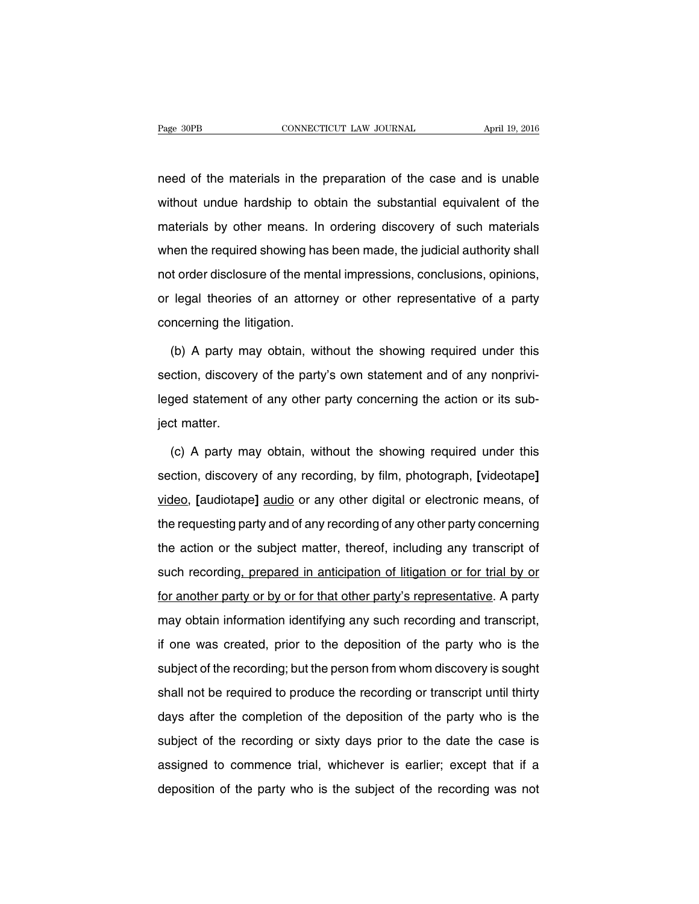need of the materials in the preparation of the case and is unable without undue hardship to obtain the substantial equivalent of the materials by other means. In ordering discovery of such materials when the required showing has been made, the judicial authority shall not order disclosure of the mental impressions, conclusions, opinions, or legal theories of an attorney or other representative of a party concerning the litigation.

(b) A party may obtain, without the showing required under this section, discovery of the party's own statement and of any nonprivileged statement of any other party concerning the action or its subject matter.

(c) A party may obtain, without the showing required under this section, discovery of any recording, by film, photograph, [videotape] <u>video</u>, [audiotape] <u>audio</u> or any other digital or electronic means, of the requesting party and of any recording of any other party concerning the action or the subject matter, thereof, including any transcript of such recording<u>, prepared in anticipation of litigation or for trial by or for another party or by or for that other party's representative</u>. A party may obtain information identifying any such recording and transcript, if one was created, prior to the deposition of the party who is the subject of the recording; but the person from whom discovery is sought shall not be required to produce the recording or transcript until thirty days after the completion of the deposition of the party who is the subject of the recording or sixty days prior to the date the case is assigned to commence trial, whichever is earlier; except that if a deposition of the party who is the subject of the recording was not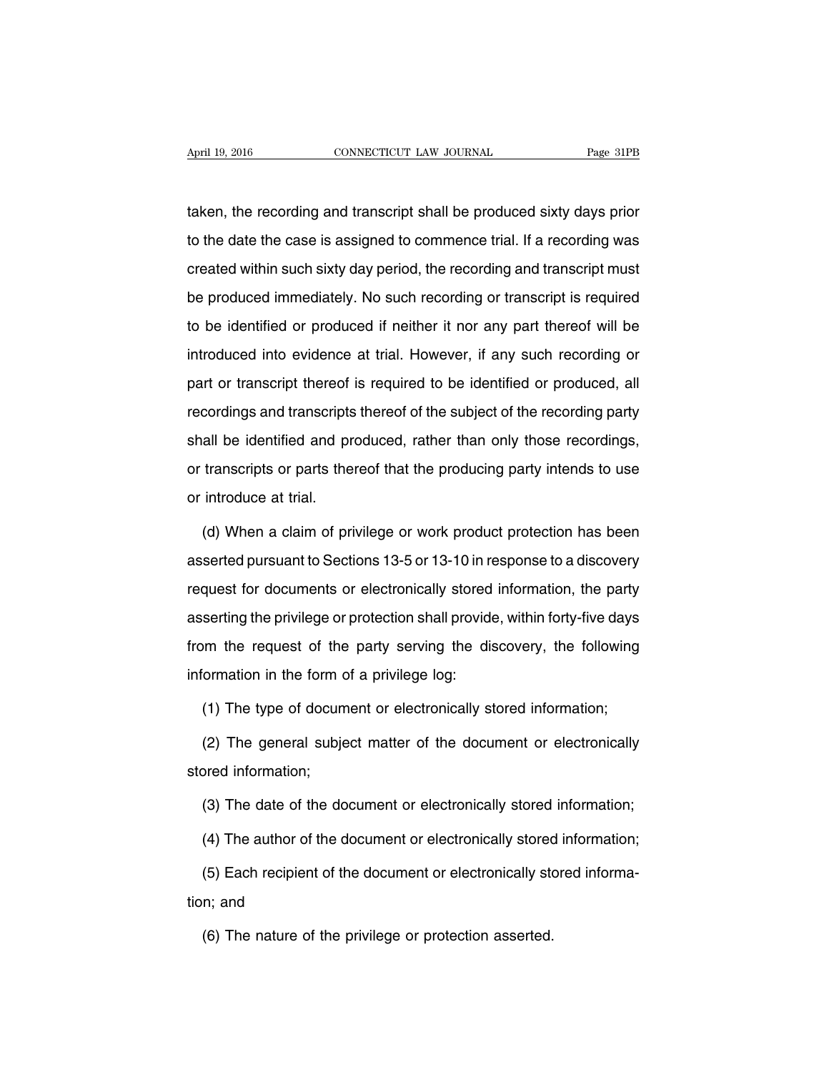taken, the recording and transcript shall be produced sixty days prior to the date the case is assigned to commence trial. If a recording was created within such sixty day period, the recording and transcript must be produced immediately. No such recording or transcript is required to be identified or produced if neither it nor any part thereof will be introduced into evidence at trial. However, if any such recording or part or transcript thereof is required to be identified or produced, all recordings and transcripts thereof of the subject of the recording party shall be identified and produced, rather than only those recordings, or transcripts or parts thereof that the producing party intends to use or introduce at trial.

(d) When a claim of privilege or work product protection has been asserted pursuant to Sections 13-5 or 13-10 in response to a discovery request for documents or electronically stored information, the party asserting the privilege or protection shall provide, within forty-five days from the request of the party serving the discovery, the following information in the form of a privilege log:

(1) The type of document or electronically stored information;

(2) The general subject matter of the document or electronically stored information;

(3) The date of the document or electronically stored information;

(4) The author of the document or electronically stored information;

(5) Each recipient of the document or electronically stored information; and

(6) The nature of the privilege or protection asserted.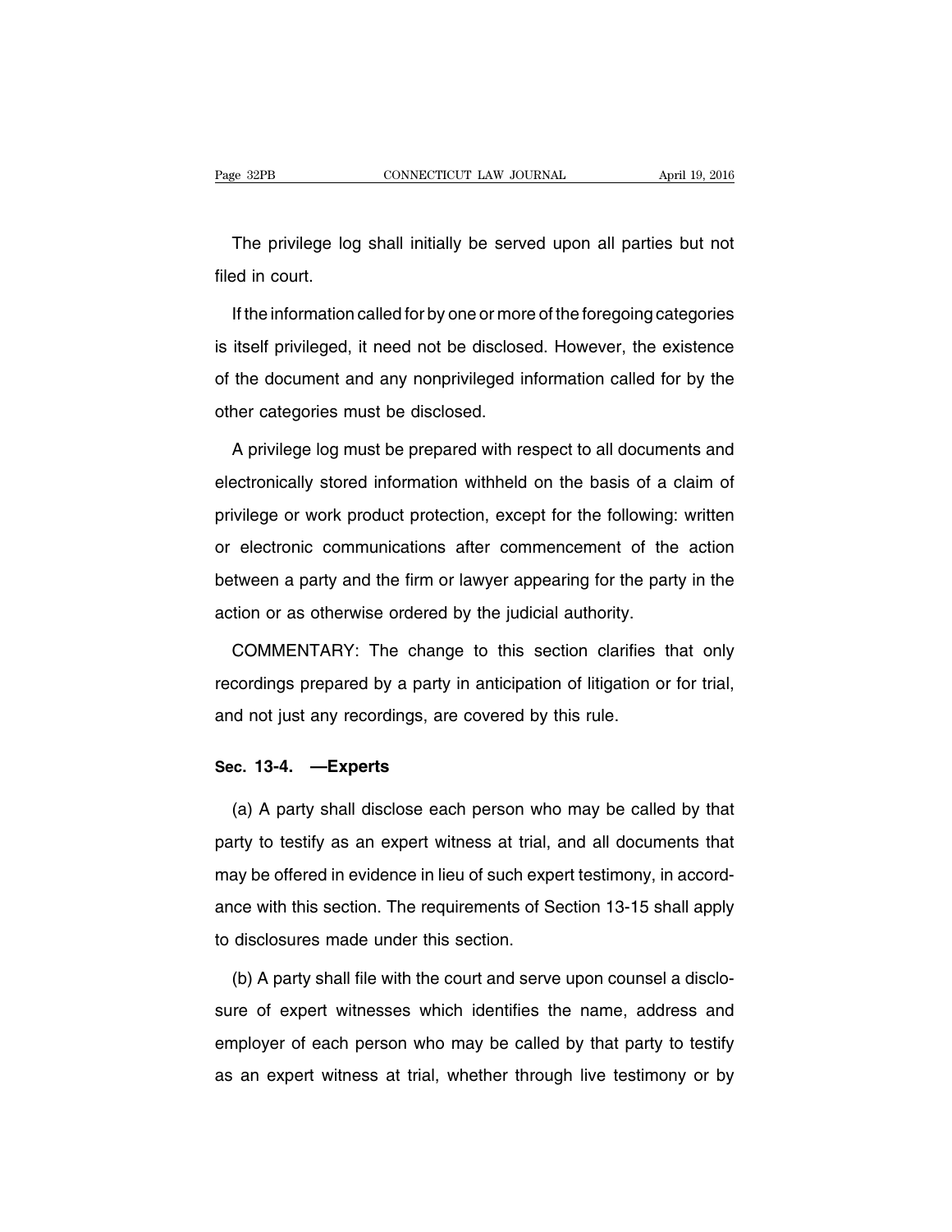The privilege log shall initially be served upon all parties but not filed in court.

If the information called for by one or more of the foregoing categories is itself privileged, it need not be disclosed. However, the existence of the document and any nonprivileged information called for by the other categories must be disclosed.

A privilege log must be prepared with respect to all documents and electronically stored information withheld on the basis of a claim of privilege or work product protection, except for the following: written or electronic communications after commencement of the action between a party and the firm or lawyer appearing for the party in the action or as otherwise ordered by the judicial authority.

COMMENTARY: The change to this section clarifies that only recordings prepared by a party in anticipation of litigation or for trial, and not just any recordings, are covered by this rule.

### Sec. 13-4. —Experts

(a) A party shall disclose each person who may be called by that party to testify as an expert witness at trial, and all documents that may be offered in evidence in lieu of such expert testimony, in accordance with this section. The requirements of Section 13-15 shall apply to disclosures made under this section.

(b) A party shall file with the court and serve upon counsel a disclosure of expert witnesses which identifies the name, address and employer of each person who may be called by that party to testify as an expert witness at trial, whether through live testimony or by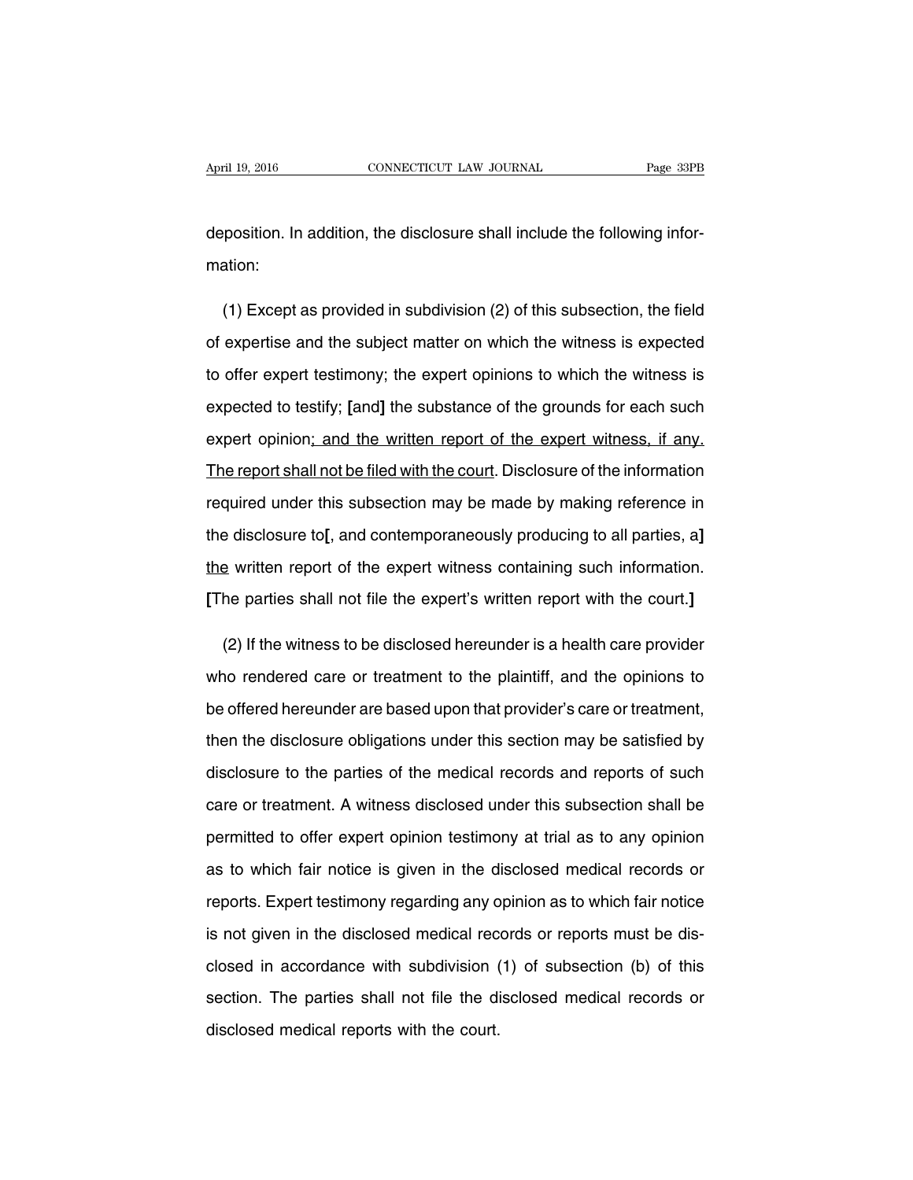deposition. In addition, the disclosure shall include the following information:

(1) Except as provided in subdivision (2) of this subsection, the field of expertise and the subject matter on which the witness is expected to offer expert testimony; the expert opinions to which the witness is expected to testify; **[**and**]** the substance of the grounds for each such expert opinion<u>; and the written report of the expert witness, if any. The report shall not be filed with the court</u>. Disclosure of the information required under this subsection may be made by making reference in the disclosure to**[**, and contemporaneously producing to all parties, a**]** <u>the</u> written report of the expert witness containing such information. **[**The parties shall not file the expert's written report with the court.**]**

(2) If the witness to be disclosed hereunder is a health care provider who rendered care or treatment to the plaintiff, and the opinions to be offered hereunder are based upon that provider's care or treatment, then the disclosure obligations under this section may be satisfied by disclosure to the parties of the medical records and reports of such care or treatment. A witness disclosed under this subsection shall be permitted to offer expert opinion testimony at trial as to any opinion as to which fair notice is given in the disclosed medical records or reports. Expert testimony regarding any opinion as to which fair notice is not given in the disclosed medical records or reports must be disclosed in accordance with subdivision (1) of subsection (b) of this section. The parties shall not file the disclosed medical records or disclosed medical reports with the court.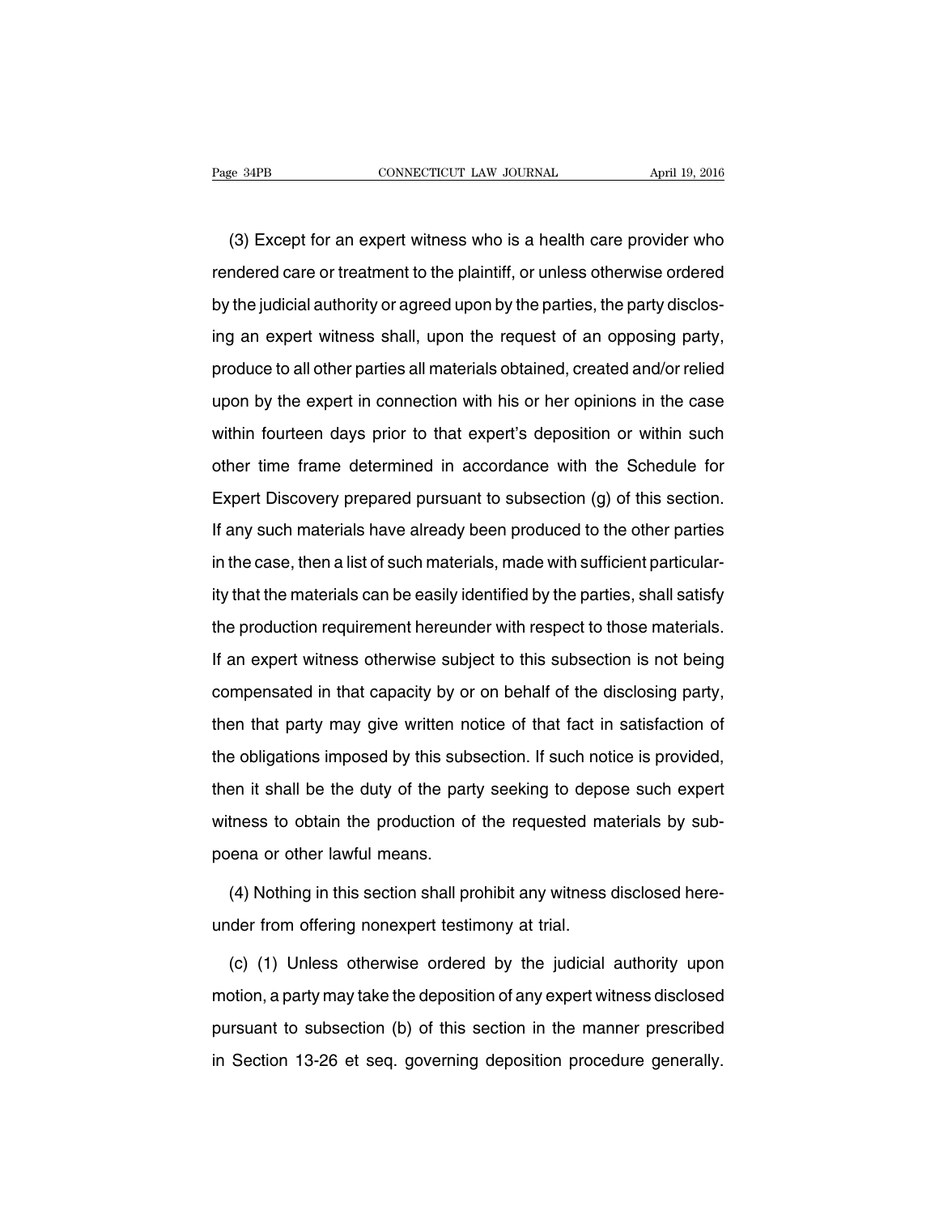(3) Except for an expert witness who is a health care provider who rendered care or treatment to the plaintiff, or unless otherwise ordered by the judicial authority or agreed upon by the parties, the party disclosing an expert witness shall, upon the request of an opposing party, produce to all other parties all materials obtained, created and/or relied upon by the expert in connection with his or her opinions in the case within fourteen days prior to that expert's deposition or within such other time frame determined in accordance with the Schedule for Expert Discovery prepared pursuant to subsection (g) of this section. If any such materials have already been produced to the other parties in the case, then a list of such materials, made with sufficient particularity that the materials can be easily identified by the parties, shall satisfy the production requirement hereunder with respect to those materials. If an expert witness otherwise subject to this subsection is not being compensated in that capacity by or on behalf of the disclosing party, then that party may give written notice of that fact in satisfaction of the obligations imposed by this subsection. If such notice is provided, then it shall be the duty of the party seeking to depose such expert witness to obtain the production of the requested materials by subpoena or other lawful means.

(4) Nothing in this section shall prohibit any witness disclosed hereunder from offering nonexpert testimony at trial.

(c) (1) Unless otherwise ordered by the judicial authority upon motion, a party may take the deposition of any expert witness disclosed pursuant to subsection (b) of this section in the manner prescribed in Section 13-26 et seq. governing deposition procedure generally.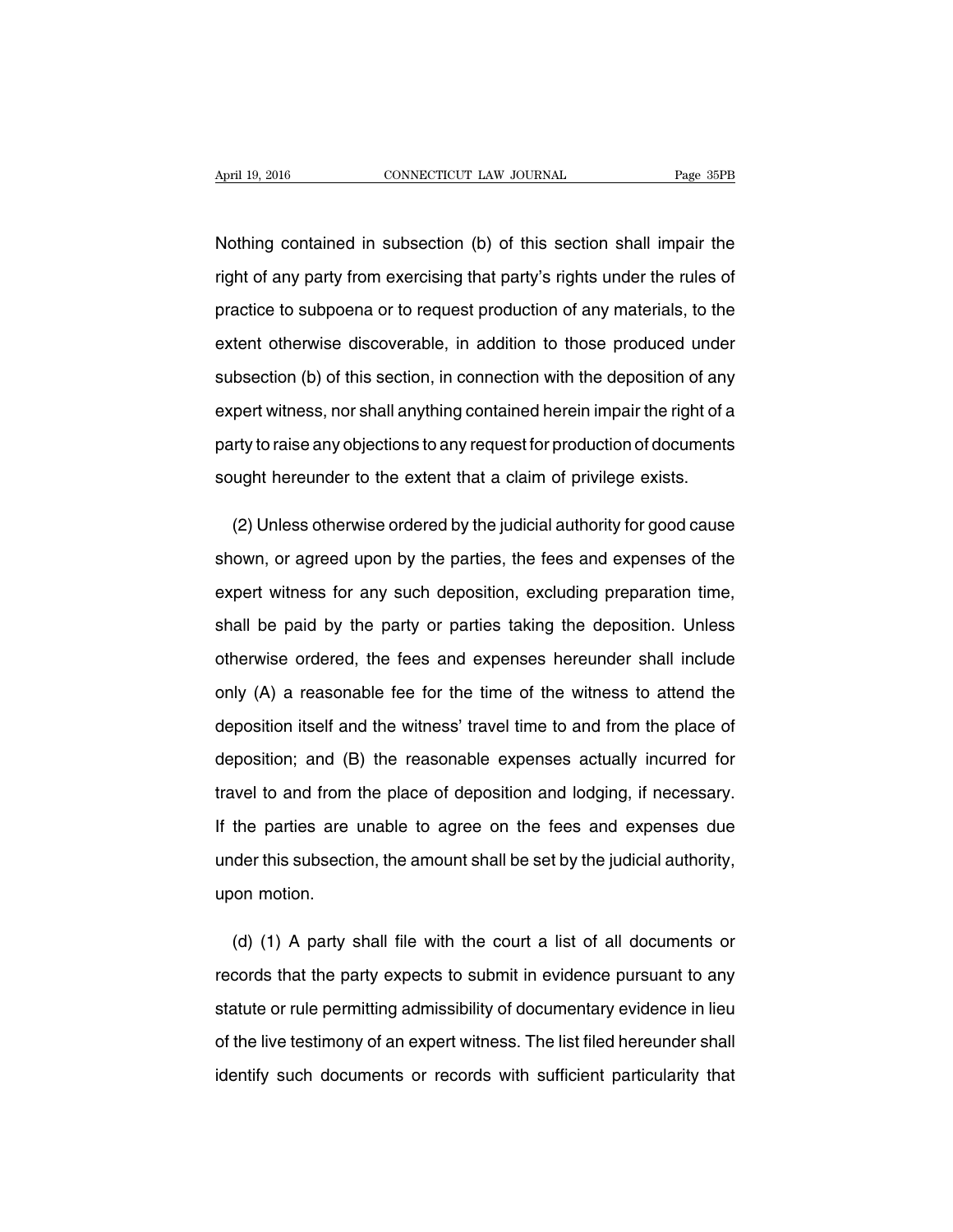Nothing contained in subsection (b) of this section shall impair the right of any party from exercising that party's rights under the rules of practice to subpoena or to request production of any materials, to the extent otherwise discoverable, in addition to those produced under subsection (b) of this section, in connection with the deposition of any expert witness, nor shall anything contained herein impair the right of a party to raise any objections to any request for production of documents sought hereunder to the extent that a claim of privilege exists.

(2) Unless otherwise ordered by the judicial authority for good cause shown, or agreed upon by the parties, the fees and expenses of the expert witness for any such deposition, excluding preparation time, shall be paid by the party or parties taking the deposition. Unless otherwise ordered, the fees and expenses hereunder shall include only (A) a reasonable fee for the time of the witness to attend the deposition itself and the witness' travel time to and from the place of deposition; and (B) the reasonable expenses actually incurred for travel to and from the place of deposition and lodging, if necessary. If the parties are unable to agree on the fees and expenses due under this subsection, the amount shall be set by the judicial authority, upon motion.

(d) (1) A party shall file with the court a list of all documents or records that the party expects to submit in evidence pursuant to any statute or rule permitting admissibility of documentary evidence in lieu of the live testimony of an expert witness. The list filed hereunder shall identify such documents or records with sufficient particularity that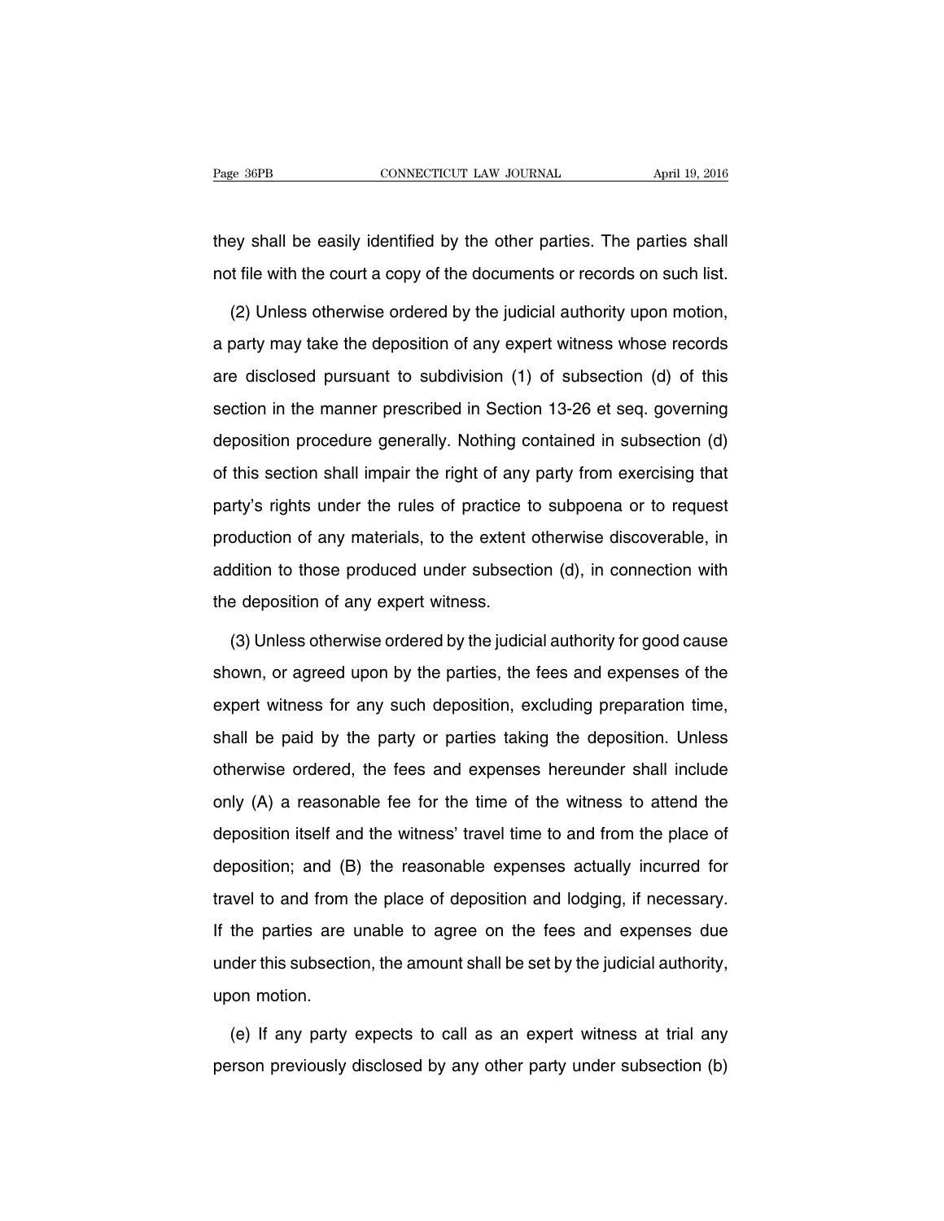they shall be easily identified by the other parties. The parties shall not file with the court a copy of the documents or records on such list.

(2) Unless otherwise ordered by the judicial authority upon motion, a party may take the deposition of any expert witness whose records are disclosed pursuant to subdivision (1) of subsection (d) of this section in the manner prescribed in Section 13-26 et seq. governing deposition procedure generally. Nothing contained in subsection (d) of this section shall impair the right of any party from exercising that party's rights under the rules of practice to subpoena or to request production of any materials, to the extent otherwise discoverable, in addition to those produced under subsection (d), in connection with the deposition of any expert witness.

(3) Unless otherwise ordered by the judicial authority for good cause shown, or agreed upon by the parties, the fees and expenses of the expert witness for any such deposition, excluding preparation time, shall be paid by the party or parties taking the deposition. Unless otherwise ordered, the fees and expenses hereunder shall include only (A) a reasonable fee for the time of the witness to attend the deposition itself and the witness' travel time to and from the place of deposition; and (B) the reasonable expenses actually incurred for travel to and from the place of deposition and lodging, if necessary. If the parties are unable to agree on the fees and expenses due under this subsection, the amount shall be set by the judicial authority, upon motion.

(e) If any party expects to call as an expert witness at trial any person previously disclosed by any other party under subsection (b)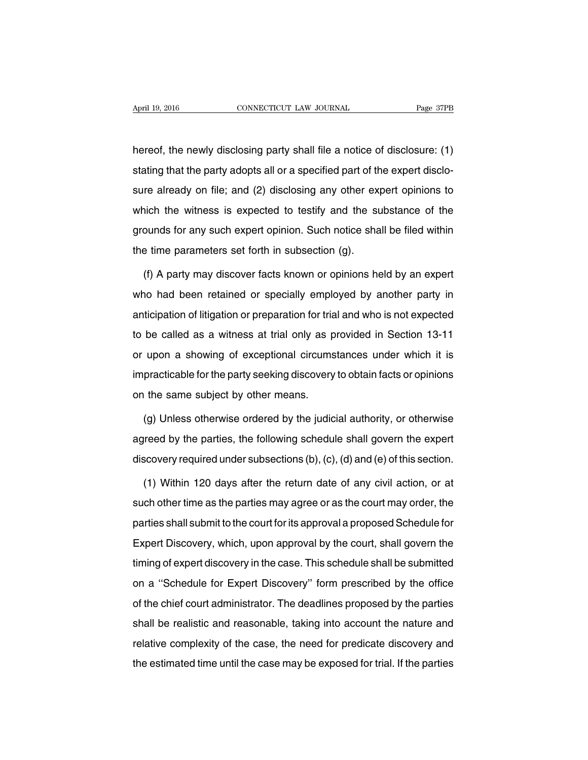hereof, the newly disclosing party shall file a notice of disclosure: (1) stating that the party adopts all or a specified part of the expert disclosure already on file; and (2) disclosing any other expert opinions to which the witness is expected to testify and the substance of the grounds for any such expert opinion. Such notice shall be filed within the time parameters set forth in subsection (g).

(f) A party may discover facts known or opinions held by an expert who had been retained or specially employed by another party in anticipation of litigation or preparation for trial and who is not expected to be called as a witness at trial only as provided in Section 13-11 or upon a showing of exceptional circumstances under which it is impracticable for the party seeking discovery to obtain facts or opinions on the same subject by other means.

(g) Unless otherwise ordered by the judicial authority, or otherwise agreed by the parties, the following schedule shall govern the expert discovery required under subsections (b), (c), (d) and (e) of this section.

(1) Within 120 days after the return date of any civil action, or at such other time as the parties may agree or as the court may order, the parties shall submit to the court for its approval a proposed Schedule for Expert Discovery, which, upon approval by the court, shall govern the timing of expert discovery in the case. This schedule shall be submitted on a ''Schedule for Expert Discovery'' form prescribed by the office of the chief court administrator. The deadlines proposed by the parties shall be realistic and reasonable, taking into account the nature and relative complexity of the case, the need for predicate discovery and the estimated time until the case may be exposed for trial. If the parties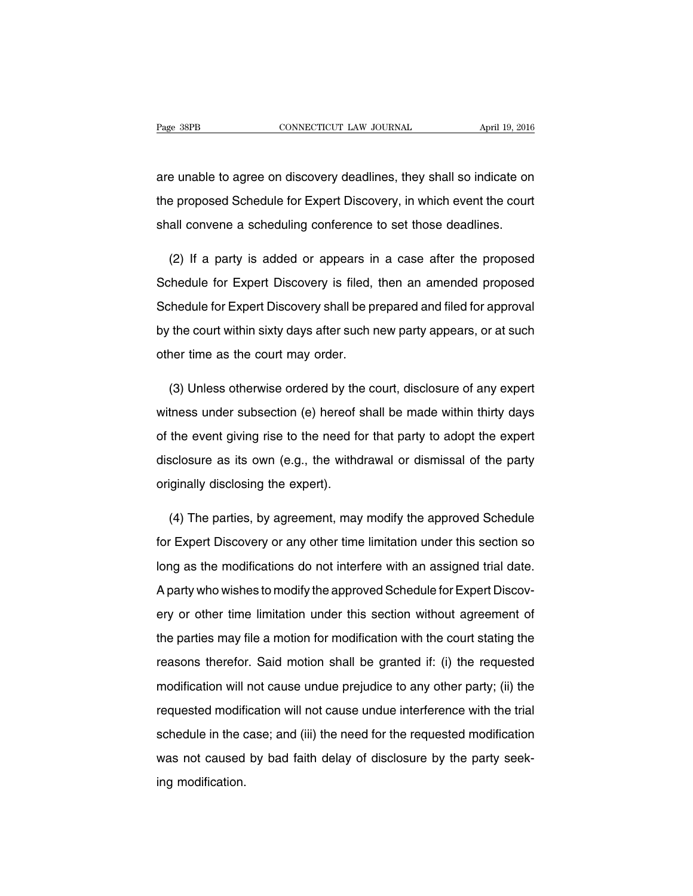are unable to agree on discovery deadlines, they shall so indicate on the proposed Schedule for Expert Discovery, in which event the court shall convene a scheduling conference to set those deadlines.

(2) If a party is added or appears in a case after the proposed Schedule for Expert Discovery is filed, then an amended proposed Schedule for Expert Discovery shall be prepared and filed for approval by the court within sixty days after such new party appears, or at such other time as the court may order.

(3) Unless otherwise ordered by the court, disclosure of any expert witness under subsection (e) hereof shall be made within thirty days of the event giving rise to the need for that party to adopt the expert disclosure as its own (e.g., the withdrawal or dismissal of the party originally disclosing the expert).

(4) The parties, by agreement, may modify the approved Schedule for Expert Discovery or any other time limitation under this section so long as the modifications do not interfere with an assigned trial date. A party who wishes to modify the approved Schedule for Expert Discovery or other time limitation under this section without agreement of the parties may file a motion for modification with the court stating the reasons therefor. Said motion shall be granted if: (i) the requested modification will not cause undue prejudice to any other party; (ii) the requested modification will not cause undue interference with the trial schedule in the case; and (iii) the need for the requested modification was not caused by bad faith delay of disclosure by the party seeking modification.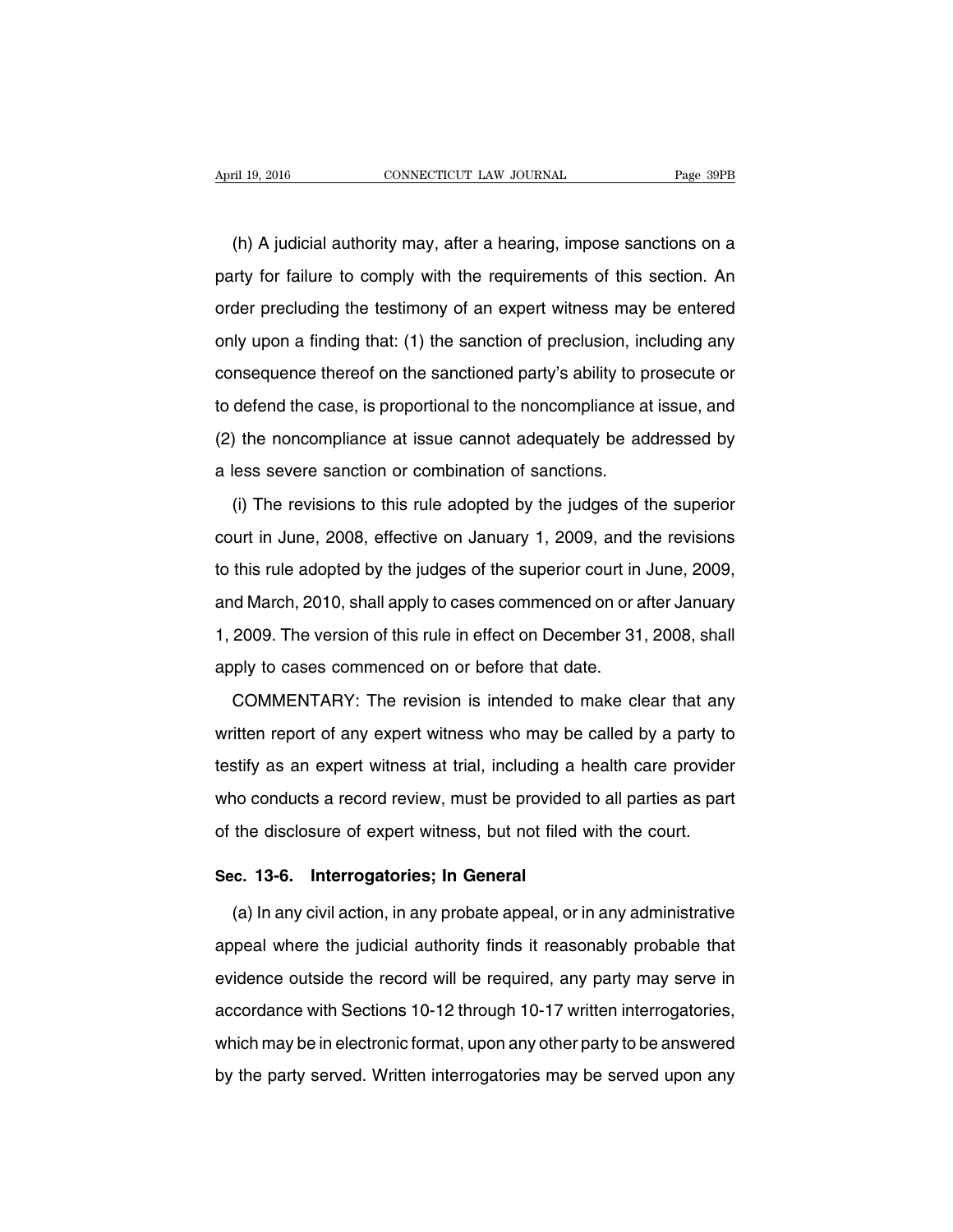(h) A judicial authority may, after a hearing, impose sanctions on a party for failure to comply with the requirements of this section. An order precluding the testimony of an expert witness may be entered only upon a finding that: (1) the sanction of preclusion, including any consequence thereof on the sanctioned party's ability to prosecute or to defend the case, is proportional to the noncompliance at issue, and (2) the noncompliance at issue cannot adequately be addressed by a less severe sanction or combination of sanctions.

(i) The revisions to this rule adopted by the judges of the superior court in June, 2008, effective on January 1, 2009, and the revisions to this rule adopted by the judges of the superior court in June, 2009, and March, 2010, shall apply to cases commenced on or after January 1, 2009. The version of this rule in effect on December 31, 2008, shall apply to cases commenced on or before that date.

COMMENTARY: The revision is intended to make clear that any written report of any expert witness who may be called by a party to testify as an expert witness at trial, including a health care provider who conducts a record review, must be provided to all parties as part of the disclosure of expert witness, but not filed with the court.

## Sec. 13-6. Interrogatories; In General

(a) In any civil action, in any probate appeal, or in any administrative appeal where the judicial authority finds it reasonably probable that evidence outside the record will be required, any party may serve in accordance with Sections 10-12 through 10-17 written interrogatories, which may be in electronic format, upon any other party to be answered by the party served. Written interrogatories may be served upon any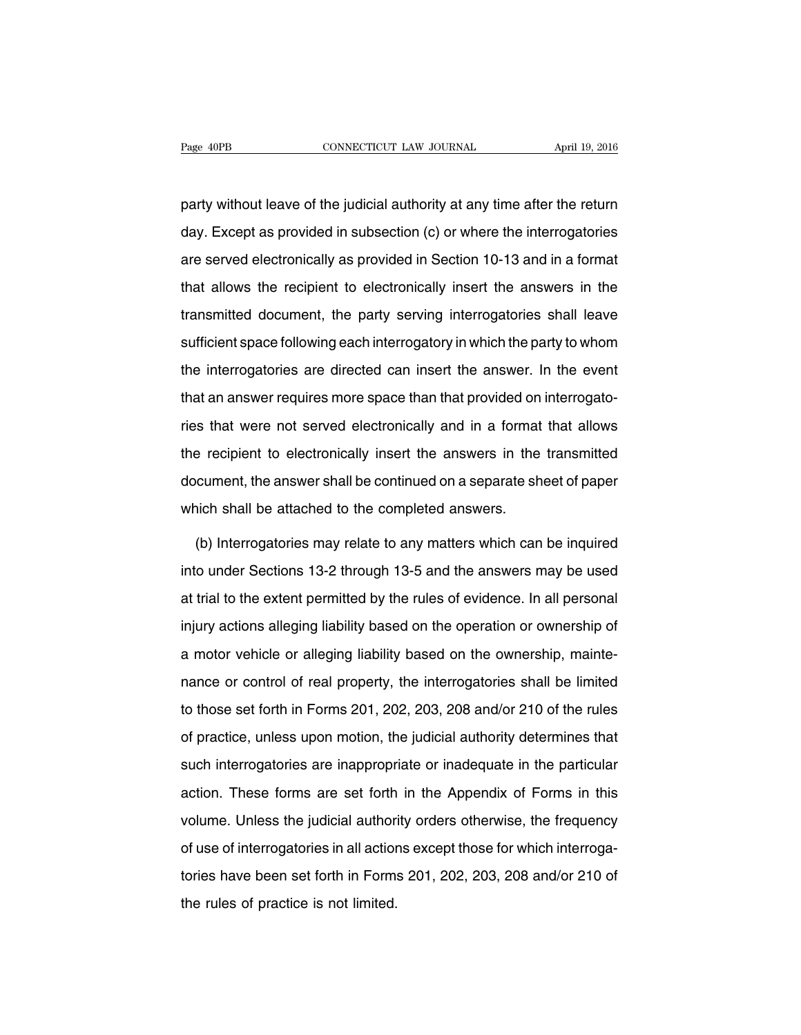party without leave of the judicial authority at any time after the return day. Except as provided in subsection (c) or where the interrogatories are served electronically as provided in Section 10-13 and in a format that allows the recipient to electronically insert the answers in the transmitted document, the party serving interrogatories shall leave sufficient space following each interrogatory in which the party to whom the interrogatories are directed can insert the answer. In the event that an answer requires more space than that provided on interrogatories that were not served electronically and in a format that allows the recipient to electronically insert the answers in the transmitted document, the answer shall be continued on a separate sheet of paper which shall be attached to the completed answers.

(b) Interrogatories may relate to any matters which can be inquired into under Sections 13-2 through 13-5 and the answers may be used at trial to the extent permitted by the rules of evidence. In all personal injury actions alleging liability based on the operation or ownership of a motor vehicle or alleging liability based on the ownership, maintenance or control of real property, the interrogatories shall be limited to those set forth in Forms 201, 202, 203, 208 and/or 210 of the rules of practice, unless upon motion, the judicial authority determines that such interrogatories are inappropriate or inadequate in the particular action. These forms are set forth in the Appendix of Forms in this volume. Unless the judicial authority orders otherwise, the frequency of use of interrogatories in all actions except those for which interrogatories have been set forth in Forms 201, 202, 203, 208 and/or 210 of the rules of practice is not limited.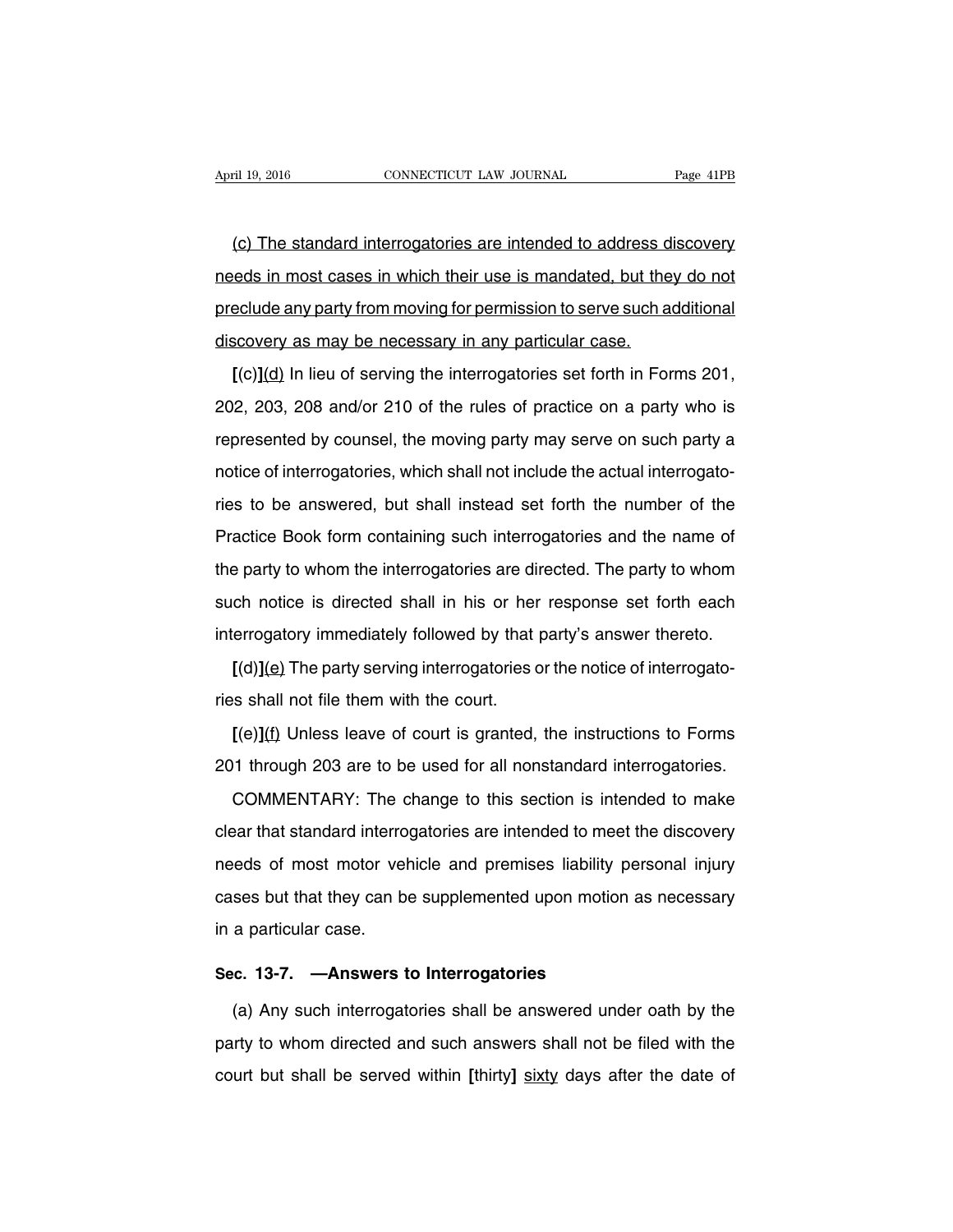<u>(c) The standard interrogatories are intended to address discovery needs in most cases in which their use is mandated, but they do not preclude any party from moving for permission to serve such additional discovery as may be necessary in any particular case.</u>

**[**(c)**]**<u>(d)</u> In lieu of serving the interrogatories set forth in Forms 201, 202, 203, 208 and/or 210 of the rules of practice on a party who is represented by counsel, the moving party may serve on such party a notice of interrogatories, which shall not include the actual interrogatories to be answered, but shall instead set forth the number of the Practice Book form containing such interrogatories and the name of the party to whom the interrogatories are directed. The party to whom such notice is directed shall in his or her response set forth each interrogatory immediately followed by that party's answer thereto.

**[**(d)**]**<u>(e)</u> The party serving interrogatories or the notice of interrogatories shall not file them with the court.

**[**(e)**]**<u>(f)</u> Unless leave of court is granted, the instructions to Forms 201 through 203 are to be used for all nonstandard interrogatories.

COMMENTARY: The change to this section is intended to make clear that standard interrogatories are intended to meet the discovery needs of most motor vehicle and premises liability personal injury cases but that they can be supplemented upon motion as necessary in a particular case.

### Sec. 13-7. —Answers to Interrogatories

(a) Any such interrogatories shall be answered under oath by the party to whom directed and such answers shall not be filed with the court but shall be served within **[**thirty**]** <u>sixty</u> days after the date of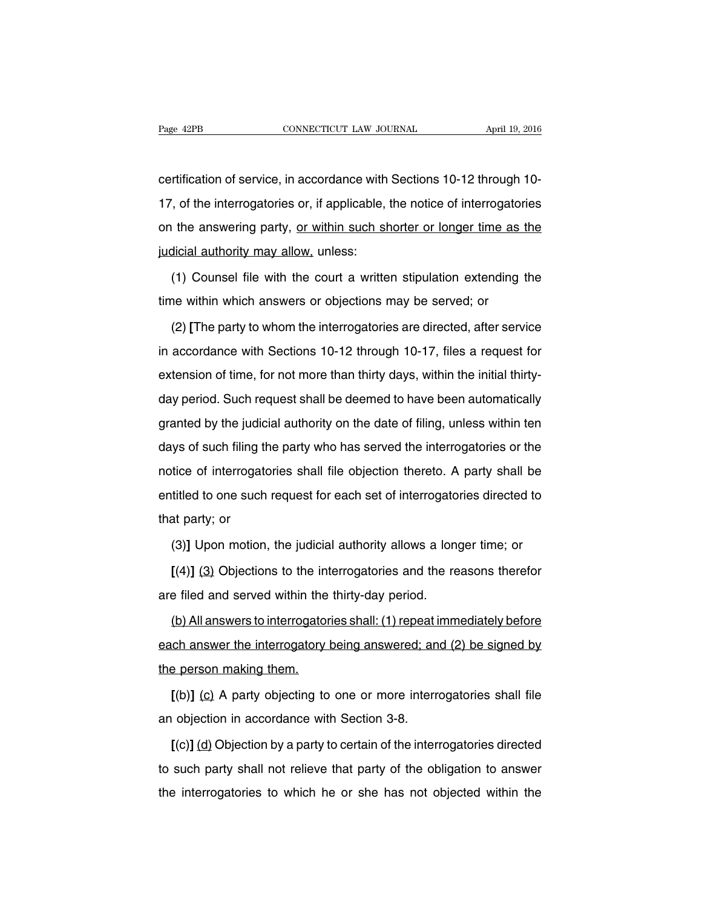certification of service, in accordance with Sections 10-12 through 10-17, of the interrogatories or, if applicable, the notice of interrogatories on the answering party, <u>or within such shorter or longer time as the judicial authority may allow,</u> unless:

(1) Counsel file with the court a written stipulation extending the time within which answers or objections may be served; or

(2) **[**The party to whom the interrogatories are directed, after service in accordance with Sections 10-12 through 10-17, files a request for extension of time, for not more than thirty days, within the initial thirty-day period. Such request shall be deemed to have been automatically granted by the judicial authority on the date of filing, unless within ten days of such filing the party who has served the interrogatories or the notice of interrogatories shall file objection thereto. A party shall be entitled to one such request for each set of interrogatories directed to that party; or

(3)**]** Upon motion, the judicial authority allows a longer time; or

**[**(4)**]** <u>(3)</u> Objections to the interrogatories and the reasons therefor are filed and served within the thirty-day period.

<u>(b) All answers to interrogatories shall: (1) repeat immediately before each answer the interrogatory being answered; and (2) be signed by the person making them.</u>

**[**(b)**]** <u>(c)</u> A party objecting to one or more interrogatories shall file an objection in accordance with Section 3-8.

**[**(c)**]** <u>(d)</u> Objection by a party to certain of the interrogatories directed to such party shall not relieve that party of the obligation to answer the interrogatories to which he or she has not objected within the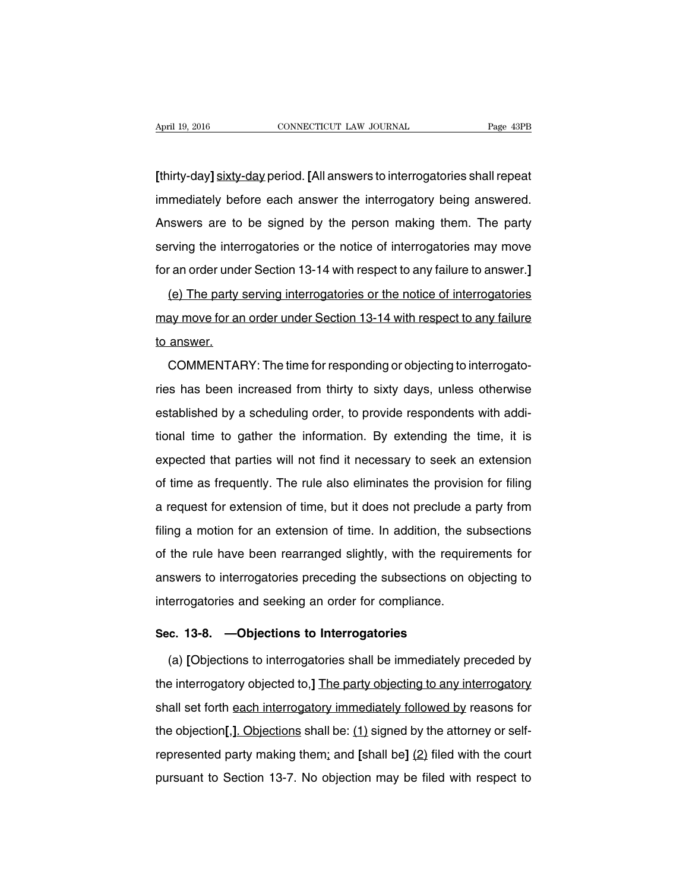**[**thirty-day**]** <u>sixty-day</u> period. **[**All answers to interrogatories shall repeat immediately before each answer the interrogatory being answered. Answers are to be signed by the person making them. The party serving the interrogatories or the notice of interrogatories may move for an order under Section 13-14 with respect to any failure to answer.**]**

<u>(e) The party serving interrogatories or the notice of interrogatories may move for an order under Section 13-14 with respect to any failure to answer.</u>

COMMENTARY: The time for responding or objecting to interrogatories has been increased from thirty to sixty days, unless otherwise established by a scheduling order, to provide respondents with additional time to gather the information. By extending the time, it is expected that parties will not find it necessary to seek an extension of time as frequently. The rule also eliminates the provision for filing a request for extension of time, but it does not preclude a party from filing a motion for an extension of time. In addition, the subsections of the rule have been rearranged slightly, with the requirements for answers to interrogatories preceding the subsections on objecting to interrogatories and seeking an order for compliance.

## Sec. 13-8. —Objections to Interrogatories

(a) **[**Objections to interrogatories shall be immediately preceded by the interrogatory objected to,**]** <u>The party objecting to any interrogatory</u> shall set forth <u>each interrogatory immediately followed by</u> reasons for the objection**[**,**]**<u>. Objections</u> shall be: <u>(1)</u> signed by the attorney or self-represented party making them<u>;</u> and **[**shall be**]** <u>(2)</u> filed with the court pursuant to Section 13-7. No objection may be filed with respect to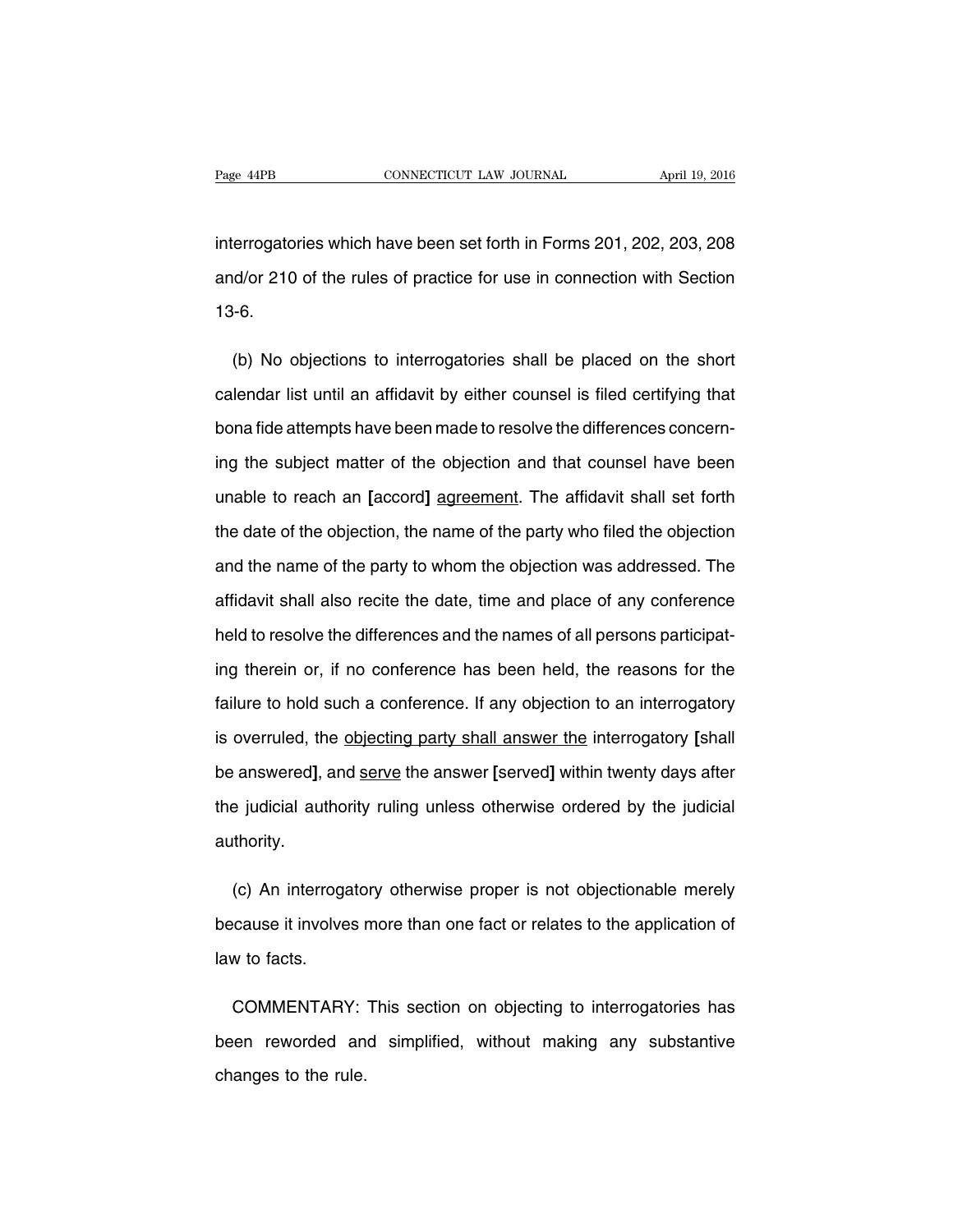interrogatories which have been set forth in Forms 201, 202, 203, 208 and/or 210 of the rules of practice for use in connection with Section 13-6.

(b) No objections to interrogatories shall be placed on the short calendar list until an affidavit by either counsel is filed certifying that bona fide attempts have been made to resolve the differences concerning the subject matter of the objection and that counsel have been unable to reach an **[**accord**]** <u>agreement</u>. The affidavit shall set forth the date of the objection, the name of the party who filed the objection and the name of the party to whom the objection was addressed. The affidavit shall also recite the date, time and place of any conference held to resolve the differences and the names of all persons participating therein or, if no conference has been held, the reasons for the failure to hold such a conference. If any objection to an interrogatory is overruled, the <u>objecting party shall answer the</u> interrogatory **[**shall be answered**]**, and <u>serve</u> the answer **[**served**]** within twenty days after the judicial authority ruling unless otherwise ordered by the judicial authority.

(c) An interrogatory otherwise proper is not objectionable merely because it involves more than one fact or relates to the application of law to facts.

COMMENTARY: This section on objecting to interrogatories has been reworded and simplified, without making any substantive changes to the rule.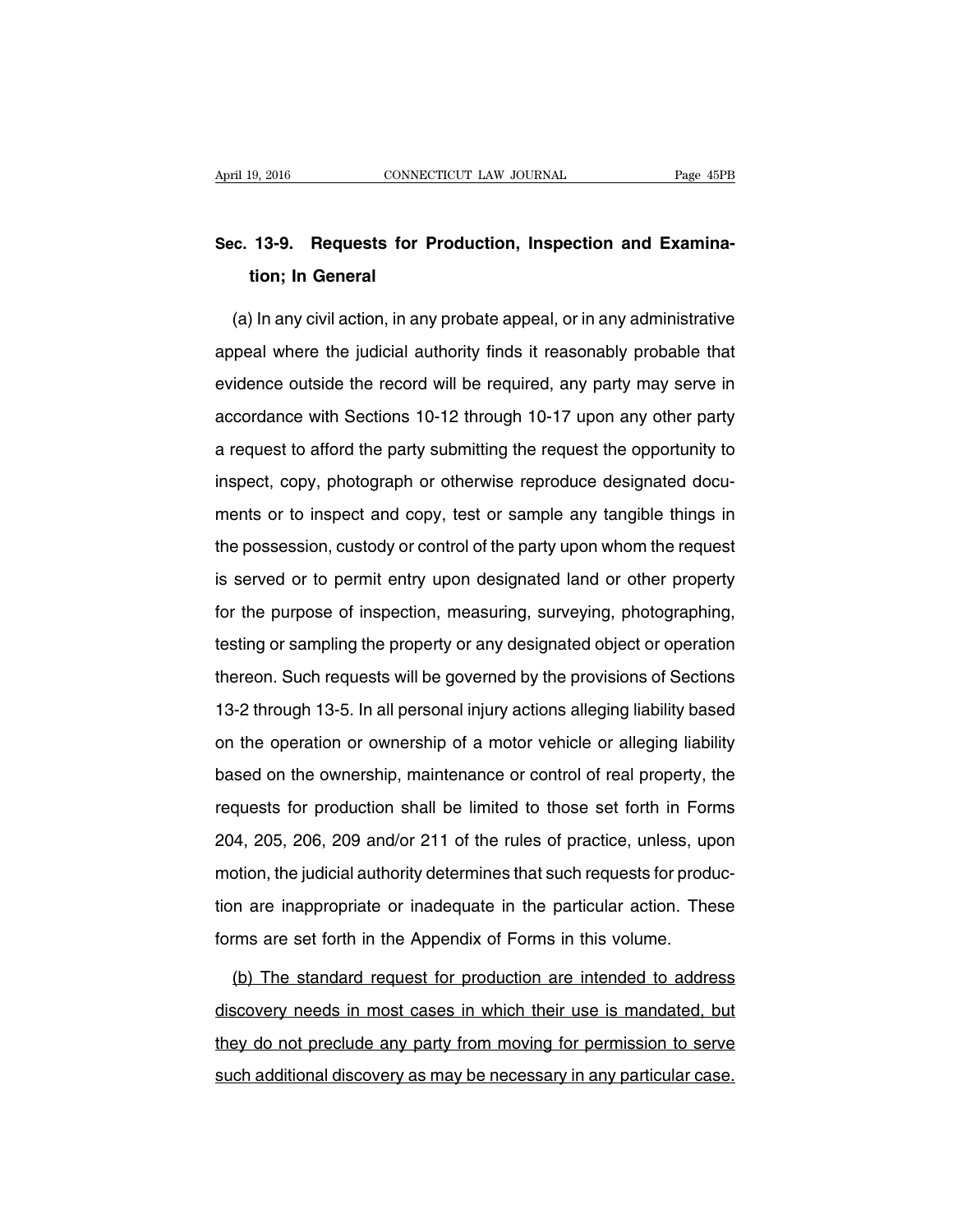## Sec. 13-9. Requests for Production, Inspection and Examination; In General

(a) In any civil action, in any probate appeal, or in any administrative appeal where the judicial authority finds it reasonably probable that evidence outside the record will be required, any party may serve in accordance with Sections 10-12 through 10-17 upon any other party a request to afford the party submitting the request the opportunity to inspect, copy, photograph or otherwise reproduce designated documents or to inspect and copy, test or sample any tangible things in the possession, custody or control of the party upon whom the request is served or to permit entry upon designated land or other property for the purpose of inspection, measuring, surveying, photographing, testing or sampling the property or any designated object or operation thereon. Such requests will be governed by the provisions of Sections 13-2 through 13-5. In all personal injury actions alleging liability based on the operation or ownership of a motor vehicle or alleging liability based on the ownership, maintenance or control of real property, the requests for production shall be limited to those set forth in Forms 204, 205, 206, 209 and/or 211 of the rules of practice, unless, upon motion, the judicial authority determines that such requests for production are inappropriate or inadequate in the particular action. These forms are set forth in the Appendix of Forms in this volume.

<u>(b) The standard request for production are intended to address discovery needs in most cases in which their use is mandated, but they do not preclude any party from moving for permission to serve such additional discovery as may be necessary in any particular case.</u>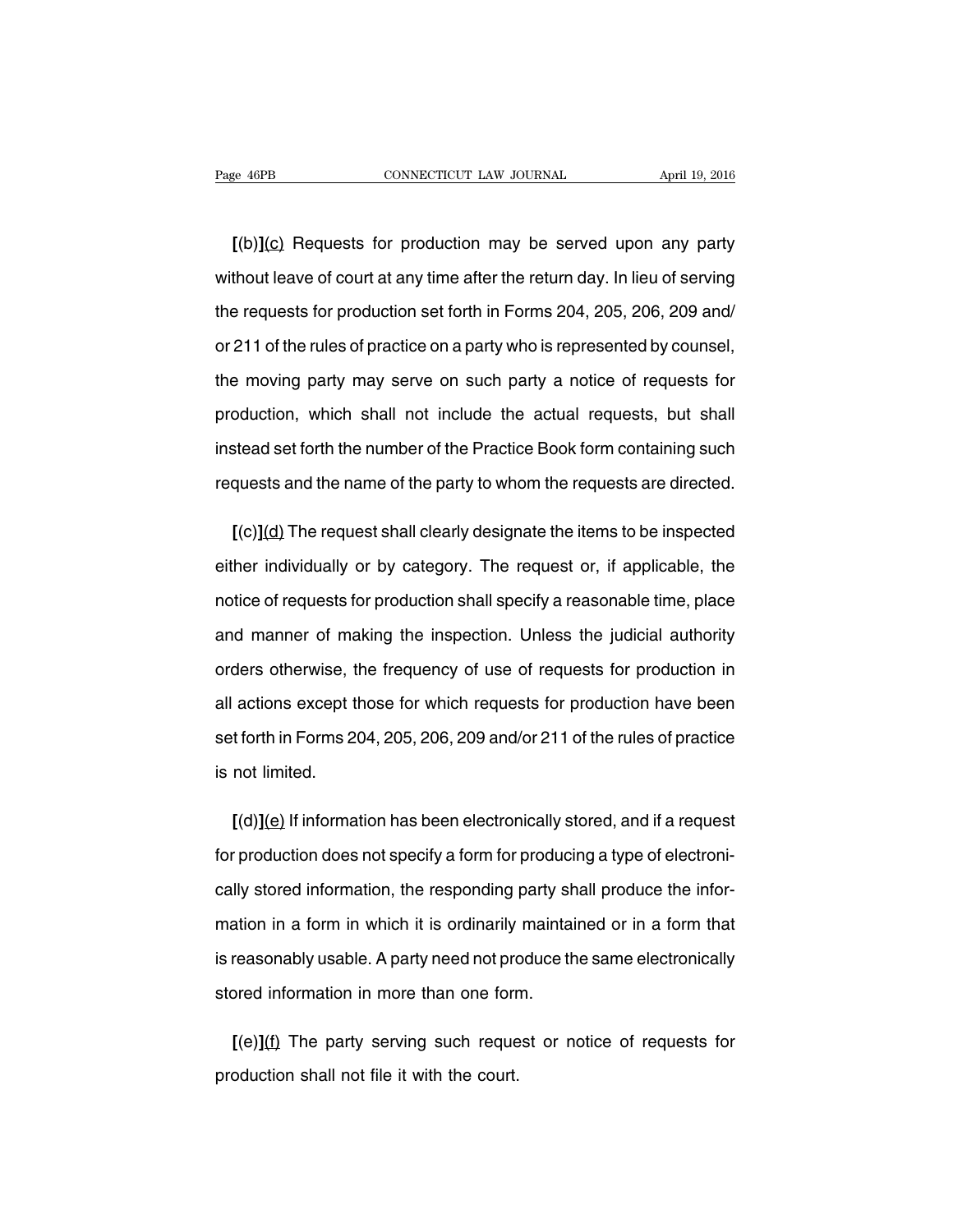**[**(b)**]**<u>(c)</u> Requests for production may be served upon any party without leave of court at any time after the return day. In lieu of serving the requests for production set forth in Forms 204, 205, 206, 209 and/or 211 of the rules of practice on a party who is represented by counsel, the moving party may serve on such party a notice of requests for production, which shall not include the actual requests, but shall instead set forth the number of the Practice Book form containing such requests and the name of the party to whom the requests are directed.

**[**(c)**]**<u>(d)</u> The request shall clearly designate the items to be inspected either individually or by category. The request or, if applicable, the notice of requests for production shall specify a reasonable time, place and manner of making the inspection. Unless the judicial authority orders otherwise, the frequency of use of requests for production in all actions except those for which requests for production have been set forth in Forms 204, 205, 206, 209 and/or 211 of the rules of practice is not limited.

**[**(d)**]**<u>(e)</u> If information has been electronically stored, and if a request for production does not specify a form for producing a type of electronically stored information, the responding party shall produce the information in a form in which it is ordinarily maintained or in a form that is reasonably usable. A party need not produce the same electronically stored information in more than one form.

**[**(e)**]**<u>(f)</u> The party serving such request or notice of requests for production shall not file it with the court.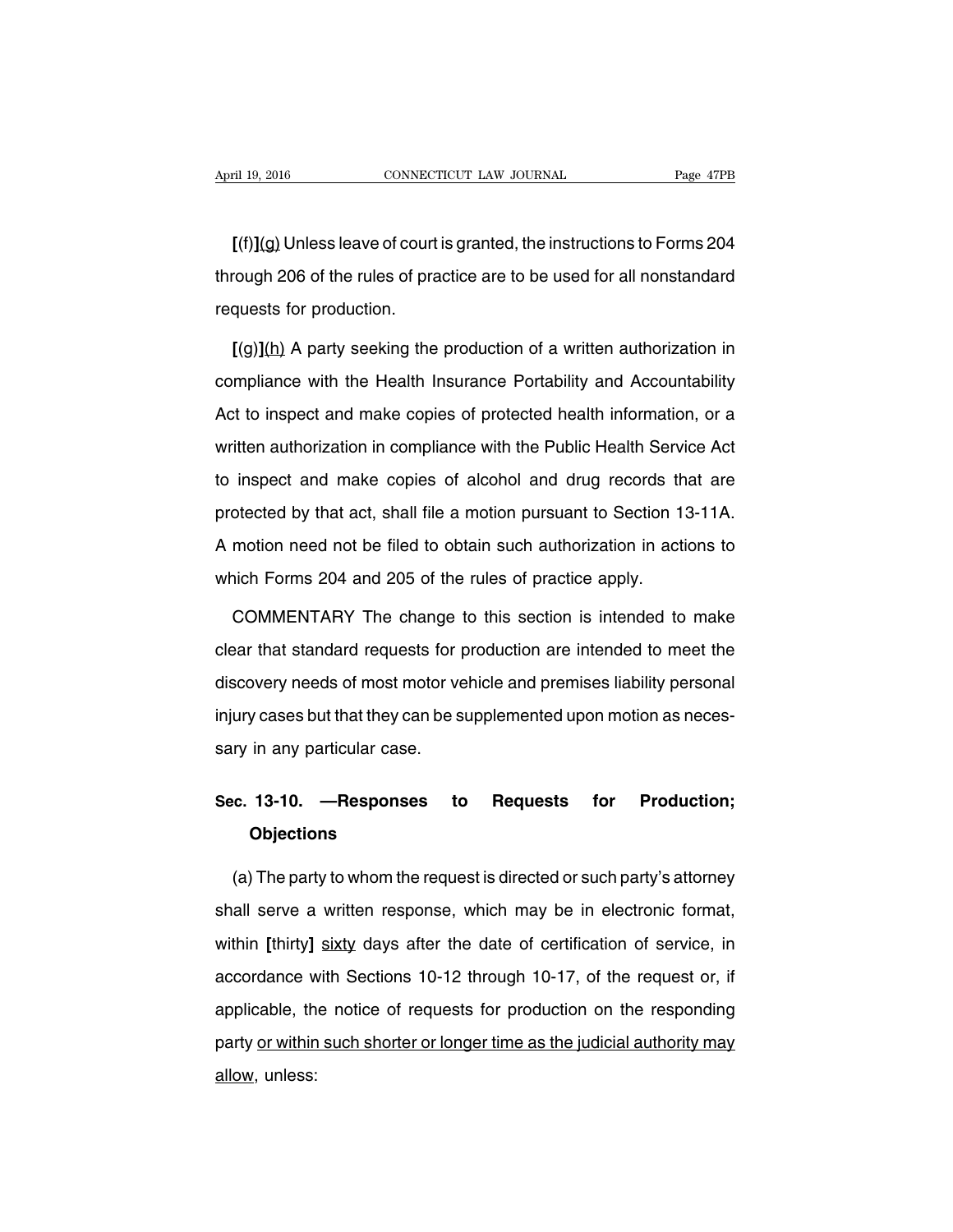**[**(f)**]**<u>(g)</u> Unless leave of court is granted, the instructions to Forms 204 through 206 of the rules of practice are to be used for all nonstandard requests for production.

**[**(g)**]**<u>(h)</u> A party seeking the production of a written authorization in compliance with the Health Insurance Portability and Accountability Act to inspect and make copies of protected health information, or a written authorization in compliance with the Public Health Service Act to inspect and make copies of alcohol and drug records that are protected by that act, shall file a motion pursuant to Section 13-11A. A motion need not be filed to obtain such authorization in actions to which Forms 204 and 205 of the rules of practice apply.

COMMENTARY The change to this section is intended to make clear that standard requests for production are intended to meet the discovery needs of most motor vehicle and premises liability personal injury cases but that they can be supplemented upon motion as necessary in any particular case.

## Sec. 13-10. —Responses to Requests for Production; Objections

(a) The party to whom the request is directed or such party's attorney shall serve a written response, which may be in electronic format, within **[**thirty**]** <u>sixty</u> days after the date of certification of service, in accordance with Sections 10-12 through 10-17, of the request or, if applicable, the notice of requests for production on the responding party <u>or within such shorter or longer time as the judicial authority may allow</u>, unless: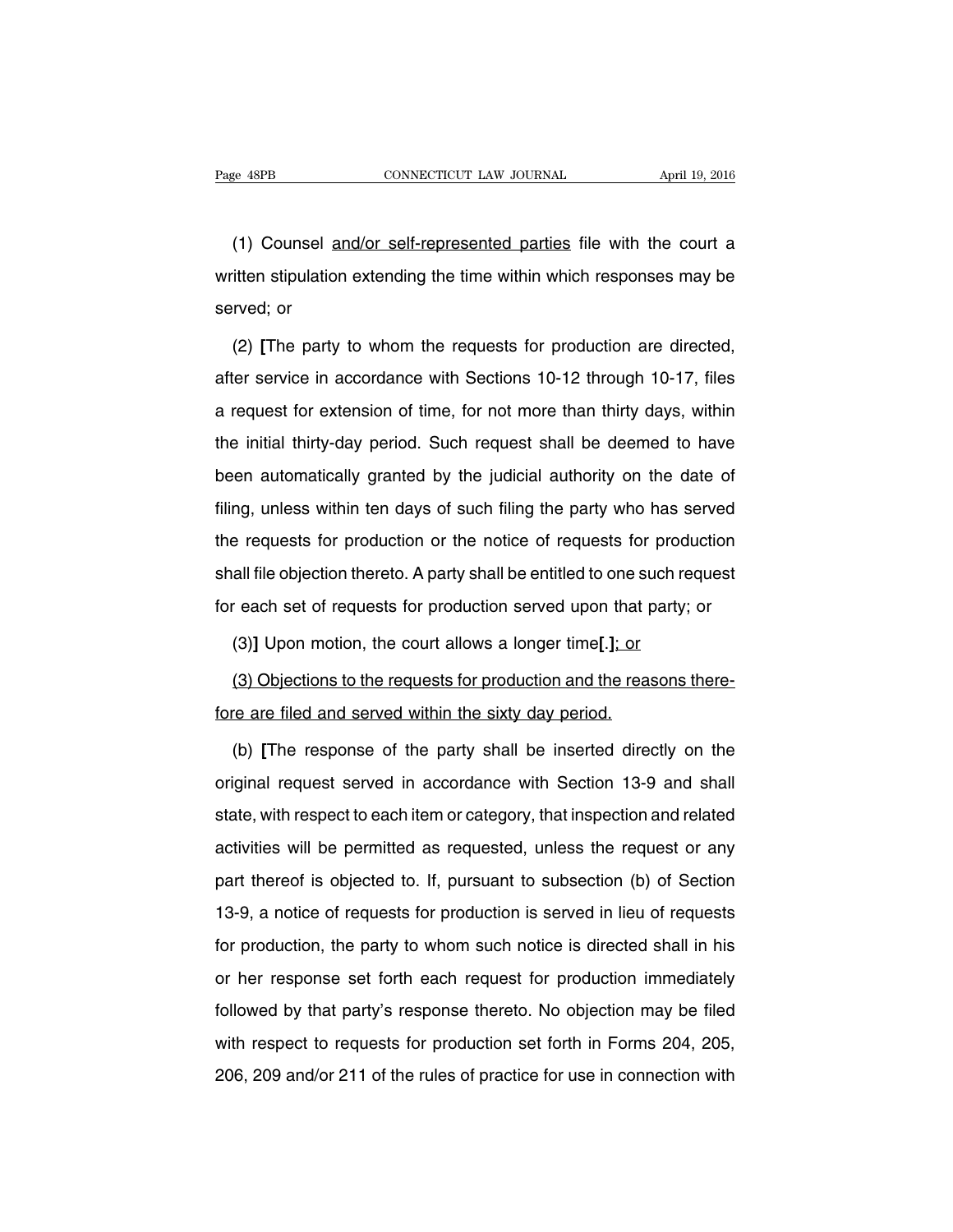(1) Counsel <u>and/or self-represented parties</u> file with the court a written stipulation extending the time within which responses may be served; or

(2) **[**The party to whom the requests for production are directed, after service in accordance with Sections 10-12 through 10-17, files a request for extension of time, for not more than thirty days, within the initial thirty-day period. Such request shall be deemed to have been automatically granted by the judicial authority on the date of filing, unless within ten days of such filing the party who has served the requests for production or the notice of requests for production shall file objection thereto. A party shall be entitled to one such request for each set of requests for production served upon that party; or

(3)**]** Upon motion, the court allows a longer time**[**.**]**<u>; or</u>

<u>(3) Objections to the requests for production and the reasons therefore are filed and served within the sixty day period.</u>

(b) **[**The response of the party shall be inserted directly on the original request served in accordance with Section 13-9 and shall state, with respect to each item or category, that inspection and related activities will be permitted as requested, unless the request or any part thereof is objected to. If, pursuant to subsection (b) of Section 13-9, a notice of requests for production is served in lieu of requests for production, the party to whom such notice is directed shall in his or her response set forth each request for production immediately followed by that party's response thereto. No objection may be filed with respect to requests for production set forth in Forms 204, 205, 206, 209 and/or 211 of the rules of practice for use in connection with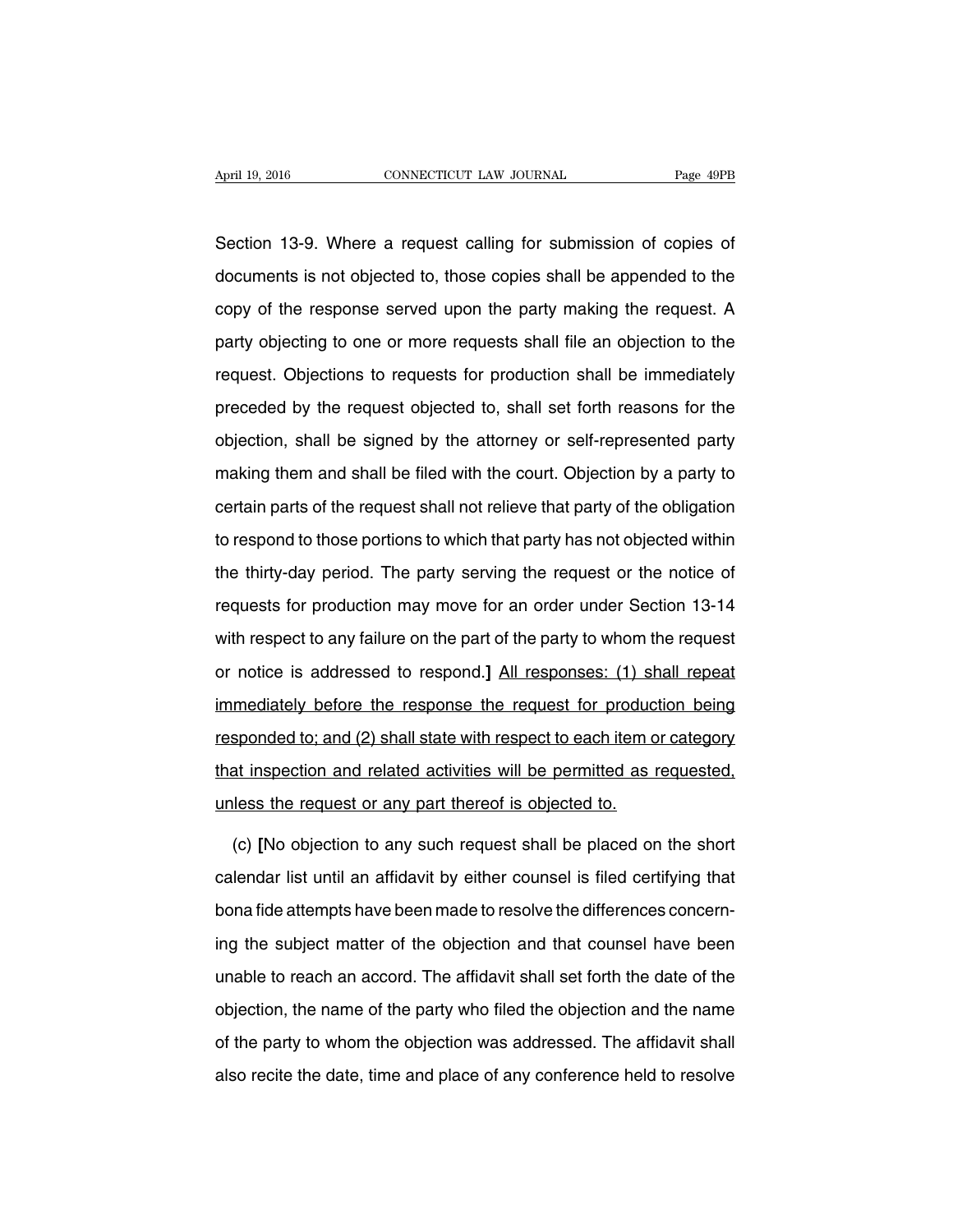Section 13-9. Where a request calling for submission of copies of documents is not objected to, those copies shall be appended to the copy of the response served upon the party making the request. A party objecting to one or more requests shall file an objection to the request. Objections to requests for production shall be immediately preceded by the request objected to, shall set forth reasons for the objection, shall be signed by the attorney or self-represented party making them and shall be filed with the court. Objection by a party to certain parts of the request shall not relieve that party of the obligation to respond to those portions to which that party has not objected within the thirty-day period. The party serving the request or the notice of requests for production may move for an order under Section 13-14 with respect to any failure on the part of the party to whom the request or notice is addressed to respond.**]** <u>All responses: (1) shall repeat immediately before the response the request for production being responded to; and (2) shall state with respect to each item or category that inspection and related activities will be permitted as requested, unless the request or any part thereof is objected to.</u>

(c) **[**No objection to any such request shall be placed on the short calendar list until an affidavit by either counsel is filed certifying that bona fide attempts have been made to resolve the differences concerning the subject matter of the objection and that counsel have been unable to reach an accord. The affidavit shall set forth the date of the objection, the name of the party who filed the objection and the name of the party to whom the objection was addressed. The affidavit shall also recite the date, time and place of any conference held to resolve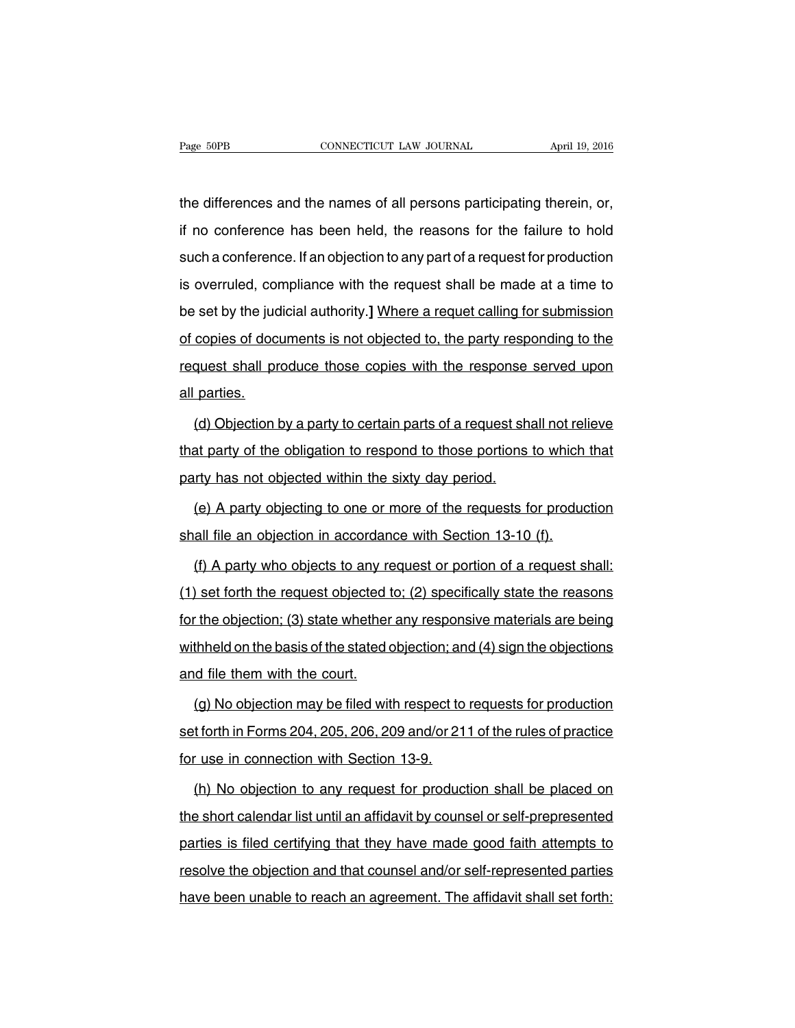the differences and the names of all persons participating therein, or, if no conference has been held, the reasons for the failure to hold such a conference. If an objection to any part of a request for production is overruled, compliance with the request shall be made at a time to be set by the judicial authority.**]** <u>Where a requet calling for submission of copies of documents is not objected to, the party responding to the request shall produce those copies with the response served upon all parties.</u>

<u>(d) Objection by a party to certain parts of a request shall not relieve that party of the obligation to respond to those portions to which that party has not objected within the sixty day period.</u>

<u>(e) A party objecting to one or more of the requests for production shall file an objection in accordance with Section 13-10 (f).</u>

<u>(f) A party who objects to any request or portion of a request shall: (1) set forth the request objected to; (2) specifically state the reasons for the objection; (3) state whether any responsive materials are being withheld on the basis of the stated objection; and (4) sign the objections and file them with the court.</u>

<u>(g) No objection may be filed with respect to requests for production set forth in Forms 204, 205, 206, 209 and/or 211 of the rules of practice for use in connection with Section 13-9.</u>

<u>(h) No objection to any request for production shall be placed on the short calendar list until an affidavit by counsel or self-prepresented parties is filed certifying that they have made good faith attempts to resolve the objection and that counsel and/or self-represented parties have been unable to reach an agreement. The affidavit shall set forth:</u>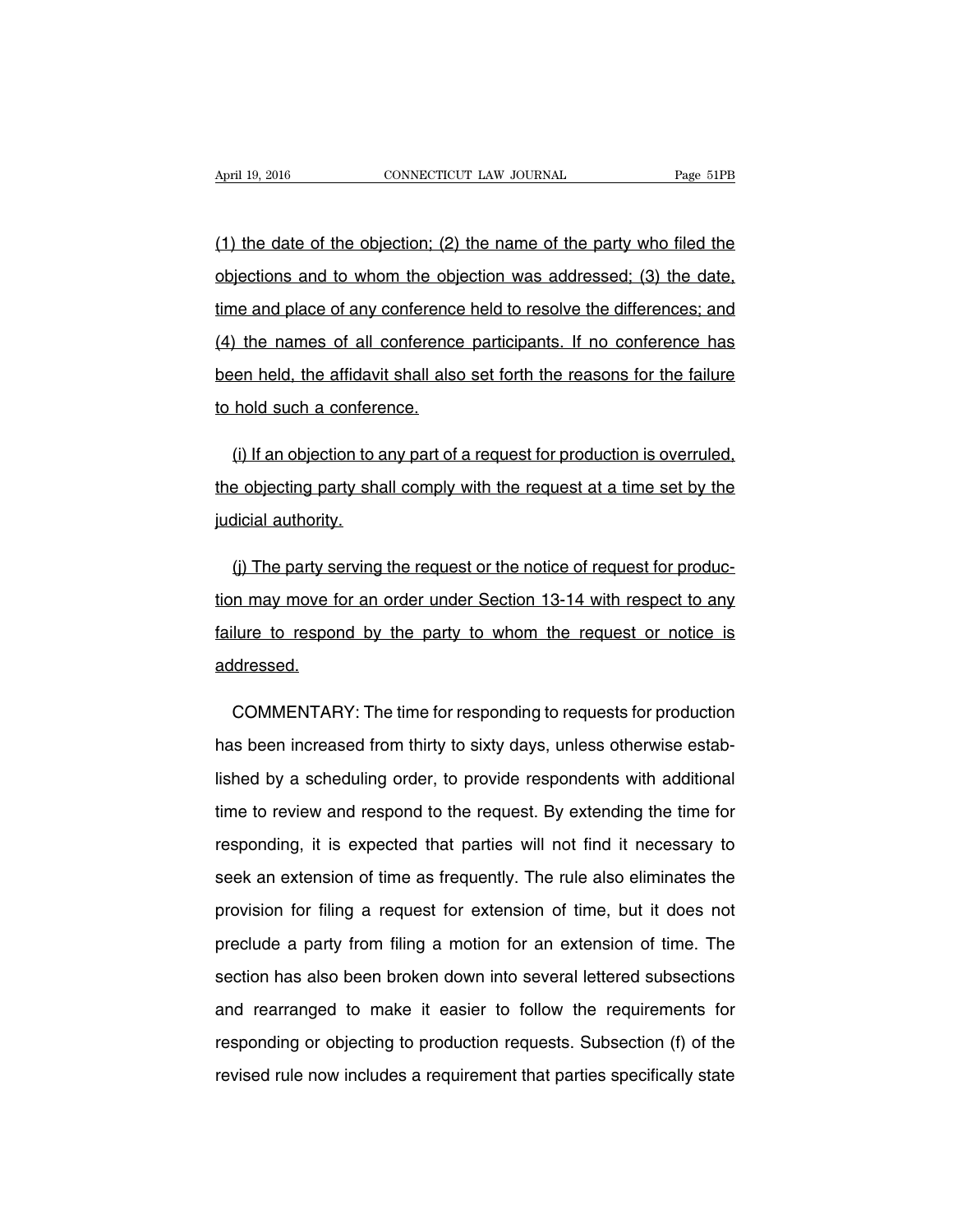(1) the date of the objection; (2) the name of the party who filed the objections and to whom the objection was addressed; (3) the date, time and place of any conference held to resolve the differences; and (4) the names of all conference participants. If no conference has been held, the affidavit shall also set forth the reasons for the failure to hold such a conference.

(i) If an objection to any part of a request for production is overruled, the objecting party shall comply with the request at a time set by the judicial authority.

(j) The party serving the request or the notice of request for production may move for an order under Section 13-14 with respect to any failure to respond by the party to whom the request or notice is addressed.

COMMENTARY: The time for responding to requests for production has been increased from thirty to sixty days, unless otherwise established by a scheduling order, to provide respondents with additional time to review and respond to the request. By extending the time for responding, it is expected that parties will not find it necessary to seek an extension of time as frequently. The rule also eliminates the provision for filing a request for extension of time, but it does not preclude a party from filing a motion for an extension of time. The section has also been broken down into several lettered subsections and rearranged to make it easier to follow the requirements for responding or objecting to production requests. Subsection (f) of the revised rule now includes a requirement that parties specifically state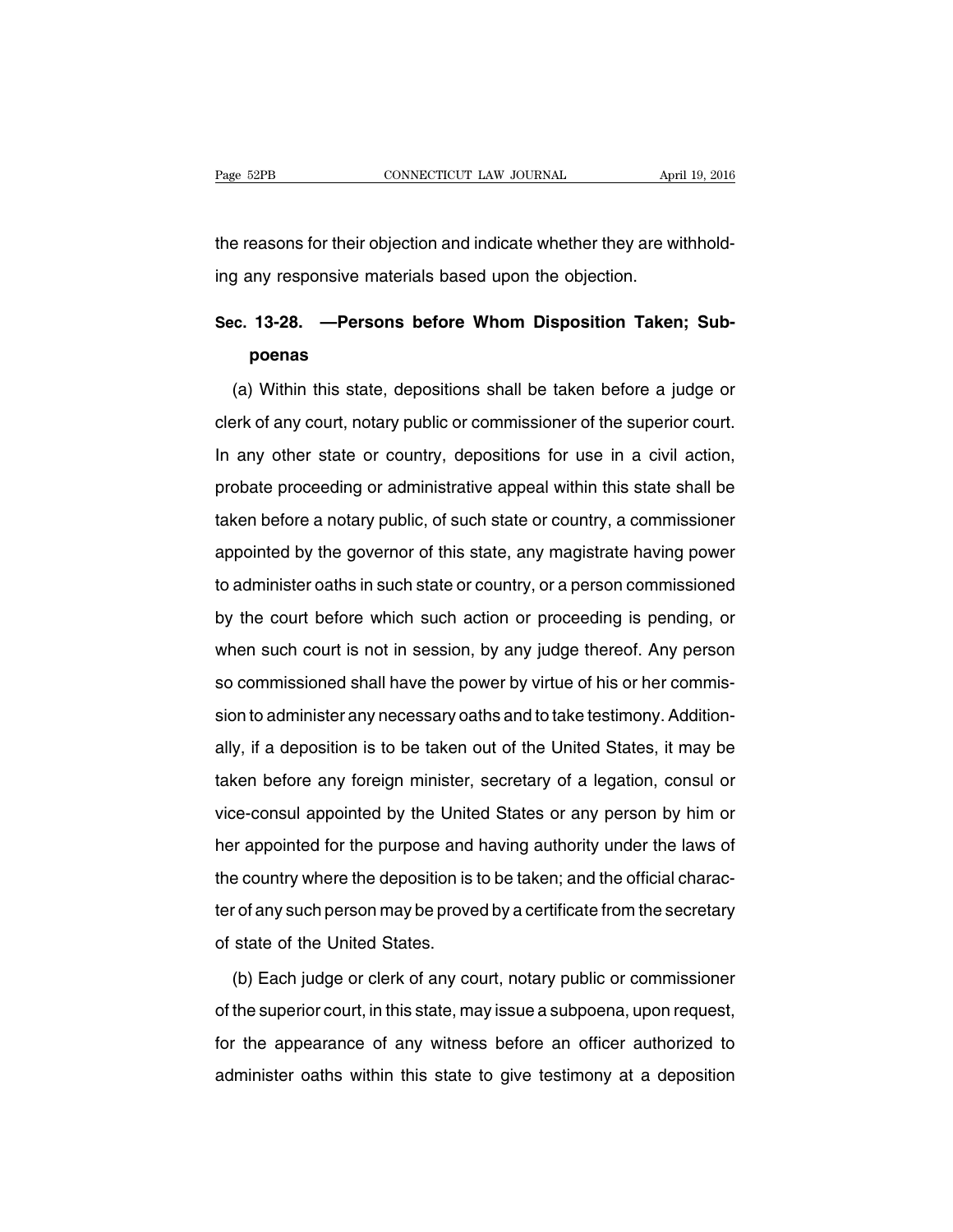the reasons for their objection and indicate whether they are withholding any responsive materials based upon the objection.

**Sec. 13-28. —Persons before Whom Disposition Taken; Subpoenas**

(a) Within this state, depositions shall be taken before a judge or clerk of any court, notary public or commissioner of the superior court. In any other state or country, depositions for use in a civil action, probate proceeding or administrative appeal within this state shall be taken before a notary public, of such state or country, a commissioner appointed by the governor of this state, any magistrate having power to administer oaths in such state or country, or a person commissioned by the court before which such action or proceeding is pending, or when such court is not in session, by any judge thereof. Any person so commissioned shall have the power by virtue of his or her commission to administer any necessary oaths and to take testimony. Additionally, if a deposition is to be taken out of the United States, it may be taken before any foreign minister, secretary of a legation, consul or vice-consul appointed by the United States or any person by him or her appointed for the purpose and having authority under the laws of the country where the deposition is to be taken; and the official character of any such person may be proved by a certificate from the secretary of state of the United States.

(b) Each judge or clerk of any court, notary public or commissioner of the superior court, in this state, may issue a subpoena, upon request, for the appearance of any witness before an officer authorized to administer oaths within this state to give testimony at a deposition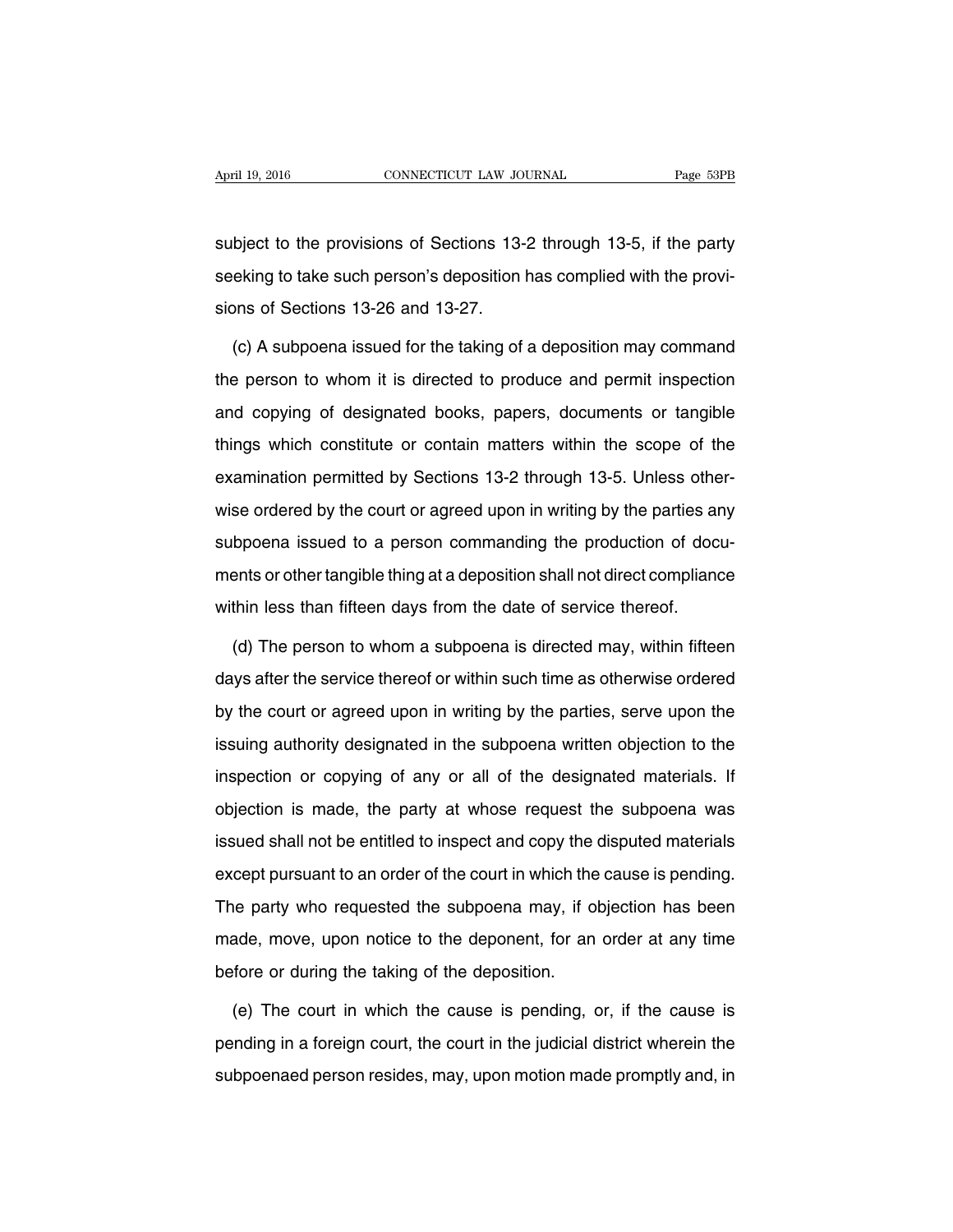subject to the provisions of Sections 13-2 through 13-5, if the party seeking to take such person's deposition has complied with the provisions of Sections 13-26 and 13-27.

(c) A subpoena issued for the taking of a deposition may command the person to whom it is directed to produce and permit inspection and copying of designated books, papers, documents or tangible things which constitute or contain matters within the scope of the examination permitted by Sections 13-2 through 13-5. Unless otherwise ordered by the court or agreed upon in writing by the parties any subpoena issued to a person commanding the production of documents or other tangible thing at a deposition shall not direct compliance within less than fifteen days from the date of service thereof.

(d) The person to whom a subpoena is directed may, within fifteen days after the service thereof or within such time as otherwise ordered by the court or agreed upon in writing by the parties, serve upon the issuing authority designated in the subpoena written objection to the inspection or copying of any or all of the designated materials. If objection is made, the party at whose request the subpoena was issued shall not be entitled to inspect and copy the disputed materials except pursuant to an order of the court in which the cause is pending. The party who requested the subpoena may, if objection has been made, move, upon notice to the deponent, for an order at any time before or during the taking of the deposition.

(e) The court in which the cause is pending, or, if the cause is pending in a foreign court, the court in the judicial district wherein the subpoenaed person resides, may, upon motion made promptly and, in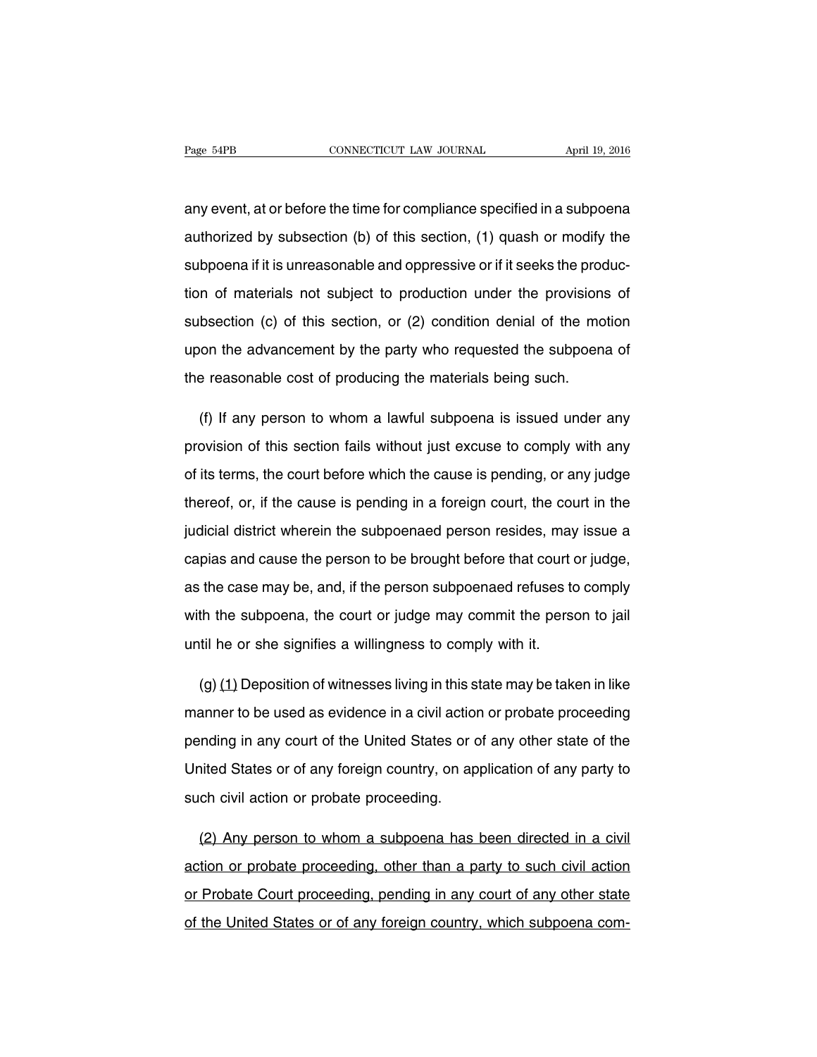any event, at or before the time for compliance specified in a subpoena authorized by subsection (b) of this section, (1) quash or modify the subpoena if it is unreasonable and oppressive or if it seeks the production of materials not subject to production under the provisions of subsection (c) of this section, or (2) condition denial of the motion upon the advancement by the party who requested the subpoena of the reasonable cost of producing the materials being such.

(f) If any person to whom a lawful subpoena is issued under any provision of this section fails without just excuse to comply with any of its terms, the court before which the cause is pending, or any judge thereof, or, if the cause is pending in a foreign court, the court in the judicial district wherein the subpoenaed person resides, may issue a capias and cause the person to be brought before that court or judge, as the case may be, and, if the person subpoenaed refuses to comply with the subpoena, the court or judge may commit the person to jail until he or she signifies a willingness to comply with it.

(g) <u>(1)</u> Deposition of witnesses living in this state may be taken in like manner to be used as evidence in a civil action or probate proceeding pending in any court of the United States or of any other state of the United States or of any foreign country, on application of any party to such civil action or probate proceeding.

<u>(2) Any person to whom a subpoena has been directed in a civil action or probate proceeding, other than a party to such civil action or Probate Court proceeding, pending in any court of any other state of the United States or of any foreign country, which subpoena com-</u>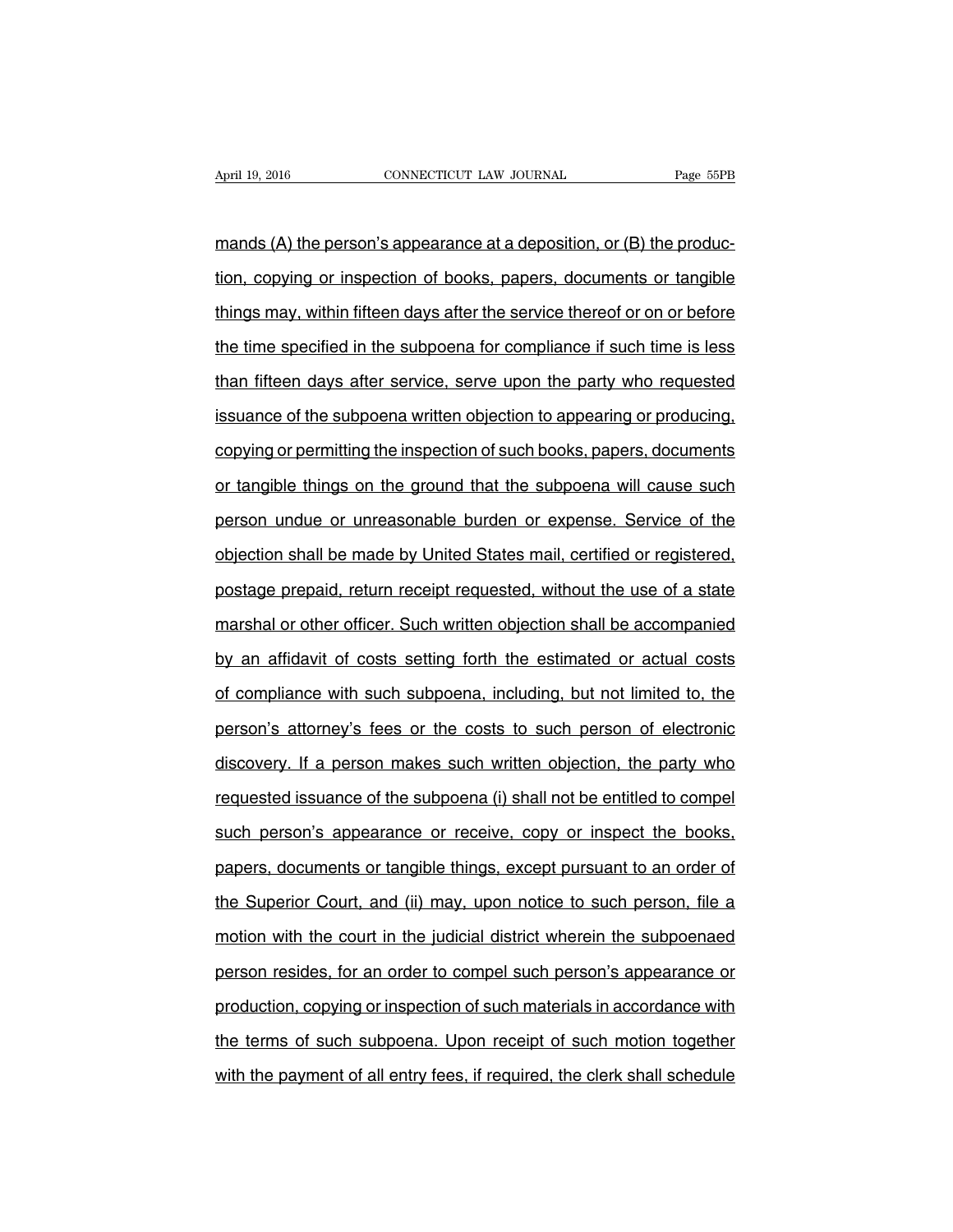mands (A) the person's appearance at a deposition, or (B) the production, copying or inspection of books, papers, documents or tangible things may, within fifteen days after the service thereof or on or before the time specified in the subpoena for compliance if such time is less than fifteen days after service, serve upon the party who requested issuance of the subpoena written objection to appearing or producing, copying or permitting the inspection of such books, papers, documents or tangible things on the ground that the subpoena will cause such person undue or unreasonable burden or expense. Service of the objection shall be made by United States mail, certified or registered, postage prepaid, return receipt requested, without the use of a state marshal or other officer. Such written objection shall be accompanied by an affidavit of costs setting forth the estimated or actual costs of compliance with such subpoena, including, but not limited to, the person's attorney's fees or the costs to such person of electronic discovery. If a person makes such written objection, the party who requested issuance of the subpoena (i) shall not be entitled to compel such person's appearance or receive, copy or inspect the books, papers, documents or tangible things, except pursuant to an order of the Superior Court, and (ii) may, upon notice to such person, file a motion with the court in the judicial district wherein the subpoenaed person resides, for an order to compel such person's appearance or production, copying or inspection of such materials in accordance with the terms of such subpoena. Upon receipt of such motion together with the payment of all entry fees, if required, the clerk shall schedule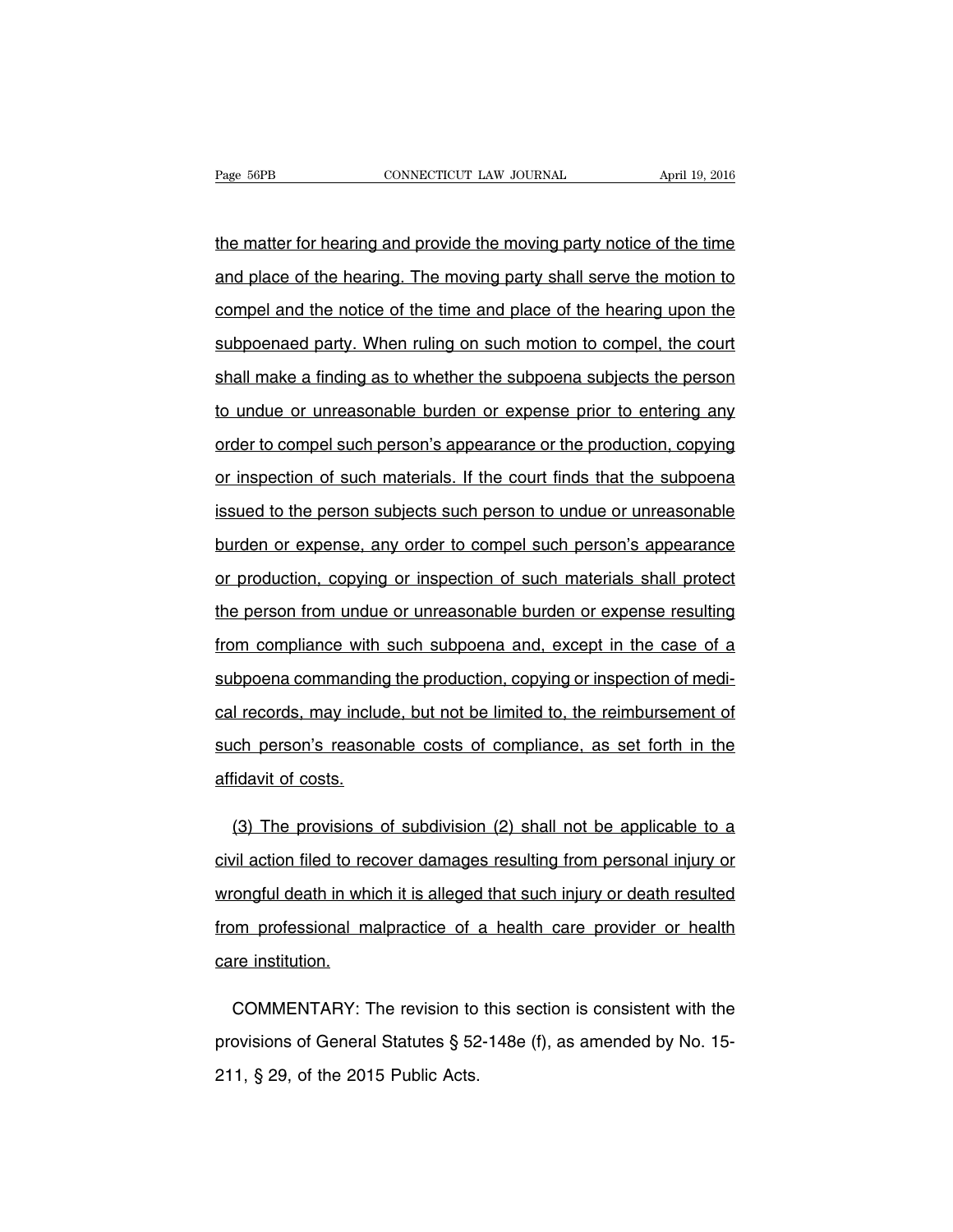the matter for hearing and provide the moving party notice of the time and place of the hearing. The moving party shall serve the motion to compel and the notice of the time and place of the hearing upon the subpoenaed party. When ruling on such motion to compel, the court shall make a finding as to whether the subpoena subjects the person to undue or unreasonable burden or expense prior to entering any order to compel such person's appearance or the production, copying or inspection of such materials. If the court finds that the subpoena issued to the person subjects such person to undue or unreasonable burden or expense, any order to compel such person's appearance or production, copying or inspection of such materials shall protect the person from undue or unreasonable burden or expense resulting from compliance with such subpoena and, except in the case of a subpoena commanding the production, copying or inspection of medical records, may include, but not be limited to, the reimbursement of such person's reasonable costs of compliance, as set forth in the affidavit of costs.

(3) The provisions of subdivision (2) shall not be applicable to a civil action filed to recover damages resulting from personal injury or wrongful death in which it is alleged that such injury or death resulted from professional malpractice of a health care provider or health care institution.

COMMENTARY: The revision to this section is consistent with the provisions of General Statutes § 52-148e (f), as amended by No. 15-211, § 29, of the 2015 Public Acts.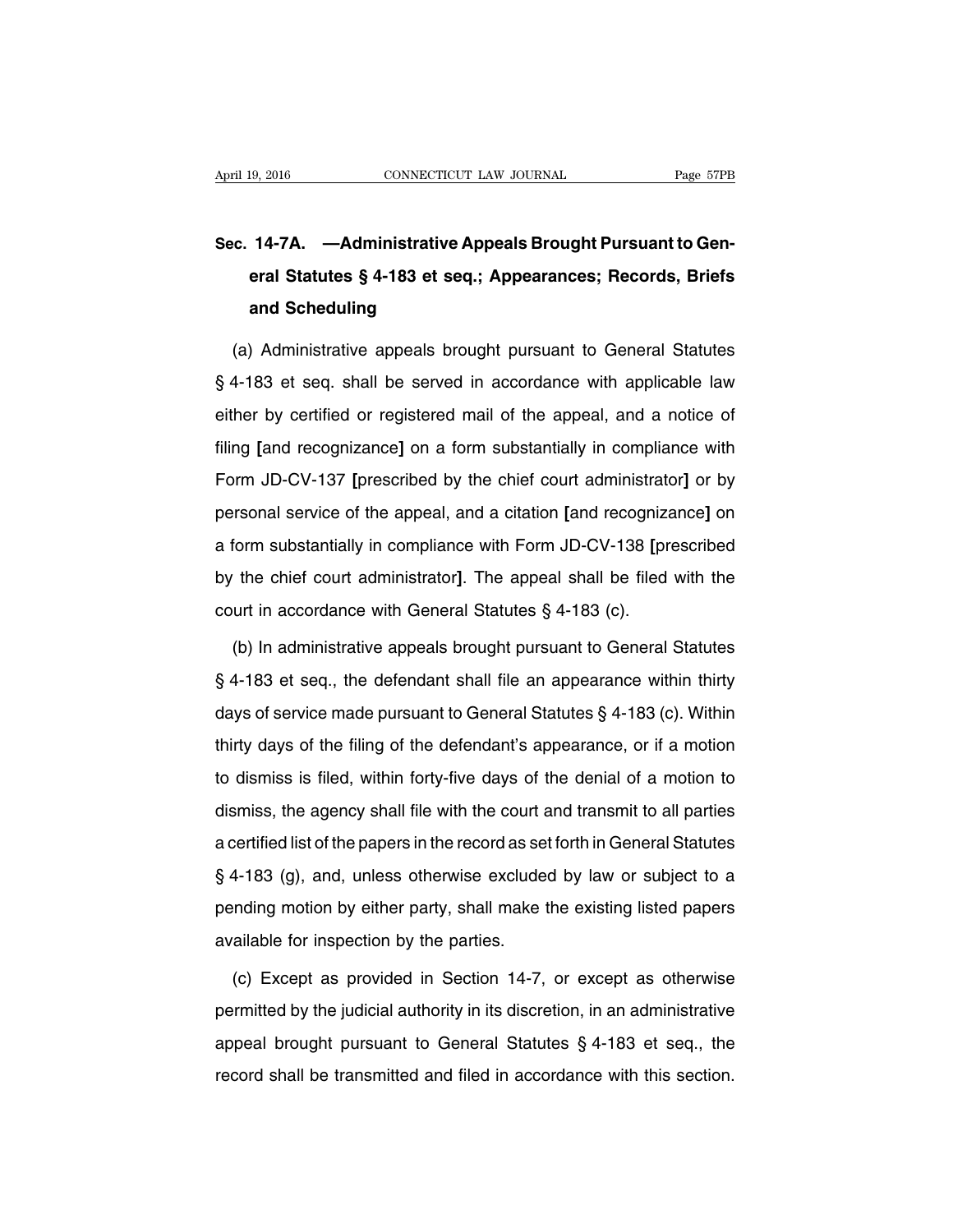**Sec. 14-7A. —Administrative Appeals Brought Pursuant to General Statutes § 4-183 et seq.; Appearances; Records, Briefs and Scheduling**

(a) Administrative appeals brought pursuant to General Statutes § 4-183 et seq. shall be served in accordance with applicable law either by certified or registered mail of the appeal, and a notice of filing [and recognizance] on a form substantially in compliance with Form JD-CV-137 [prescribed by the chief court administrator] or by personal service of the appeal, and a citation [and recognizance] on a form substantially in compliance with Form JD-CV-138 [prescribed by the chief court administrator]. The appeal shall be filed with the court in accordance with General Statutes § 4-183 (c).

(b) In administrative appeals brought pursuant to General Statutes § 4-183 et seq., the defendant shall file an appearance within thirty days of service made pursuant to General Statutes § 4-183 (c). Within thirty days of the filing of the defendant's appearance, or if a motion to dismiss is filed, within forty-five days of the denial of a motion to dismiss, the agency shall file with the court and transmit to all parties a certified list of the papers in the record as set forth in General Statutes § 4-183 (g), and, unless otherwise excluded by law or subject to a pending motion by either party, shall make the existing listed papers available for inspection by the parties.

(c) Except as provided in Section 14-7, or except as otherwise permitted by the judicial authority in its discretion, in an administrative appeal brought pursuant to General Statutes § 4-183 et seq., the record shall be transmitted and filed in accordance with this section.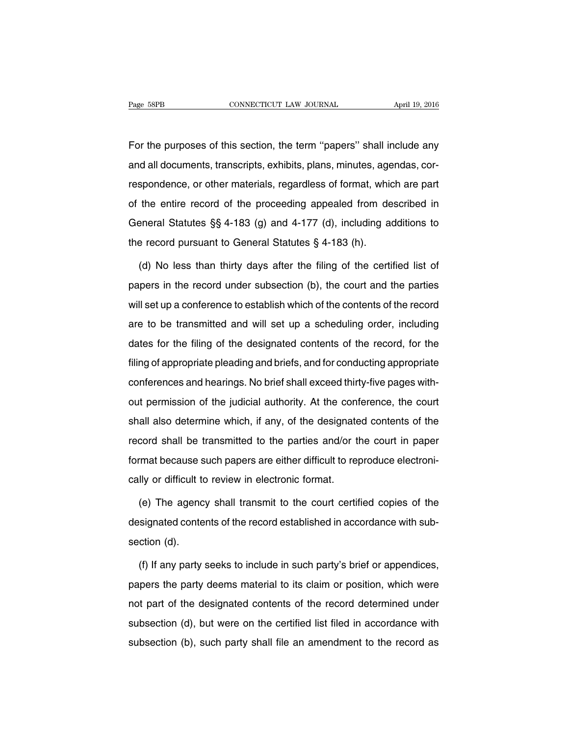For the purposes of this section, the term ''papers'' shall include any and all documents, transcripts, exhibits, plans, minutes, agendas, correspondence, or other materials, regardless of format, which are part of the entire record of the proceeding appealed from described in General Statutes §§ 4-183 (g) and 4-177 (d), including additions to the record pursuant to General Statutes § 4-183 (h).

(d) No less than thirty days after the filing of the certified list of papers in the record under subsection (b), the court and the parties will set up a conference to establish which of the contents of the record are to be transmitted and will set up a scheduling order, including dates for the filing of the designated contents of the record, for the filing of appropriate pleading and briefs, and for conducting appropriate conferences and hearings. No brief shall exceed thirty-five pages without permission of the judicial authority. At the conference, the court shall also determine which, if any, of the designated contents of the record shall be transmitted to the parties and/or the court in paper format because such papers are either difficult to reproduce electronically or difficult to review in electronic format.

(e) The agency shall transmit to the court certified copies of the designated contents of the record established in accordance with subsection (d).

(f) If any party seeks to include in such party's brief or appendices, papers the party deems material to its claim or position, which were not part of the designated contents of the record determined under subsection (d), but were on the certified list filed in accordance with subsection (b), such party shall file an amendment to the record as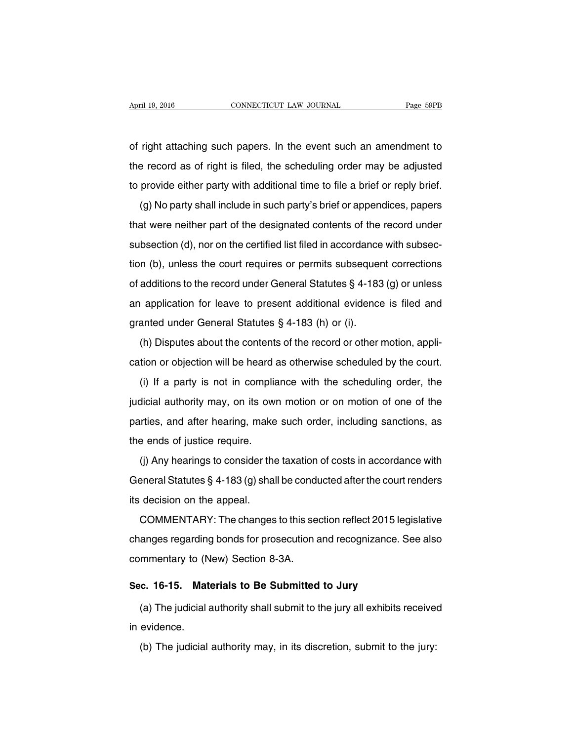of right attaching such papers. In the event such an amendment to the record as of right is filed, the scheduling order may be adjusted to provide either party with additional time to file a brief or reply brief.

(g) No party shall include in such party's brief or appendices, papers that were neither part of the designated contents of the record under subsection (d), nor on the certified list filed in accordance with subsection (b), unless the court requires or permits subsequent corrections of additions to the record under General Statutes § 4-183 (g) or unless an application for leave to present additional evidence is filed and granted under General Statutes § 4-183 (h) or (i).

(h) Disputes about the contents of the record or other motion, application or objection will be heard as otherwise scheduled by the court.

(i) If a party is not in compliance with the scheduling order, the judicial authority may, on its own motion or on motion of one of the parties, and after hearing, make such order, including sanctions, as the ends of justice require.

(j) Any hearings to consider the taxation of costs in accordance with General Statutes § 4-183 (g) shall be conducted after the court renders its decision on the appeal.

COMMENTARY: The changes to this section reflect 2015 legislative changes regarding bonds for prosecution and recognizance. See also commentary to (New) Section 8-3A.

### Sec. 16-15. Materials to Be Submitted to Jury

(a) The judicial authority shall submit to the jury all exhibits received in evidence.

(b) The judicial authority may, in its discretion, submit to the jury: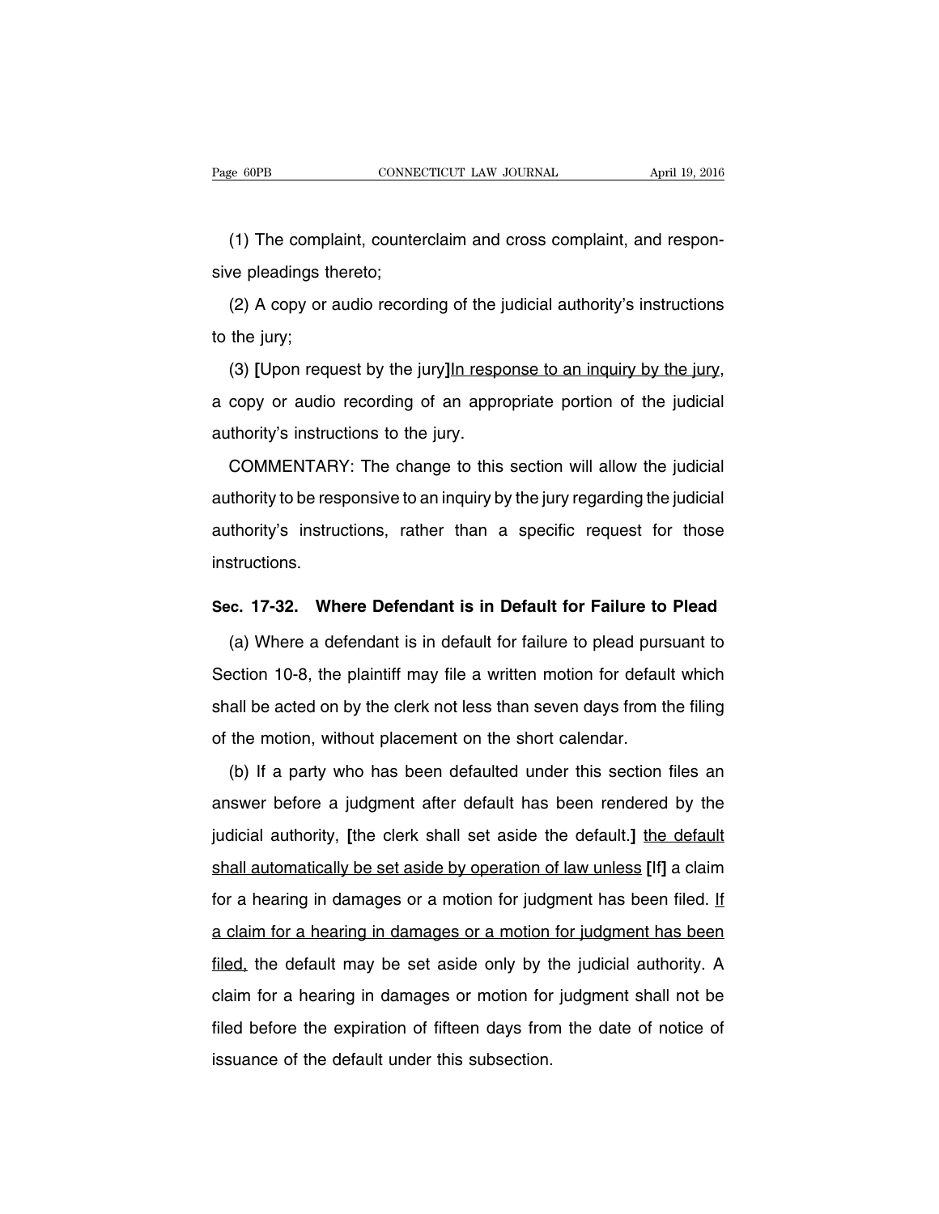(1) The complaint, counterclaim and cross complaint, and responsive pleadings thereto;

(2) A copy or audio recording of the judicial authority's instructions to the jury;

(3) **[**Upon request by the jury**]**<u>In response to an inquiry by the jury</u>, a copy or audio recording of an appropriate portion of the judicial authority's instructions to the jury.

COMMENTARY: The change to this section will allow the judicial authority to be responsive to an inquiry by the jury regarding the judicial authority's instructions, rather than a specific request for those instructions.

**Sec. 17-32. Where Defendant is in Default for Failure to Plead**

(a) Where a defendant is in default for failure to plead pursuant to Section 10-8, the plaintiff may file a written motion for default which shall be acted on by the clerk not less than seven days from the filing of the motion, without placement on the short calendar.

(b) If a party who has been defaulted under this section files an answer before a judgment after default has been rendered by the judicial authority, **[**the clerk shall set aside the default.**]** <u>the default shall automatically be set aside by operation of law unless</u> **[**If**]** a claim for a hearing in damages or a motion for judgment has been filed. <u>If a claim for a hearing in damages or a motion for judgment has been filed,</u> the default may be set aside only by the judicial authority. A claim for a hearing in damages or motion for judgment shall not be filed before the expiration of fifteen days from the date of notice of issuance of the default under this subsection.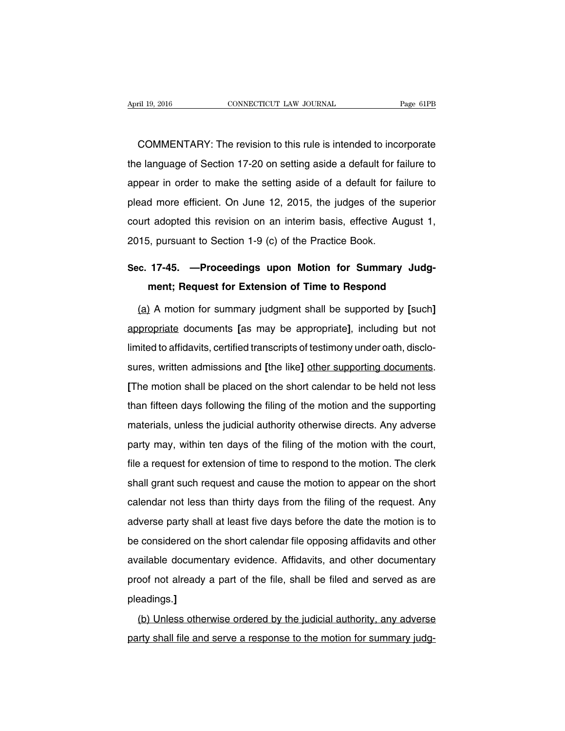COMMENTARY: The revision to this rule is intended to incorporate the language of Section 17-20 on setting aside a default for failure to appear in order to make the setting aside of a default for failure to plead more efficient. On June 12, 2015, the judges of the superior court adopted this revision on an interim basis, effective August 1, 2015, pursuant to Section 1-9 (c) of the Practice Book.

**Sec. 17-45. —Proceedings upon Motion for Summary Judgment; Request for Extension of Time to Respond**

<u>(a)</u> A motion for summary judgment shall be supported by **[**such**]** <u>appropriate</u> documents **[**as may be appropriate**]**, including but not limited to affidavits, certified transcripts of testimony under oath, disclosures, written admissions and **[**the like**]** <u>other supporting documents</u>. **[**The motion shall be placed on the short calendar to be held not less than fifteen days following the filing of the motion and the supporting materials, unless the judicial authority otherwise directs. Any adverse party may, within ten days of the filing of the motion with the court, file a request for extension of time to respond to the motion. The clerk shall grant such request and cause the motion to appear on the short calendar not less than thirty days from the filing of the request. Any adverse party shall at least five days before the date the motion is to be considered on the short calendar file opposing affidavits and other available documentary evidence. Affidavits, and other documentary proof not already a part of the file, shall be filed and served as are pleadings.**]**

<u>(b) Unless otherwise ordered by the judicial authority, any adverse party shall file and serve a response to the motion for summary judg-</u>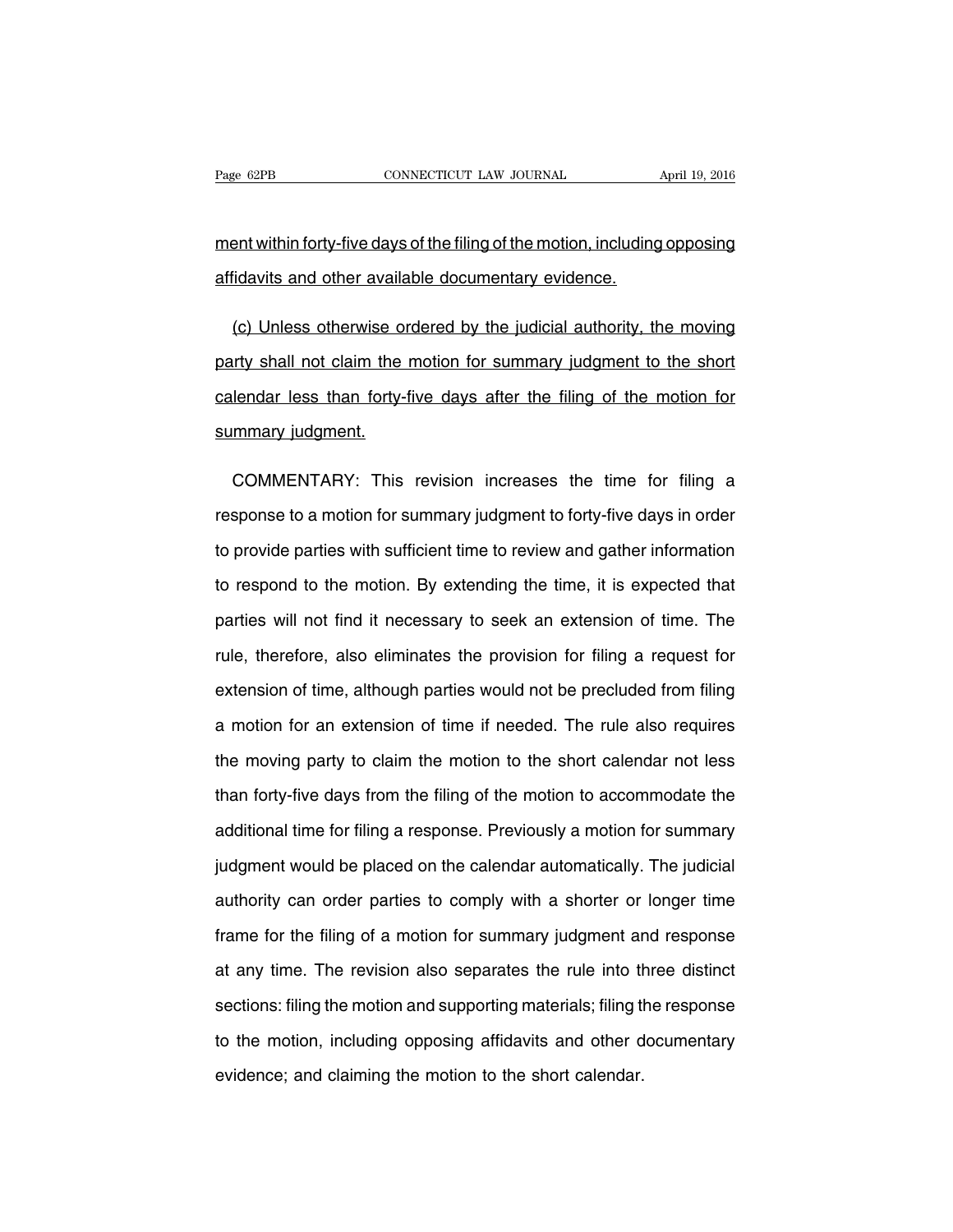ment within forty-five days of the filing of the motion, including opposing affidavits and other available documentary evidence.

(c) Unless otherwise ordered by the judicial authority, the moving party shall not claim the motion for summary judgment to the short calendar less than forty-five days after the filing of the motion for summary judgment.

COMMENTARY: This revision increases the time for filing a response to a motion for summary judgment to forty-five days in order to provide parties with sufficient time to review and gather information to respond to the motion. By extending the time, it is expected that parties will not find it necessary to seek an extension of time. The rule, therefore, also eliminates the provision for filing a request for extension of time, although parties would not be precluded from filing a motion for an extension of time if needed. The rule also requires the moving party to claim the motion to the short calendar not less than forty-five days from the filing of the motion to accommodate the additional time for filing a response. Previously a motion for summary judgment would be placed on the calendar automatically. The judicial authority can order parties to comply with a shorter or longer time frame for the filing of a motion for summary judgment and response at any time. The revision also separates the rule into three distinct sections: filing the motion and supporting materials; filing the response to the motion, including opposing affidavits and other documentary evidence; and claiming the motion to the short calendar.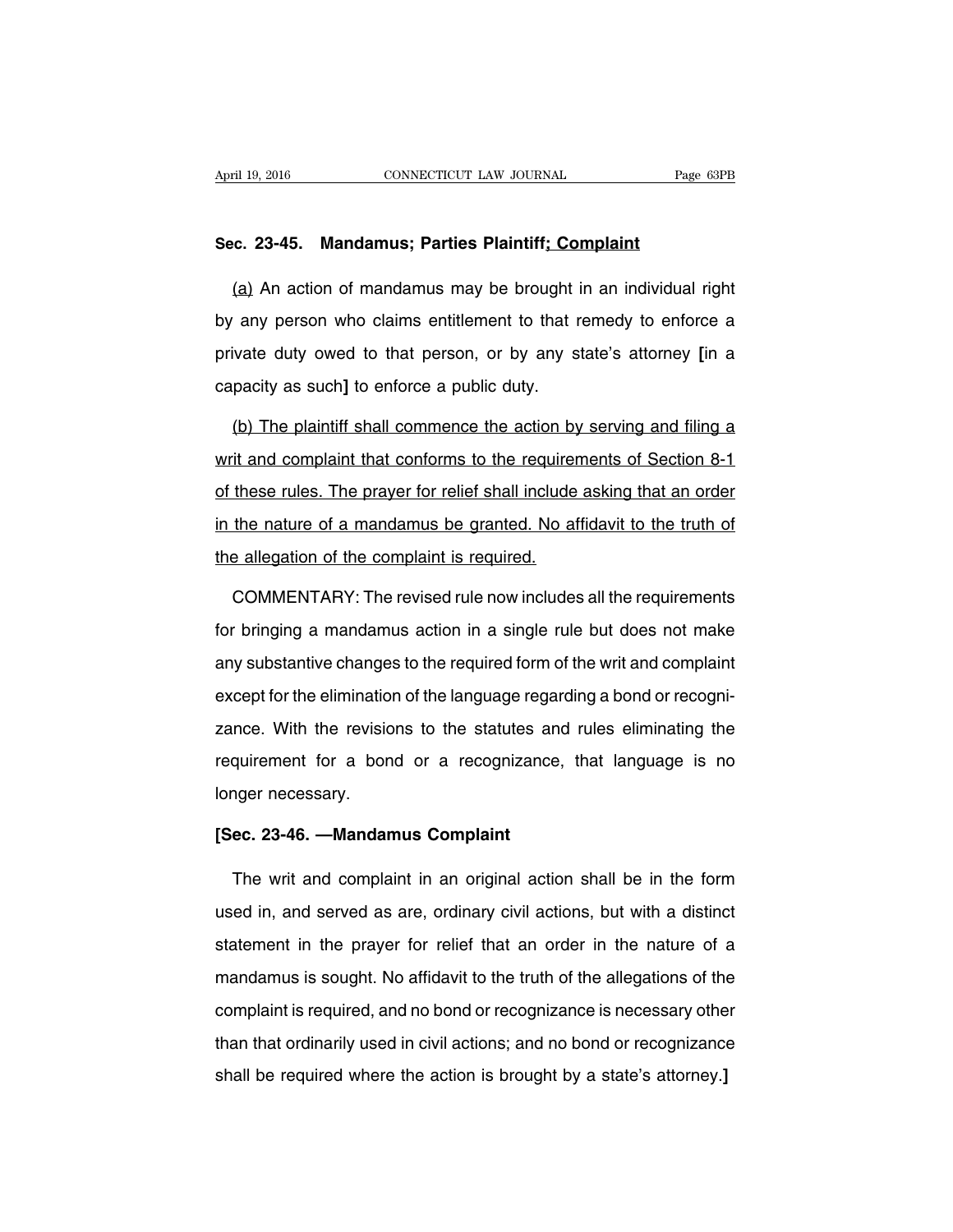**Sec. 23-45. Mandamus; Parties Plaintiff; Complaint**

(a) An action of mandamus may be brought in an individual right by any person who claims entitlement to that remedy to enforce a private duty owed to that person, or by any state's attorney **[**in a capacity as such**]** to enforce a public duty.

(b) The plaintiff shall commence the action by serving and filing a writ and complaint that conforms to the requirements of Section 8-1 of these rules. The prayer for relief shall include asking that an order in the nature of a mandamus be granted. No affidavit to the truth of the allegation of the complaint is required.

COMMENTARY: The revised rule now includes all the requirements for bringing a mandamus action in a single rule but does not make any substantive changes to the required form of the writ and complaint except for the elimination of the language regarding a bond or recognizance. With the revisions to the statutes and rules eliminating the requirement for a bond or a recognizance, that language is no longer necessary.

**[Sec. 23-46. —Mandamus Complaint**

The writ and complaint in an original action shall be in the form used in, and served as are, ordinary civil actions, but with a distinct statement in the prayer for relief that an order in the nature of a mandamus is sought. No affidavit to the truth of the allegations of the complaint is required, and no bond or recognizance is necessary other than that ordinarily used in civil actions; and no bond or recognizance shall be required where the action is brought by a state's attorney.**]**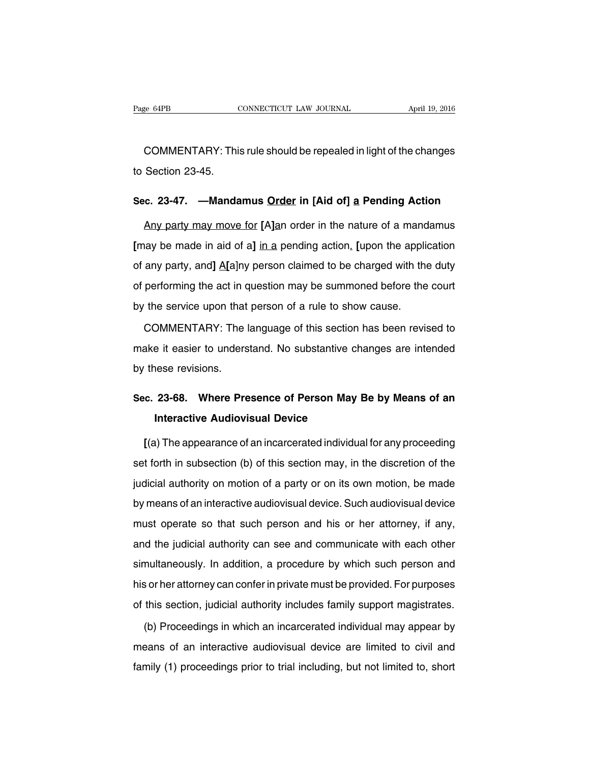COMMENTARY: This rule should be repealed in light of the changes to Section 23-45.

## Sec. 23-47. —Mandamus Order in [Aid of] a Pending Action

Any party may move for [A]an order in the nature of a mandamus [may be made in aid of a] in a pending action. [upon the application of any party, and] A[a]ny person claimed to be charged with the duty of performing the act in question may be summoned before the court by the service upon that person of a rule to show cause.

COMMENTARY: The language of this section has been revised to make it easier to understand. No substantive changes are intended by these revisions.

## Sec. 23-68. Where Presence of Person May Be by Means of an Interactive Audiovisual Device

[(a) The appearance of an incarcerated individual for any proceeding set forth in subsection (b) of this section may, in the discretion of the judicial authority on motion of a party or on its own motion, be made by means of an interactive audiovisual device. Such audiovisual device must operate so that such person and his or her attorney, if any, and the judicial authority can see and communicate with each other simultaneously. In addition, a procedure by which such person and his or her attorney can confer in private must be provided. For purposes of this section, judicial authority includes family support magistrates.

(b) Proceedings in which an incarcerated individual may appear by means of an interactive audiovisual device are limited to civil and family (1) proceedings prior to trial including, but not limited to, short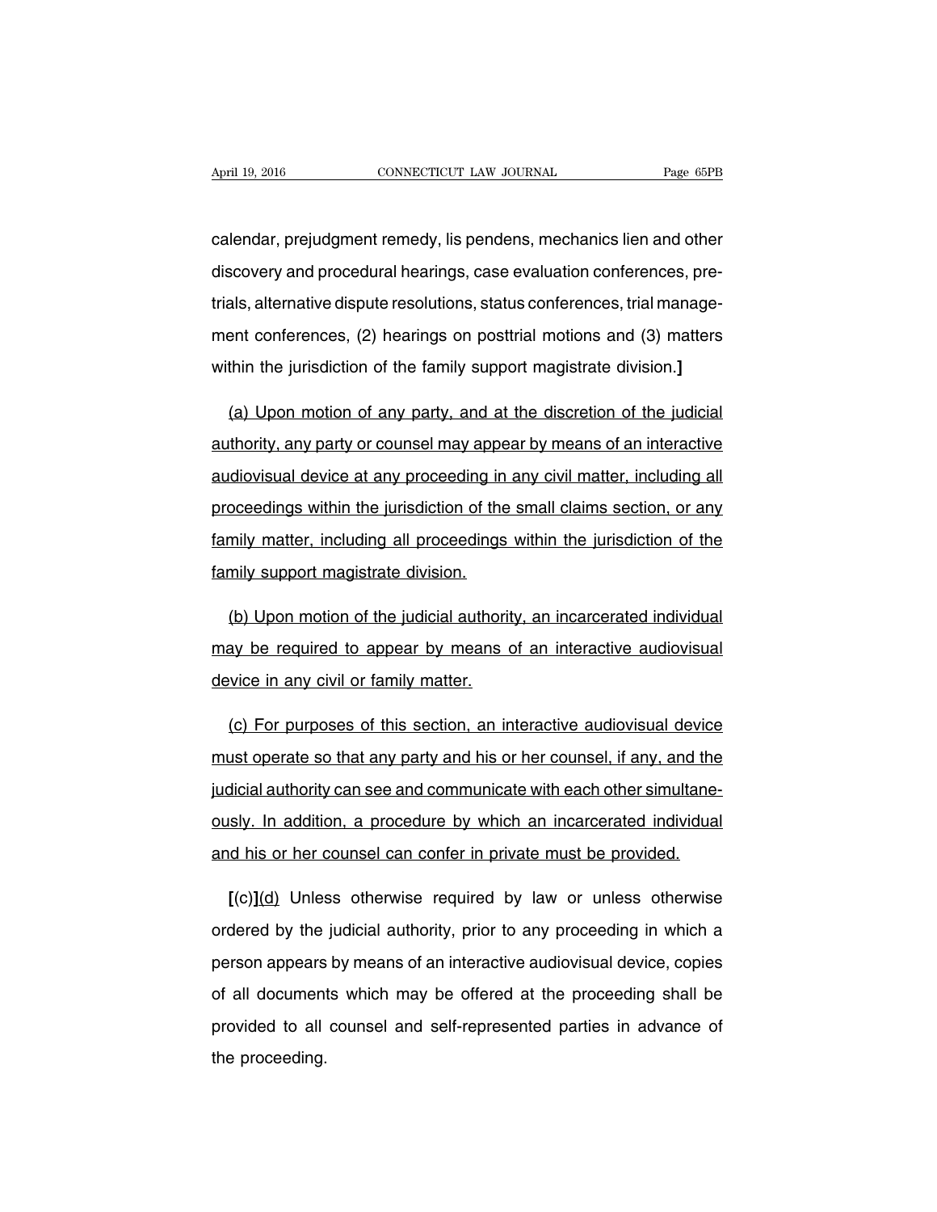calendar, prejudgment remedy, lis pendens, mechanics lien and other discovery and procedural hearings, case evaluation conferences, pretrials, alternative dispute resolutions, status conferences, trial management conferences, (2) hearings on posttrial motions and (3) matters within the jurisdiction of the family support magistrate division.]

<u>(a) Upon motion of any party, and at the discretion of the judicial authority, any party or counsel may appear by means of an interactive audiovisual device at any proceeding in any civil matter, including all proceedings within the jurisdiction of the small claims section, or any family matter, including all proceedings within the jurisdiction of the family support magistrate division.</u>

<u>(b) Upon motion of the judicial authority, an incarcerated individual may be required to appear by means of an interactive audiovisual device in any civil or family matter.</u>

<u>(c) For purposes of this section, an interactive audiovisual device must operate so that any party and his or her counsel, if any, and the judicial authority can see and communicate with each other simultaneously. In addition, a procedure by which an incarcerated individual and his or her counsel can confer in private must be provided.</u>

**[**(c)**]**<u>(d)</u> Unless otherwise required by law or unless otherwise ordered by the judicial authority, prior to any proceeding in which a person appears by means of an interactive audiovisual device, copies of all documents which may be offered at the proceeding shall be provided to all counsel and self-represented parties in advance of the proceeding.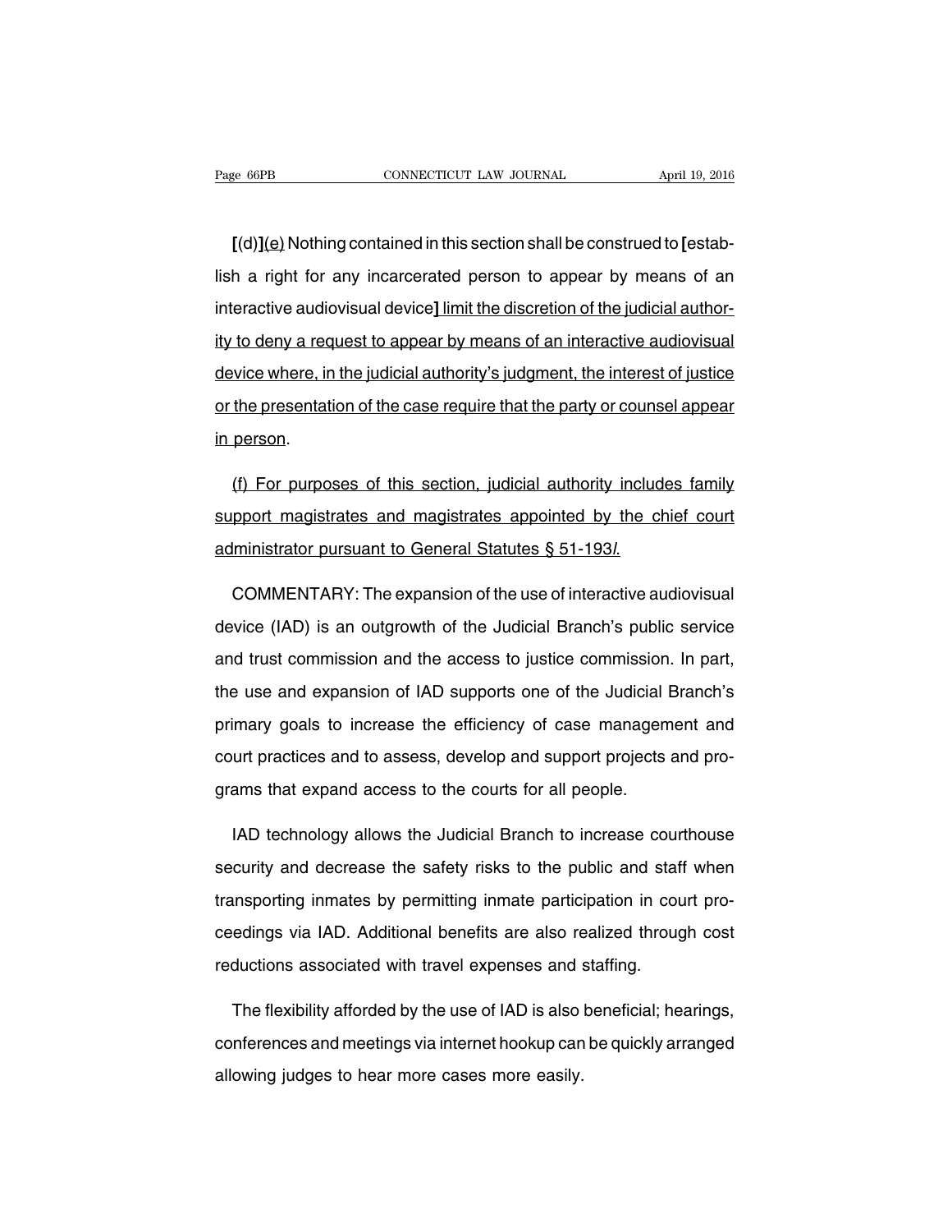**[**(d)**]**<u>(e)</u> Nothing contained in this section shall be construed to **[**establish a right for any incarcerated person to appear by means of an interactive audiovisual device**]** <u>limit the discretion of the judicial authority to deny a request to appear by means of an interactive audiovisual device where, in the judicial authority's judgment, the interest of justice or the presentation of the case require that the party or counsel appear in person</u>.

<u>(f) For purposes of this section, judicial authority includes family support magistrates and magistrates appointed by the chief court administrator pursuant to General Statutes § 51-193*l*.</u>

COMMENTARY: The expansion of the use of interactive audiovisual device (IAD) is an outgrowth of the Judicial Branch's public service and trust commission and the access to justice commission. In part, the use and expansion of IAD supports one of the Judicial Branch's primary goals to increase the efficiency of case management and court practices and to assess, develop and support projects and programs that expand access to the courts for all people.

IAD technology allows the Judicial Branch to increase courthouse security and decrease the safety risks to the public and staff when transporting inmates by permitting inmate participation in court proceedings via IAD. Additional benefits are also realized through cost reductions associated with travel expenses and staffing.

The flexibility afforded by the use of IAD is also beneficial; hearings, conferences and meetings via internet hookup can be quickly arranged allowing judges to hear more cases more easily.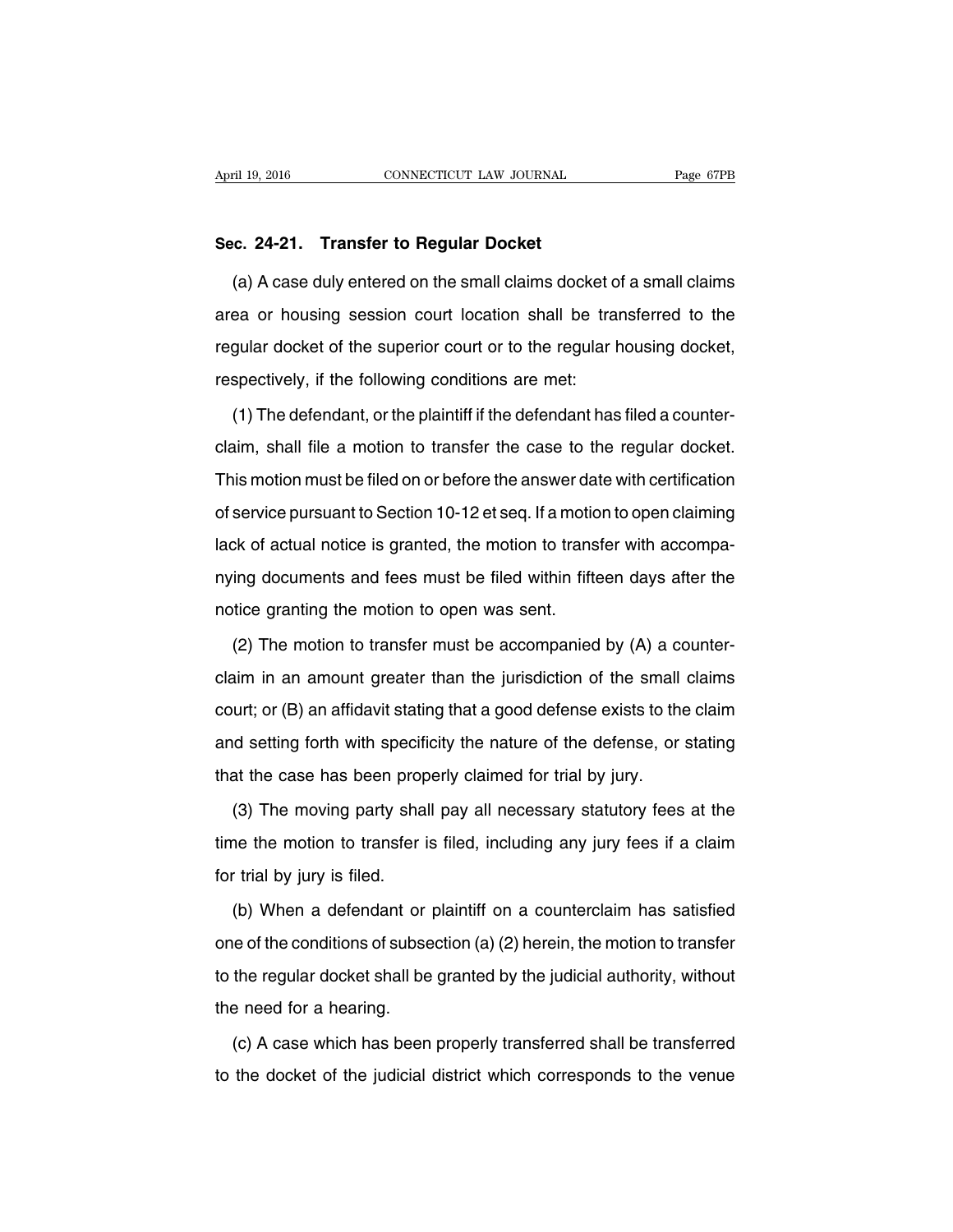**Sec. 24-21. Transfer to Regular Docket**

(a) A case duly entered on the small claims docket of a small claims area or housing session court location shall be transferred to the regular docket of the superior court or to the regular housing docket, respectively, if the following conditions are met:

(1) The defendant, or the plaintiff if the defendant has filed a counterclaim, shall file a motion to transfer the case to the regular docket. This motion must be filed on or before the answer date with certification of service pursuant to Section 10-12 et seq. If a motion to open claiming lack of actual notice is granted, the motion to transfer with accompanying documents and fees must be filed within fifteen days after the notice granting the motion to open was sent.

(2) The motion to transfer must be accompanied by (A) a counterclaim in an amount greater than the jurisdiction of the small claims court; or (B) an affidavit stating that a good defense exists to the claim and setting forth with specificity the nature of the defense, or stating that the case has been properly claimed for trial by jury.

(3) The moving party shall pay all necessary statutory fees at the time the motion to transfer is filed, including any jury fees if a claim for trial by jury is filed.

(b) When a defendant or plaintiff on a counterclaim has satisfied one of the conditions of subsection (a) (2) herein, the motion to transfer to the regular docket shall be granted by the judicial authority, without the need for a hearing.

(c) A case which has been properly transferred shall be transferred to the docket of the judicial district which corresponds to the venue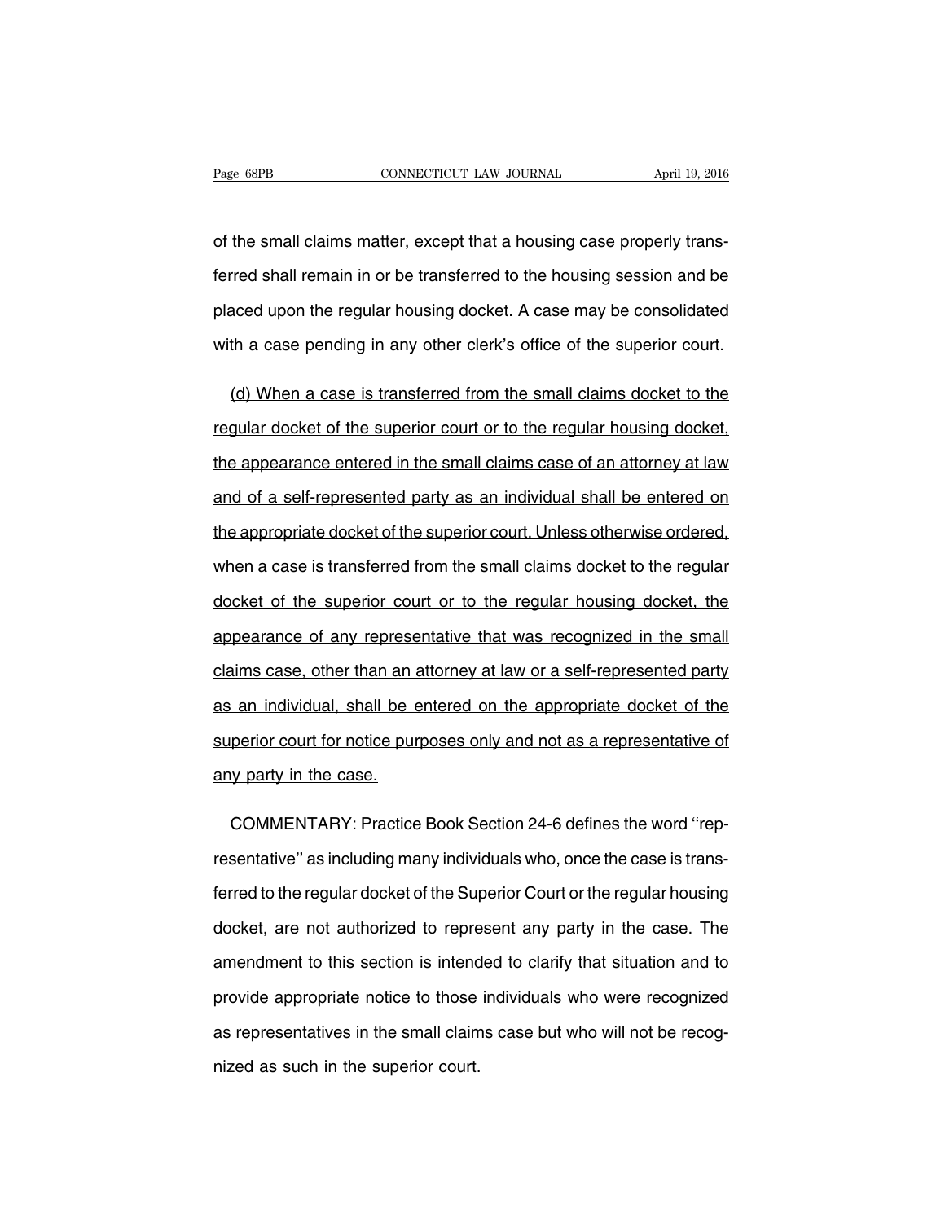of the small claims matter, except that a housing case properly transferred shall remain in or be transferred to the housing session and be placed upon the regular housing docket. A case may be consolidated with a case pending in any other clerk's office of the superior court.

<u>(d) When a case is transferred from the small claims docket to the regular docket of the superior court or to the regular housing docket, the appearance entered in the small claims case of an attorney at law and of a self-represented party as an individual shall be entered on the appropriate docket of the superior court. Unless otherwise ordered, when a case is transferred from the small claims docket to the regular docket of the superior court or to the regular housing docket, the appearance of any representative that was recognized in the small claims case, other than an attorney at law or a self-represented party as an individual, shall be entered on the appropriate docket of the superior court for notice purposes only and not as a representative of any party in the case.</u>

COMMENTARY: Practice Book Section 24-6 defines the word ''representative'' as including many individuals who, once the case is transferred to the regular docket of the Superior Court or the regular housing docket, are not authorized to represent any party in the case. The amendment to this section is intended to clarify that situation and to provide appropriate notice to those individuals who were recognized as representatives in the small claims case but who will not be recognized as such in the superior court.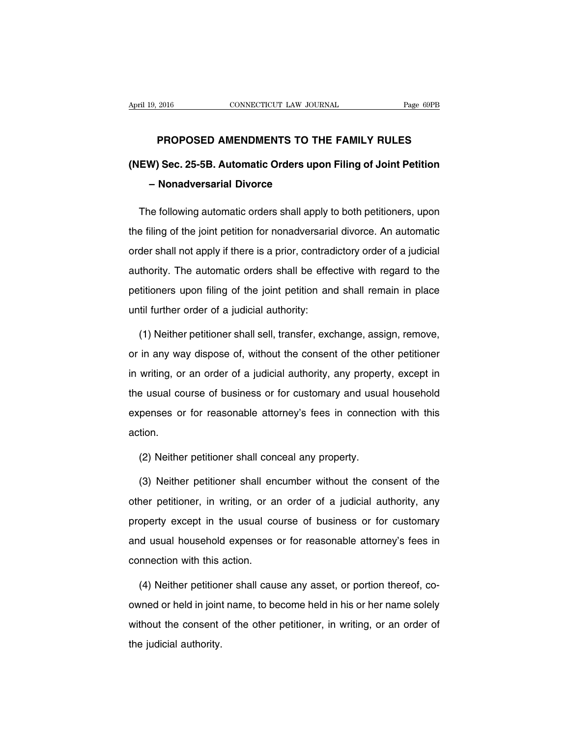# PROPOSED AMENDMENTS TO THE FAMILY RULES

## (NEW) Sec. 25-5B. Automatic Orders upon Filing of Joint Petition – Nonadversarial Divorce

The following automatic orders shall apply to both petitioners, upon the filing of the joint petition for nonadversarial divorce. An automatic order shall not apply if there is a prior, contradictory order of a judicial authority. The automatic orders shall be effective with regard to the petitioners upon filing of the joint petition and shall remain in place until further order of a judicial authority:

(1) Neither petitioner shall sell, transfer, exchange, assign, remove, or in any way dispose of, without the consent of the other petitioner in writing, or an order of a judicial authority, any property, except in the usual course of business or for customary and usual household expenses or for reasonable attorney's fees in connection with this action.

(2) Neither petitioner shall conceal any property.

(3) Neither petitioner shall encumber without the consent of the other petitioner, in writing, or an order of a judicial authority, any property except in the usual course of business or for customary and usual household expenses or for reasonable attorney's fees in connection with this action.

(4) Neither petitioner shall cause any asset, or portion thereof, co-owned or held in joint name, to become held in his or her name solely without the consent of the other petitioner, in writing, or an order of the judicial authority.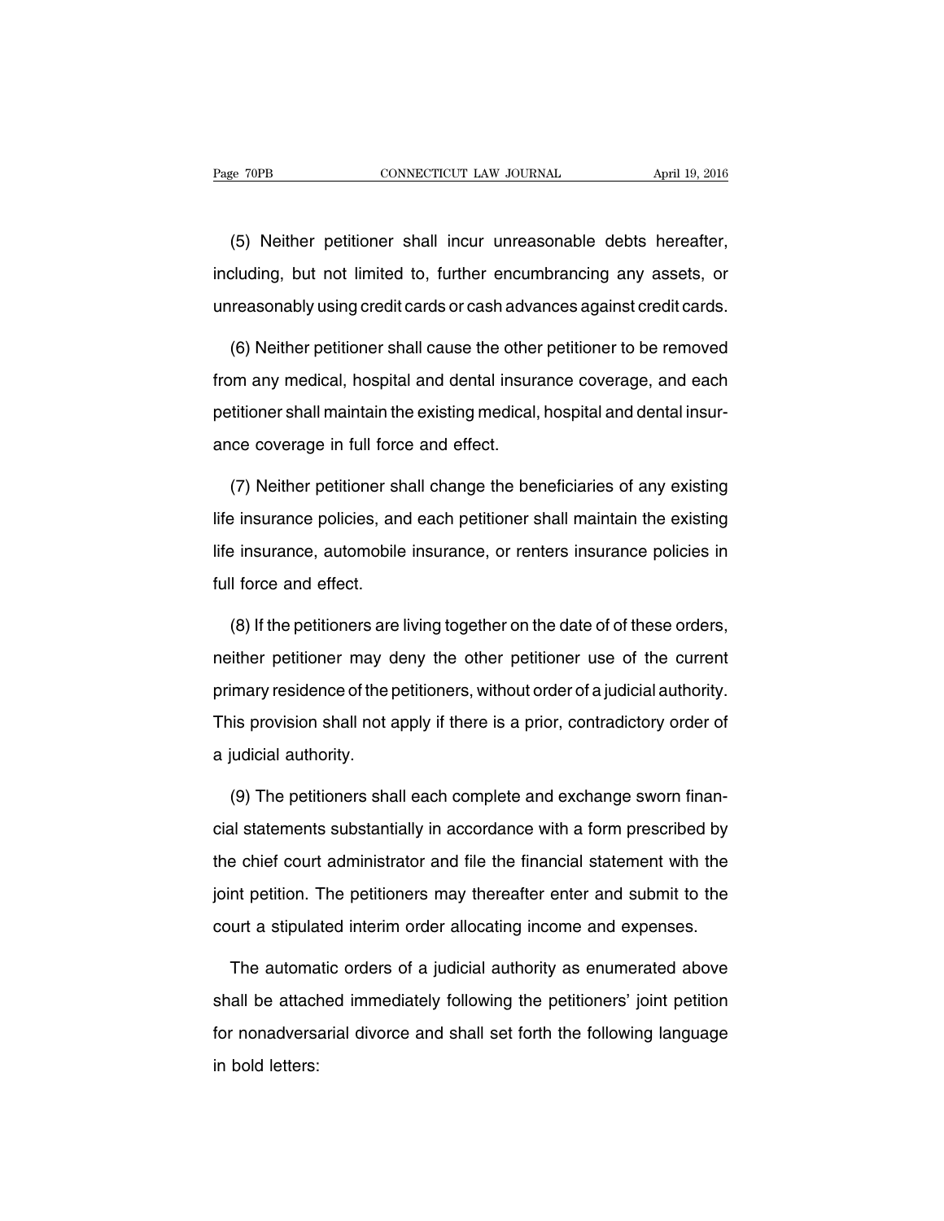(5) Neither petitioner shall incur unreasonable debts hereafter, including, but not limited to, further encumbrancing any assets, or unreasonably using credit cards or cash advances against credit cards.

(6) Neither petitioner shall cause the other petitioner to be removed from any medical, hospital and dental insurance coverage, and each petitioner shall maintain the existing medical, hospital and dental insurance coverage in full force and effect.

(7) Neither petitioner shall change the beneficiaries of any existing life insurance policies, and each petitioner shall maintain the existing life insurance, automobile insurance, or renters insurance policies in full force and effect.

(8) If the petitioners are living together on the date of of these orders, neither petitioner may deny the other petitioner use of the current primary residence of the petitioners, without order of a judicial authority. This provision shall not apply if there is a prior, contradictory order of a judicial authority.

(9) The petitioners shall each complete and exchange sworn financial statements substantially in accordance with a form prescribed by the chief court administrator and file the financial statement with the joint petition. The petitioners may thereafter enter and submit to the court a stipulated interim order allocating income and expenses.

The automatic orders of a judicial authority as enumerated above shall be attached immediately following the petitioners' joint petition for nonadversarial divorce and shall set forth the following language in bold letters: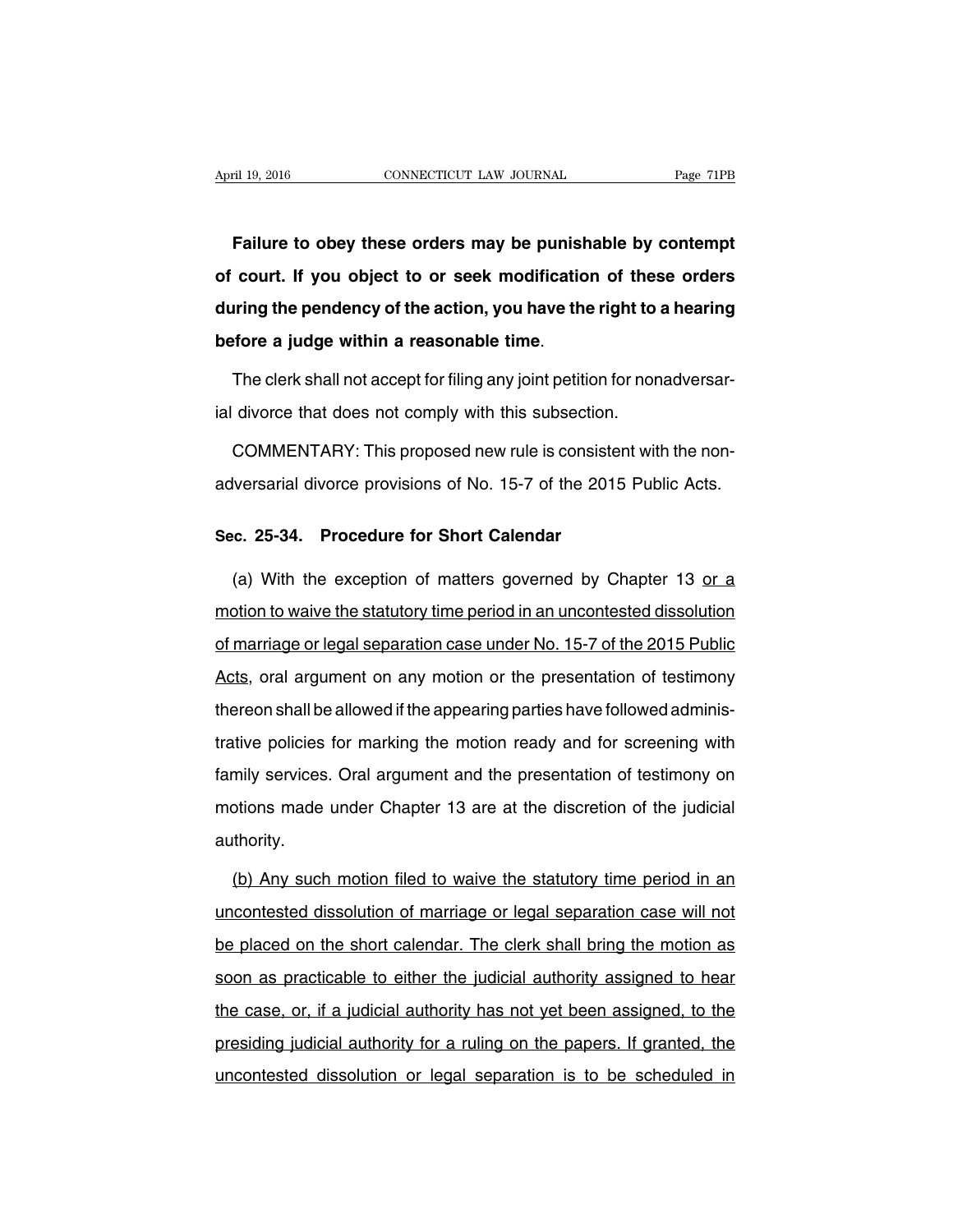**Failure to obey these orders may be punishable by contempt of court. If you object to or seek modification of these orders during the pendency of the action, you have the right to a hearing before a judge within a reasonable time**.

The clerk shall not accept for filing any joint petition for nonadversarial divorce that does not comply with this subsection.

COMMENTARY: This proposed new rule is consistent with the nonadversarial divorce provisions of No. 15-7 of the 2015 Public Acts.

### Sec. 25-34. Procedure for Short Calendar

(a) With the exception of matters governed by Chapter 13 <u>or a motion to waive the statutory time period in an uncontested dissolution of marriage or legal separation case under No. 15-7 of the 2015 Public Acts</u>, oral argument on any motion or the presentation of testimony thereon shall be allowed if the appearing parties have followed administrative policies for marking the motion ready and for screening with family services. Oral argument and the presentation of testimony on motions made under Chapter 13 are at the discretion of the judicial authority.

<u>(b) Any such motion filed to waive the statutory time period in an uncontested dissolution of marriage or legal separation case will not be placed on the short calendar. The clerk shall bring the motion as soon as practicable to either the judicial authority assigned to hear the case, or, if a judicial authority has not yet been assigned, to the presiding judicial authority for a ruling on the papers. If granted, the uncontested dissolution or legal separation is to be scheduled in</u>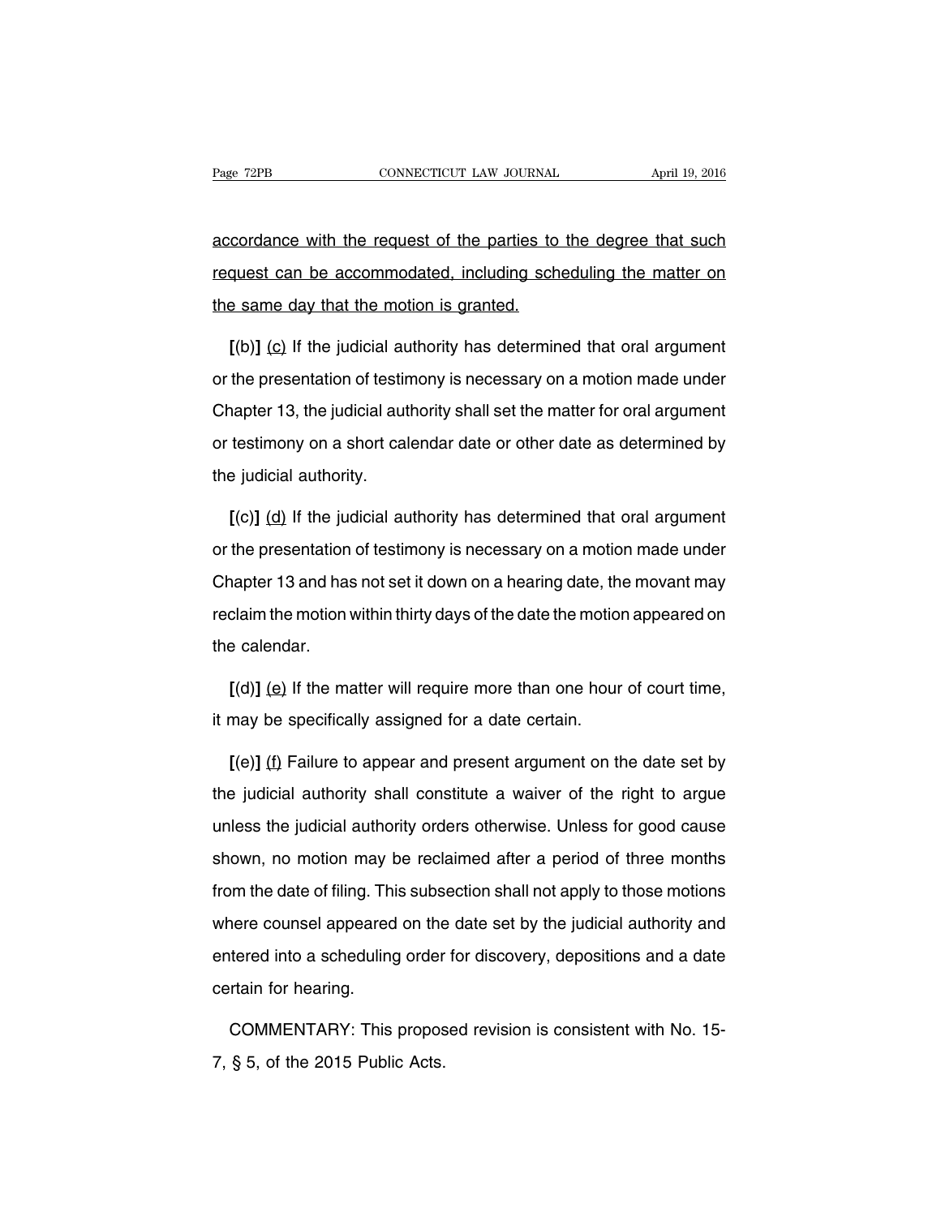accordance with the request of the parties to the degree that such request can be accommodated, including scheduling the matter on the same day that the motion is granted.

**[**(b)**]** (c) If the judicial authority has determined that oral argument or the presentation of testimony is necessary on a motion made under Chapter 13, the judicial authority shall set the matter for oral argument or testimony on a short calendar date or other date as determined by the judicial authority.

**[**(c)**]** (d) If the judicial authority has determined that oral argument or the presentation of testimony is necessary on a motion made under Chapter 13 and has not set it down on a hearing date, the movant may reclaim the motion within thirty days of the date the motion appeared on the calendar.

**[**(d)**]** (e) If the matter will require more than one hour of court time, it may be specifically assigned for a date certain.

**[**(e)**]** (f) Failure to appear and present argument on the date set by the judicial authority shall constitute a waiver of the right to argue unless the judicial authority orders otherwise. Unless for good cause shown, no motion may be reclaimed after a period of three months from the date of filing. This subsection shall not apply to those motions where counsel appeared on the date set by the judicial authority and entered into a scheduling order for discovery, depositions and a date certain for hearing.

COMMENTARY: This proposed revision is consistent with No. 15-7, § 5, of the 2015 Public Acts.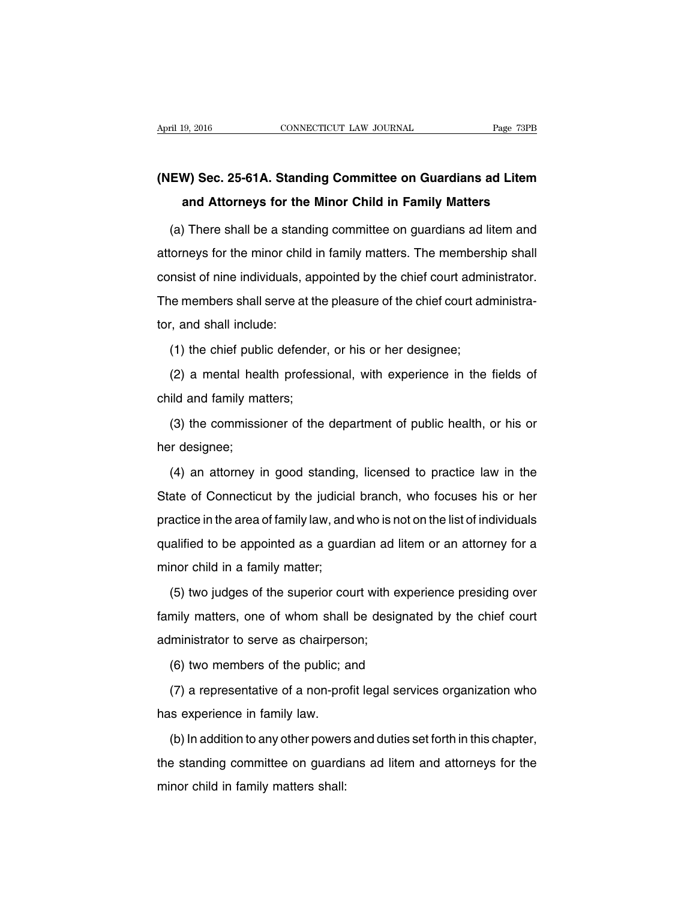## (NEW) Sec. 25-61A. Standing Committee on Guardians ad Litem and Attorneys for the Minor Child in Family Matters

(a) There shall be a standing committee on guardians ad litem and attorneys for the minor child in family matters. The membership shall consist of nine individuals, appointed by the chief court administrator. The members shall serve at the pleasure of the chief court administrator, and shall include:

(1) the chief public defender, or his or her designee;

(2) a mental health professional, with experience in the fields of child and family matters;

(3) the commissioner of the department of public health, or his or her designee;

(4) an attorney in good standing, licensed to practice law in the State of Connecticut by the judicial branch, who focuses his or her practice in the area of family law, and who is not on the list of individuals qualified to be appointed as a guardian ad litem or an attorney for a minor child in a family matter;

(5) two judges of the superior court with experience presiding over family matters, one of whom shall be designated by the chief court administrator to serve as chairperson;

(6) two members of the public; and

(7) a representative of a non-profit legal services organization who has experience in family law.

(b) In addition to any other powers and duties set forth in this chapter, the standing committee on guardians ad litem and attorneys for the minor child in family matters shall: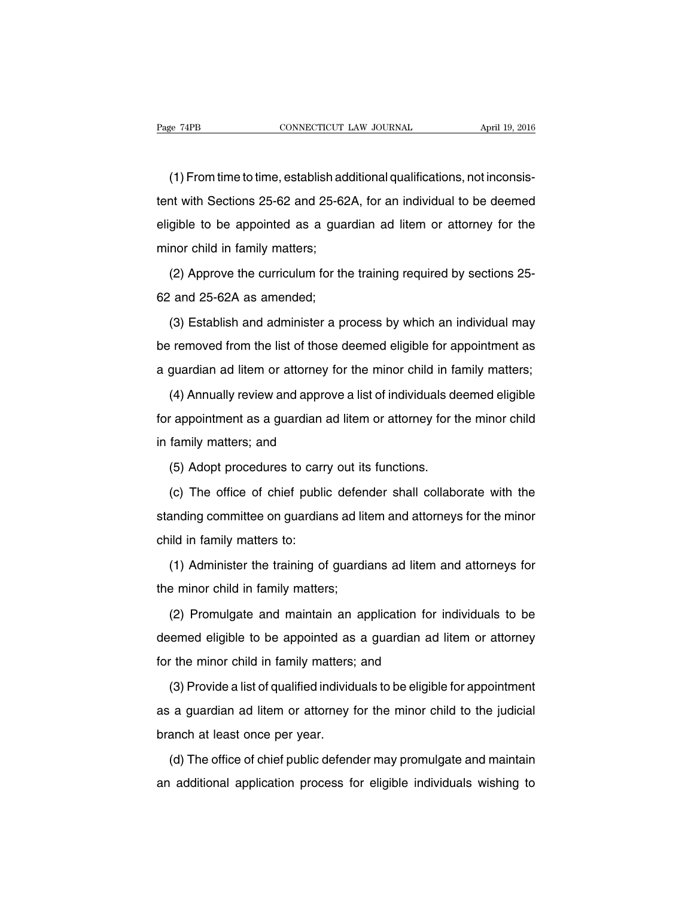(1) From time to time, establish additional qualifications, not inconsistent with Sections 25-62 and 25-62A, for an individual to be deemed eligible to be appointed as a guardian ad litem or attorney for the minor child in family matters;

(2) Approve the curriculum for the training required by sections 25-62 and 25-62A as amended;

(3) Establish and administer a process by which an individual may be removed from the list of those deemed eligible for appointment as a guardian ad litem or attorney for the minor child in family matters;

(4) Annually review and approve a list of individuals deemed eligible for appointment as a guardian ad litem or attorney for the minor child in family matters; and

(5) Adopt procedures to carry out its functions.

(c) The office of chief public defender shall collaborate with the standing committee on guardians ad litem and attorneys for the minor child in family matters to:

(1) Administer the training of guardians ad litem and attorneys for the minor child in family matters;

(2) Promulgate and maintain an application for individuals to be deemed eligible to be appointed as a guardian ad litem or attorney for the minor child in family matters; and

(3) Provide a list of qualified individuals to be eligible for appointment as a guardian ad litem or attorney for the minor child to the judicial branch at least once per year.

(d) The office of chief public defender may promulgate and maintain an additional application process for eligible individuals wishing to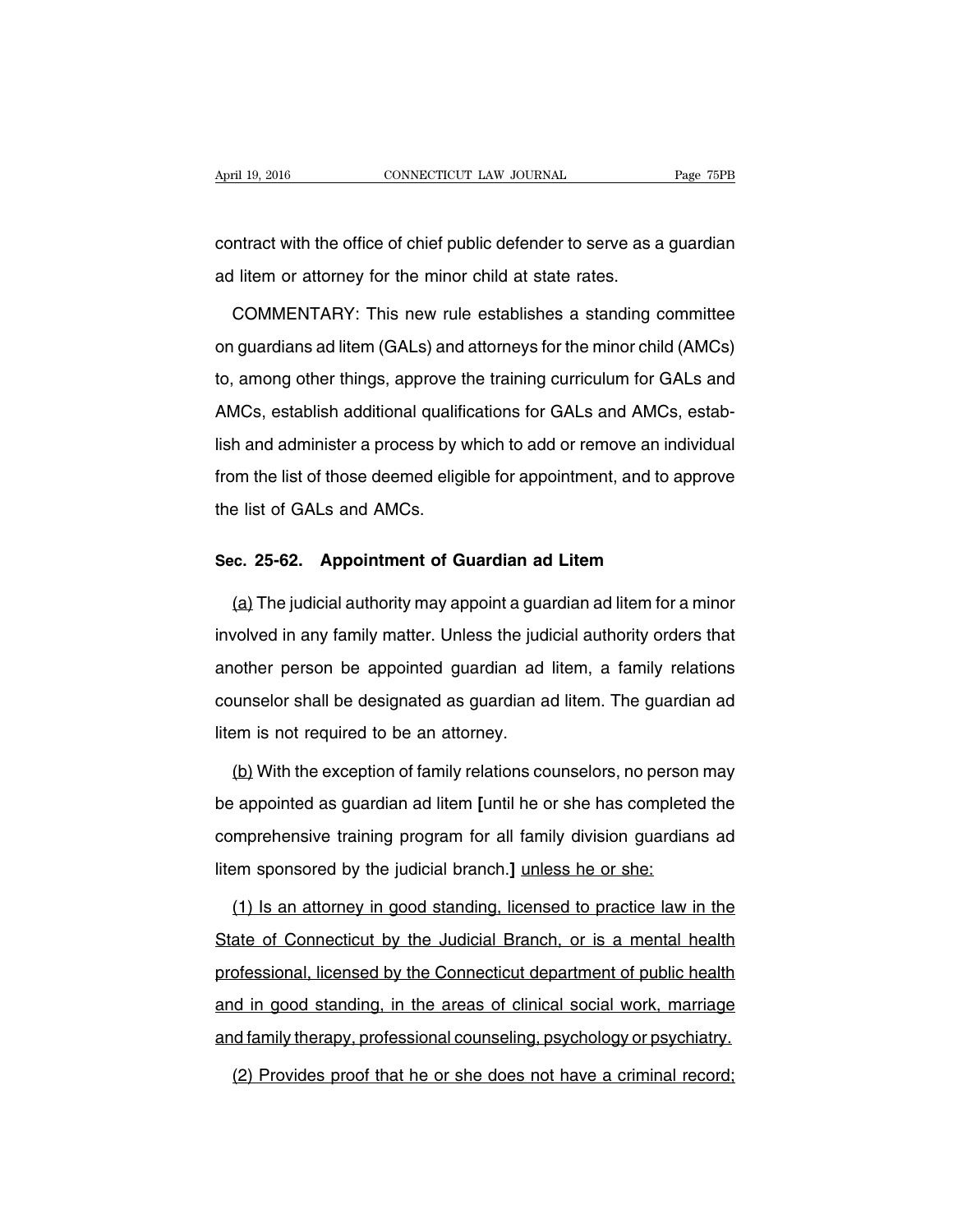contract with the office of chief public defender to serve as a guardian ad litem or attorney for the minor child at state rates.

COMMENTARY: This new rule establishes a standing committee on guardians ad litem (GALs) and attorneys for the minor child (AMCs) to, among other things, approve the training curriculum for GALs and AMCs, establish additional qualifications for GALs and AMCs, establish and administer a process by which to add or remove an individual from the list of those deemed eligible for appointment, and to approve the list of GALs and AMCs.

**Sec. 25-62. Appointment of Guardian ad Litem**

(a) The judicial authority may appoint a guardian ad litem for a minor involved in any family matter. Unless the judicial authority orders that another person be appointed guardian ad litem, a family relations counselor shall be designated as guardian ad litem. The guardian ad litem is not required to be an attorney.

(b) With the exception of family relations counselors, no person may be appointed as guardian ad litem **[**until he or she has completed the comprehensive training program for all family division guardians ad litem sponsored by the judicial branch.**]** unless he or she:

(1) Is an attorney in good standing, licensed to practice law in the State of Connecticut by the Judicial Branch, or is a mental health professional, licensed by the Connecticut department of public health and in good standing, in the areas of clinical social work, marriage and family therapy, professional counseling, psychology or psychiatry.

(2) Provides proof that he or she does not have a criminal record;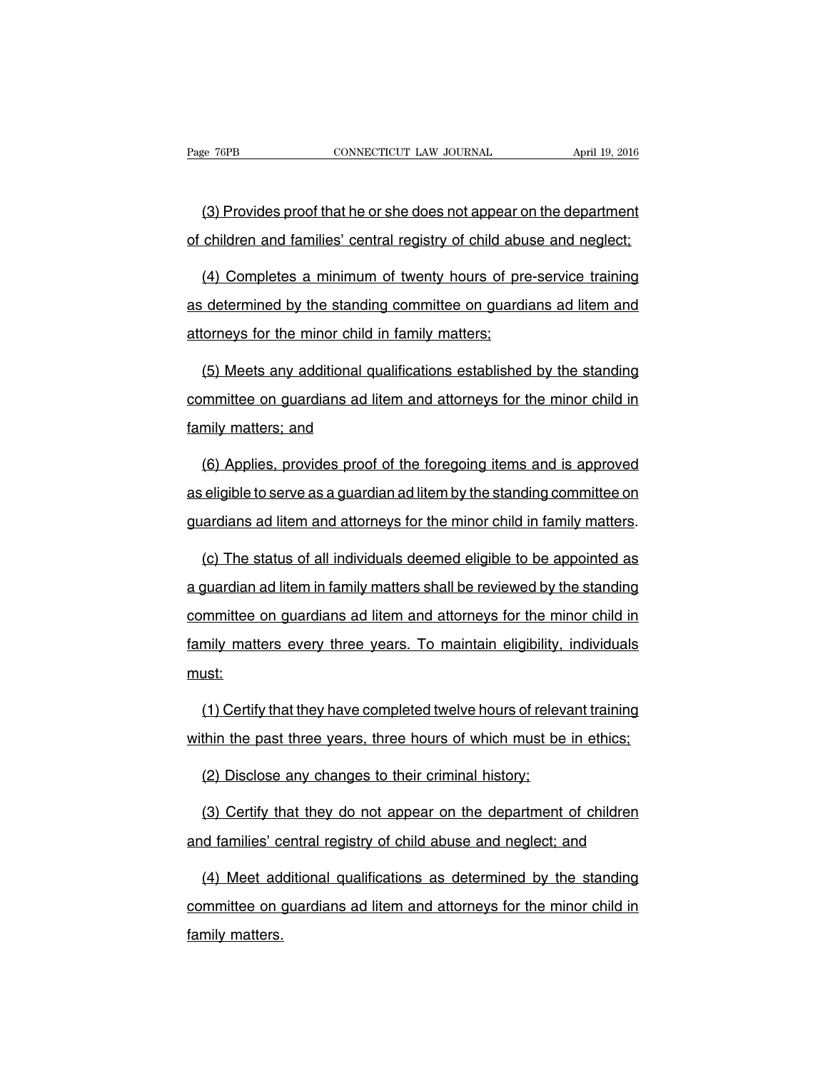(3) Provides proof that he or she does not appear on the department of children and families' central registry of child abuse and neglect;

(4) Completes a minimum of twenty hours of pre-service training as determined by the standing committee on guardians ad litem and attorneys for the minor child in family matters;

(5) Meets any additional qualifications established by the standing committee on guardians ad litem and attorneys for the minor child in family matters; and

(6) Applies, provides proof of the foregoing items and is approved as eligible to serve as a guardian ad litem by the standing committee on guardians ad litem and attorneys for the minor child in family matters.

(c) The status of all individuals deemed eligible to be appointed as a guardian ad litem in family matters shall be reviewed by the standing committee on guardians ad litem and attorneys for the minor child in family matters every three years. To maintain eligibility, individuals must:

(1) Certify that they have completed twelve hours of relevant training within the past three years, three hours of which must be in ethics;

(2) Disclose any changes to their criminal history;

(3) Certify that they do not appear on the department of children and families' central registry of child abuse and neglect; and

(4) Meet additional qualifications as determined by the standing committee on guardians ad litem and attorneys for the minor child in family matters.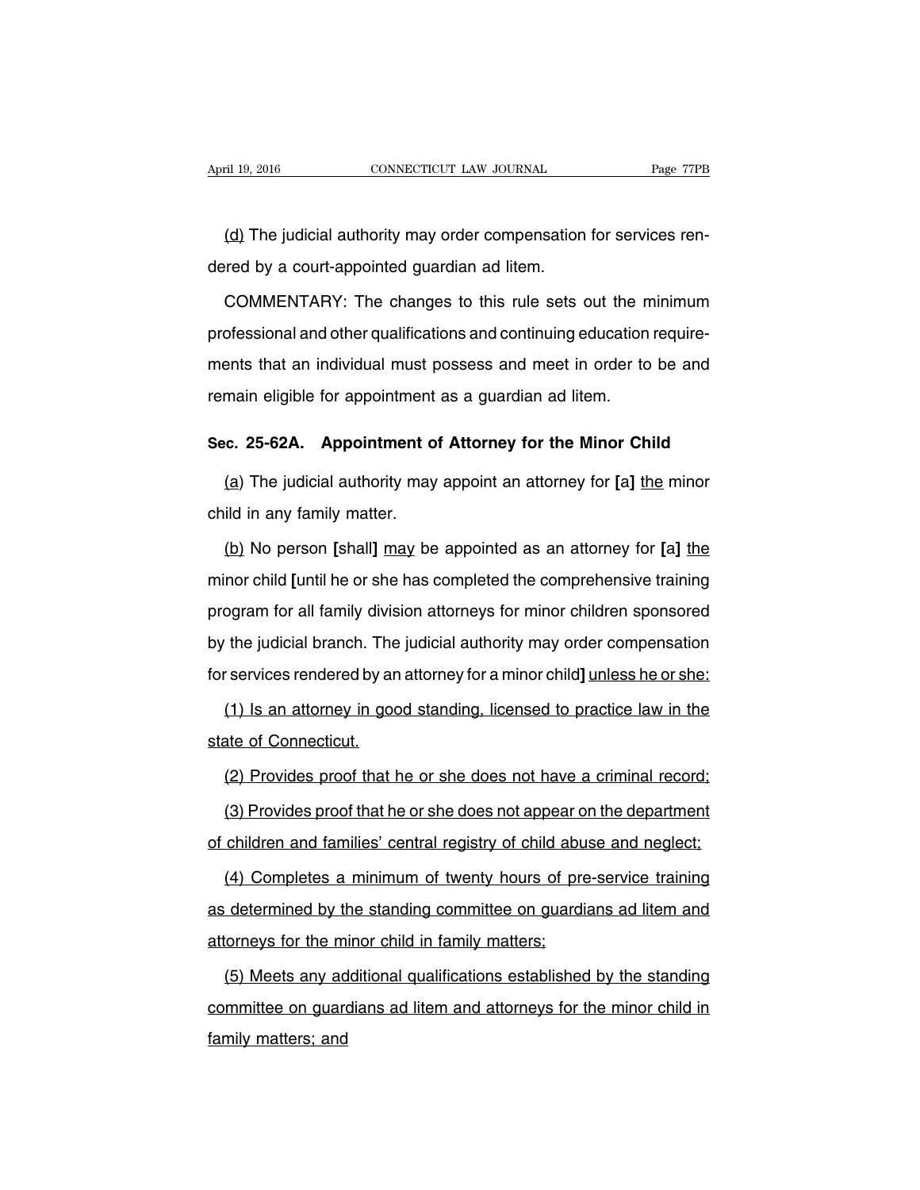(d) The judicial authority may order compensation for services rendered by a court-appointed guardian ad litem.

COMMENTARY: The changes to this rule sets out the minimum professional and other qualifications and continuing education requirements that an individual must possess and meet in order to be and remain eligible for appointment as a guardian ad litem.

**Sec. 25-62A. Appointment of Attorney for the Minor Child**

(a) The judicial authority may appoint an attorney for **[**a**]** the minor child in any family matter.

(b) No person **[**shall**]** may be appointed as an attorney for **[**a**]** the minor child **[**until he or she has completed the comprehensive training program for all family division attorneys for minor children sponsored by the judicial branch. The judicial authority may order compensation for services rendered by an attorney for a minor child**]** unless he or she:

(1) Is an attorney in good standing, licensed to practice law in the state of Connecticut.

(2) Provides proof that he or she does not have a criminal record;

(3) Provides proof that he or she does not appear on the department of children and families' central registry of child abuse and neglect;

(4) Completes a minimum of twenty hours of pre-service training as determined by the standing committee on guardians ad litem and attorneys for the minor child in family matters;

(5) Meets any additional qualifications established by the standing committee on guardians ad litem and attorneys for the minor child in family matters; and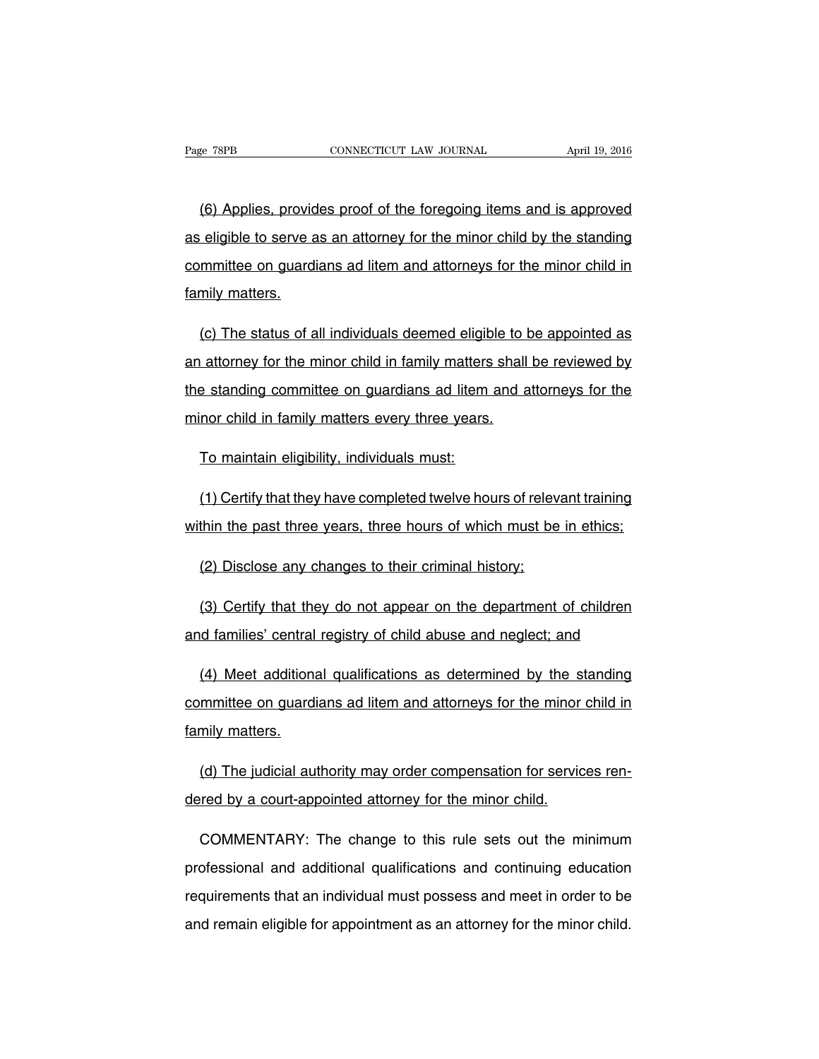(6) Applies, provides proof of the foregoing items and is approved as eligible to serve as an attorney for the minor child by the standing committee on guardians ad litem and attorneys for the minor child in family matters.

(c) The status of all individuals deemed eligible to be appointed as an attorney for the minor child in family matters shall be reviewed by the standing committee on guardians ad litem and attorneys for the minor child in family matters every three years.

To maintain eligibility, individuals must:

(1) Certify that they have completed twelve hours of relevant training within the past three years, three hours of which must be in ethics;

(2) Disclose any changes to their criminal history;

(3) Certify that they do not appear on the department of children and families' central registry of child abuse and neglect; and

(4) Meet additional qualifications as determined by the standing committee on guardians ad litem and attorneys for the minor child in family matters.

(d) The judicial authority may order compensation for services rendered by a court-appointed attorney for the minor child.

COMMENTARY: The change to this rule sets out the minimum professional and additional qualifications and continuing education requirements that an individual must possess and meet in order to be and remain eligible for appointment as an attorney for the minor child.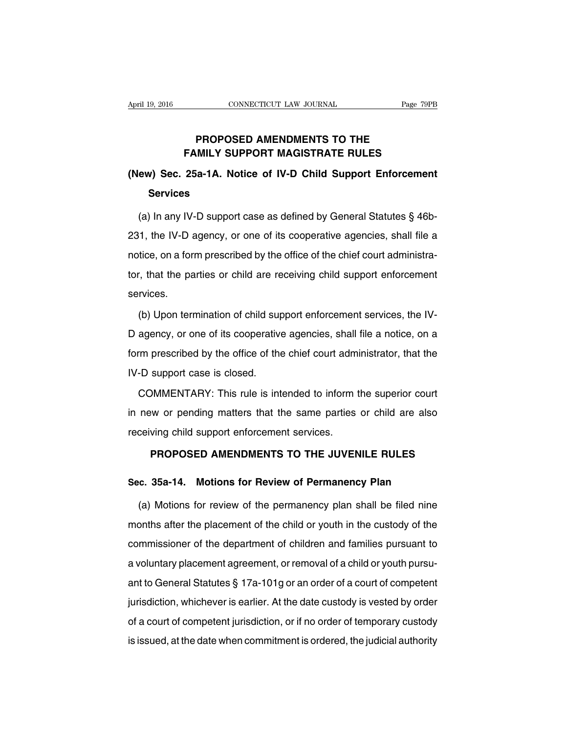## PROPOSED AMENDMENTS TO THE FAMILY SUPPORT MAGISTRATE RULES

### (New) Sec. 25a-1A. Notice of IV-D Child Support Enforcement Services

(a) In any IV-D support case as defined by General Statutes § 46b-231, the IV-D agency, or one of its cooperative agencies, shall file a notice, on a form prescribed by the office of the chief court administrator, that the parties or child are receiving child support enforcement services.

(b) Upon termination of child support enforcement services, the IV-D agency, or one of its cooperative agencies, shall file a notice, on a form prescribed by the office of the chief court administrator, that the IV-D support case is closed.

COMMENTARY: This rule is intended to inform the superior court in new or pending matters that the same parties or child are also receiving child support enforcement services.

## PROPOSED AMENDMENTS TO THE JUVENILE RULES

### Sec. 35a-14. Motions for Review of Permanency Plan

(a) Motions for review of the permanency plan shall be filed nine months after the placement of the child or youth in the custody of the commissioner of the department of children and families pursuant to a voluntary placement agreement, or removal of a child or youth pursuant to General Statutes § 17a-101g or an order of a court of competent jurisdiction, whichever is earlier. At the date custody is vested by order of a court of competent jurisdiction, or if no order of temporary custody is issued, at the date when commitment is ordered, the judicial authority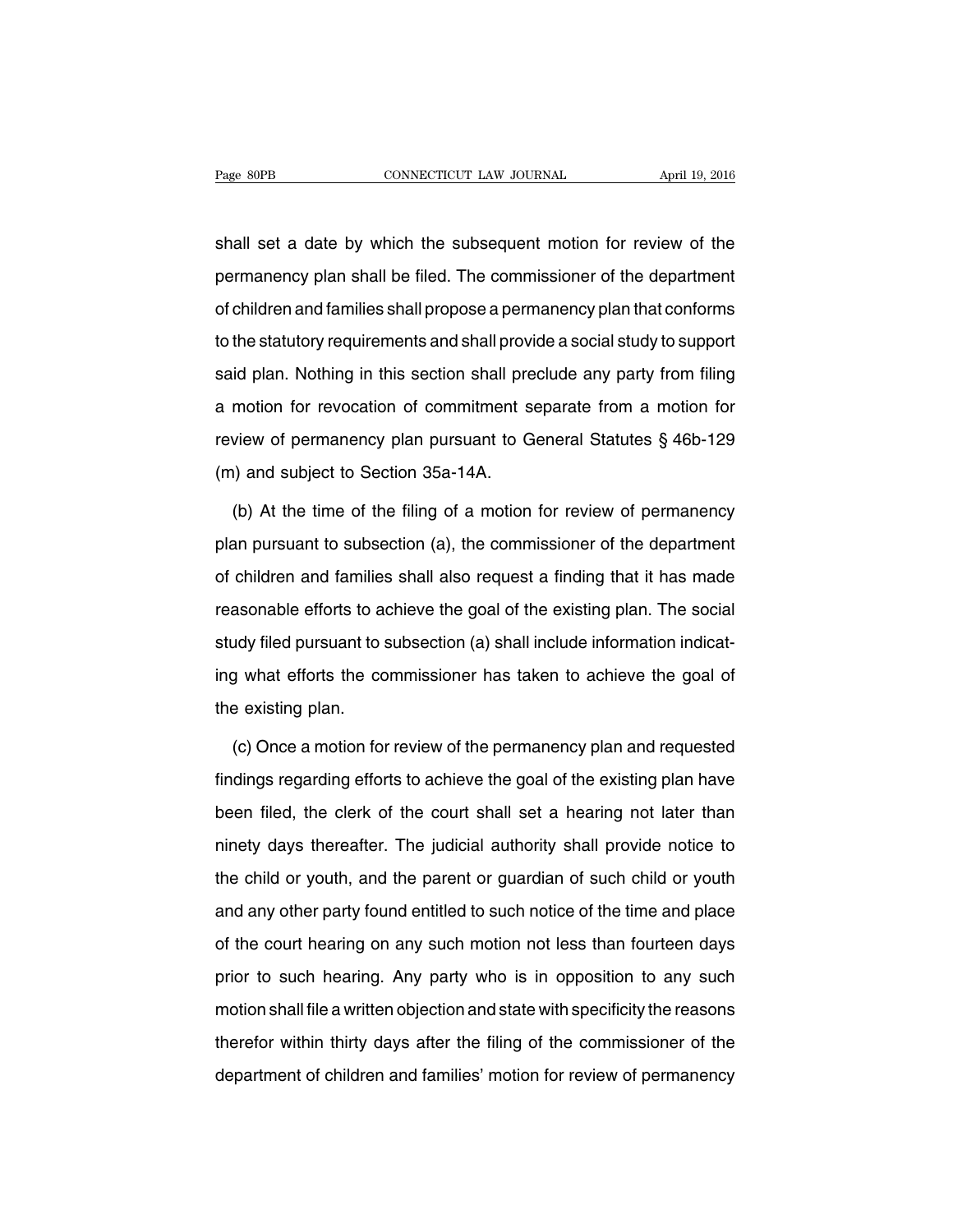shall set a date by which the subsequent motion for review of the permanency plan shall be filed. The commissioner of the department of children and families shall propose a permanency plan that conforms to the statutory requirements and shall provide a social study to support said plan. Nothing in this section shall preclude any party from filing a motion for revocation of commitment separate from a motion for review of permanency plan pursuant to General Statutes § 46b-129 (m) and subject to Section 35a-14A.

(b) At the time of the filing of a motion for review of permanency plan pursuant to subsection (a), the commissioner of the department of children and families shall also request a finding that it has made reasonable efforts to achieve the goal of the existing plan. The social study filed pursuant to subsection (a) shall include information indicating what efforts the commissioner has taken to achieve the goal of the existing plan.

(c) Once a motion for review of the permanency plan and requested findings regarding efforts to achieve the goal of the existing plan have been filed, the clerk of the court shall set a hearing not later than ninety days thereafter. The judicial authority shall provide notice to the child or youth, and the parent or guardian of such child or youth and any other party found entitled to such notice of the time and place of the court hearing on any such motion not less than fourteen days prior to such hearing. Any party who is in opposition to any such motion shall file a written objection and state with specificity the reasons therefor within thirty days after the filing of the commissioner of the department of children and families' motion for review of permanency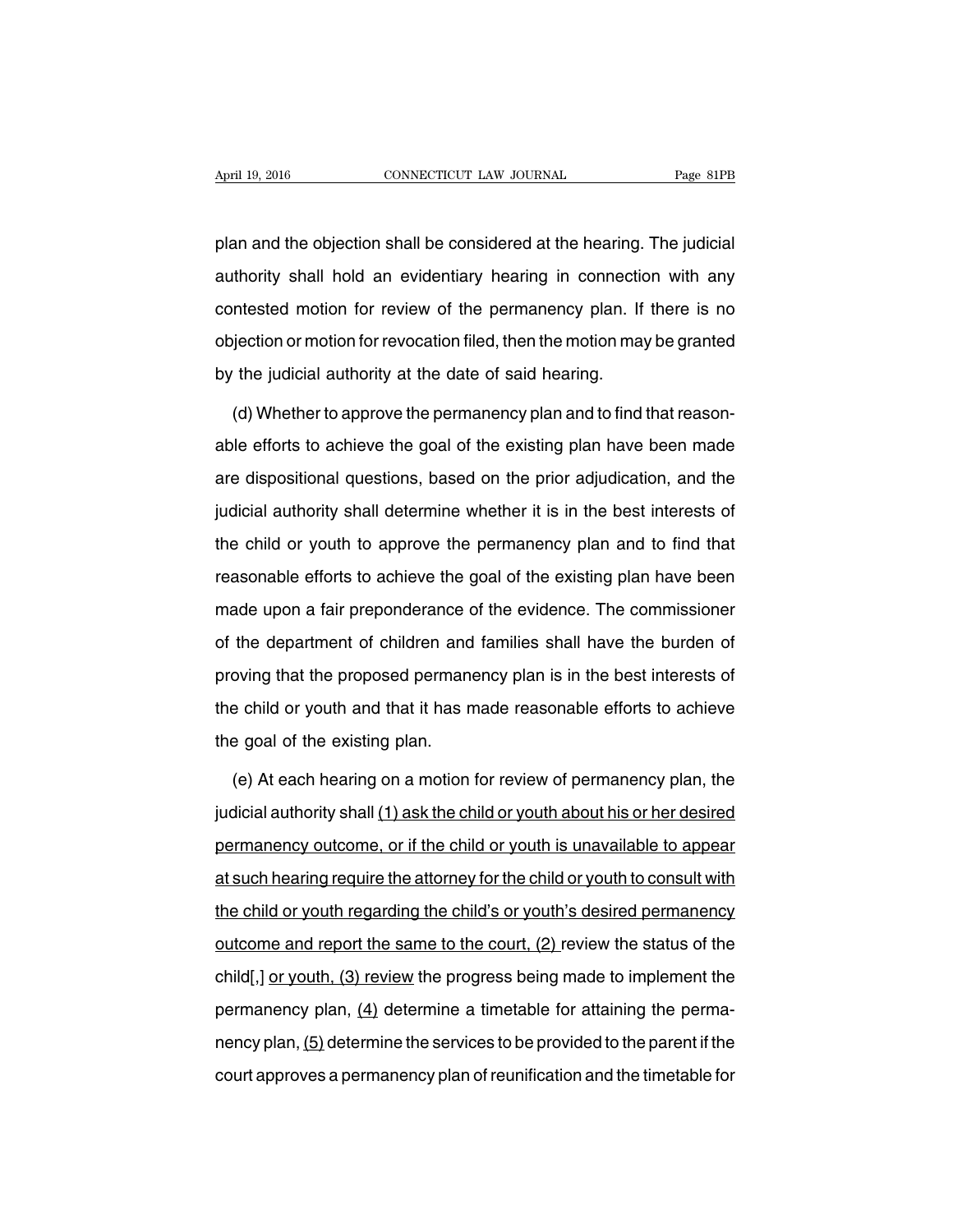plan and the objection shall be considered at the hearing. The judicial authority shall hold an evidentiary hearing in connection with any contested motion for review of the permanency plan. If there is no objection or motion for revocation filed, then the motion may be granted by the judicial authority at the date of said hearing.

(d) Whether to approve the permanency plan and to find that reasonable efforts to achieve the goal of the existing plan have been made are dispositional questions, based on the prior adjudication, and the judicial authority shall determine whether it is in the best interests of the child or youth to approve the permanency plan and to find that reasonable efforts to achieve the goal of the existing plan have been made upon a fair preponderance of the evidence. The commissioner of the department of children and families shall have the burden of proving that the proposed permanency plan is in the best interests of the child or youth and that it has made reasonable efforts to achieve the goal of the existing plan.

(e) At each hearing on a motion for review of permanency plan, the judicial authority shall <u>(1) ask the child or youth about his or her desired permanency outcome, or if the child or youth is unavailable to appear at such hearing require the attorney for the child or youth to consult with the child or youth regarding the child's or youth's desired permanency outcome and report the same to the court, (2)</u> review the status of the child[,] <u>or youth, (3) review</u> the progress being made to implement the permanency plan, <u>(4)</u> determine a timetable for attaining the permanency plan, <u>(5)</u> determine the services to be provided to the parent if the court approves a permanency plan of reunification and the timetable for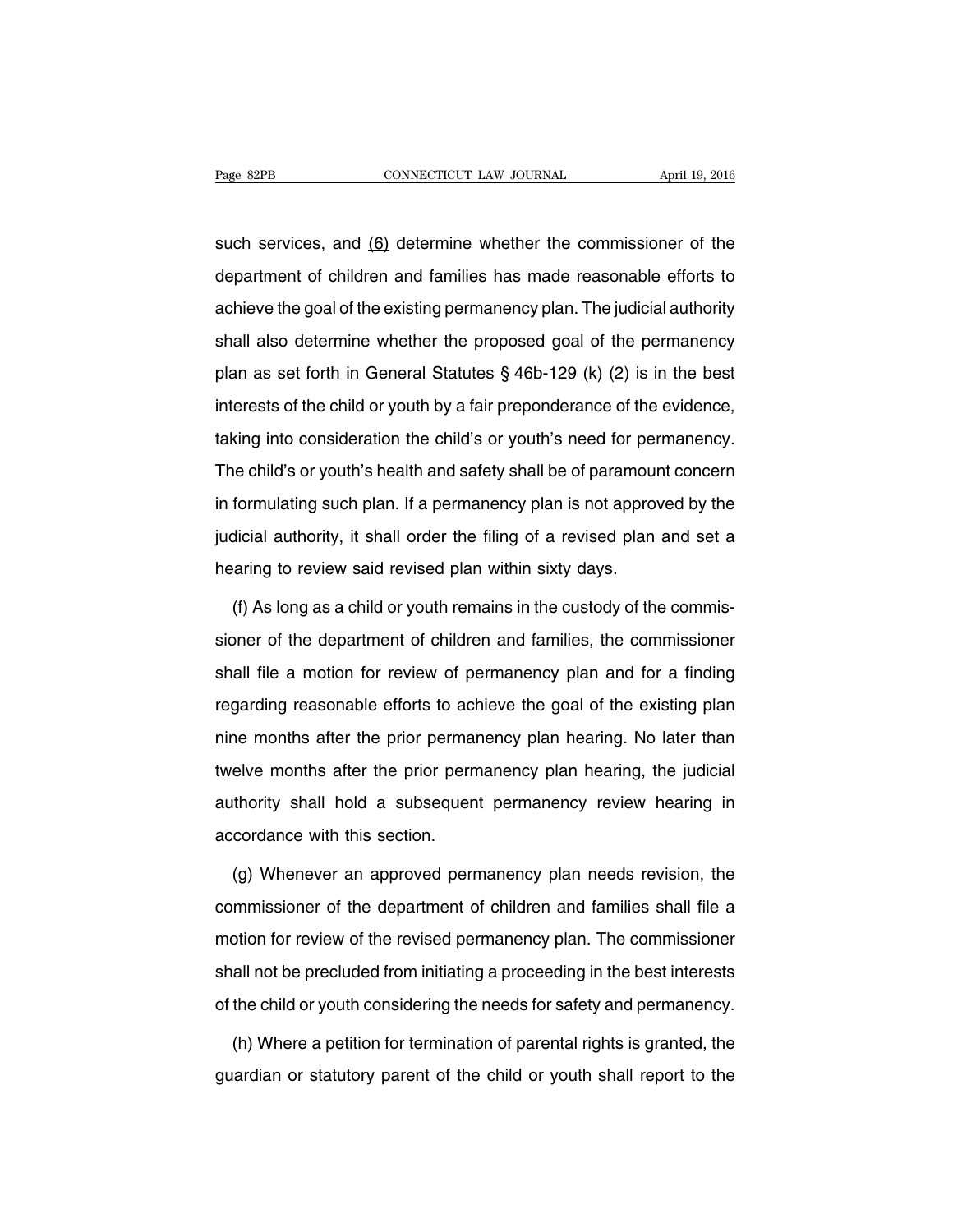such services, and <u>(6)</u> determine whether the commissioner of the department of children and families has made reasonable efforts to achieve the goal of the existing permanency plan. The judicial authority shall also determine whether the proposed goal of the permanency plan as set forth in General Statutes § 46b-129 (k) (2) is in the best interests of the child or youth by a fair preponderance of the evidence, taking into consideration the child's or youth's need for permanency. The child's or youth's health and safety shall be of paramount concern in formulating such plan. If a permanency plan is not approved by the judicial authority, it shall order the filing of a revised plan and set a hearing to review said revised plan within sixty days.

(f) As long as a child or youth remains in the custody of the commissioner of the department of children and families, the commissioner shall file a motion for review of permanency plan and for a finding regarding reasonable efforts to achieve the goal of the existing plan nine months after the prior permanency plan hearing. No later than twelve months after the prior permanency plan hearing, the judicial authority shall hold a subsequent permanency review hearing in accordance with this section.

(g) Whenever an approved permanency plan needs revision, the commissioner of the department of children and families shall file a motion for review of the revised permanency plan. The commissioner shall not be precluded from initiating a proceeding in the best interests of the child or youth considering the needs for safety and permanency.

(h) Where a petition for termination of parental rights is granted, the guardian or statutory parent of the child or youth shall report to the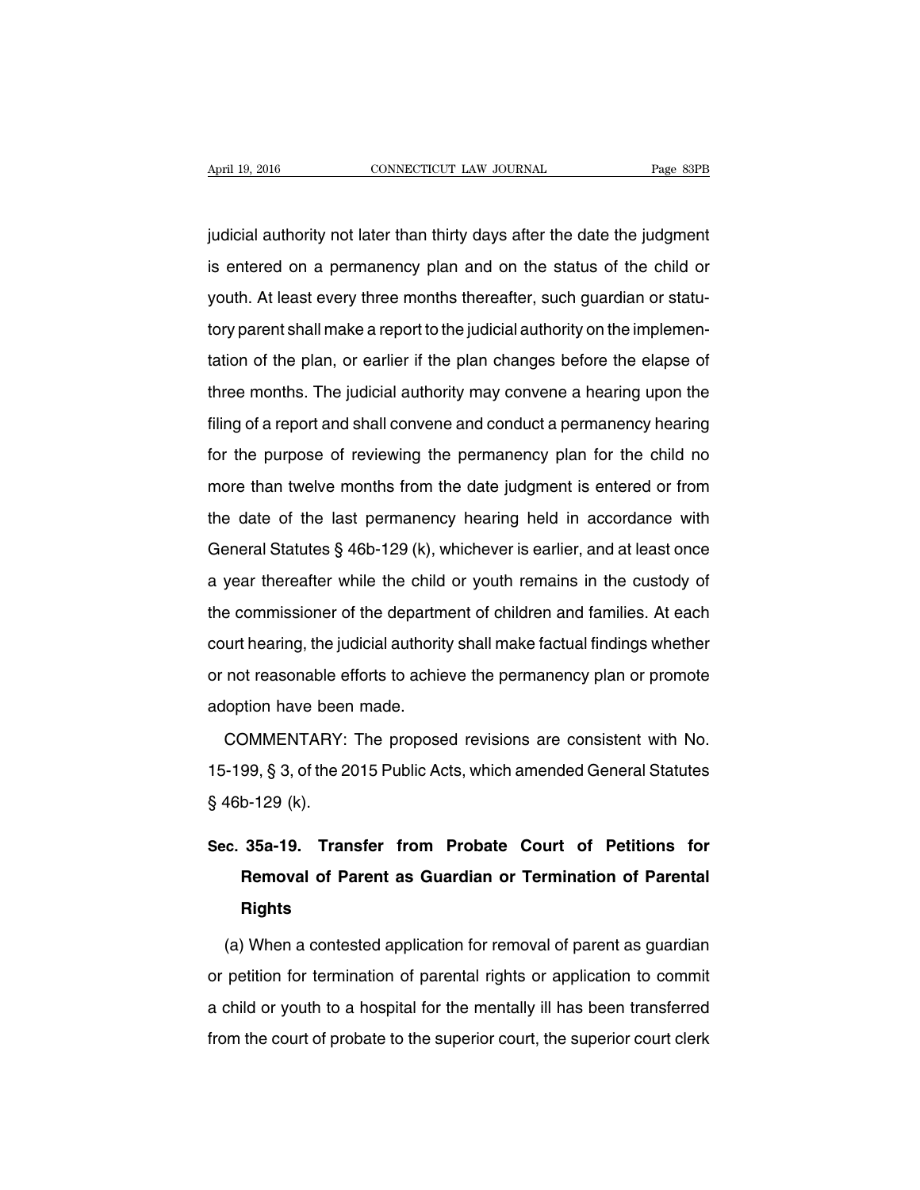judicial authority not later than thirty days after the date the judgment is entered on a permanency plan and on the status of the child or youth. At least every three months thereafter, such guardian or statutory parent shall make a report to the judicial authority on the implementation of the plan, or earlier if the plan changes before the elapse of three months. The judicial authority may convene a hearing upon the filing of a report and shall convene and conduct a permanency hearing for the purpose of reviewing the permanency plan for the child no more than twelve months from the date judgment is entered or from the date of the last permanency hearing held in accordance with General Statutes § 46b-129 (k), whichever is earlier, and at least once a year thereafter while the child or youth remains in the custody of the commissioner of the department of children and families. At each court hearing, the judicial authority shall make factual findings whether or not reasonable efforts to achieve the permanency plan or promote adoption have been made.

COMMENTARY: The proposed revisions are consistent with No. 15-199, § 3, of the 2015 Public Acts, which amended General Statutes § 46b-129 (k).

## Sec. 35a-19. Transfer from Probate Court of Petitions for Removal of Parent as Guardian or Termination of Parental Rights

(a) When a contested application for removal of parent as guardian or petition for termination of parental rights or application to commit a child or youth to a hospital for the mentally ill has been transferred from the court of probate to the superior court, the superior court clerk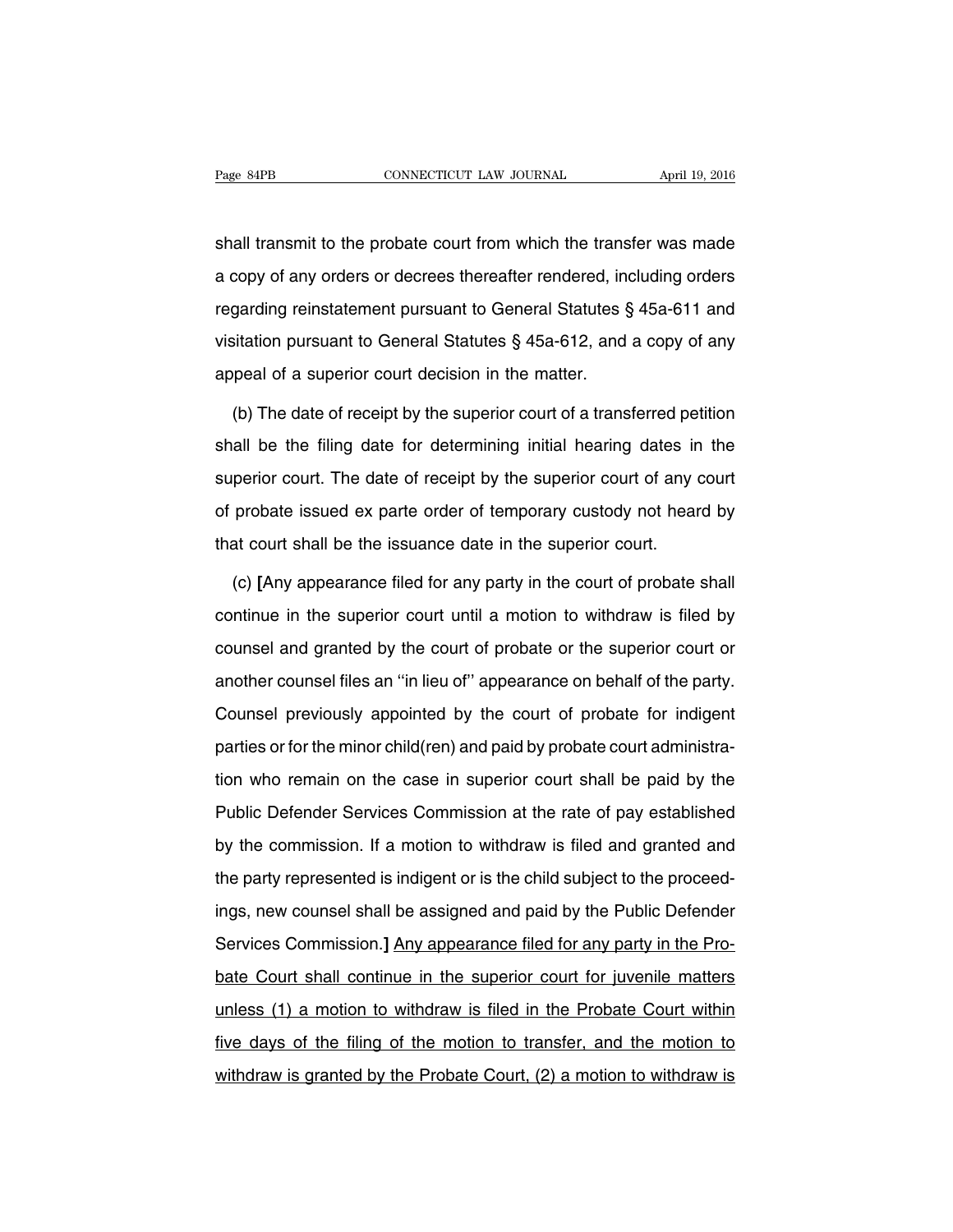shall transmit to the probate court from which the transfer was made a copy of any orders or decrees thereafter rendered, including orders regarding reinstatement pursuant to General Statutes § 45a-611 and visitation pursuant to General Statutes § 45a-612, and a copy of any appeal of a superior court decision in the matter.

(b) The date of receipt by the superior court of a transferred petition shall be the filing date for determining initial hearing dates in the superior court. The date of receipt by the superior court of any court of probate issued ex parte order of temporary custody not heard by that court shall be the issuance date in the superior court.

(c) **[**Any appearance filed for any party in the court of probate shall continue in the superior court until a motion to withdraw is filed by counsel and granted by the court of probate or the superior court or another counsel files an ''in lieu of'' appearance on behalf of the party. Counsel previously appointed by the court of probate for indigent parties or for the minor child(ren) and paid by probate court administration who remain on the case in superior court shall be paid by the Public Defender Services Commission at the rate of pay established by the commission. If a motion to withdraw is filed and granted and the party represented is indigent or is the child subject to the proceedings, new counsel shall be assigned and paid by the Public Defender Services Commission.**]** <u>Any appearance filed for any party in the Probate Court shall continue in the superior court for juvenile matters unless (1) a motion to withdraw is filed in the Probate Court within five days of the filing of the motion to transfer, and the motion to withdraw is granted by the Probate Court, (2) a motion to withdraw is</u>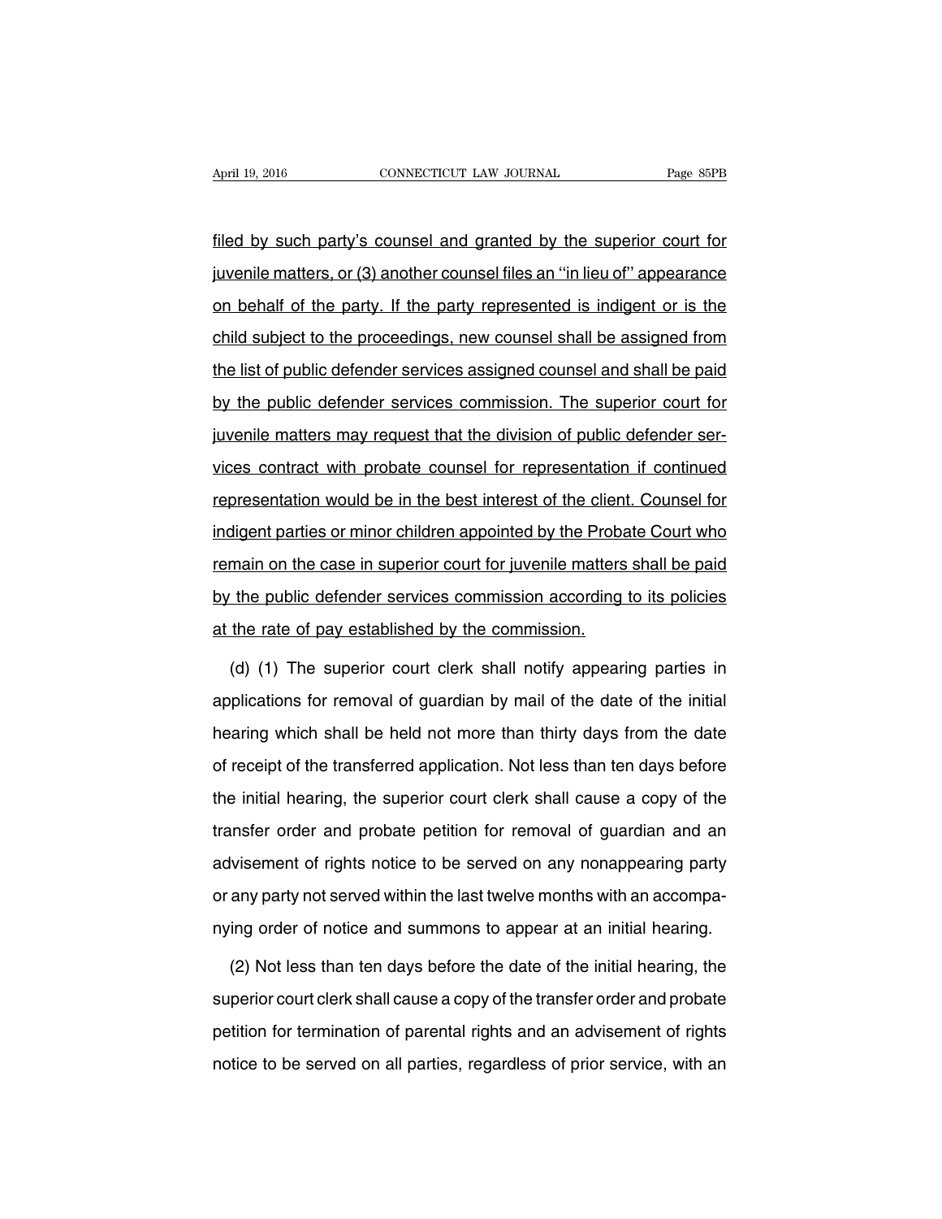filed by such party's counsel and granted by the superior court for juvenile matters, or (3) another counsel files an ''in lieu of'' appearance on behalf of the party. If the party represented is indigent or is the child subject to the proceedings, new counsel shall be assigned from the list of public defender services assigned counsel and shall be paid by the public defender services commission. The superior court for juvenile matters may request that the division of public defender services contract with probate counsel for representation if continued representation would be in the best interest of the client. Counsel for indigent parties or minor children appointed by the Probate Court who remain on the case in superior court for juvenile matters shall be paid by the public defender services commission according to its policies at the rate of pay established by the commission.

(d) (1) The superior court clerk shall notify appearing parties in applications for removal of guardian by mail of the date of the initial hearing which shall be held not more than thirty days from the date of receipt of the transferred application. Not less than ten days before the initial hearing, the superior court clerk shall cause a copy of the transfer order and probate petition for removal of guardian and an advisement of rights notice to be served on any nonappearing party or any party not served within the last twelve months with an accompanying order of notice and summons to appear at an initial hearing.

(2) Not less than ten days before the date of the initial hearing, the superior court clerk shall cause a copy of the transfer order and probate petition for termination of parental rights and an advisement of rights notice to be served on all parties, regardless of prior service, with an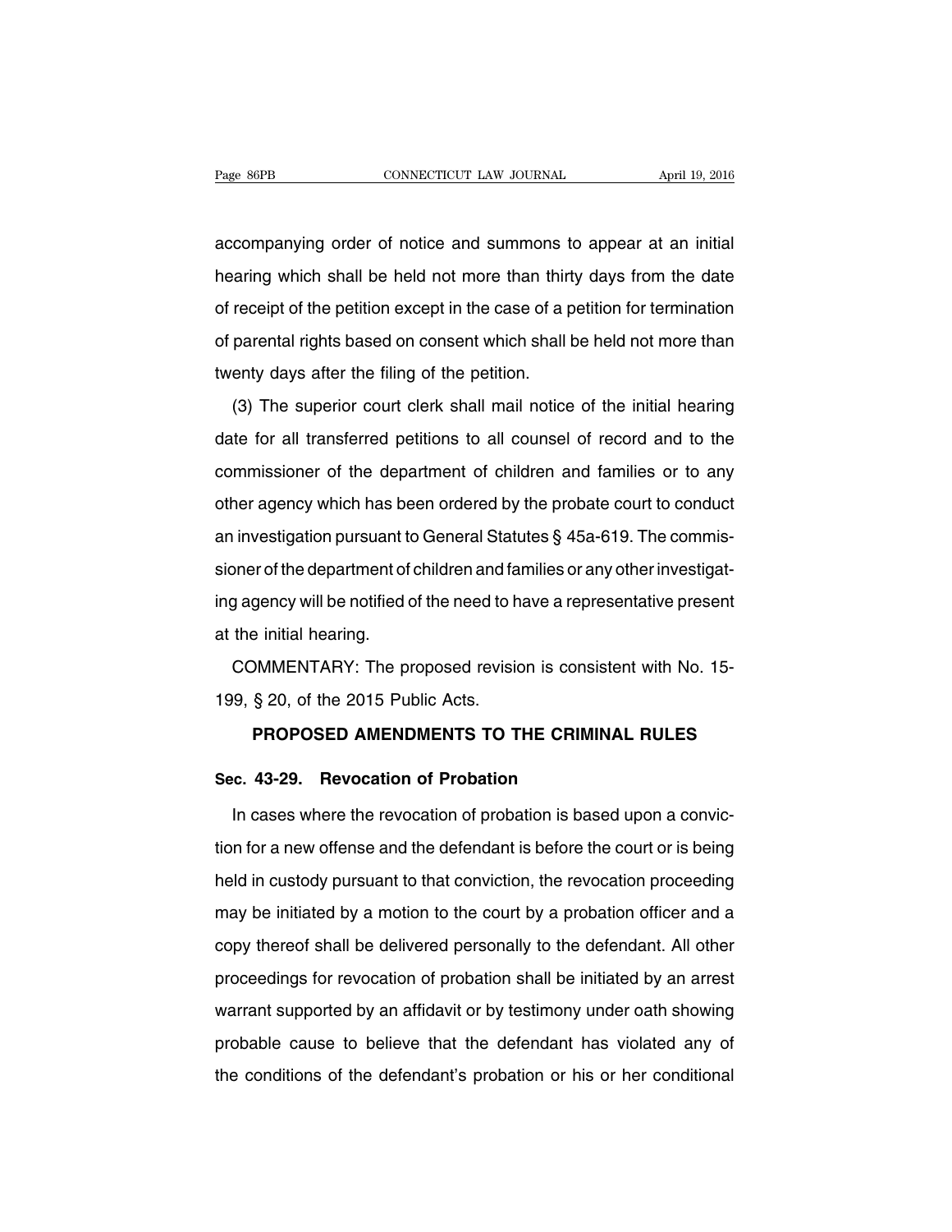accompanying order of notice and summons to appear at an initial hearing which shall be held not more than thirty days from the date of receipt of the petition except in the case of a petition for termination of parental rights based on consent which shall be held not more than twenty days after the filing of the petition.

(3) The superior court clerk shall mail notice of the initial hearing date for all transferred petitions to all counsel of record and to the commissioner of the department of children and families or to any other agency which has been ordered by the probate court to conduct an investigation pursuant to General Statutes § 45a-619. The commissioner of the department of children and families or any other investigating agency will be notified of the need to have a representative present at the initial hearing.

COMMENTARY: The proposed revision is consistent with No. 15-199, § 20, of the 2015 Public Acts.

## PROPOSED AMENDMENTS TO THE CRIMINAL RULES

### Sec. 43-29. Revocation of Probation

In cases where the revocation of probation is based upon a conviction for a new offense and the defendant is before the court or is being held in custody pursuant to that conviction, the revocation proceeding may be initiated by a motion to the court by a probation officer and a copy thereof shall be delivered personally to the defendant. All other proceedings for revocation of probation shall be initiated by an arrest warrant supported by an affidavit or by testimony under oath showing probable cause to believe that the defendant has violated any of the conditions of the defendant's probation or his or her conditional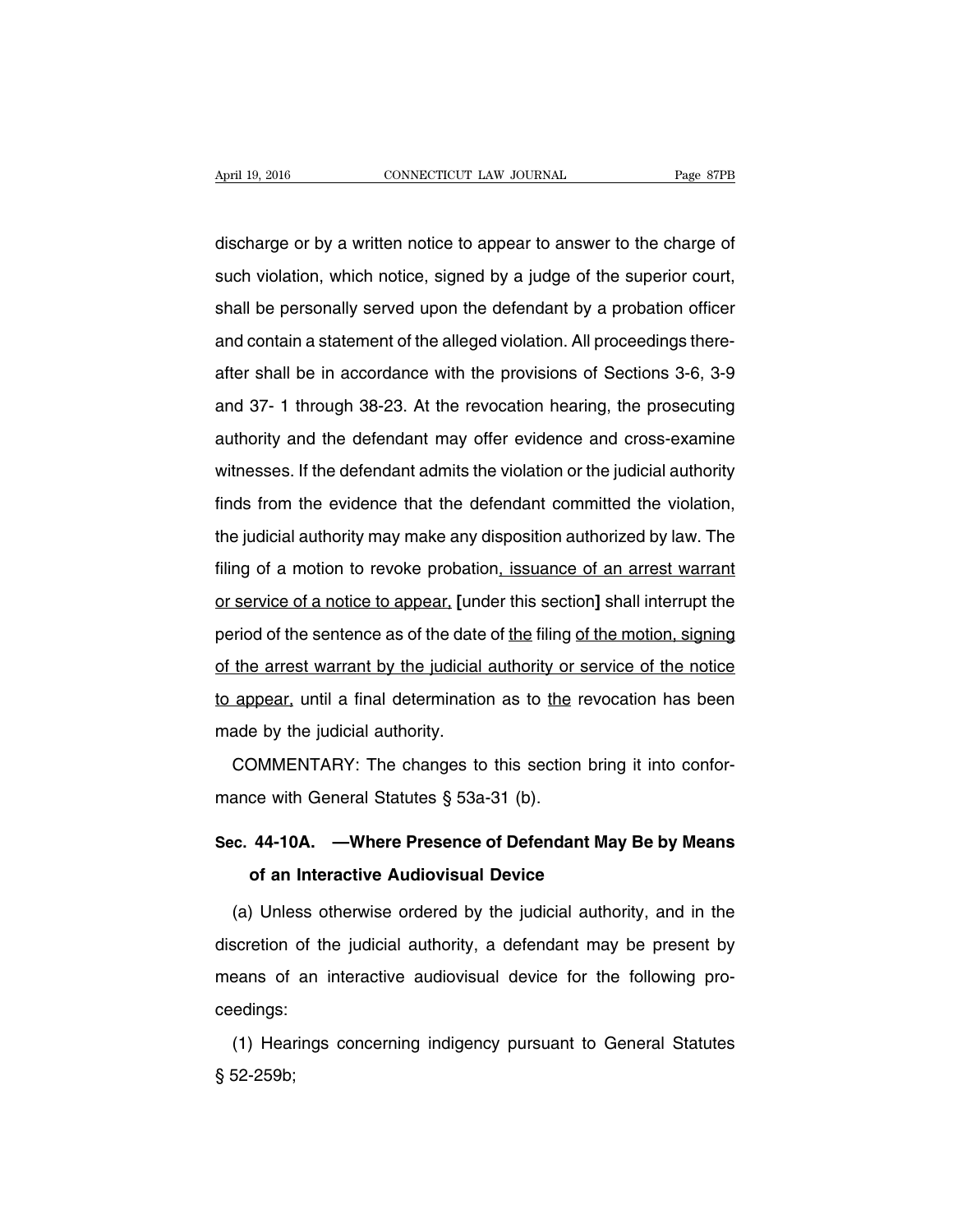discharge or by a written notice to appear to answer to the charge of such violation, which notice, signed by a judge of the superior court, shall be personally served upon the defendant by a probation officer and contain a statement of the alleged violation. All proceedings thereafter shall be in accordance with the provisions of Sections 3-6, 3-9 and 37- 1 through 38-23. At the revocation hearing, the prosecuting authority and the defendant may offer evidence and cross-examine witnesses. If the defendant admits the violation or the judicial authority finds from the evidence that the defendant committed the violation, the judicial authority may make any disposition authorized by law. The filing of a motion to revoke probation<u>, issuance of an arrest warrant or service of a notice to appear,</u> [under this section] shall interrupt the period of the sentence as of the date of <u>the</u> filing <u>of the motion, signing of the arrest warrant by the judicial authority or service of the notice to appear,</u> until a final determination as to <u>the</u> revocation has been made by the judicial authority.

COMMENTARY: The changes to this section bring it into conformance with General Statutes § 53a-31 (b).

## Sec. 44-10A. —Where Presence of Defendant May Be by Means of an Interactive Audiovisual Device

(a) Unless otherwise ordered by the judicial authority, and in the discretion of the judicial authority, a defendant may be present by means of an interactive audiovisual device for the following proceedings:

(1) Hearings concerning indigency pursuant to General Statutes § 52-259b;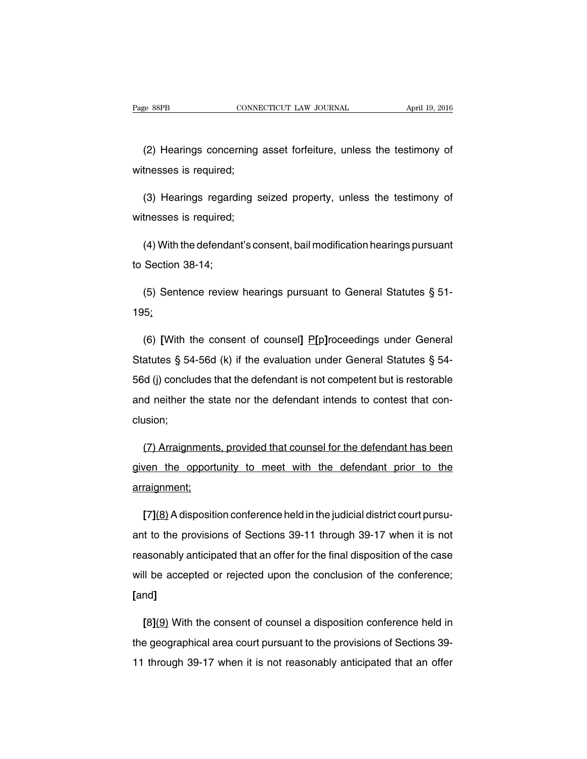(2) Hearings concerning asset forfeiture, unless the testimony of witnesses is required;

(3) Hearings regarding seized property, unless the testimony of witnesses is required;

(4) With the defendant's consent, bail modification hearings pursuant to Section 38-14;

(5) Sentence review hearings pursuant to General Statutes § 51-195;

(6) **[**With the consent of counsel**]** P**[**p**]**roceedings under General Statutes § 54-56d (k) if the evaluation under General Statutes § 54-56d (j) concludes that the defendant is not competent but is restorable and neither the state nor the defendant intends to contest that conclusion;

(7) Arraignments, provided that counsel for the defendant has been given the opportunity to meet with the defendant prior to the arraignment;

**[**7**]**(8) A disposition conference held in the judicial district court pursuant to the provisions of Sections 39-11 through 39-17 when it is not reasonably anticipated that an offer for the final disposition of the case will be accepted or rejected upon the conclusion of the conference; **[**and**]**

**[**8**]**(9) With the consent of counsel a disposition conference held in the geographical area court pursuant to the provisions of Sections 39-11 through 39-17 when it is not reasonably anticipated that an offer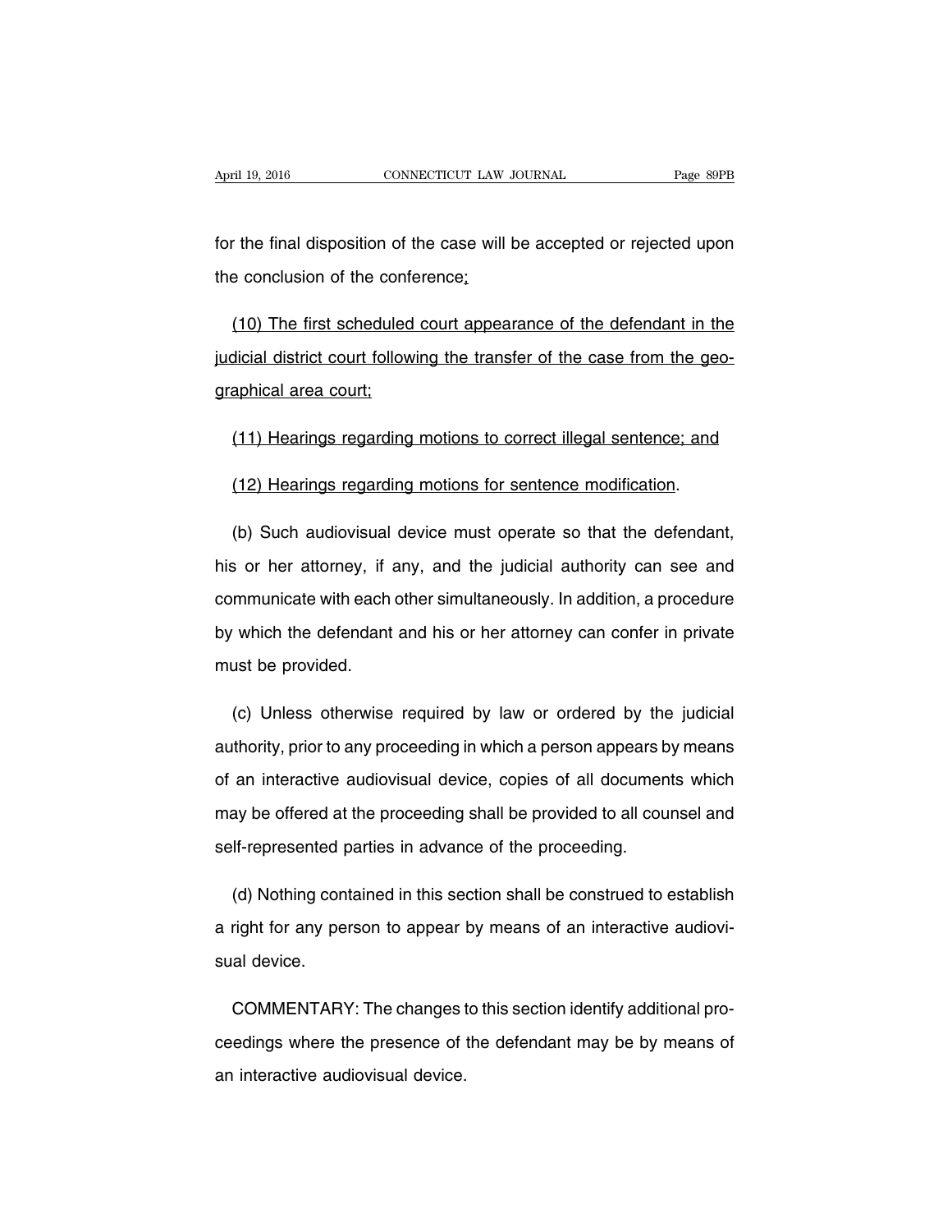for the final disposition of the case will be accepted or rejected upon the conclusion of the conference;

(10) The first scheduled court appearance of the defendant in the judicial district court following the transfer of the case from the geographical area court;

(11) Hearings regarding motions to correct illegal sentence; and

(12) Hearings regarding motions for sentence modification.

(b) Such audiovisual device must operate so that the defendant, his or her attorney, if any, and the judicial authority can see and communicate with each other simultaneously. In addition, a procedure by which the defendant and his or her attorney can confer in private must be provided.

(c) Unless otherwise required by law or ordered by the judicial authority, prior to any proceeding in which a person appears by means of an interactive audiovisual device, copies of all documents which may be offered at the proceeding shall be provided to all counsel and self-represented parties in advance of the proceeding.

(d) Nothing contained in this section shall be construed to establish a right for any person to appear by means of an interactive audiovisual device.

COMMENTARY: The changes to this section identify additional proceedings where the presence of the defendant may be by means of an interactive audiovisual device.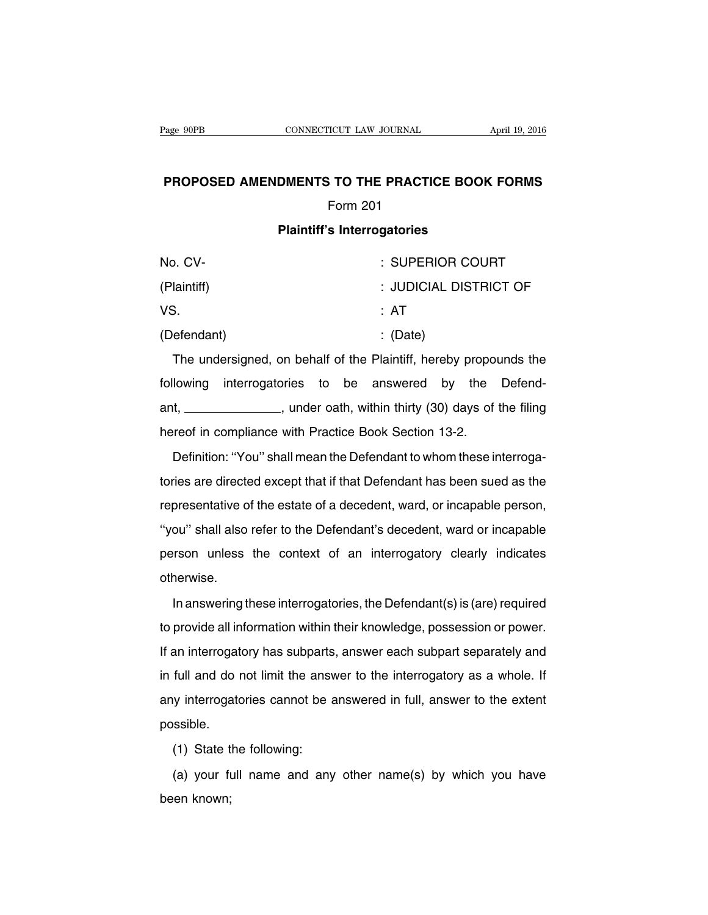# PROPOSED AMENDMENTS TO THE PRACTICE BOOK FORMS

## Form 201

### Plaintiff's Interrogatories

| | |
|---|---|
| No. CV- | : SUPERIOR COURT |
| (Plaintiff) | : JUDICIAL DISTRICT OF |
| VS. | : AT |
| (Defendant) | : (Date) |

The undersigned, on behalf of the Plaintiff, hereby propounds the following interrogatories to be answered by the Defendant, ______________, under oath, within thirty (30) days of the filing hereof in compliance with Practice Book Section 13-2.

Definition: ''You'' shall mean the Defendant to whom these interrogatories are directed except that if that Defendant has been sued as the representative of the estate of a decedent, ward, or incapable person, ''you'' shall also refer to the Defendant's decedent, ward or incapable person unless the context of an interrogatory clearly indicates otherwise.

In answering these interrogatories, the Defendant(s) is (are) required to provide all information within their knowledge, possession or power. If an interrogatory has subparts, answer each subpart separately and in full and do not limit the answer to the interrogatory as a whole. If any interrogatories cannot be answered in full, answer to the extent possible.

(1) State the following:

(a) your full name and any other name(s) by which you have been known;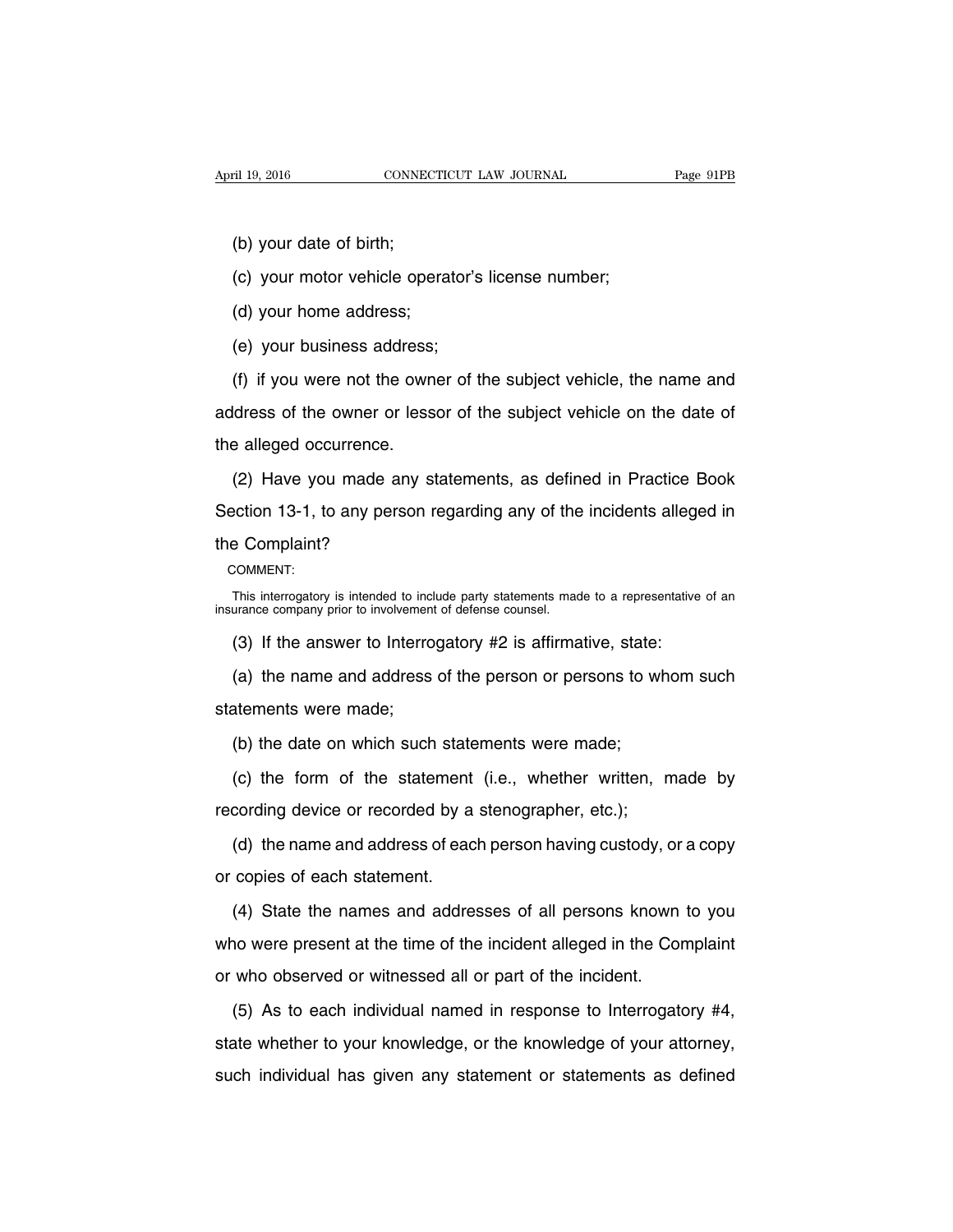(b) your date of birth;

(c) your motor vehicle operator's license number;

(d) your home address;

(e) your business address;

(f) if you were not the owner of the subject vehicle, the name and address of the owner or lessor of the subject vehicle on the date of the alleged occurrence.

(2) Have you made any statements, as defined in Practice Book Section 13-1, to any person regarding any of the incidents alleged in the Complaint?

COMMENT:

This interrogatory is intended to include party statements made to a representative of an insurance company prior to involvement of defense counsel.

(3) If the answer to Interrogatory #2 is affirmative, state:

(a) the name and address of the person or persons to whom such statements were made;

(b) the date on which such statements were made;

(c) the form of the statement (i.e., whether written, made by recording device or recorded by a stenographer, etc.);

(d) the name and address of each person having custody, or a copy or copies of each statement.

(4) State the names and addresses of all persons known to you who were present at the time of the incident alleged in the Complaint or who observed or witnessed all or part of the incident.

(5) As to each individual named in response to Interrogatory #4, state whether to your knowledge, or the knowledge of your attorney, such individual has given any statement or statements as defined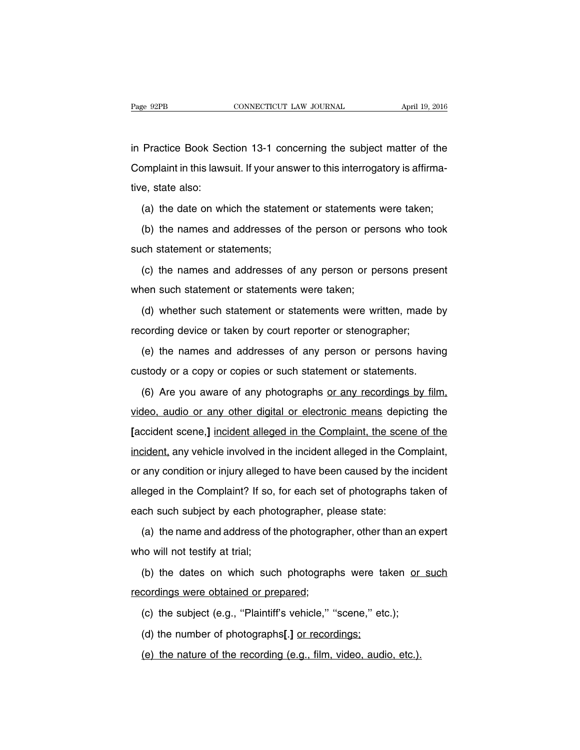in Practice Book Section 13-1 concerning the subject matter of the Complaint in this lawsuit. If your answer to this interrogatory is affirmative, state also:

(a) the date on which the statement or statements were taken;

(b) the names and addresses of the person or persons who took such statement or statements;

(c) the names and addresses of any person or persons present when such statement or statements were taken;

(d) whether such statement or statements were written, made by recording device or taken by court reporter or stenographer;

(e) the names and addresses of any person or persons having custody or a copy or copies or such statement or statements.

(6) Are you aware of any photographs <u>or any recordings by film, video, audio or any other digital or electronic means</u> depicting the **[**accident scene,**]** <u>incident alleged in the Complaint, the scene of the incident,</u> any vehicle involved in the incident alleged in the Complaint, or any condition or injury alleged to have been caused by the incident alleged in the Complaint? If so, for each set of photographs taken of each such subject by each photographer, please state:

(a) the name and address of the photographer, other than an expert who will not testify at trial;

(b) the dates on which such photographs were taken <u>or such recordings were obtained or prepared</u>;

(c) the subject (e.g., ''Plaintiff's vehicle,'' ''scene,'' etc.);

(d) the number of photographs**[**.**]** <u>or recordings;</u>

<u>(e) the nature of the recording (e.g., film, video, audio, etc.).</u>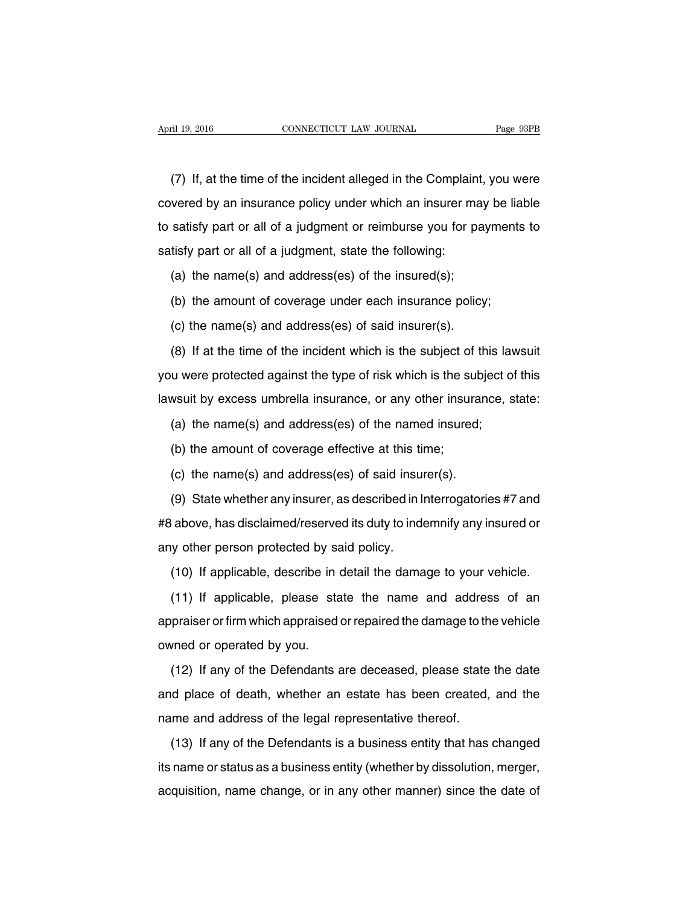(7) If, at the time of the incident alleged in the Complaint, you were covered by an insurance policy under which an insurer may be liable to satisfy part or all of a judgment or reimburse you for payments to satisfy part or all of a judgment, state the following:

(a) the name(s) and address(es) of the insured(s);

(b) the amount of coverage under each insurance policy;

(c) the name(s) and address(es) of said insurer(s).

(8) If at the time of the incident which is the subject of this lawsuit you were protected against the type of risk which is the subject of this lawsuit by excess umbrella insurance, or any other insurance, state:

(a) the name(s) and address(es) of the named insured;

(b) the amount of coverage effective at this time;

(c) the name(s) and address(es) of said insurer(s).

(9) State whether any insurer, as described in Interrogatories #7 and #8 above, has disclaimed/reserved its duty to indemnify any insured or any other person protected by said policy.

(10) If applicable, describe in detail the damage to your vehicle.

(11) If applicable, please state the name and address of an appraiser or firm which appraised or repaired the damage to the vehicle owned or operated by you.

(12) If any of the Defendants are deceased, please state the date and place of death, whether an estate has been created, and the name and address of the legal representative thereof.

(13) If any of the Defendants is a business entity that has changed its name or status as a business entity (whether by dissolution, merger, acquisition, name change, or in any other manner) since the date of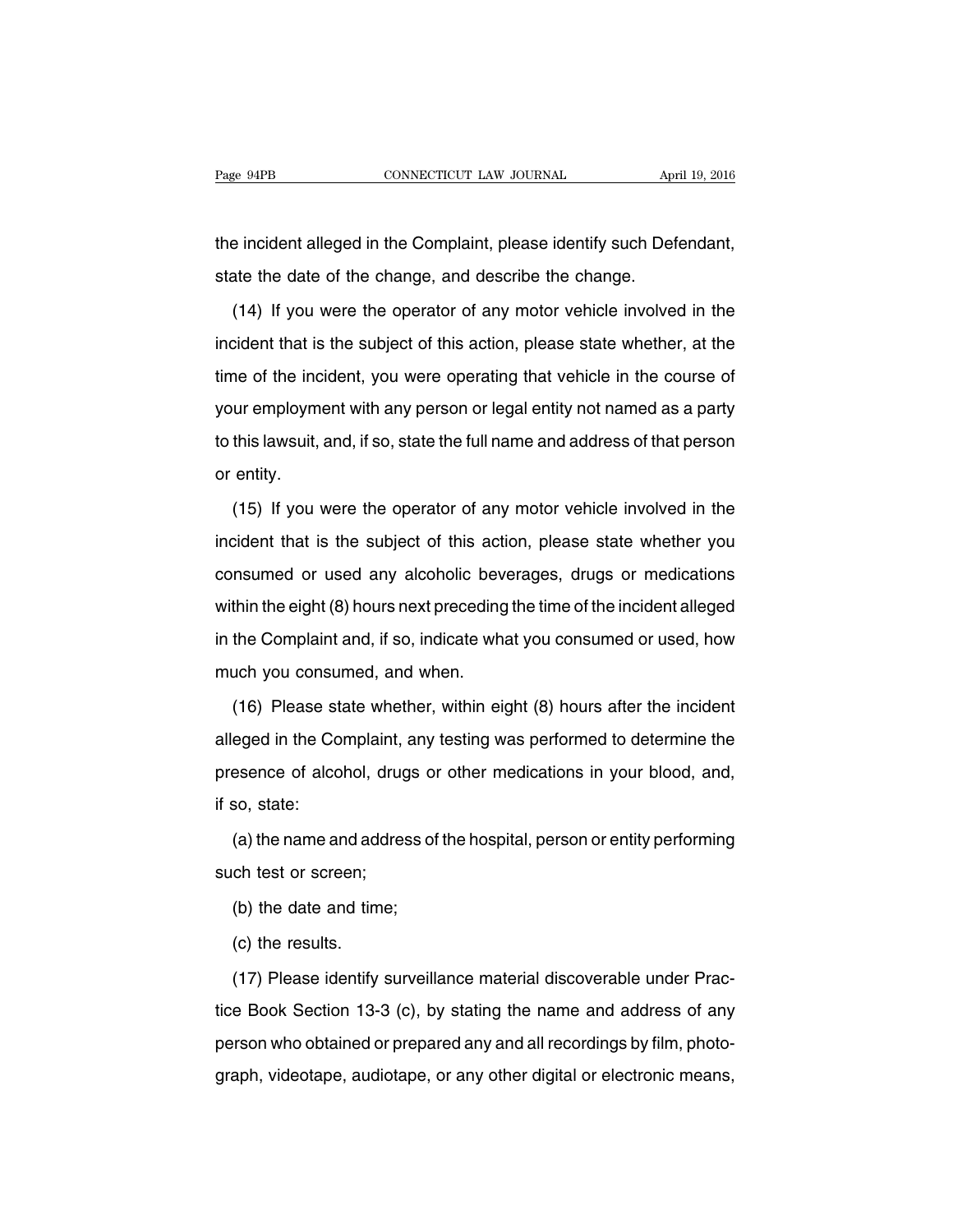the incident alleged in the Complaint, please identify such Defendant, state the date of the change, and describe the change.

(14) If you were the operator of any motor vehicle involved in the incident that is the subject of this action, please state whether, at the time of the incident, you were operating that vehicle in the course of your employment with any person or legal entity not named as a party to this lawsuit, and, if so, state the full name and address of that person or entity.

(15) If you were the operator of any motor vehicle involved in the incident that is the subject of this action, please state whether you consumed or used any alcoholic beverages, drugs or medications within the eight (8) hours next preceding the time of the incident alleged in the Complaint and, if so, indicate what you consumed or used, how much you consumed, and when.

(16) Please state whether, within eight (8) hours after the incident alleged in the Complaint, any testing was performed to determine the presence of alcohol, drugs or other medications in your blood, and, if so, state:

(a) the name and address of the hospital, person or entity performing such test or screen;

(b) the date and time;

(c) the results.

(17) Please identify surveillance material discoverable under Practice Book Section 13-3 (c), by stating the name and address of any person who obtained or prepared any and all recordings by film, photograph, videotape, audiotape, or any other digital or electronic means,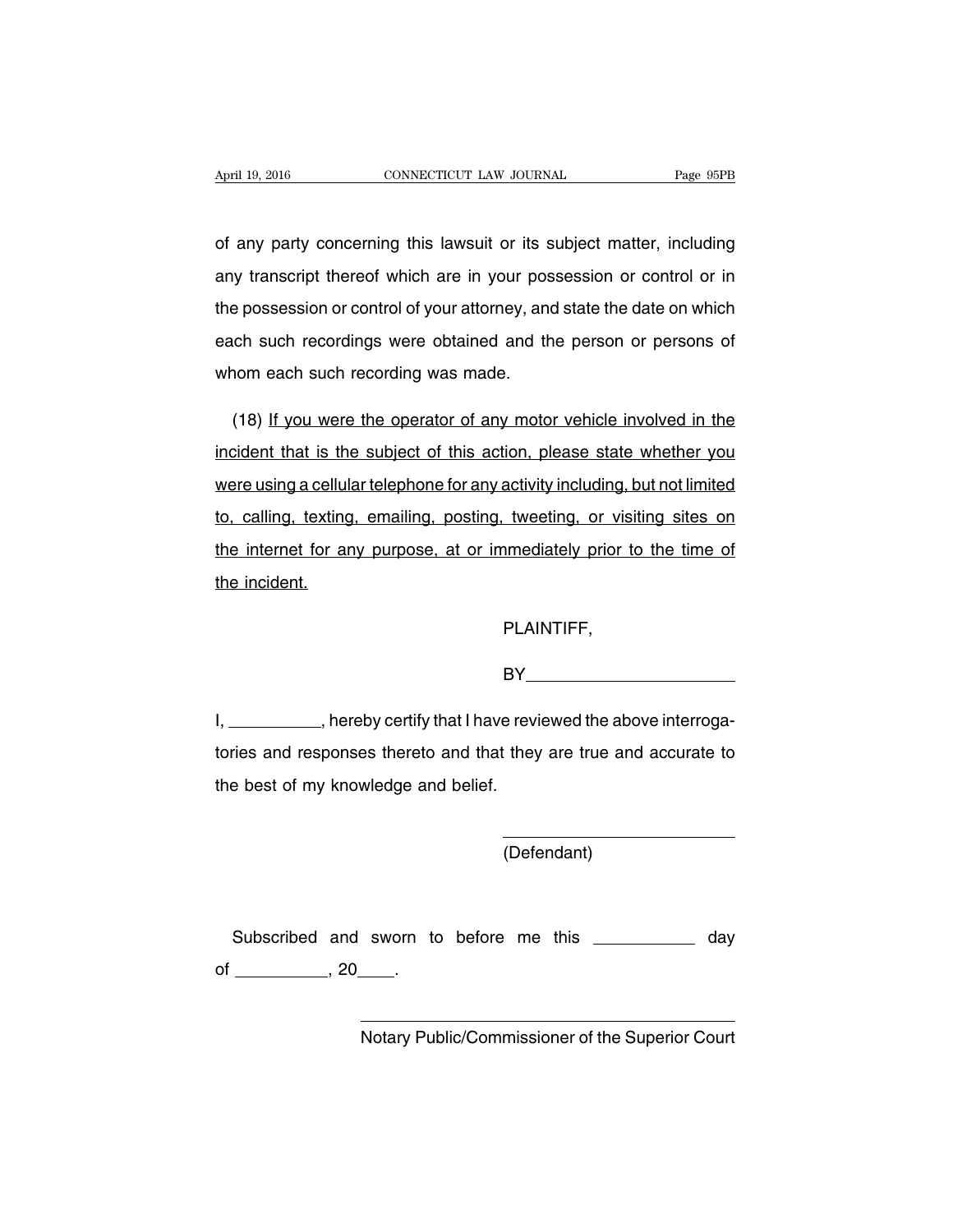of any party concerning this lawsuit or its subject matter, including any transcript thereof which are in your possession or control or in the possession or control of your attorney, and state the date on which each such recordings were obtained and the person or persons of whom each such recording was made.

(18) <u>If you were the operator of any motor vehicle involved in the incident that is the subject of this action, please state whether you were using a cellular telephone for any activity including, but not limited to, calling, texting, emailing, posting, tweeting, or visiting sites on the internet for any purpose, at or immediately prior to the time of the incident.</u>

PLAINTIFF,

BY______________________

I, __________, hereby certify that I have reviewed the above interrogatories and responses thereto and that they are true and accurate to the best of my knowledge and belief.

__________________________

(Defendant)

Subscribed and sworn to before me this ___________ day of __________, 20____.

__________________________________________

Notary Public/Commissioner of the Superior Court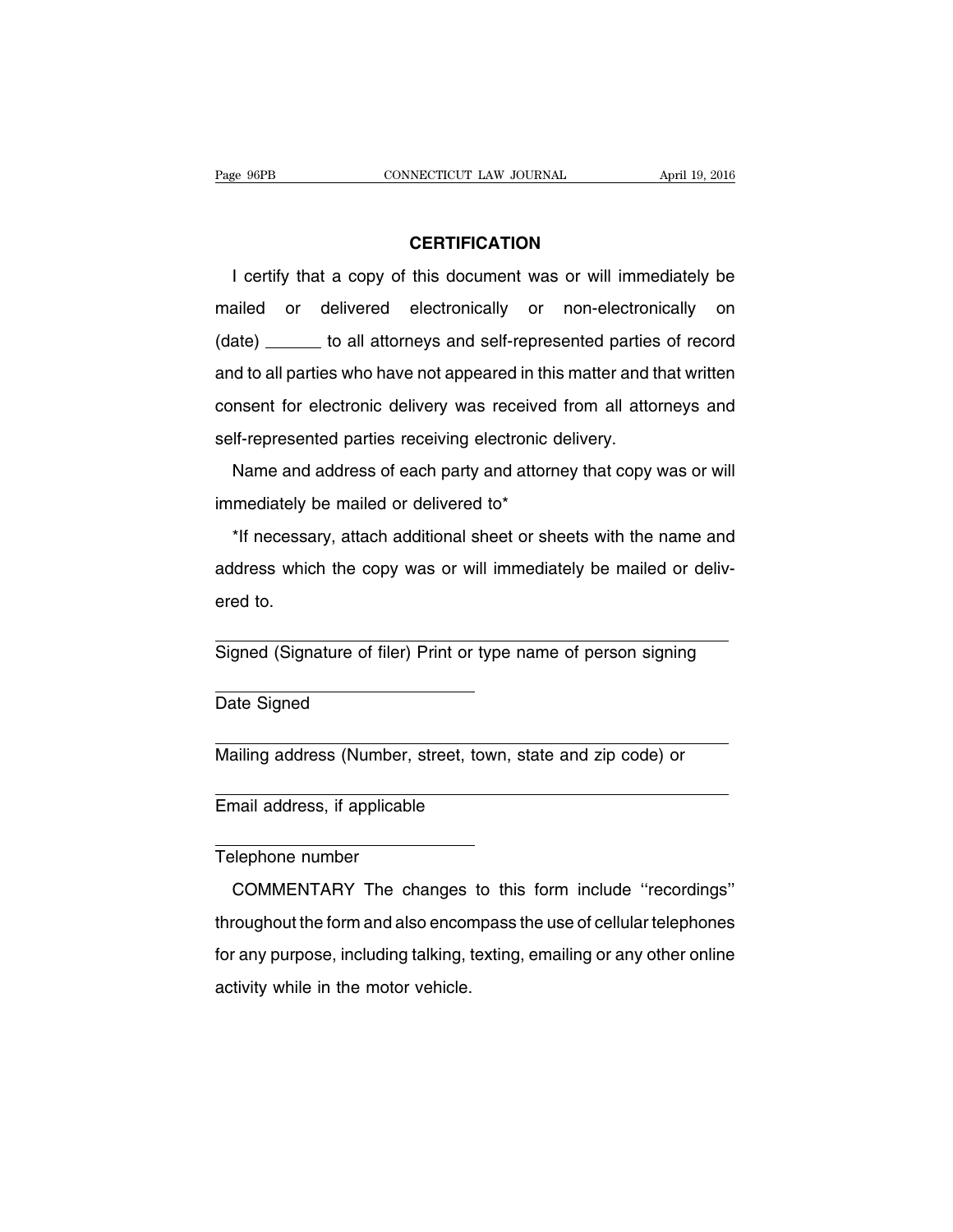## CERTIFICATION

I certify that a copy of this document was or will immediately be mailed or delivered electronically or non-electronically on (date) ______ to all attorneys and self-represented parties of record and to all parties who have not appeared in this matter and that written consent for electronic delivery was received from all attorneys and self-represented parties receiving electronic delivery.

Name and address of each party and attorney that copy was or will immediately be mailed or delivered to*

*If necessary, attach additional sheet or sheets with the name and address which the copy was or will immediately be mailed or delivered to.

______________________________________________

Signed (Signature of filer) Print or type name of person signing

______________________

Date Signed

______________________________________________

Mailing address (Number, street, town, state and zip code) or

______________________________________________

Email address, if applicable

______________________

Telephone number

COMMENTARY The changes to this form include ''recordings'' throughout the form and also encompass the use of cellular telephones for any purpose, including talking, texting, emailing or any other online activity while in the motor vehicle.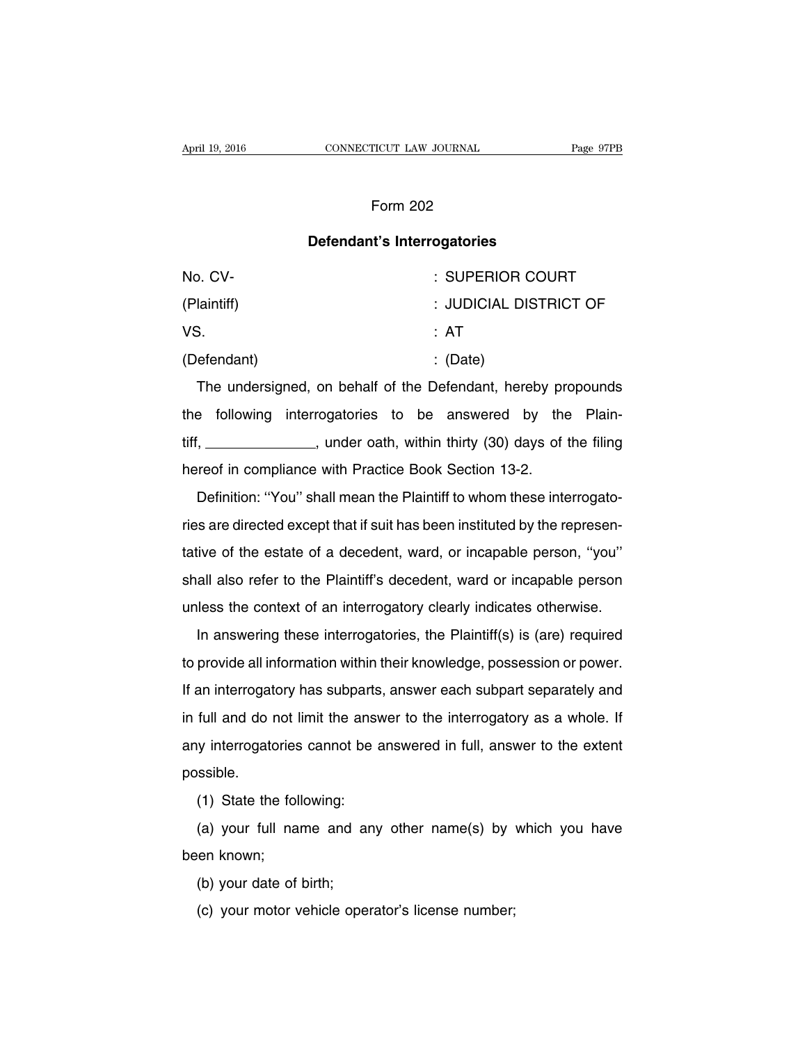## Form 202

### **Defendant's Interrogatories**

| | |
|---|---|
| No. CV- | : SUPERIOR COURT |
| (Plaintiff) | : JUDICIAL DISTRICT OF |
| VS. | : AT |
| (Defendant) | : (Date) |

The undersigned, on behalf of the Defendant, hereby propounds the following interrogatories to be answered by the Plaintiff, \_\_\_\_\_\_\_\_\_\_\_\_\_\_, under oath, within thirty (30) days of the filing hereof in compliance with Practice Book Section 13-2.

Definition: ''You'' shall mean the Plaintiff to whom these interrogatories are directed except that if suit has been instituted by the representative of the estate of a decedent, ward, or incapable person, ''you'' shall also refer to the Plaintiff's decedent, ward or incapable person unless the context of an interrogatory clearly indicates otherwise.

In answering these interrogatories, the Plaintiff(s) is (are) required to provide all information within their knowledge, possession or power. If an interrogatory has subparts, answer each subpart separately and in full and do not limit the answer to the interrogatory as a whole. If any interrogatories cannot be answered in full, answer to the extent possible.

(1) State the following:

(a) your full name and any other name(s) by which you have been known;

(b) your date of birth;

(c) your motor vehicle operator's license number;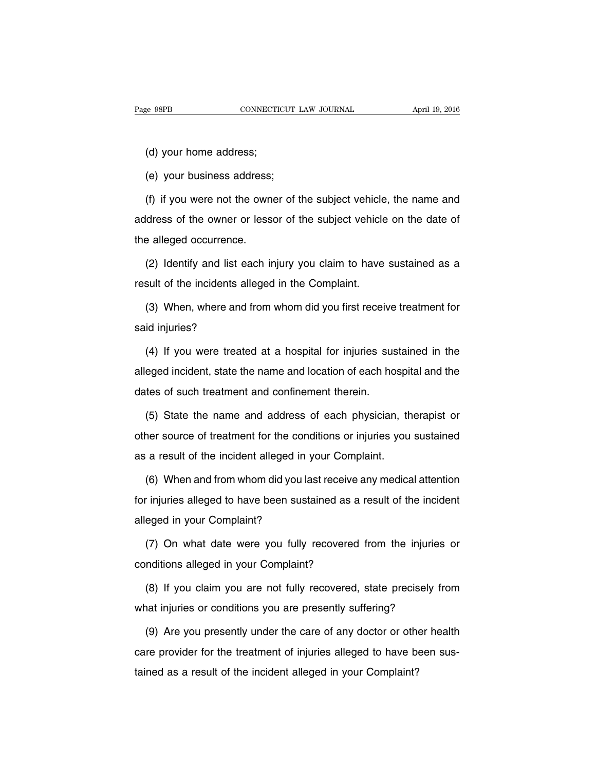(d) your home address;

(e) your business address;

(f) if you were not the owner of the subject vehicle, the name and address of the owner or lessor of the subject vehicle on the date of the alleged occurrence.

(2) Identify and list each injury you claim to have sustained as a result of the incidents alleged in the Complaint.

(3) When, where and from whom did you first receive treatment for said injuries?

(4) If you were treated at a hospital for injuries sustained in the alleged incident, state the name and location of each hospital and the dates of such treatment and confinement therein.

(5) State the name and address of each physician, therapist or other source of treatment for the conditions or injuries you sustained as a result of the incident alleged in your Complaint.

(6) When and from whom did you last receive any medical attention for injuries alleged to have been sustained as a result of the incident alleged in your Complaint?

(7) On what date were you fully recovered from the injuries or conditions alleged in your Complaint?

(8) If you claim you are not fully recovered, state precisely from what injuries or conditions you are presently suffering?

(9) Are you presently under the care of any doctor or other health care provider for the treatment of injuries alleged to have been sustained as a result of the incident alleged in your Complaint?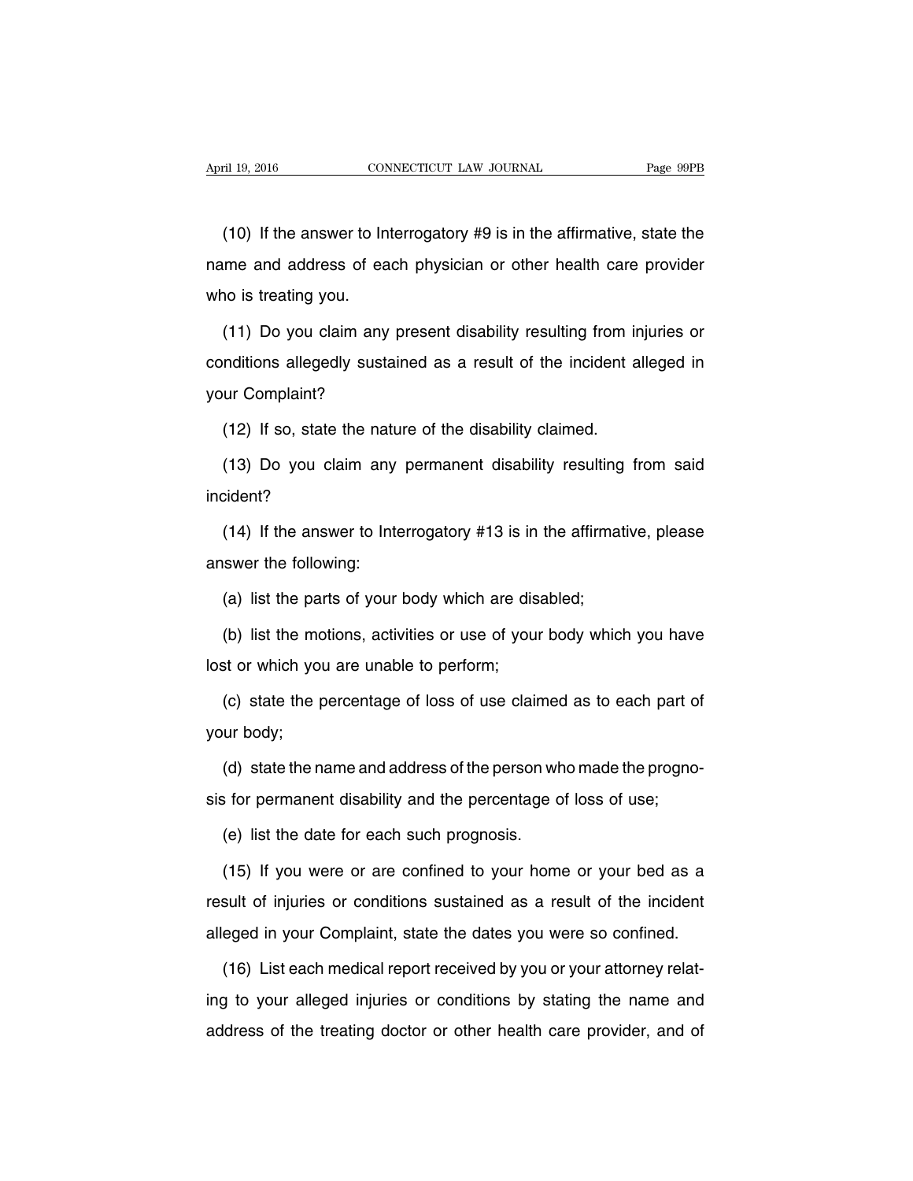(10) If the answer to Interrogatory #9 is in the affirmative, state the name and address of each physician or other health care provider who is treating you.

(11) Do you claim any present disability resulting from injuries or conditions allegedly sustained as a result of the incident alleged in your Complaint?

(12) If so, state the nature of the disability claimed.

(13) Do you claim any permanent disability resulting from said incident?

(14) If the answer to Interrogatory #13 is in the affirmative, please answer the following:

(a) list the parts of your body which are disabled;

(b) list the motions, activities or use of your body which you have lost or which you are unable to perform;

(c) state the percentage of loss of use claimed as to each part of your body;

(d) state the name and address of the person who made the prognosis for permanent disability and the percentage of loss of use;

(e) list the date for each such prognosis.

(15) If you were or are confined to your home or your bed as a result of injuries or conditions sustained as a result of the incident alleged in your Complaint, state the dates you were so confined.

(16) List each medical report received by you or your attorney relating to your alleged injuries or conditions by stating the name and address of the treating doctor or other health care provider, and of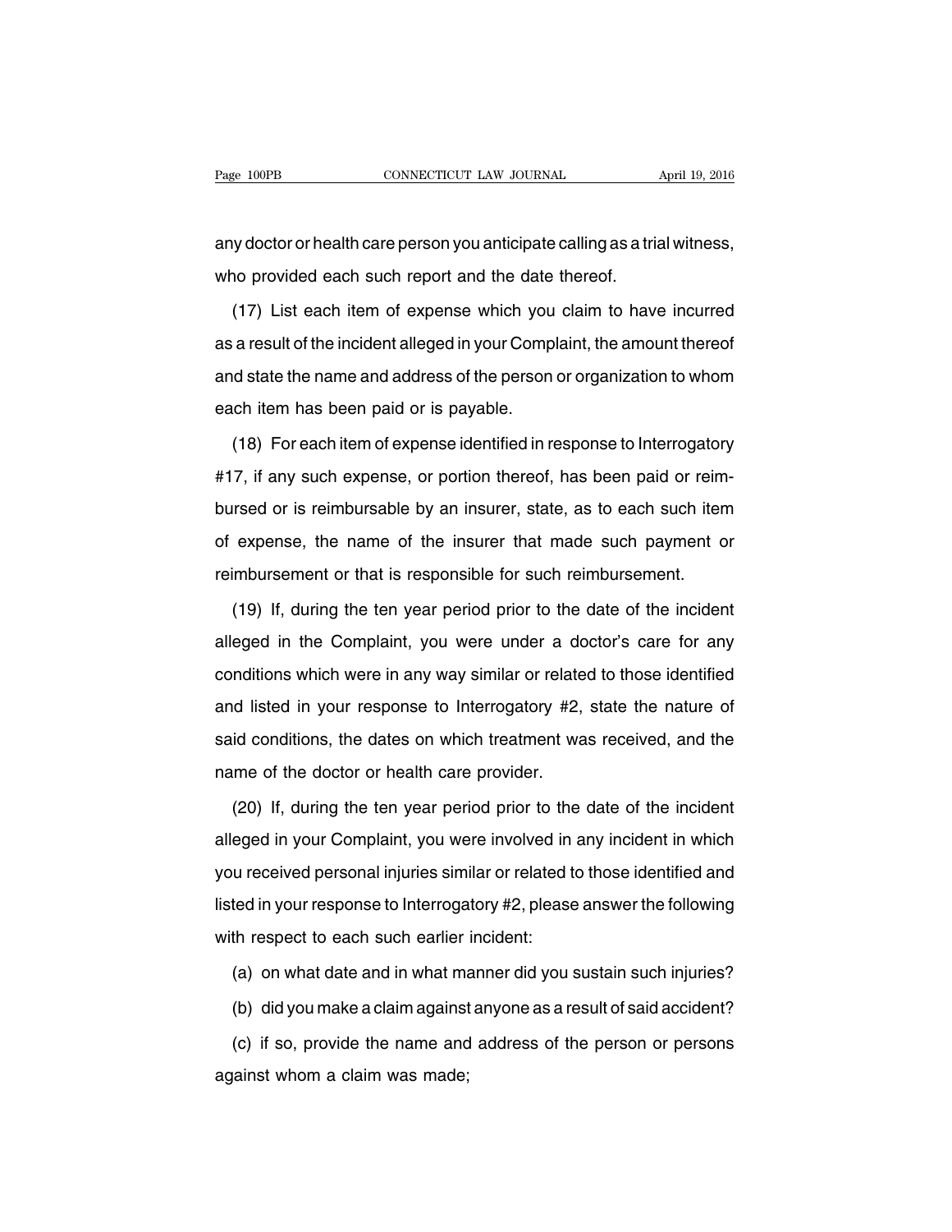any doctor or health care person you anticipate calling as a trial witness, who provided each such report and the date thereof.

(17) List each item of expense which you claim to have incurred as a result of the incident alleged in your Complaint, the amount thereof and state the name and address of the person or organization to whom each item has been paid or is payable.

(18) For each item of expense identified in response to Interrogatory #17, if any such expense, or portion thereof, has been paid or reimbursed or is reimbursable by an insurer, state, as to each such item of expense, the name of the insurer that made such payment or reimbursement or that is responsible for such reimbursement.

(19) If, during the ten year period prior to the date of the incident alleged in the Complaint, you were under a doctor's care for any conditions which were in any way similar or related to those identified and listed in your response to Interrogatory #2, state the nature of said conditions, the dates on which treatment was received, and the name of the doctor or health care provider.

(20) If, during the ten year period prior to the date of the incident alleged in your Complaint, you were involved in any incident in which you received personal injuries similar or related to those identified and listed in your response to Interrogatory #2, please answer the following with respect to each such earlier incident:

(a) on what date and in what manner did you sustain such injuries?

(b) did you make a claim against anyone as a result of said accident?

(c) if so, provide the name and address of the person or persons against whom a claim was made;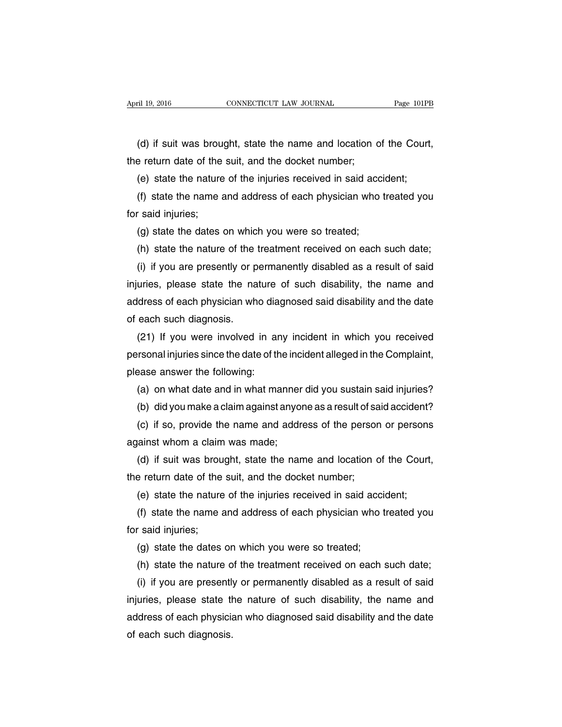(d) if suit was brought, state the name and location of the Court, the return date of the suit, and the docket number;

(e) state the nature of the injuries received in said accident;

(f) state the name and address of each physician who treated you for said injuries;

(g) state the dates on which you were so treated;

(h) state the nature of the treatment received on each such date;

(i) if you are presently or permanently disabled as a result of said injuries, please state the nature of such disability, the name and address of each physician who diagnosed said disability and the date of each such diagnosis.

(21) If you were involved in any incident in which you received personal injuries since the date of the incident alleged in the Complaint, please answer the following:

(a) on what date and in what manner did you sustain said injuries?

(b) did you make a claim against anyone as a result of said accident?

(c) if so, provide the name and address of the person or persons against whom a claim was made;

(d) if suit was brought, state the name and location of the Court, the return date of the suit, and the docket number;

(e) state the nature of the injuries received in said accident;

(f) state the name and address of each physician who treated you for said injuries;

(g) state the dates on which you were so treated;

(h) state the nature of the treatment received on each such date;

(i) if you are presently or permanently disabled as a result of said injuries, please state the nature of such disability, the name and address of each physician who diagnosed said disability and the date of each such diagnosis.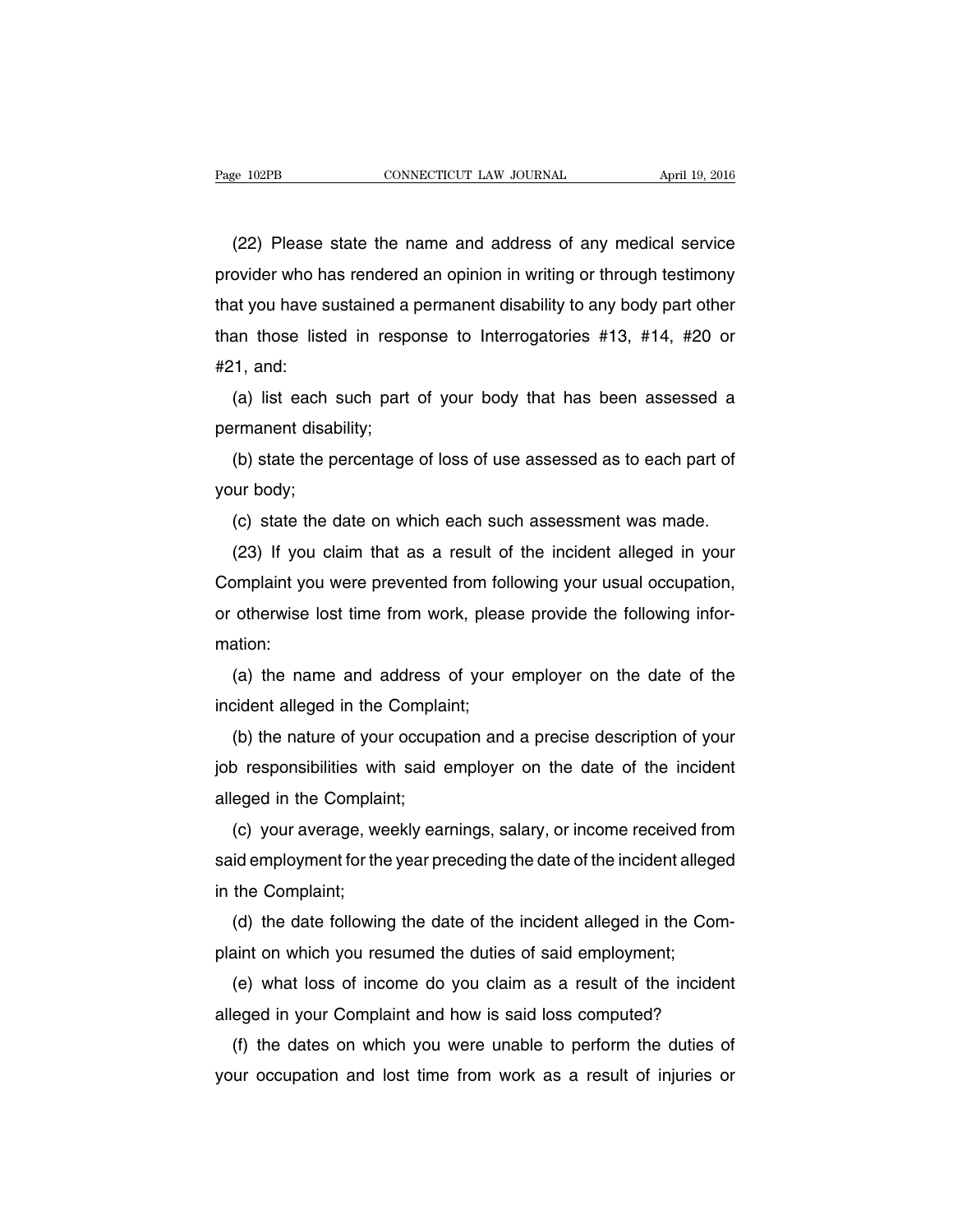(22) Please state the name and address of any medical service provider who has rendered an opinion in writing or through testimony that you have sustained a permanent disability to any body part other than those listed in response to Interrogatories #13, #14, #20 or #21, and:

(a) list each such part of your body that has been assessed a permanent disability;

(b) state the percentage of loss of use assessed as to each part of your body;

(c) state the date on which each such assessment was made.

(23) If you claim that as a result of the incident alleged in your Complaint you were prevented from following your usual occupation, or otherwise lost time from work, please provide the following information:

(a) the name and address of your employer on the date of the incident alleged in the Complaint;

(b) the nature of your occupation and a precise description of your job responsibilities with said employer on the date of the incident alleged in the Complaint;

(c) your average, weekly earnings, salary, or income received from said employment for the year preceding the date of the incident alleged in the Complaint;

(d) the date following the date of the incident alleged in the Complaint on which you resumed the duties of said employment;

(e) what loss of income do you claim as a result of the incident alleged in your Complaint and how is said loss computed?

(f) the dates on which you were unable to perform the duties of your occupation and lost time from work as a result of injuries or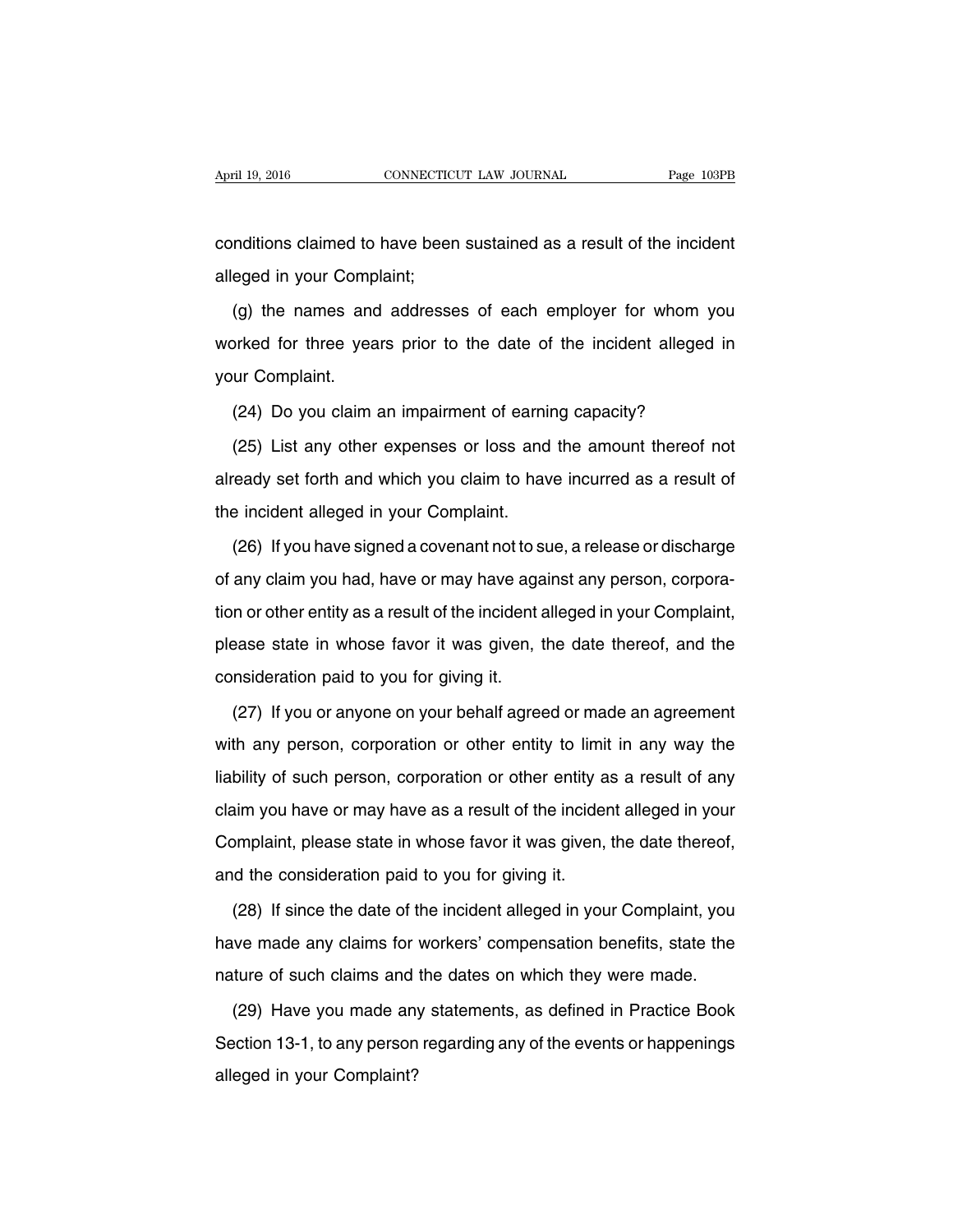conditions claimed to have been sustained as a result of the incident alleged in your Complaint;

(g) the names and addresses of each employer for whom you worked for three years prior to the date of the incident alleged in your Complaint.

(24) Do you claim an impairment of earning capacity?

(25) List any other expenses or loss and the amount thereof not already set forth and which you claim to have incurred as a result of the incident alleged in your Complaint.

(26) If you have signed a covenant not to sue, a release or discharge of any claim you had, have or may have against any person, corporation or other entity as a result of the incident alleged in your Complaint, please state in whose favor it was given, the date thereof, and the consideration paid to you for giving it.

(27) If you or anyone on your behalf agreed or made an agreement with any person, corporation or other entity to limit in any way the liability of such person, corporation or other entity as a result of any claim you have or may have as a result of the incident alleged in your Complaint, please state in whose favor it was given, the date thereof, and the consideration paid to you for giving it.

(28) If since the date of the incident alleged in your Complaint, you have made any claims for workers' compensation benefits, state the nature of such claims and the dates on which they were made.

(29) Have you made any statements, as defined in Practice Book Section 13-1, to any person regarding any of the events or happenings alleged in your Complaint?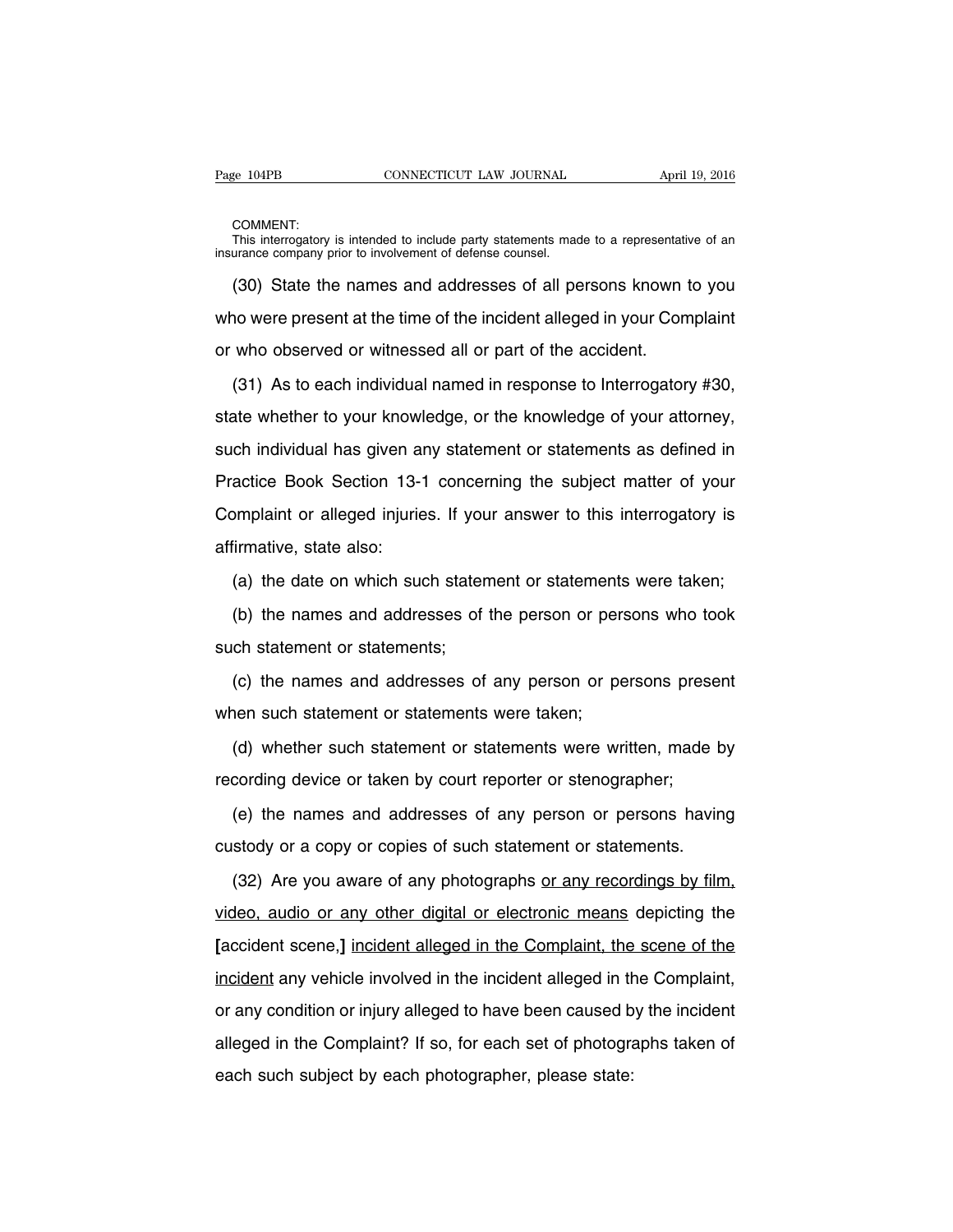COMMENT:
This interrogatory is intended to include party statements made to a representative of an insurance company prior to involvement of defense counsel.

(30) State the names and addresses of all persons known to you who were present at the time of the incident alleged in your Complaint or who observed or witnessed all or part of the accident.

(31) As to each individual named in response to Interrogatory #30, state whether to your knowledge, or the knowledge of your attorney, such individual has given any statement or statements as defined in Practice Book Section 13-1 concerning the subject matter of your Complaint or alleged injuries. If your answer to this interrogatory is affirmative, state also:

(a) the date on which such statement or statements were taken;

(b) the names and addresses of the person or persons who took such statement or statements;

(c) the names and addresses of any person or persons present when such statement or statements were taken;

(d) whether such statement or statements were written, made by recording device or taken by court reporter or stenographer;

(e) the names and addresses of any person or persons having custody or a copy or copies of such statement or statements.

(32) Are you aware of any photographs <u>or any recordings by film, video, audio or any other digital or electronic means</u> depicting the **[**accident scene,**]** <u>incident alleged in the Complaint, the scene of the incident</u> any vehicle involved in the incident alleged in the Complaint, or any condition or injury alleged to have been caused by the incident alleged in the Complaint? If so, for each set of photographs taken of each such subject by each photographer, please state: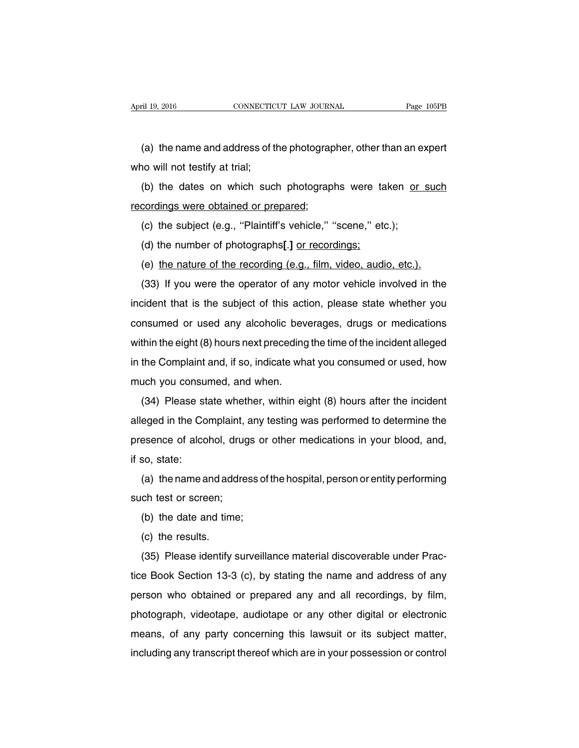(a) the name and address of the photographer, other than an expert who will not testify at trial;

(b) the dates on which such photographs were taken <u>or such recordings were obtained or prepared</u>;

(c) the subject (e.g., ''Plaintiff's vehicle,'' ''scene,'' etc.);

(d) the number of photographs**[.]** <u>or recordings;</u>

(e) <u>the nature of the recording (e.g., film, video, audio, etc.).</u>

(33) If you were the operator of any motor vehicle involved in the incident that is the subject of this action, please state whether you consumed or used any alcoholic beverages, drugs or medications within the eight (8) hours next preceding the time of the incident alleged in the Complaint and, if so, indicate what you consumed or used, how much you consumed, and when.

(34) Please state whether, within eight (8) hours after the incident alleged in the Complaint, any testing was performed to determine the presence of alcohol, drugs or other medications in your blood, and, if so, state:

(a) the name and address of the hospital, person or entity performing such test or screen;

(b) the date and time;

(c) the results.

(35) Please identify surveillance material discoverable under Practice Book Section 13-3 (c), by stating the name and address of any person who obtained or prepared any and all recordings, by film, photograph, videotape, audiotape or any other digital or electronic means, of any party concerning this lawsuit or its subject matter, including any transcript thereof which are in your possession or control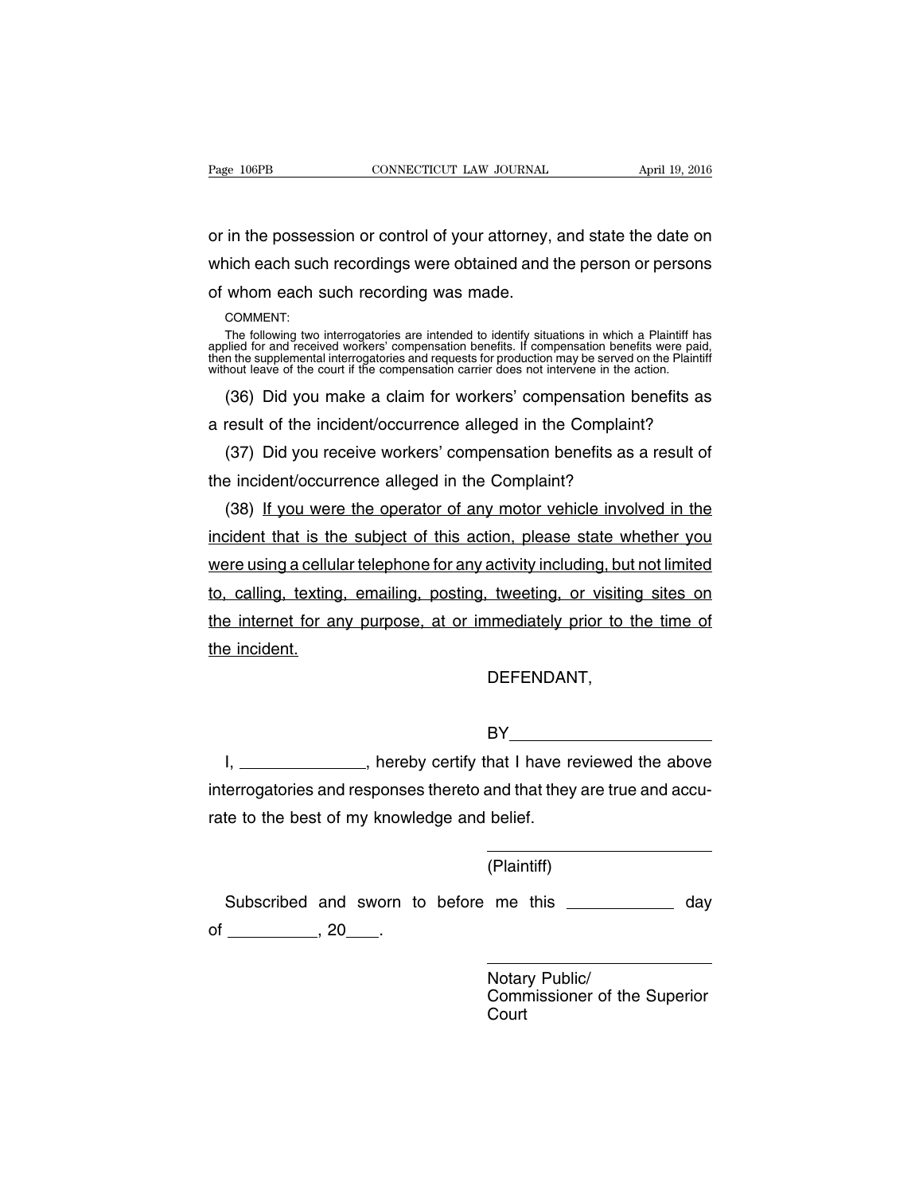or in the possession or control of your attorney, and state the date on which each such recordings were obtained and the person or persons of whom each such recording was made.

COMMENT:

The following two interrogatories are intended to identify situations in which a Plaintiff has applied for and received workers' compensation benefits. If compensation benefits were paid, then the supplemental interrogatories and requests for production may be served on the Plaintiff without leave of the court if the compensation carrier does not intervene in the action.

(36) Did you make a claim for workers' compensation benefits as a result of the incident/occurrence alleged in the Complaint?

(37) Did you receive workers' compensation benefits as a result of the incident/occurrence alleged in the Complaint?

(38) <u>If you were the operator of any motor vehicle involved in the incident that is the subject of this action, please state whether you were using a cellular telephone for any activity including, but not limited to, calling, texting, emailing, posting, tweeting, or visiting sites on the internet for any purpose, at or immediately prior to the time of the incident.</u>

DEFENDANT,

BY \_\_\_\_\_\_\_\_\_\_\_\_\_\_\_\_\_\_\_\_\_\_\_\_

I, \_\_\_\_\_\_\_\_\_\_\_\_\_\_\_\_, hereby certify that I have reviewed the above interrogatories and responses thereto and that they are true and accurate to the best of my knowledge and belief.

\_\_\_\_\_\_\_\_\_\_\_\_\_\_\_\_\_\_\_\_\_\_\_\_\_\_\_\_

(Plaintiff)

Subscribed and sworn to before me this \_\_\_\_\_\_\_\_\_\_\_\_\_ day of \_\_\_\_\_\_\_\_\_\_\_\_, 20\_\_\_\_.

\_\_\_\_\_\_\_\_\_\_\_\_\_\_\_\_\_\_\_\_\_\_\_\_\_\_\_\_

Notary Public/
Commissioner of the Superior Court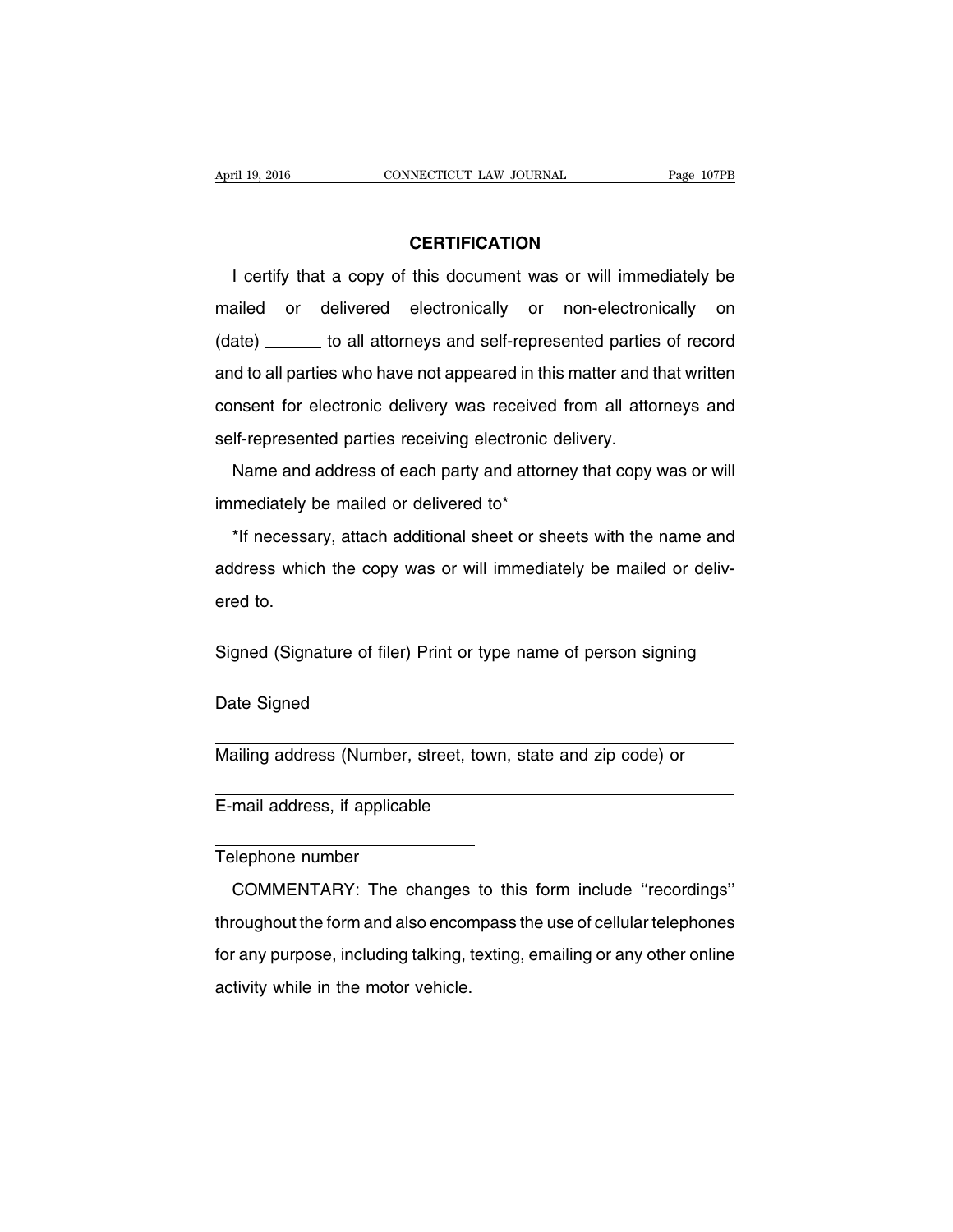## CERTIFICATION

I certify that a copy of this document was or will immediately be mailed or delivered electronically or non-electronically on (date) ______ to all attorneys and self-represented parties of record and to all parties who have not appeared in this matter and that written consent for electronic delivery was received from all attorneys and self-represented parties receiving electronic delivery.

Name and address of each party and attorney that copy was or will immediately be mailed or delivered to*

*If necessary, attach additional sheet or sheets with the name and address which the copy was or will immediately be mailed or delivered to.

_______________________________________________
Signed (Signature of filer) Print or type name of person signing

_______________________
Date Signed

_______________________________________________
Mailing address (Number, street, town, state and zip code) or

_______________________________________________
E-mail address, if applicable

_______________________
Telephone number

COMMENTARY: The changes to this form include ''recordings'' throughout the form and also encompass the use of cellular telephones for any purpose, including talking, texting, emailing or any other online activity while in the motor vehicle.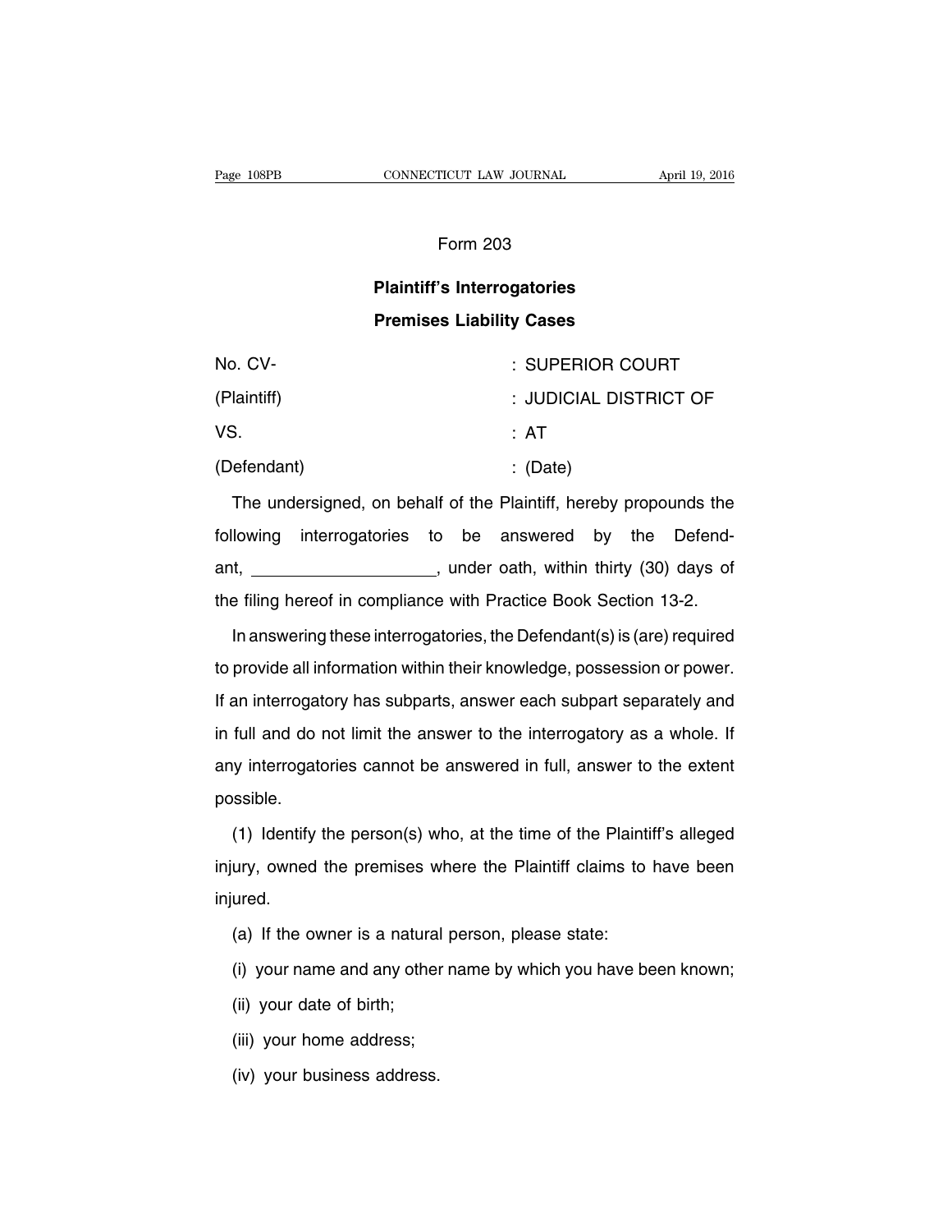# Form 203

## Plaintiff's Interrogatories

## Premises Liability Cases

| | |
|---|---|
| No. CV- | : SUPERIOR COURT |
| (Plaintiff) | : JUDICIAL DISTRICT OF |
| VS. | : AT |
| (Defendant) | : (Date) |

The undersigned, on behalf of the Plaintiff, hereby propounds the following interrogatories to be answered by the Defendant, ____________________, under oath, within thirty (30) days of the filing hereof in compliance with Practice Book Section 13-2.

In answering these interrogatories, the Defendant(s) is (are) required to provide all information within their knowledge, possession or power. If an interrogatory has subparts, answer each subpart separately and in full and do not limit the answer to the interrogatory as a whole. If any interrogatories cannot be answered in full, answer to the extent possible.

(1) Identify the person(s) who, at the time of the Plaintiff's alleged injury, owned the premises where the Plaintiff claims to have been injured.

(a) If the owner is a natural person, please state:

(i) your name and any other name by which you have been known;

(ii) your date of birth;

(iii) your home address;

(iv) your business address.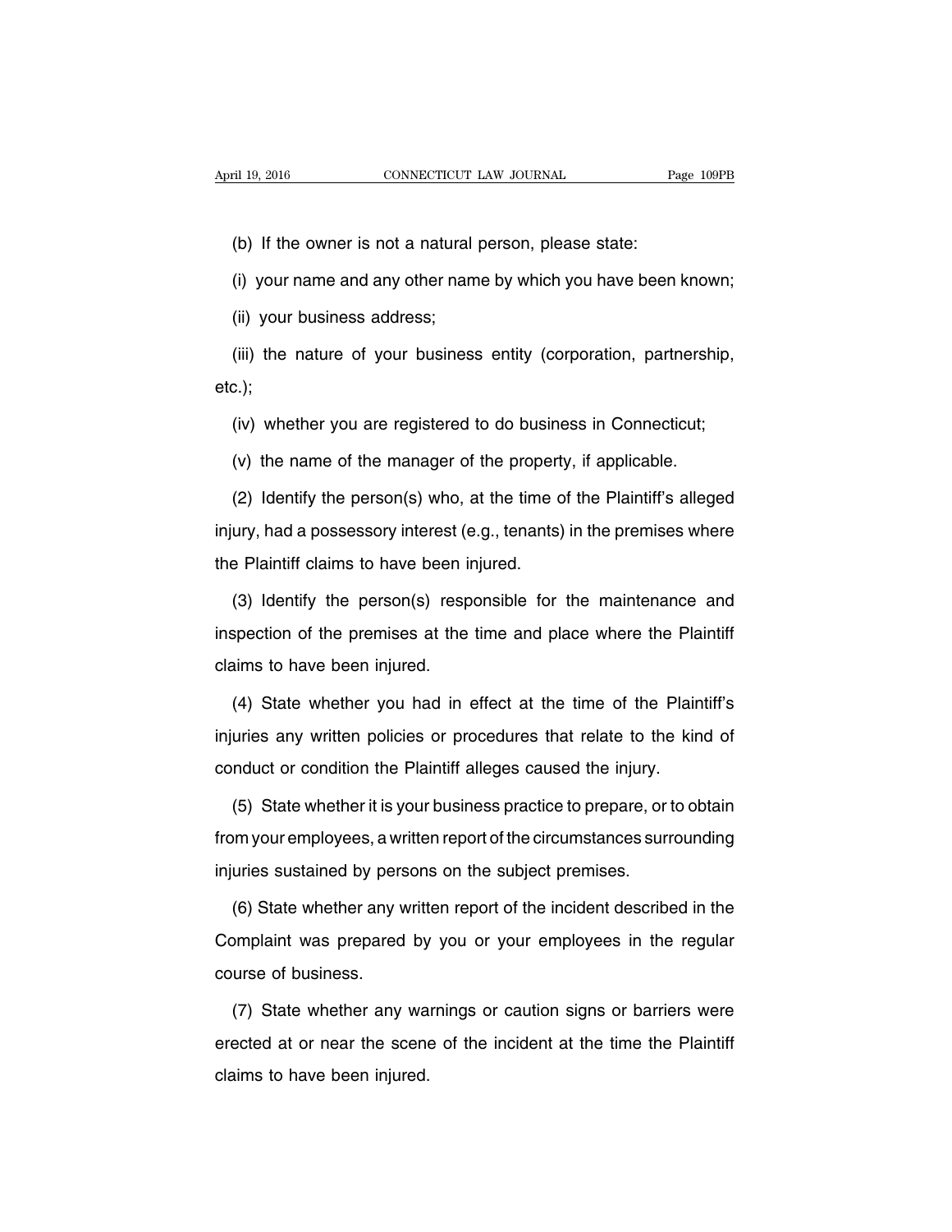(b) If the owner is not a natural person, please state:

(i) your name and any other name by which you have been known;

(ii) your business address;

(iii) the nature of your business entity (corporation, partnership, etc.);

(iv) whether you are registered to do business in Connecticut;

(v) the name of the manager of the property, if applicable.

(2) Identify the person(s) who, at the time of the Plaintiff's alleged injury, had a possessory interest (e.g., tenants) in the premises where the Plaintiff claims to have been injured.

(3) Identify the person(s) responsible for the maintenance and inspection of the premises at the time and place where the Plaintiff claims to have been injured.

(4) State whether you had in effect at the time of the Plaintiff's injuries any written policies or procedures that relate to the kind of conduct or condition the Plaintiff alleges caused the injury.

(5) State whether it is your business practice to prepare, or to obtain from your employees, a written report of the circumstances surrounding injuries sustained by persons on the subject premises.

(6) State whether any written report of the incident described in the Complaint was prepared by you or your employees in the regular course of business.

(7) State whether any warnings or caution signs or barriers were erected at or near the scene of the incident at the time the Plaintiff claims to have been injured.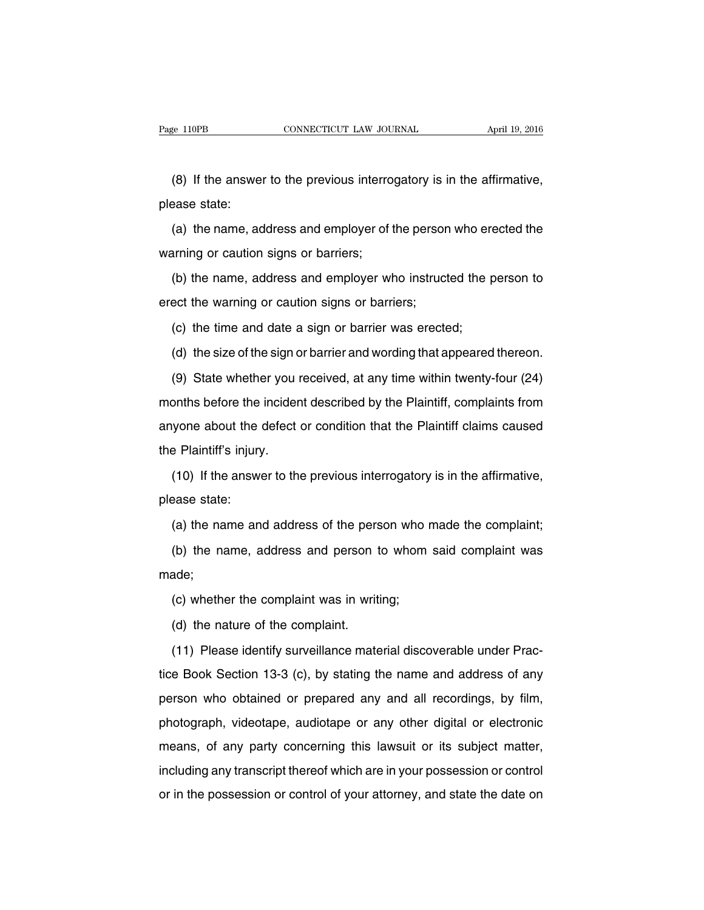(8) If the answer to the previous interrogatory is in the affirmative, please state:

(a) the name, address and employer of the person who erected the warning or caution signs or barriers;

(b) the name, address and employer who instructed the person to erect the warning or caution signs or barriers;

(c) the time and date a sign or barrier was erected;

(d) the size of the sign or barrier and wording that appeared thereon.

(9) State whether you received, at any time within twenty-four (24) months before the incident described by the Plaintiff, complaints from anyone about the defect or condition that the Plaintiff claims caused the Plaintiff's injury.

(10) If the answer to the previous interrogatory is in the affirmative, please state:

(a) the name and address of the person who made the complaint;

(b) the name, address and person to whom said complaint was made;

(c) whether the complaint was in writing;

(d) the nature of the complaint.

(11) Please identify surveillance material discoverable under Practice Book Section 13-3 (c), by stating the name and address of any person who obtained or prepared any and all recordings, by film, photograph, videotape, audiotape or any other digital or electronic means, of any party concerning this lawsuit or its subject matter, including any transcript thereof which are in your possession or control or in the possession or control of your attorney, and state the date on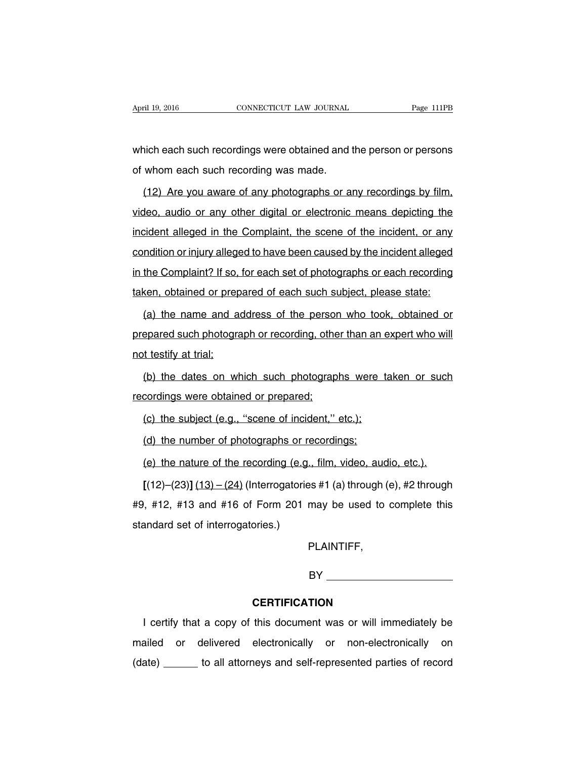which each such recordings were obtained and the person or persons of whom each such recording was made.

(12) Are you aware of any photographs or any recordings by film, video, audio or any other digital or electronic means depicting the incident alleged in the Complaint, the scene of the incident, or any condition or injury alleged to have been caused by the incident alleged in the Complaint? If so, for each set of photographs or each recording taken, obtained or prepared of each such subject, please state:

(a) the name and address of the person who took, obtained or prepared such photograph or recording, other than an expert who will not testify at trial;

(b) the dates on which such photographs were taken or such recordings were obtained or prepared;

(c) the subject (e.g., ''scene of incident,'' etc.);

(d) the number of photographs or recordings;

(e) the nature of the recording (e.g., film, video, audio, etc.).

**[**(12)–(23)**]** (13) – (24) (Interrogatories #1 (a) through (e), #2 through #9, #12, #13 and #16 of Form 201 may be used to complete this standard set of interrogatories.)

PLAINTIFF,

BY ____________________

**CERTIFICATION**

I certify that a copy of this document was or will immediately be mailed or delivered electronically or non-electronically on (date) ______ to all attorneys and self-represented parties of record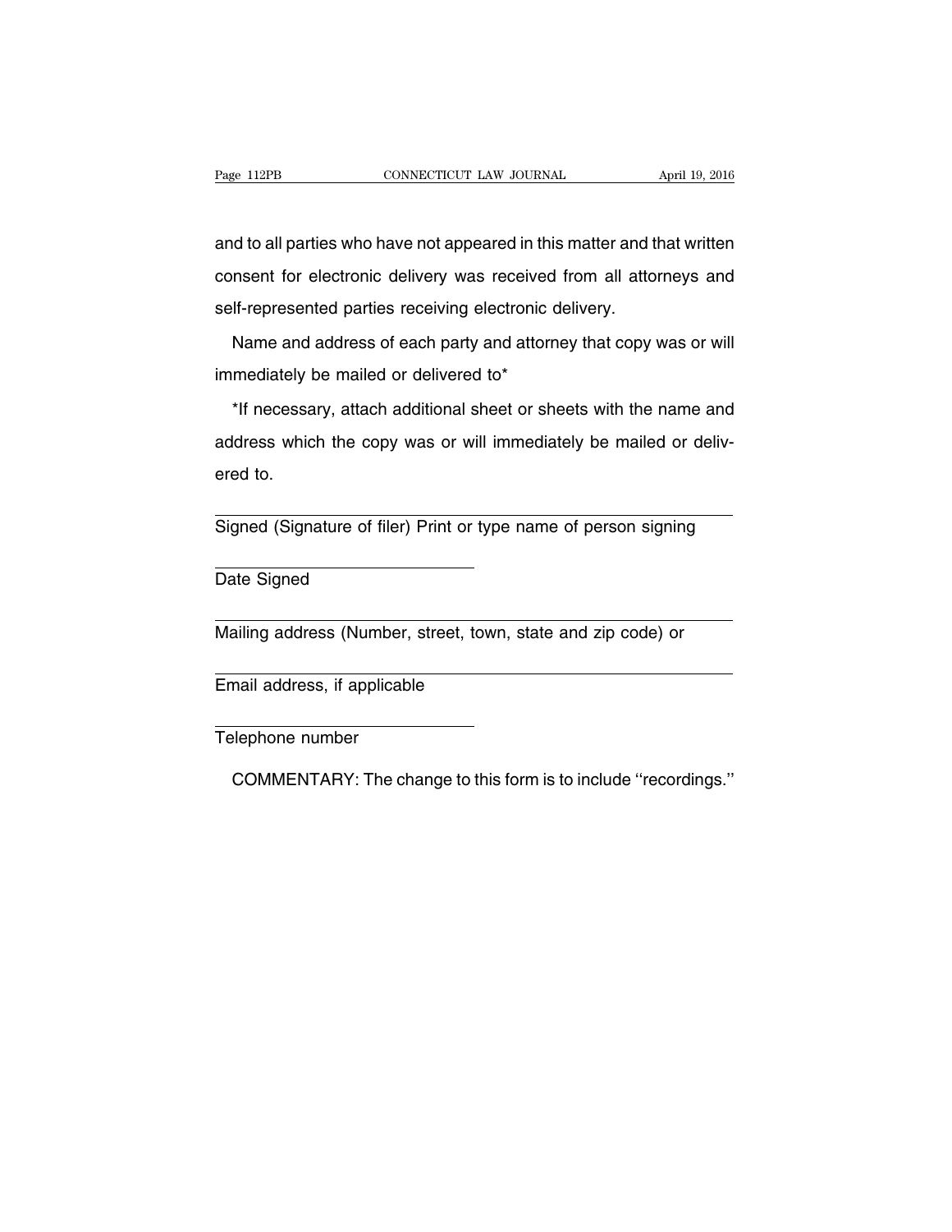and to all parties who have not appeared in this matter and that written consent for electronic delivery was received from all attorneys and self-represented parties receiving electronic delivery.

Name and address of each party and attorney that copy was or will immediately be mailed or delivered to*

*If necessary, attach additional sheet or sheets with the name and address which the copy was or will immediately be mailed or delivered to.

\_\_\_\_\_\_\_\_\_\_\_\_\_\_\_\_\_\_\_\_\_\_\_\_\_\_\_\_\_\_\_\_\_\_\_\_\_\_\_\_\_\_\_\_\_\_\_\_

Signed (Signature of filer) Print or type name of person signing

\_\_\_\_\_\_\_\_\_\_\_\_\_\_\_\_\_\_\_\_\_\_\_\_\_\_

Date Signed

\_\_\_\_\_\_\_\_\_\_\_\_\_\_\_\_\_\_\_\_\_\_\_\_\_\_\_\_\_\_\_\_\_\_\_\_\_\_\_\_\_\_\_\_\_\_\_\_

Mailing address (Number, street, town, state and zip code) or

\_\_\_\_\_\_\_\_\_\_\_\_\_\_\_\_\_\_\_\_\_\_\_\_\_\_\_\_\_\_\_\_\_\_\_\_\_\_\_\_\_\_\_\_\_\_\_\_

Email address, if applicable

\_\_\_\_\_\_\_\_\_\_\_\_\_\_\_\_\_\_\_\_\_\_\_\_\_\_

Telephone number

COMMENTARY: The change to this form is to include ''recordings.''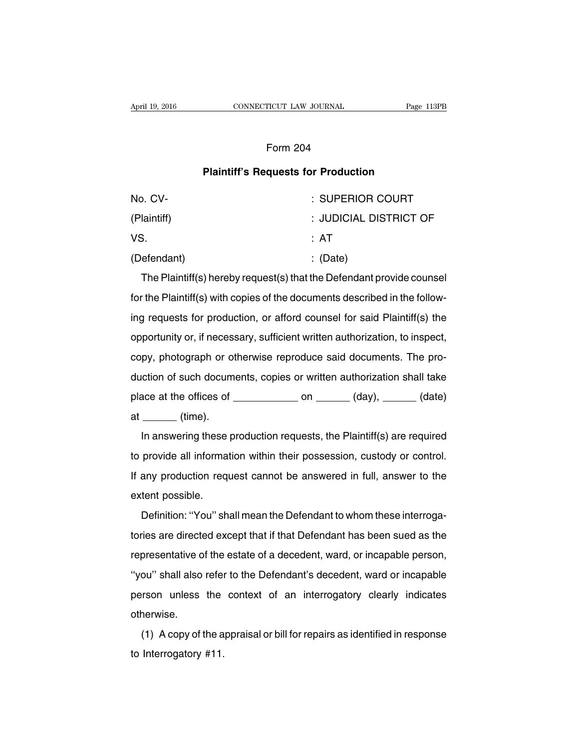## Form 204

### Plaintiff's Requests for Production

| | |
|---|---|
| No. CV- | : SUPERIOR COURT |
| (Plaintiff) | : JUDICIAL DISTRICT OF |
| VS. | : AT |
| (Defendant) | : (Date) |

The Plaintiff(s) hereby request(s) that the Defendant provide counsel for the Plaintiff(s) with copies of the documents described in the following requests for production, or afford counsel for said Plaintiff(s) the opportunity or, if necessary, sufficient written authorization, to inspect, copy, photograph or otherwise reproduce said documents. The production of such documents, copies or written authorization shall take place at the offices of ___________ on ______ (day), ______ (date) at ______ (time).

In answering these production requests, the Plaintiff(s) are required to provide all information within their possession, custody or control. If any production request cannot be answered in full, answer to the extent possible.

Definition: ''You'' shall mean the Defendant to whom these interrogatories are directed except that if that Defendant has been sued as the representative of the estate of a decedent, ward, or incapable person, ''you'' shall also refer to the Defendant's decedent, ward or incapable person unless the context of an interrogatory clearly indicates otherwise.

(1) A copy of the appraisal or bill for repairs as identified in response to Interrogatory #11.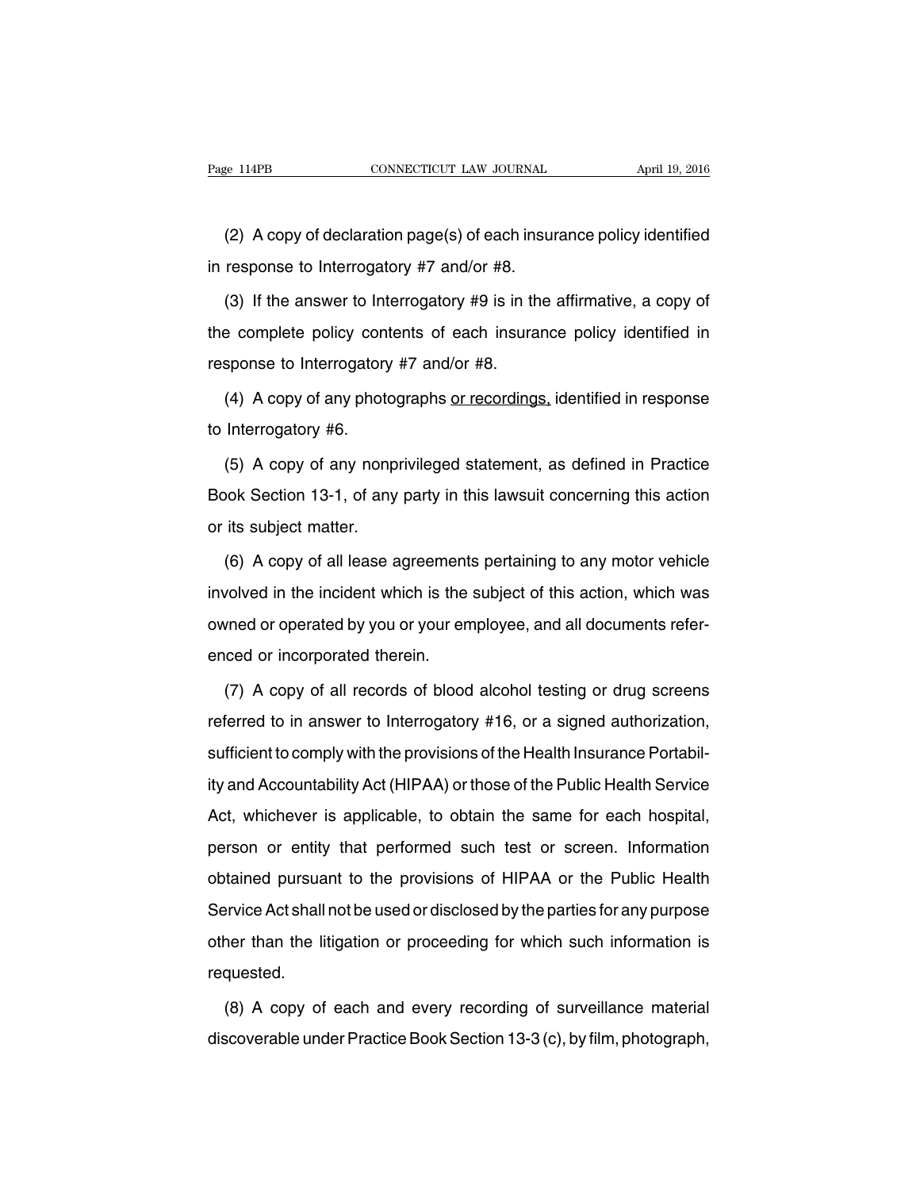(2) A copy of declaration page(s) of each insurance policy identified in response to Interrogatory #7 and/or #8.

(3) If the answer to Interrogatory #9 is in the affirmative, a copy of the complete policy contents of each insurance policy identified in response to Interrogatory #7 and/or #8.

(4) A copy of any photographs <u>or recordings,</u> identified in response to Interrogatory #6.

(5) A copy of any nonprivileged statement, as defined in Practice Book Section 13-1, of any party in this lawsuit concerning this action or its subject matter.

(6) A copy of all lease agreements pertaining to any motor vehicle involved in the incident which is the subject of this action, which was owned or operated by you or your employee, and all documents referenced or incorporated therein.

(7) A copy of all records of blood alcohol testing or drug screens referred to in answer to Interrogatory #16, or a signed authorization, sufficient to comply with the provisions of the Health Insurance Portability and Accountability Act (HIPAA) or those of the Public Health Service Act, whichever is applicable, to obtain the same for each hospital, person or entity that performed such test or screen. Information obtained pursuant to the provisions of HIPAA or the Public Health Service Act shall not be used or disclosed by the parties for any purpose other than the litigation or proceeding for which such information is requested.

(8) A copy of each and every recording of surveillance material discoverable under Practice Book Section 13-3 (c), by film, photograph,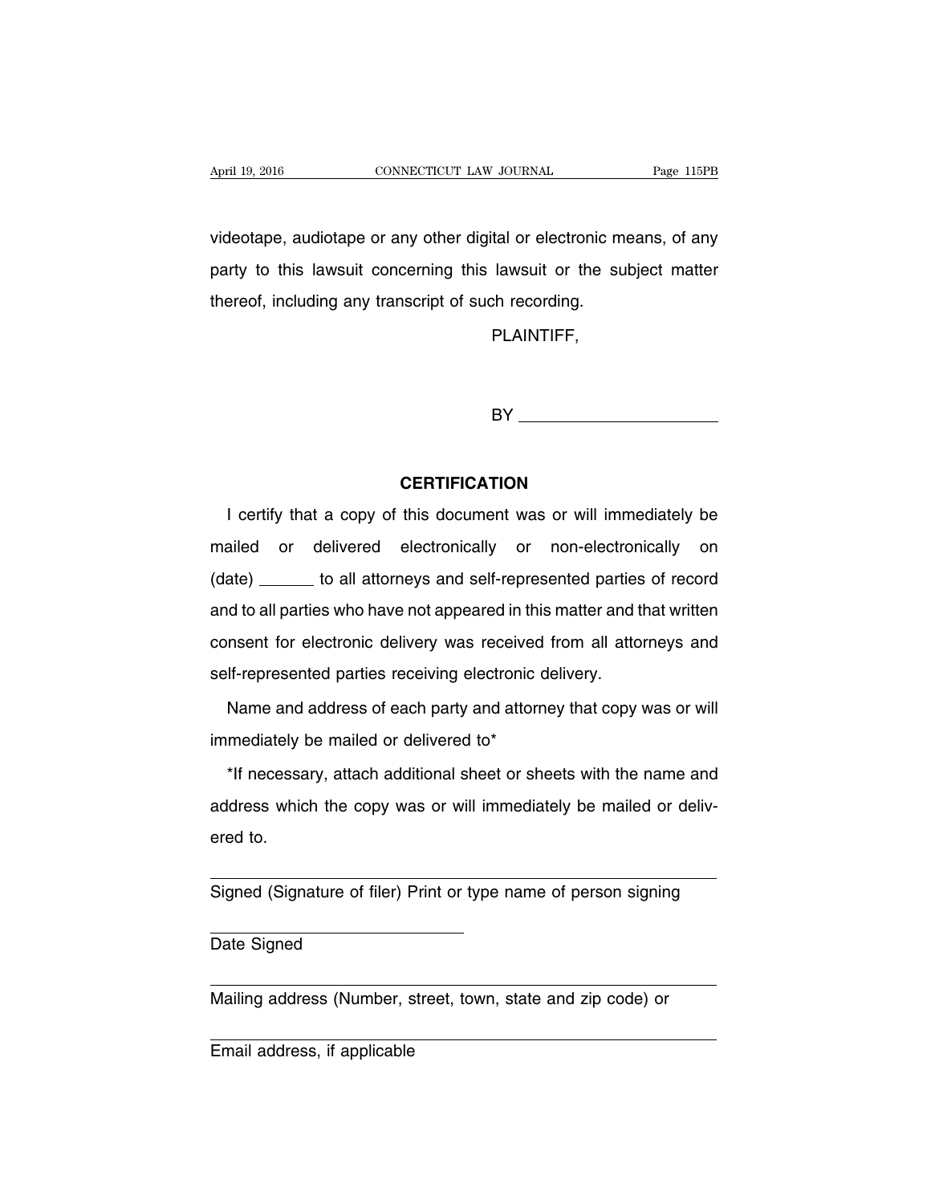videotape, audiotape or any other digital or electronic means, of any party to this lawsuit concerning this lawsuit or the subject matter thereof, including any transcript of such recording.

PLAINTIFF,

BY ______________________

**CERTIFICATION**

I certify that a copy of this document was or will immediately be mailed or delivered electronically or non-electronically on (date) ______ to all attorneys and self-represented parties of record and to all parties who have not appeared in this matter and that written consent for electronic delivery was received from all attorneys and self-represented parties receiving electronic delivery.

Name and address of each party and attorney that copy was or will immediately be mailed or delivered to*

*If necessary, attach additional sheet or sheets with the name and address which the copy was or will immediately be mailed or delivered to.

______________________________________________________
Signed (Signature of filer) Print or type name of person signing

______________________________
Date Signed

______________________________________________________
Mailing address (Number, street, town, state and zip code) or

______________________________________________________
Email address, if applicable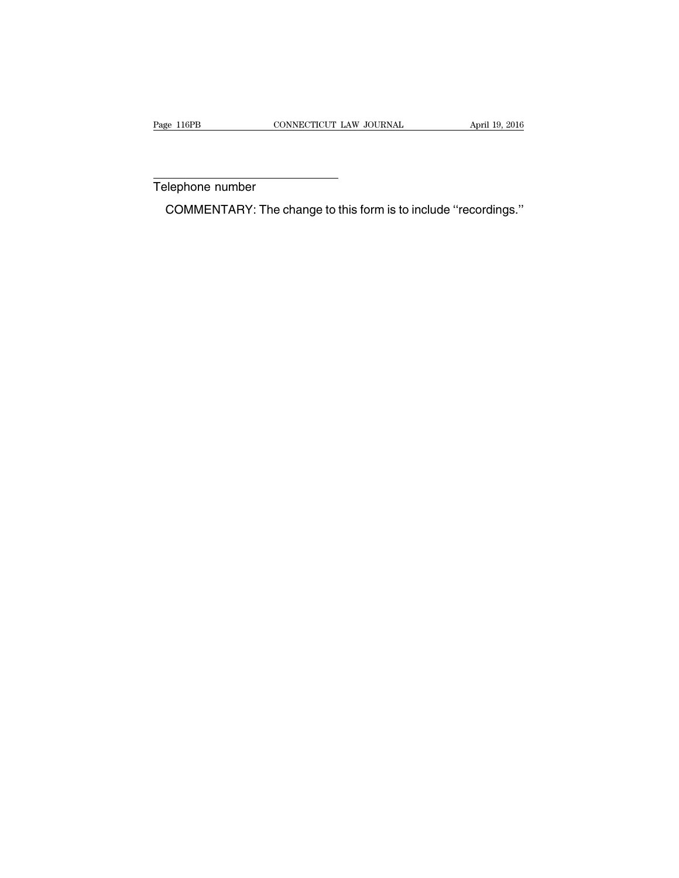\_\_\_\_\_\_\_\_\_\_\_\_\_\_\_\_\_\_\_\_\_\_\_\_\_\_\_\_\_\_\_\_

Telephone number

COMMENTARY: The change to this form is to include ''recordings.''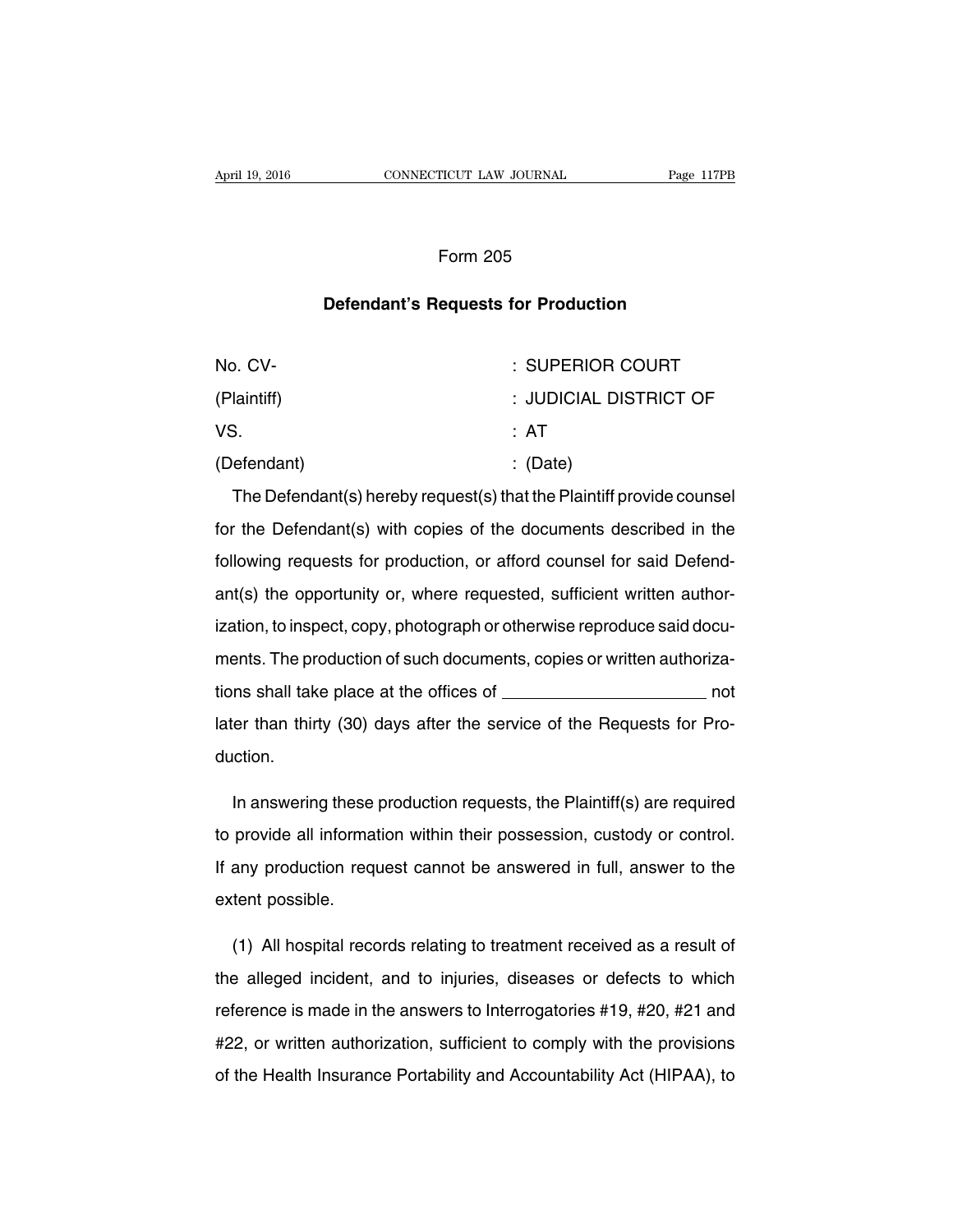Form 205

## Defendant's Requests for Production

| | |
|---|---|
| No. CV- | : SUPERIOR COURT |
| (Plaintiff) | : JUDICIAL DISTRICT OF |
| VS. | : AT |
| (Defendant) | : (Date) |

The Defendant(s) hereby request(s) that the Plaintiff provide counsel for the Defendant(s) with copies of the documents described in the following requests for production, or afford counsel for said Defendant(s) the opportunity or, where requested, sufficient written authorization, to inspect, copy, photograph or otherwise reproduce said documents. The production of such documents, copies or written authorizations shall take place at the offices of ____________________ not later than thirty (30) days after the service of the Requests for Production.

In answering these production requests, the Plaintiff(s) are required to provide all information within their possession, custody or control. If any production request cannot be answered in full, answer to the extent possible.

(1) All hospital records relating to treatment received as a result of the alleged incident, and to injuries, diseases or defects to which reference is made in the answers to Interrogatories #19, #20, #21 and #22, or written authorization, sufficient to comply with the provisions of the Health Insurance Portability and Accountability Act (HIPAA), to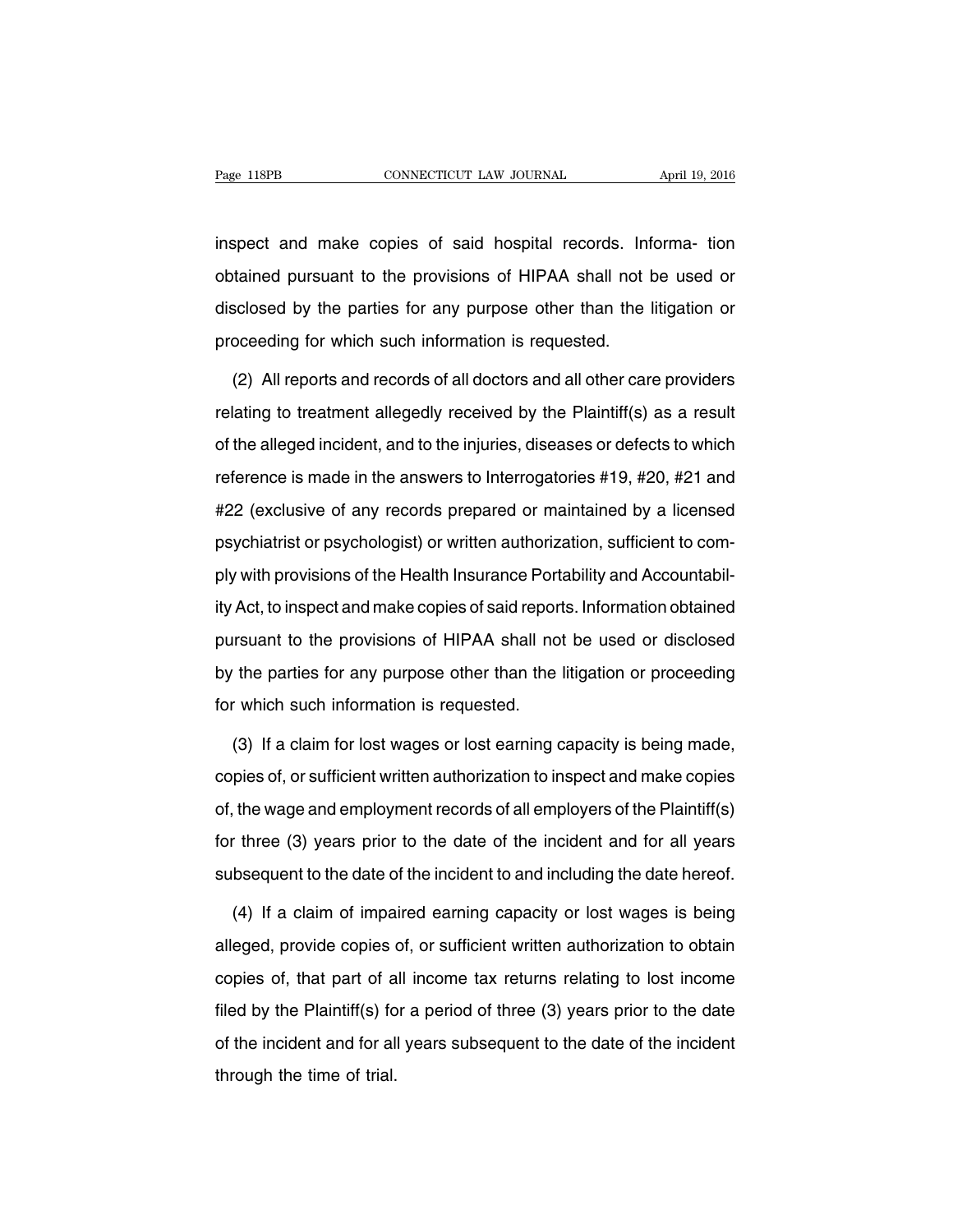inspect and make copies of said hospital records. Informa- tion obtained pursuant to the provisions of HIPAA shall not be used or disclosed by the parties for any purpose other than the litigation or proceeding for which such information is requested.

(2) All reports and records of all doctors and all other care providers relating to treatment allegedly received by the Plaintiff(s) as a result of the alleged incident, and to the injuries, diseases or defects to which reference is made in the answers to Interrogatories #19, #20, #21 and #22 (exclusive of any records prepared or maintained by a licensed psychiatrist or psychologist) or written authorization, sufficient to comply with provisions of the Health Insurance Portability and Accountability Act, to inspect and make copies of said reports. Information obtained pursuant to the provisions of HIPAA shall not be used or disclosed by the parties for any purpose other than the litigation or proceeding for which such information is requested.

(3) If a claim for lost wages or lost earning capacity is being made, copies of, or sufficient written authorization to inspect and make copies of, the wage and employment records of all employers of the Plaintiff(s) for three (3) years prior to the date of the incident and for all years subsequent to the date of the incident to and including the date hereof.

(4) If a claim of impaired earning capacity or lost wages is being alleged, provide copies of, or sufficient written authorization to obtain copies of, that part of all income tax returns relating to lost income filed by the Plaintiff(s) for a period of three (3) years prior to the date of the incident and for all years subsequent to the date of the incident through the time of trial.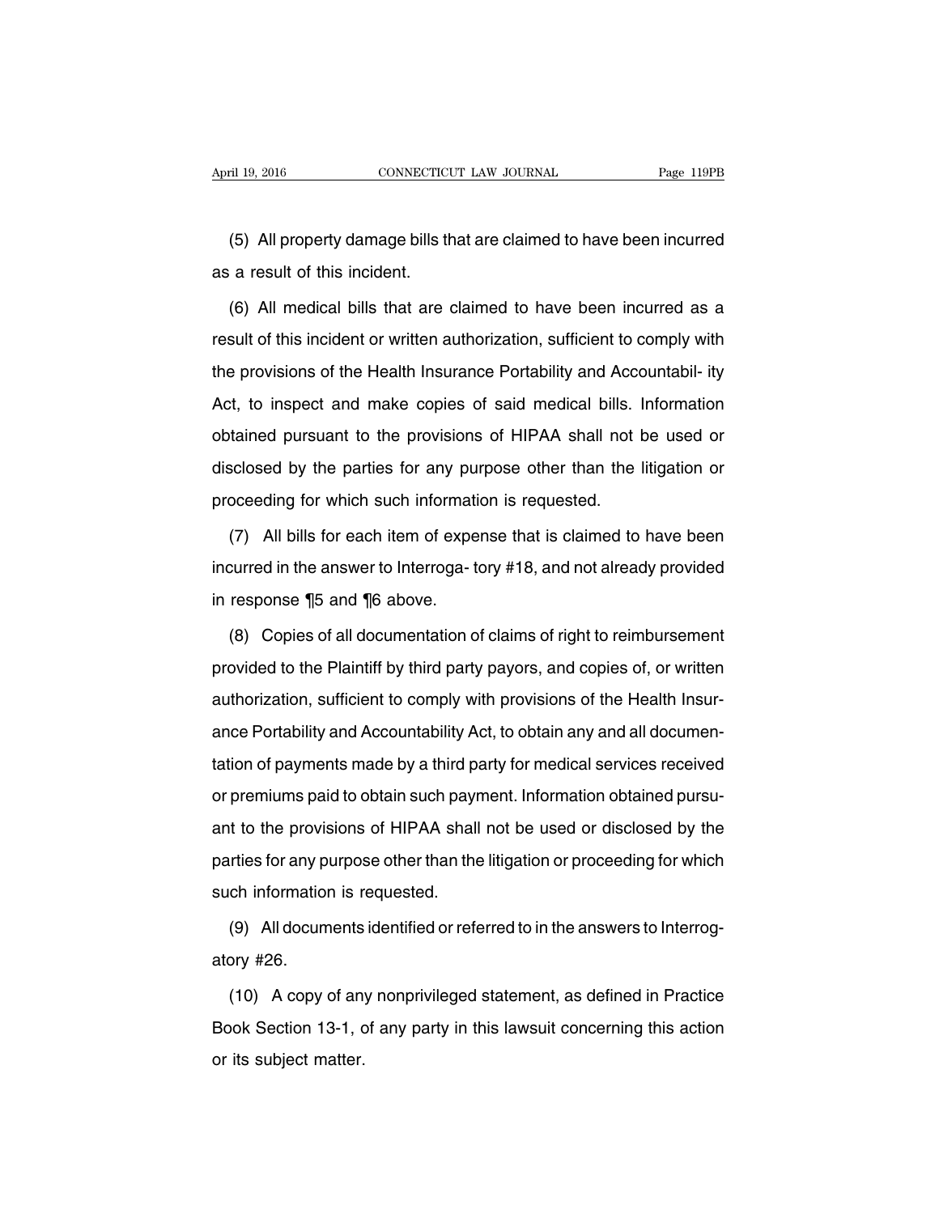(5) All property damage bills that are claimed to have been incurred as a result of this incident.

(6) All medical bills that are claimed to have been incurred as a result of this incident or written authorization, sufficient to comply with the provisions of the Health Insurance Portability and Accountabil- ity Act, to inspect and make copies of said medical bills. Information obtained pursuant to the provisions of HIPAA shall not be used or disclosed by the parties for any purpose other than the litigation or proceeding for which such information is requested.

(7) All bills for each item of expense that is claimed to have been incurred in the answer to Interroga- tory #18, and not already provided in response ¶5 and ¶6 above.

(8) Copies of all documentation of claims of right to reimbursement provided to the Plaintiff by third party payors, and copies of, or written authorization, sufficient to comply with provisions of the Health Insurance Portability and Accountability Act, to obtain any and all documentation of payments made by a third party for medical services received or premiums paid to obtain such payment. Information obtained pursuant to the provisions of HIPAA shall not be used or disclosed by the parties for any purpose other than the litigation or proceeding for which such information is requested.

(9) All documents identified or referred to in the answers to Interrogatory #26.

(10) A copy of any nonprivileged statement, as defined in Practice Book Section 13-1, of any party in this lawsuit concerning this action or its subject matter.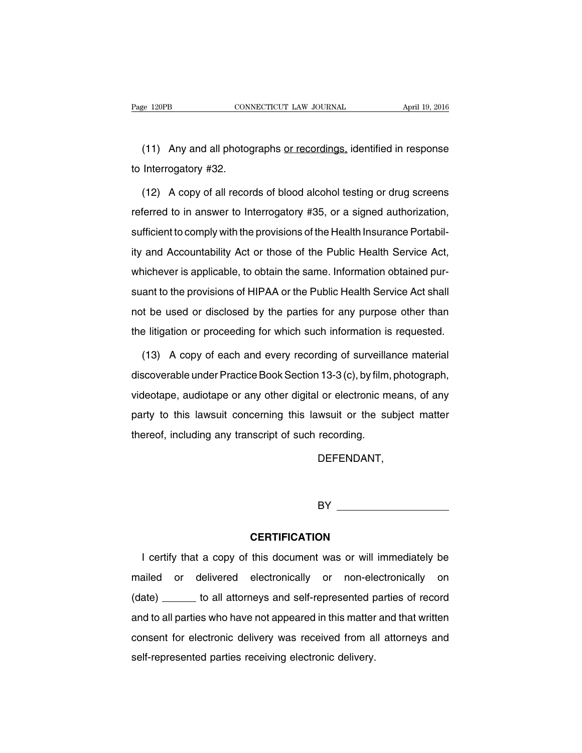(11) Any and all photographs <u>or recordings,</u> identified in response to Interrogatory #32.

(12) A copy of all records of blood alcohol testing or drug screens referred to in answer to Interrogatory #35, or a signed authorization, sufficient to comply with the provisions of the Health Insurance Portability and Accountability Act or those of the Public Health Service Act, whichever is applicable, to obtain the same. Information obtained pursuant to the provisions of HIPAA or the Public Health Service Act shall not be used or disclosed by the parties for any purpose other than the litigation or proceeding for which such information is requested.

(13) A copy of each and every recording of surveillance material discoverable under Practice Book Section 13-3 (c), by film, photograph, videotape, audiotape or any other digital or electronic means, of any party to this lawsuit concerning this lawsuit or the subject matter thereof, including any transcript of such recording.

DEFENDANT,

BY ____________________

**CERTIFICATION**

I certify that a copy of this document was or will immediately be mailed or delivered electronically or non-electronically on (date) ______ to all attorneys and self-represented parties of record and to all parties who have not appeared in this matter and that written consent for electronic delivery was received from all attorneys and self-represented parties receiving electronic delivery.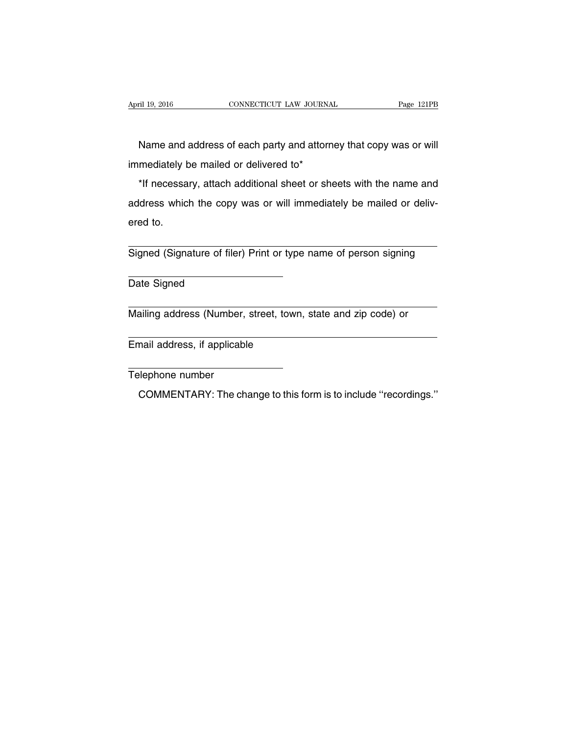Name and address of each party and attorney that copy was or will immediately be mailed or delivered to*

*If necessary, attach additional sheet or sheets with the name and address which the copy was or will immediately be mailed or delivered to.

______________________________
Signed (Signature of filer) Print or type name of person signing

______________________________
Date Signed

______________________________
Mailing address (Number, street, town, state and zip code) or

______________________________
Email address, if applicable

______________________________
Telephone number

COMMENTARY: The change to this form is to include ''recordings.''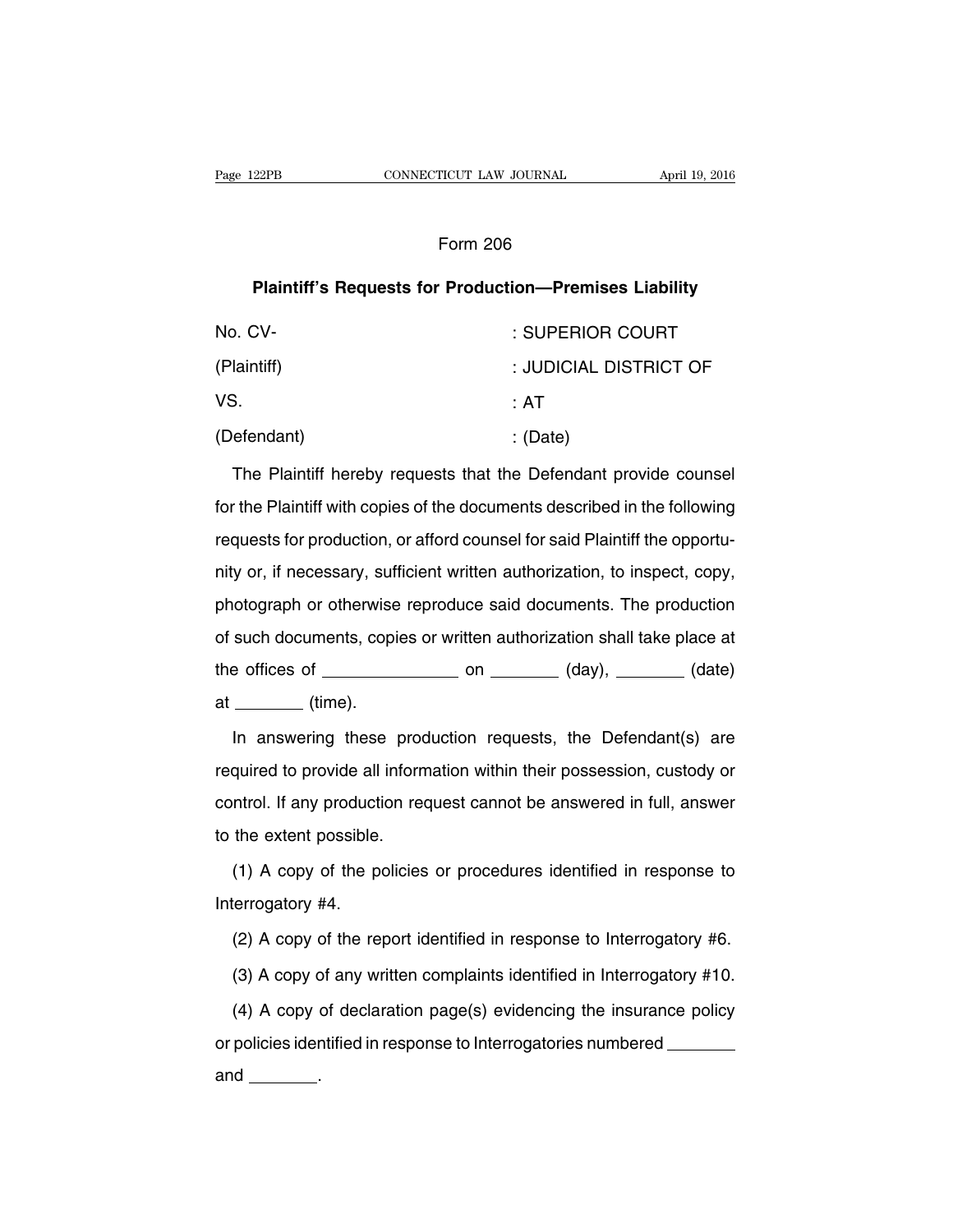Form 206

**Plaintiff's Requests for Production—Premises Liability**

| | |
|---|---|
| No. CV- | : SUPERIOR COURT |
| (Plaintiff) | : JUDICIAL DISTRICT OF |
| VS. | : AT |
| (Defendant) | : (Date) |

The Plaintiff hereby requests that the Defendant provide counsel for the Plaintiff with copies of the documents described in the following requests for production, or afford counsel for said Plaintiff the opportunity or, if necessary, sufficient written authorization, to inspect, copy, photograph or otherwise reproduce said documents. The production of such documents, copies or written authorization shall take place at the offices of ______________ on ________ (day), ________ (date) at ________ (time).

In answering these production requests, the Defendant(s) are required to provide all information within their possession, custody or control. If any production request cannot be answered in full, answer to the extent possible.

(1) A copy of the policies or procedures identified in response to Interrogatory #4.

(2) A copy of the report identified in response to Interrogatory #6.

(3) A copy of any written complaints identified in Interrogatory #10.

(4) A copy of declaration page(s) evidencing the insurance policy or policies identified in response to Interrogatories numbered ________ and ________.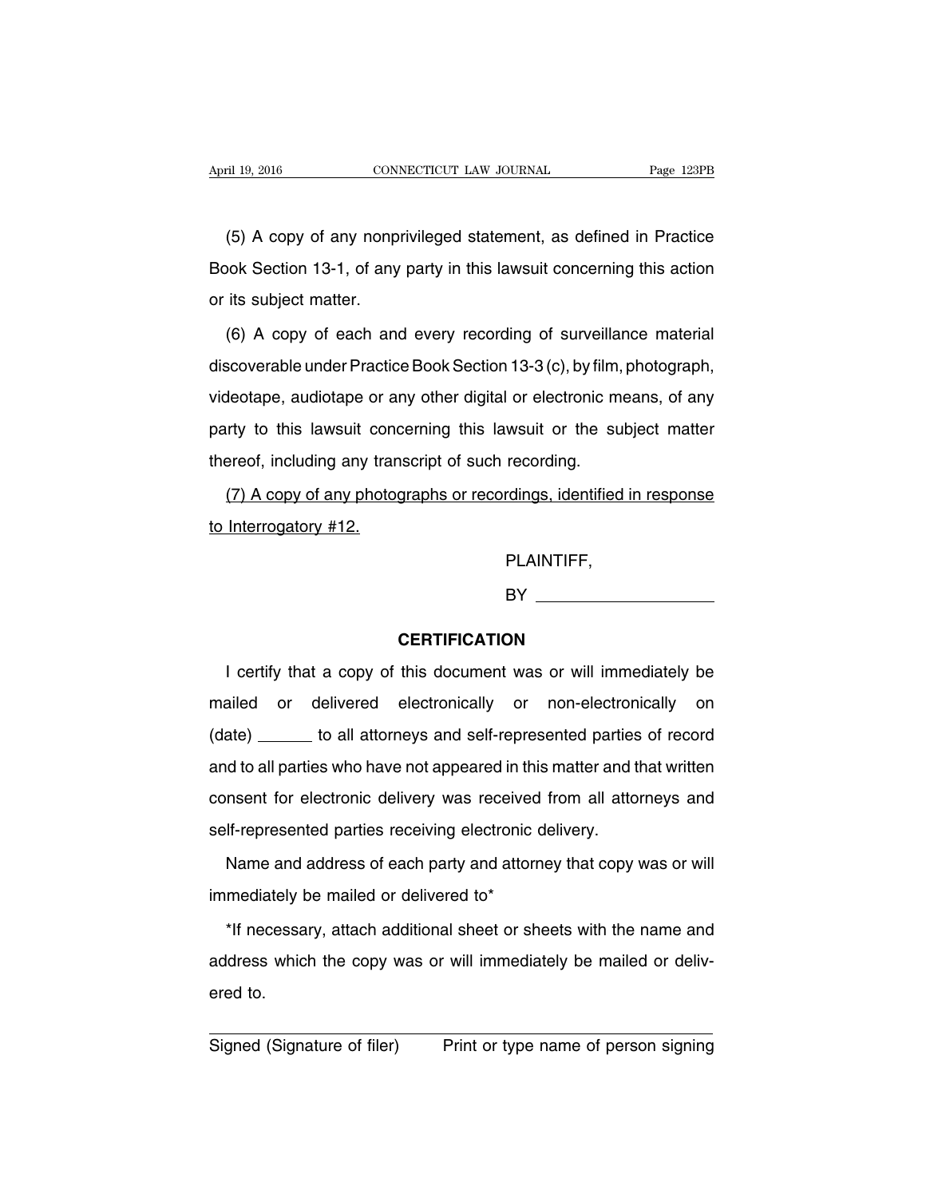(5) A copy of any nonprivileged statement, as defined in Practice Book Section 13-1, of any party in this lawsuit concerning this action or its subject matter.

(6) A copy of each and every recording of surveillance material discoverable under Practice Book Section 13-3 (c), by film, photograph, videotape, audiotape or any other digital or electronic means, of any party to this lawsuit concerning this lawsuit or the subject matter thereof, including any transcript of such recording.

<u>(7) A copy of any photographs or recordings, identified in response to Interrogatory #12.</u>

PLAINTIFF,

BY ____________________

**CERTIFICATION**

I certify that a copy of this document was or will immediately be mailed or delivered electronically or non-electronically on (date) ______ to all attorneys and self-represented parties of record and to all parties who have not appeared in this matter and that written consent for electronic delivery was received from all attorneys and self-represented parties receiving electronic delivery.

Name and address of each party and attorney that copy was or will immediately be mailed or delivered to*

*If necessary, attach additional sheet or sheets with the name and address which the copy was or will immediately be mailed or delivered to.

_______________________________________________

Signed (Signature of filer) Print or type name of person signing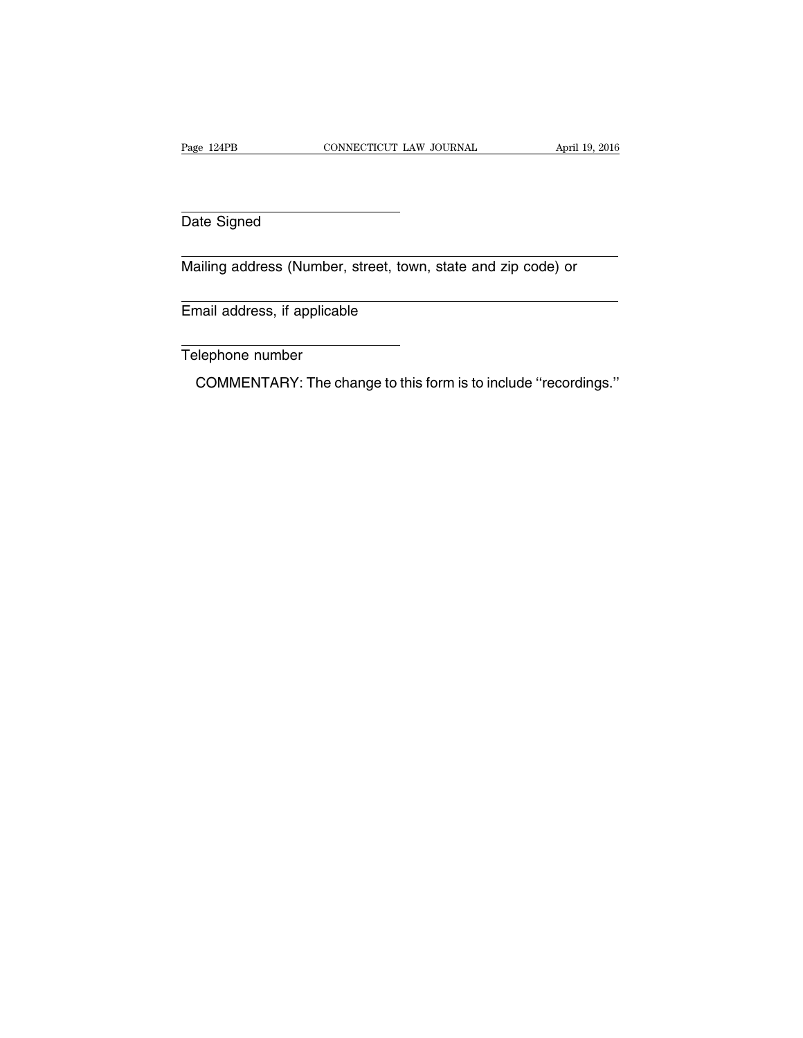\_\_\_\_\_\_\_\_\_\_\_\_\_\_\_\_\_\_\_\_\_\_\_\_\_\_\_\_\_\_\_\_

Date Signed

\_\_\_\_\_\_\_\_\_\_\_\_\_\_\_\_\_\_\_\_\_\_\_\_\_\_\_\_\_\_\_\_\_\_\_\_\_\_\_\_\_\_\_\_\_\_\_\_\_\_\_\_\_\_\_\_\_\_\_\_\_\_\_\_

Mailing address (Number, street, town, state and zip code) or

\_\_\_\_\_\_\_\_\_\_\_\_\_\_\_\_\_\_\_\_\_\_\_\_\_\_\_\_\_\_\_\_\_\_\_\_\_\_\_\_\_\_\_\_\_\_\_\_\_\_\_\_\_\_\_\_\_\_\_\_\_\_\_\_

Email address, if applicable

\_\_\_\_\_\_\_\_\_\_\_\_\_\_\_\_\_\_\_\_\_\_\_\_\_\_\_\_\_\_\_\_

Telephone number

COMMENTARY: The change to this form is to include ''recordings.''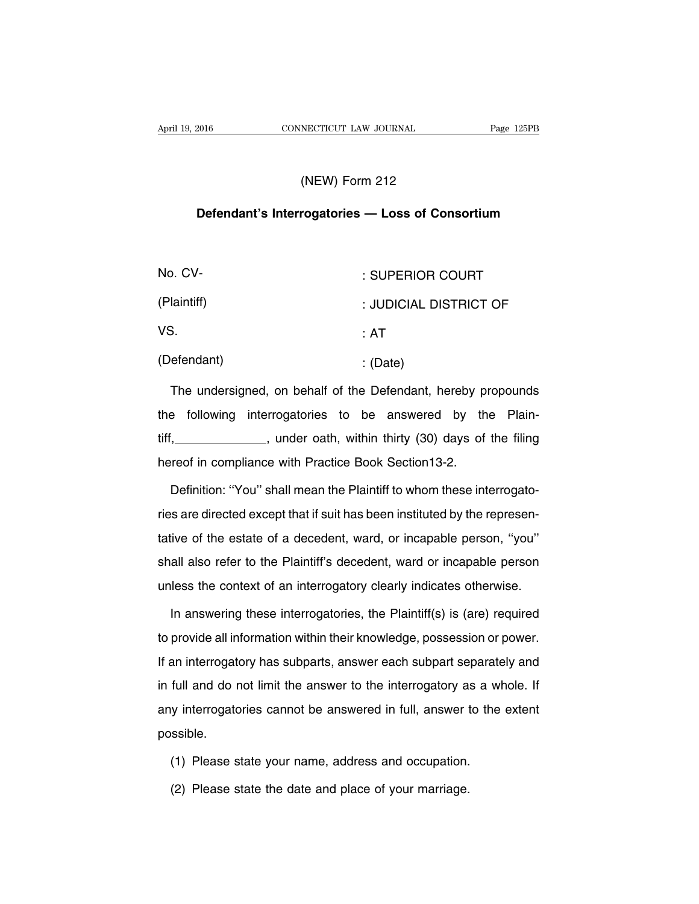(NEW) Form 212

**Defendant's Interrogatories — Loss of Consortium**

| | |
|---|---|
| No. CV- | : SUPERIOR COURT |
| (Plaintiff) | : JUDICIAL DISTRICT OF |
| VS. | : AT |
| (Defendant) | : (Date) |

The undersigned, on behalf of the Defendant, hereby propounds the following interrogatories to be answered by the Plaintiff,______________, under oath, within thirty (30) days of the filing hereof in compliance with Practice Book Section13-2.

Definition: ''You'' shall mean the Plaintiff to whom these interrogatories are directed except that if suit has been instituted by the representative of the estate of a decedent, ward, or incapable person, ''you'' shall also refer to the Plaintiff's decedent, ward or incapable person unless the context of an interrogatory clearly indicates otherwise.

In answering these interrogatories, the Plaintiff(s) is (are) required to provide all information within their knowledge, possession or power. If an interrogatory has subparts, answer each subpart separately and in full and do not limit the answer to the interrogatory as a whole. If any interrogatories cannot be answered in full, answer to the extent possible.

(1) Please state your name, address and occupation.

(2) Please state the date and place of your marriage.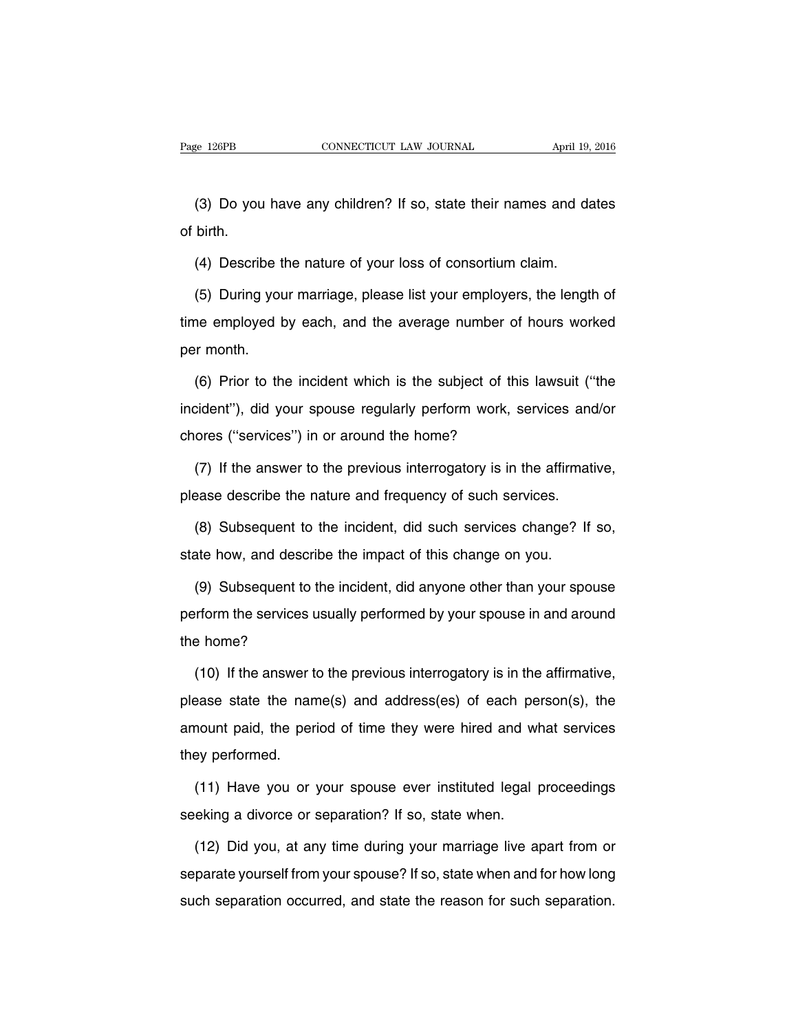(3) Do you have any children? If so, state their names and dates of birth.

(4) Describe the nature of your loss of consortium claim.

(5) During your marriage, please list your employers, the length of time employed by each, and the average number of hours worked per month.

(6) Prior to the incident which is the subject of this lawsuit (''the incident''), did your spouse regularly perform work, services and/or chores (''services'') in or around the home?

(7) If the answer to the previous interrogatory is in the affirmative, please describe the nature and frequency of such services.

(8) Subsequent to the incident, did such services change? If so, state how, and describe the impact of this change on you.

(9) Subsequent to the incident, did anyone other than your spouse perform the services usually performed by your spouse in and around the home?

(10) If the answer to the previous interrogatory is in the affirmative, please state the name(s) and address(es) of each person(s), the amount paid, the period of time they were hired and what services they performed.

(11) Have you or your spouse ever instituted legal proceedings seeking a divorce or separation? If so, state when.

(12) Did you, at any time during your marriage live apart from or separate yourself from your spouse? If so, state when and for how long such separation occurred, and state the reason for such separation.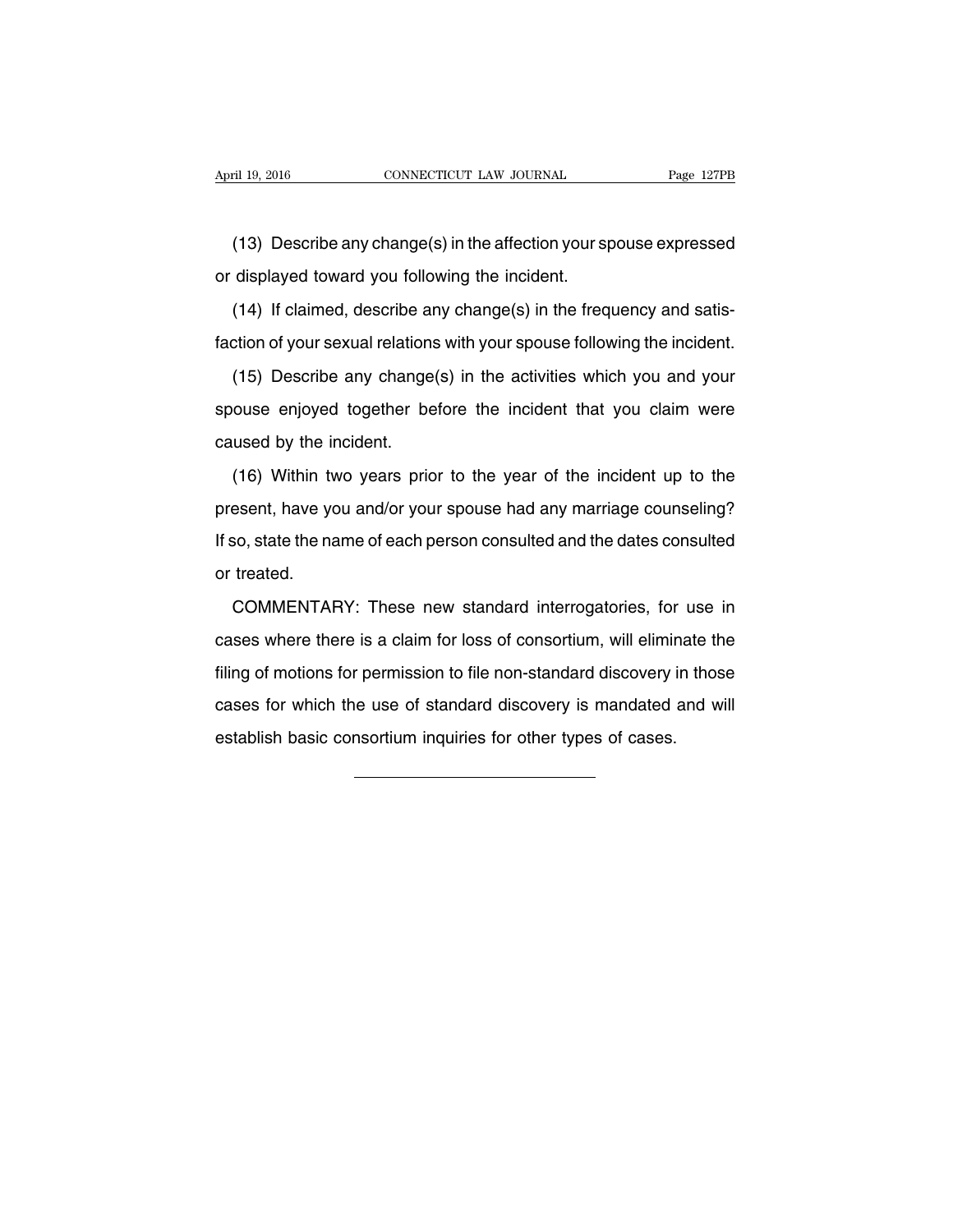(13) Describe any change(s) in the affection your spouse expressed or displayed toward you following the incident.

(14) If claimed, describe any change(s) in the frequency and satisfaction of your sexual relations with your spouse following the incident.

(15) Describe any change(s) in the activities which you and your spouse enjoyed together before the incident that you claim were caused by the incident.

(16) Within two years prior to the year of the incident up to the present, have you and/or your spouse had any marriage counseling? If so, state the name of each person consulted and the dates consulted or treated.

COMMENTARY: These new standard interrogatories, for use in cases where there is a claim for loss of consortium, will eliminate the filing of motions for permission to file non-standard discovery in those cases for which the use of standard discovery is mandated and will establish basic consortium inquiries for other types of cases.